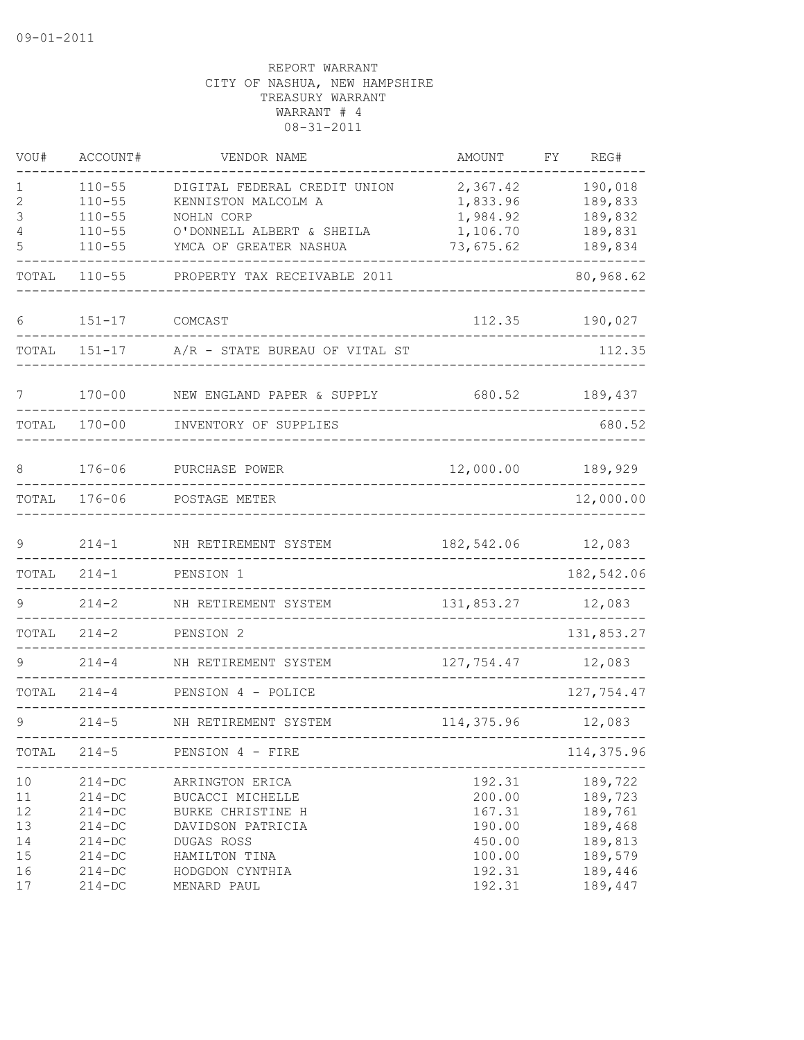09-01-2011

REPORT WARRANT
CITY OF NASHUA, NEW HAMPSHIRE
TREASURY WARRANT
WARRANT # 4
08-31-2011

| VOU# | ACCOUNT# | VENDOR NAME | AMOUNT | FY | REG# |
|---|---|---|---|---|---|
| 1 | 110-55 | DIGITAL FEDERAL CREDIT UNION | 2,367.42 | | 190,018 |
| 2 | 110-55 | KENNISTON MALCOLM A | 1,833.96 | | 189,833 |
| 3 | 110-55 | NOHLN CORP | 1,984.92 | | 189,832 |
| 4 | 110-55 | O'DONNELL ALBERT & SHEILA | 1,106.70 | | 189,831 |
| 5 | 110-55 | YMCA OF GREATER NASHUA | 73,675.62 | | 189,834 |
| TOTAL | 110-55 | PROPERTY TAX RECEIVABLE 2011 | | | 80,968.62 |
| 6 | 151-17 | COMCAST | 112.35 | | 190,027 |
| TOTAL | 151-17 | A/R - STATE BUREAU OF VITAL ST | | | 112.35 |
| 7 | 170-00 | NEW ENGLAND PAPER & SUPPLY | 680.52 | | 189,437 |
| TOTAL | 170-00 | INVENTORY OF SUPPLIES | | | 680.52 |
| 8 | 176-06 | PURCHASE POWER | 12,000.00 | | 189,929 |
| TOTAL | 176-06 | POSTAGE METER | | | 12,000.00 |
| 9 | 214-1 | NH RETIREMENT SYSTEM | 182,542.06 | | 12,083 |
| TOTAL | 214-1 | PENSION 1 | | | 182,542.06 |
| 9 | 214-2 | NH RETIREMENT SYSTEM | 131,853.27 | | 12,083 |
| TOTAL | 214-2 | PENSION 2 | | | 131,853.27 |
| 9 | 214-4 | NH RETIREMENT SYSTEM | 127,754.47 | | 12,083 |
| TOTAL | 214-4 | PENSION 4 - POLICE | | | 127,754.47 |
| 9 | 214-5 | NH RETIREMENT SYSTEM | 114,375.96 | | 12,083 |
| TOTAL | 214-5 | PENSION 4 - FIRE | | | 114,375.96 |
| 10 | 214-DC | ARRINGTON ERICA | 192.31 | | 189,722 |
| 11 | 214-DC | BUCACCI MICHELLE | 200.00 | | 189,723 |
| 12 | 214-DC | BURKE CHRISTINE H | 167.31 | | 189,761 |
| 13 | 214-DC | DAVIDSON PATRICIA | 190.00 | | 189,468 |
| 14 | 214-DC | DUGAS ROSS | 450.00 | | 189,813 |
| 15 | 214-DC | HAMILTON TINA | 100.00 | | 189,579 |
| 16 | 214-DC | HODGDON CYNTHIA | 192.31 | | 189,446 |
| 17 | 214-DC | MENARD PAUL | 192.31 | | 189,447 |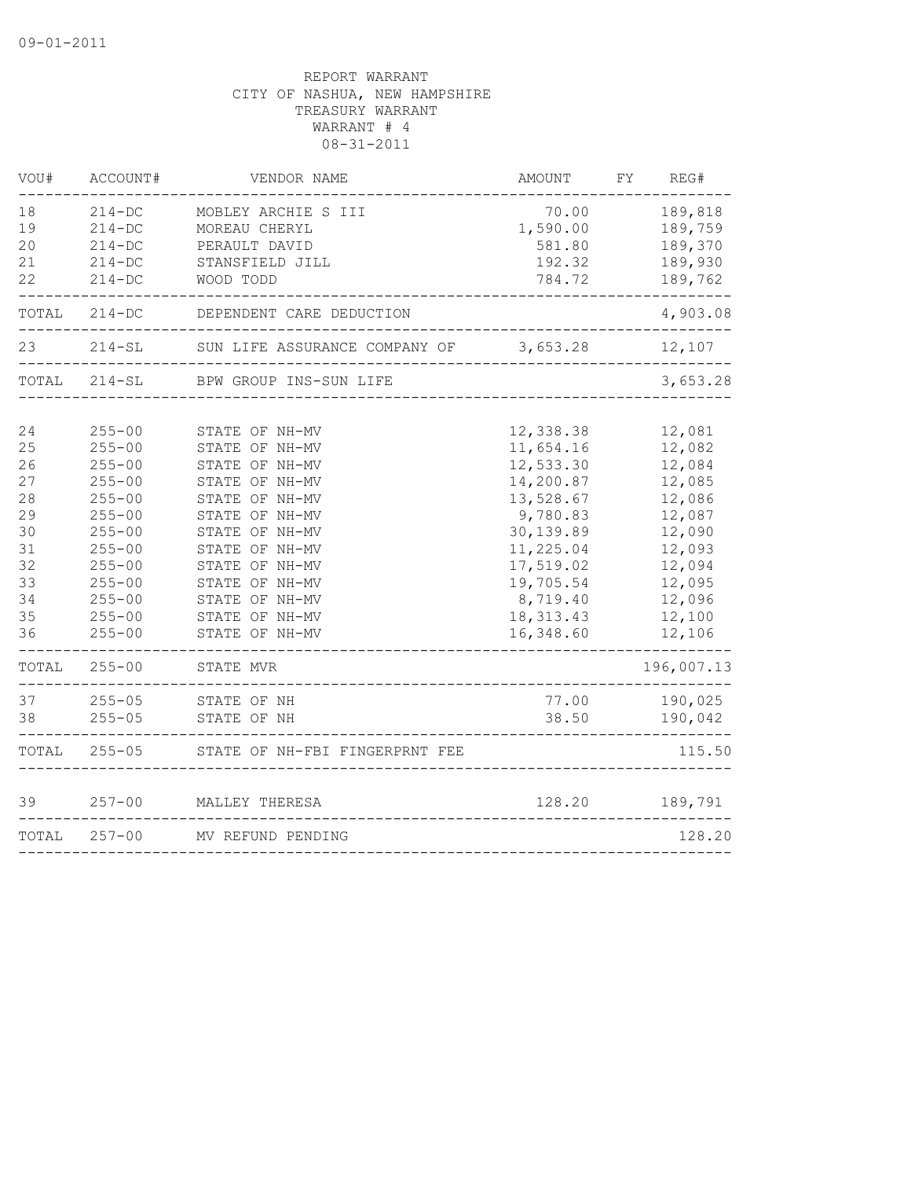09-01-2011

REPORT WARRANT
CITY OF NASHUA, NEW HAMPSHIRE
TREASURY WARRANT
WARRANT # 4
08-31-2011

| VOU# | ACCOUNT# | VENDOR NAME | AMOUNT | FY | REG# |
|---|---|---|---|---|---|
| 18 | 214-DC | MOBLEY ARCHIE S III | 70.00 | | 189,818 |
| 19 | 214-DC | MOREAU CHERYL | 1,590.00 | | 189,759 |
| 20 | 214-DC | PERAULT DAVID | 581.80 | | 189,370 |
| 21 | 214-DC | STANSFIELD JILL | 192.32 | | 189,930 |
| 22 | 214-DC | WOOD TODD | 784.72 | | 189,762 |
| TOTAL | 214-DC | DEPENDENT CARE DEDUCTION | | | 4,903.08 |
| 23 | 214-SL | SUN LIFE ASSURANCE COMPANY OF | 3,653.28 | | 12,107 |
| TOTAL | 214-SL | BPW GROUP INS-SUN LIFE | | | 3,653.28 |
| 24 | 255-00 | STATE OF NH-MV | 12,338.38 | | 12,081 |
| 25 | 255-00 | STATE OF NH-MV | 11,654.16 | | 12,082 |
| 26 | 255-00 | STATE OF NH-MV | 12,533.30 | | 12,084 |
| 27 | 255-00 | STATE OF NH-MV | 14,200.87 | | 12,085 |
| 28 | 255-00 | STATE OF NH-MV | 13,528.67 | | 12,086 |
| 29 | 255-00 | STATE OF NH-MV | 9,780.83 | | 12,087 |
| 30 | 255-00 | STATE OF NH-MV | 30,139.89 | | 12,090 |
| 31 | 255-00 | STATE OF NH-MV | 11,225.04 | | 12,093 |
| 32 | 255-00 | STATE OF NH-MV | 17,519.02 | | 12,094 |
| 33 | 255-00 | STATE OF NH-MV | 19,705.54 | | 12,095 |
| 34 | 255-00 | STATE OF NH-MV | 8,719.40 | | 12,096 |
| 35 | 255-00 | STATE OF NH-MV | 18,313.43 | | 12,100 |
| 36 | 255-00 | STATE OF NH-MV | 16,348.60 | | 12,106 |
| TOTAL | 255-00 | STATE MVR | | | 196,007.13 |
| 37 | 255-05 | STATE OF NH | 77.00 | | 190,025 |
| 38 | 255-05 | STATE OF NH | 38.50 | | 190,042 |
| TOTAL | 255-05 | STATE OF NH-FBI FINGERPRNT FEE | | | 115.50 |
| 39 | 257-00 | MALLEY THERESA | 128.20 | | 189,791 |
| TOTAL | 257-00 | MV REFUND PENDING | | | 128.20 |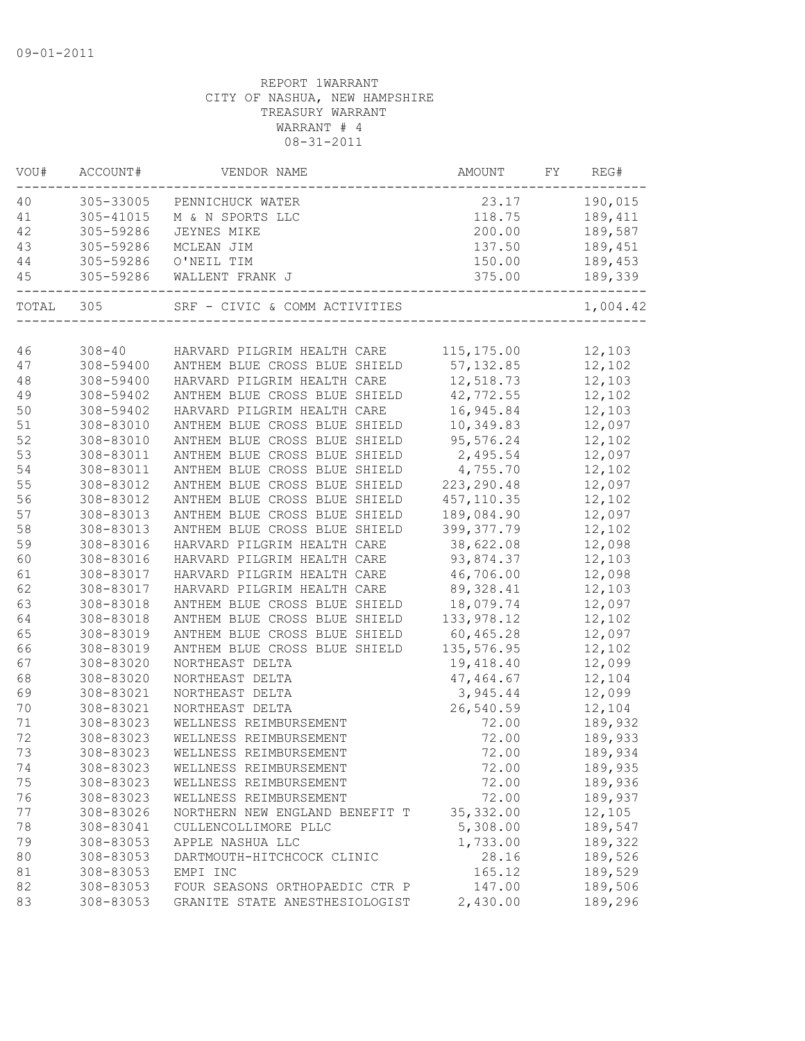09-01-2011

REPORT 1WARRANT
CITY OF NASHUA, NEW HAMPSHIRE
TREASURY WARRANT
WARRANT # 4
08-31-2011

| VOU# | ACCOUNT# | VENDOR NAME | AMOUNT | FY | REG# |
|---|---|---|---|---|---|
| 40 | 305-33005 | PENNICHUCK WATER | 23.17 | | 190,015 |
| 41 | 305-41015 | M & N SPORTS LLC | 118.75 | | 189,411 |
| 42 | 305-59286 | JEYNES MIKE | 200.00 | | 189,587 |
| 43 | 305-59286 | MCLEAN JIM | 137.50 | | 189,451 |
| 44 | 305-59286 | O'NEIL TIM | 150.00 | | 189,453 |
| 45 | 305-59286 | WALLENT FRANK J | 375.00 | | 189,339 |
| TOTAL | 305 | SRF - CIVIC & COMM ACTIVITIES | | | 1,004.42 |
| 46 | 308-40 | HARVARD PILGRIM HEALTH CARE | 115,175.00 | | 12,103 |
| 47 | 308-59400 | ANTHEM BLUE CROSS BLUE SHIELD | 57,132.85 | | 12,102 |
| 48 | 308-59400 | HARVARD PILGRIM HEALTH CARE | 12,518.73 | | 12,103 |
| 49 | 308-59402 | ANTHEM BLUE CROSS BLUE SHIELD | 42,772.55 | | 12,102 |
| 50 | 308-59402 | HARVARD PILGRIM HEALTH CARE | 16,945.84 | | 12,103 |
| 51 | 308-83010 | ANTHEM BLUE CROSS BLUE SHIELD | 10,349.83 | | 12,097 |
| 52 | 308-83010 | ANTHEM BLUE CROSS BLUE SHIELD | 95,576.24 | | 12,102 |
| 53 | 308-83011 | ANTHEM BLUE CROSS BLUE SHIELD | 2,495.54 | | 12,097 |
| 54 | 308-83011 | ANTHEM BLUE CROSS BLUE SHIELD | 4,755.70 | | 12,102 |
| 55 | 308-83012 | ANTHEM BLUE CROSS BLUE SHIELD | 223,290.48 | | 12,097 |
| 56 | 308-83012 | ANTHEM BLUE CROSS BLUE SHIELD | 457,110.35 | | 12,102 |
| 57 | 308-83013 | ANTHEM BLUE CROSS BLUE SHIELD | 189,084.90 | | 12,097 |
| 58 | 308-83013 | ANTHEM BLUE CROSS BLUE SHIELD | 399,377.79 | | 12,102 |
| 59 | 308-83016 | HARVARD PILGRIM HEALTH CARE | 38,622.08 | | 12,098 |
| 60 | 308-83016 | HARVARD PILGRIM HEALTH CARE | 93,874.37 | | 12,103 |
| 61 | 308-83017 | HARVARD PILGRIM HEALTH CARE | 46,706.00 | | 12,098 |
| 62 | 308-83017 | HARVARD PILGRIM HEALTH CARE | 89,328.41 | | 12,103 |
| 63 | 308-83018 | ANTHEM BLUE CROSS BLUE SHIELD | 18,079.74 | | 12,097 |
| 64 | 308-83018 | ANTHEM BLUE CROSS BLUE SHIELD | 133,978.12 | | 12,102 |
| 65 | 308-83019 | ANTHEM BLUE CROSS BLUE SHIELD | 60,465.28 | | 12,097 |
| 66 | 308-83019 | ANTHEM BLUE CROSS BLUE SHIELD | 135,576.95 | | 12,102 |
| 67 | 308-83020 | NORTHEAST DELTA | 19,418.40 | | 12,099 |
| 68 | 308-83020 | NORTHEAST DELTA | 47,464.67 | | 12,104 |
| 69 | 308-83021 | NORTHEAST DELTA | 3,945.44 | | 12,099 |
| 70 | 308-83021 | NORTHEAST DELTA | 26,540.59 | | 12,104 |
| 71 | 308-83023 | WELLNESS REIMBURSEMENT | 72.00 | | 189,932 |
| 72 | 308-83023 | WELLNESS REIMBURSEMENT | 72.00 | | 189,933 |
| 73 | 308-83023 | WELLNESS REIMBURSEMENT | 72.00 | | 189,934 |
| 74 | 308-83023 | WELLNESS REIMBURSEMENT | 72.00 | | 189,935 |
| 75 | 308-83023 | WELLNESS REIMBURSEMENT | 72.00 | | 189,936 |
| 76 | 308-83023 | WELLNESS REIMBURSEMENT | 72.00 | | 189,937 |
| 77 | 308-83026 | NORTHERN NEW ENGLAND BENEFIT T | 35,332.00 | | 12,105 |
| 78 | 308-83041 | CULLENCOLLIMORE PLLC | 5,308.00 | | 189,547 |
| 79 | 308-83053 | APPLE NASHUA LLC | 1,733.00 | | 189,322 |
| 80 | 308-83053 | DARTMOUTH-HITCHCOCK CLINIC | 28.16 | | 189,526 |
| 81 | 308-83053 | EMPI INC | 165.12 | | 189,529 |
| 82 | 308-83053 | FOUR SEASONS ORTHOPAEDIC CTR P | 147.00 | | 189,506 |
| 83 | 308-83053 | GRANITE STATE ANESTHESIOLOGIST | 2,430.00 | | 189,296 |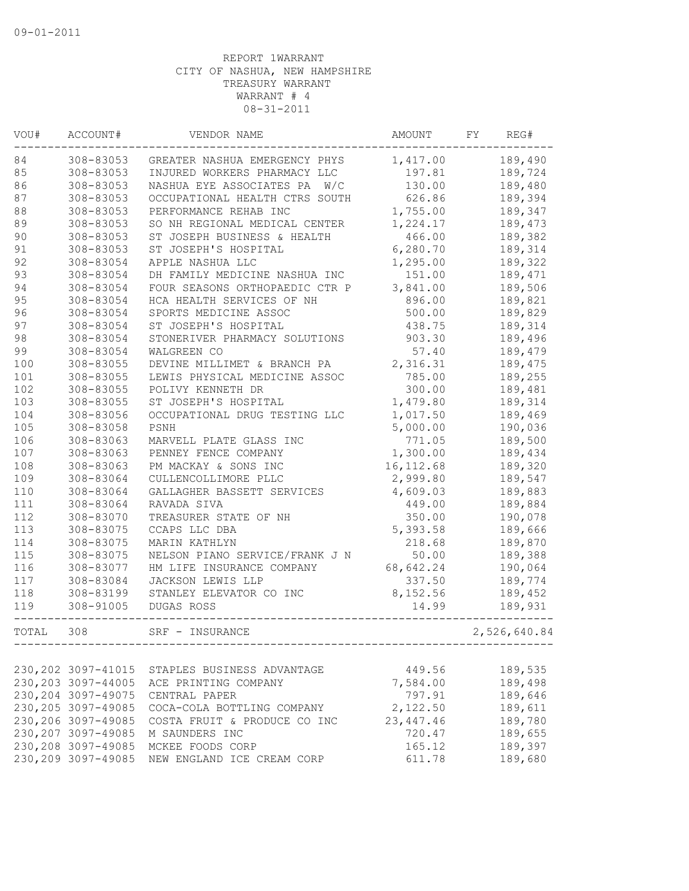09-01-2011

REPORT 1WARRANT
CITY OF NASHUA, NEW HAMPSHIRE
TREASURY WARRANT
WARRANT # 4
08-31-2011

| VOU# | ACCOUNT# | VENDOR NAME | AMOUNT | FY | REG# |
|---|---|---|---|---|---|
| 84 | 308-83053 | GREATER NASHUA EMERGENCY PHYS | 1,417.00 | | 189,490 |
| 85 | 308-83053 | INJURED WORKERS PHARMACY LLC | 197.81 | | 189,724 |
| 86 | 308-83053 | NASHUA EYE ASSOCIATES PA W/C | 130.00 | | 189,480 |
| 87 | 308-83053 | OCCUPATIONAL HEALTH CTRS SOUTH | 626.86 | | 189,394 |
| 88 | 308-83053 | PERFORMANCE REHAB INC | 1,755.00 | | 189,347 |
| 89 | 308-83053 | SO NH REGIONAL MEDICAL CENTER | 1,224.17 | | 189,473 |
| 90 | 308-83053 | ST JOSEPH BUSINESS & HEALTH | 466.00 | | 189,382 |
| 91 | 308-83053 | ST JOSEPH'S HOSPITAL | 6,280.70 | | 189,314 |
| 92 | 308-83054 | APPLE NASHUA LLC | 1,295.00 | | 189,322 |
| 93 | 308-83054 | DH FAMILY MEDICINE NASHUA INC | 151.00 | | 189,471 |
| 94 | 308-83054 | FOUR SEASONS ORTHOPAEDIC CTR P | 3,841.00 | | 189,506 |
| 95 | 308-83054 | HCA HEALTH SERVICES OF NH | 896.00 | | 189,821 |
| 96 | 308-83054 | SPORTS MEDICINE ASSOC | 500.00 | | 189,829 |
| 97 | 308-83054 | ST JOSEPH'S HOSPITAL | 438.75 | | 189,314 |
| 98 | 308-83054 | STONERIVER PHARMACY SOLUTIONS | 903.30 | | 189,496 |
| 99 | 308-83054 | WALGREEN CO | 57.40 | | 189,479 |
| 100 | 308-83055 | DEVINE MILLIMET & BRANCH PA | 2,316.31 | | 189,475 |
| 101 | 308-83055 | LEWIS PHYSICAL MEDICINE ASSOC | 785.00 | | 189,255 |
| 102 | 308-83055 | POLIVY KENNETH DR | 300.00 | | 189,481 |
| 103 | 308-83055 | ST JOSEPH'S HOSPITAL | 1,479.80 | | 189,314 |
| 104 | 308-83056 | OCCUPATIONAL DRUG TESTING LLC | 1,017.50 | | 189,469 |
| 105 | 308-83058 | PSNH | 5,000.00 | | 190,036 |
| 106 | 308-83063 | MARVELL PLATE GLASS INC | 771.05 | | 189,500 |
| 107 | 308-83063 | PENNEY FENCE COMPANY | 1,300.00 | | 189,434 |
| 108 | 308-83063 | PM MACKAY & SONS INC | 16,112.68 | | 189,320 |
| 109 | 308-83064 | CULLENCOLLIMORE PLLC | 2,999.80 | | 189,547 |
| 110 | 308-83064 | GALLAGHER BASSETT SERVICES | 4,609.03 | | 189,883 |
| 111 | 308-83064 | RAVADA SIVA | 449.00 | | 189,884 |
| 112 | 308-83070 | TREASURER STATE OF NH | 350.00 | | 190,078 |
| 113 | 308-83075 | CCAPS LLC DBA | 5,393.58 | | 189,666 |
| 114 | 308-83075 | MARIN KATHLYN | 218.68 | | 189,870 |
| 115 | 308-83075 | NELSON PIANO SERVICE/FRANK J N | 50.00 | | 189,388 |
| 116 | 308-83077 | HM LIFE INSURANCE COMPANY | 68,642.24 | | 190,064 |
| 117 | 308-83084 | JACKSON LEWIS LLP | 337.50 | | 189,774 |
| 118 | 308-83199 | STANLEY ELEVATOR CO INC | 8,152.56 | | 189,452 |
| 119 | 308-91005 | DUGAS ROSS | 14.99 | | 189,931 |
| TOTAL | 308 | SRF - INSURANCE | | | 2,526,640.84 |
| 230,202 | 3097-41015 | STAPLES BUSINESS ADVANTAGE | 449.56 | | 189,535 |
| 230,203 | 3097-44005 | ACE PRINTING COMPANY | 7,584.00 | | 189,498 |
| 230,204 | 3097-49075 | CENTRAL PAPER | 797.91 | | 189,646 |
| 230,205 | 3097-49085 | COCA-COLA BOTTLING COMPANY | 2,122.50 | | 189,611 |
| 230,206 | 3097-49085 | COSTA FRUIT & PRODUCE CO INC | 23,447.46 | | 189,780 |
| 230,207 | 3097-49085 | M SAUNDERS INC | 720.47 | | 189,655 |
| 230,208 | 3097-49085 | MCKEE FOODS CORP | 165.12 | | 189,397 |
| 230,209 | 3097-49085 | NEW ENGLAND ICE CREAM CORP | 611.78 | | 189,680 |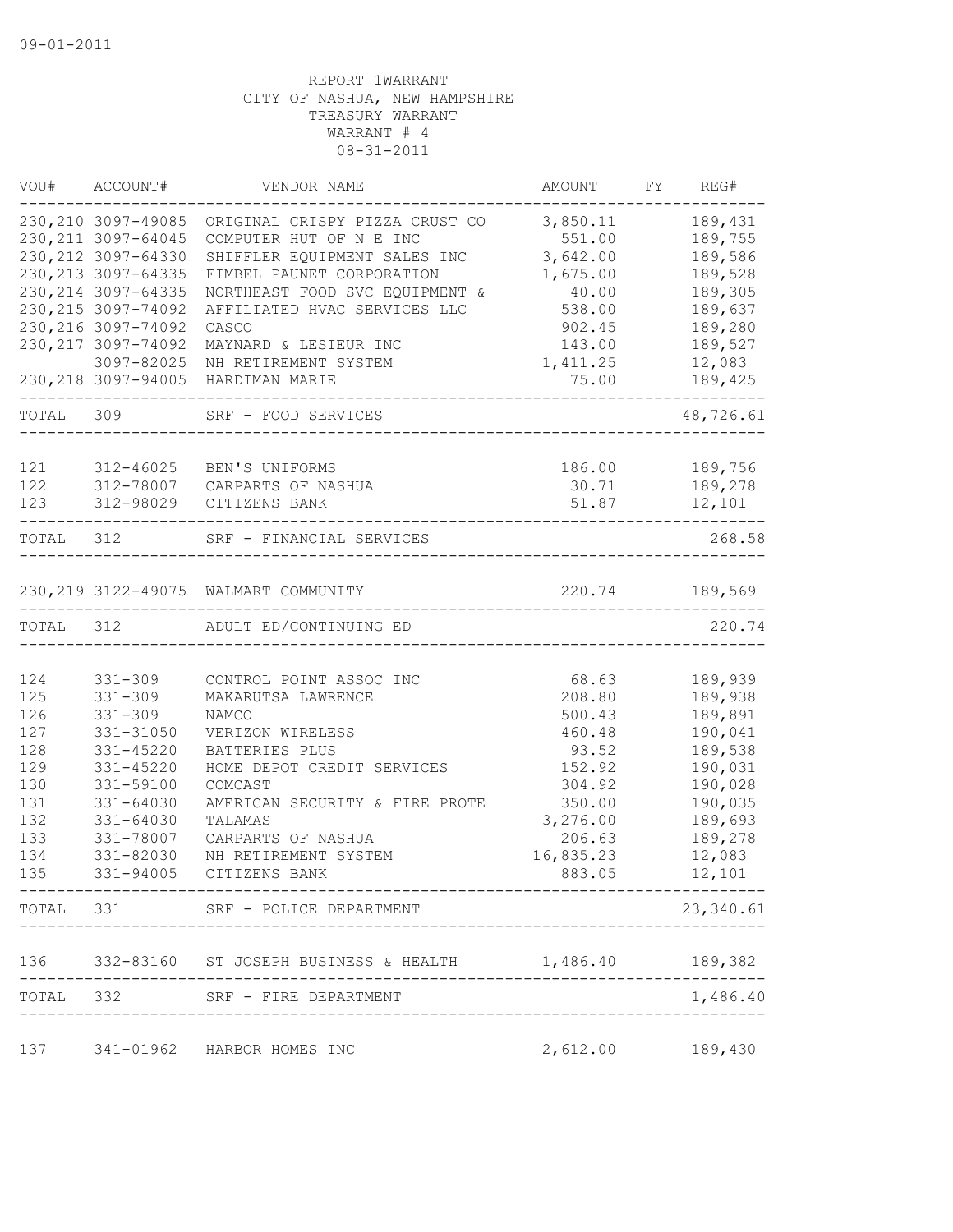09-01-2011

REPORT 1WARRANT
CITY OF NASHUA, NEW HAMPSHIRE
TREASURY WARRANT
WARRANT # 4
08-31-2011

| VOU# | ACCOUNT# | VENDOR NAME | AMOUNT | FY | REG# |
|---|---|---|---|---|---|
| 230,210 | 3097-49085 | ORIGINAL CRISPY PIZZA CRUST CO | 3,850.11 | | 189,431 |
| 230,211 | 3097-64045 | COMPUTER HUT OF N E INC | 551.00 | | 189,755 |
| 230,212 | 3097-64330 | SHIFFLER EQUIPMENT SALES INC | 3,642.00 | | 189,586 |
| 230,213 | 3097-64335 | FIMBEL PAUNET CORPORATION | 1,675.00 | | 189,528 |
| 230,214 | 3097-64335 | NORTHEAST FOOD SVC EQUIPMENT & | 40.00 | | 189,305 |
| 230,215 | 3097-74092 | AFFILIATED HVAC SERVICES LLC | 538.00 | | 189,637 |
| 230,216 | 3097-74092 | CASCO | 902.45 | | 189,280 |
| 230,217 | 3097-74092 | MAYNARD & LESIEUR INC | 143.00 | | 189,527 |
| | 3097-82025 | NH RETIREMENT SYSTEM | 1,411.25 | | 12,083 |
| 230,218 | 3097-94005 | HARDIMAN MARIE | 75.00 | | 189,425 |
| TOTAL | 309 | SRF - FOOD SERVICES | | | 48,726.61 |
| 121 | 312-46025 | BEN'S UNIFORMS | 186.00 | | 189,756 |
| 122 | 312-78007 | CARPARTS OF NASHUA | 30.71 | | 189,278 |
| 123 | 312-98029 | CITIZENS BANK | 51.87 | | 12,101 |
| TOTAL | 312 | SRF - FINANCIAL SERVICES | | | 268.58 |
| 230,219 | 3122-49075 | WALMART COMMUNITY | 220.74 | | 189,569 |
| TOTAL | 312 | ADULT ED/CONTINUING ED | | | 220.74 |
| 124 | 331-309 | CONTROL POINT ASSOC INC | 68.63 | | 189,939 |
| 125 | 331-309 | MAKARUTSA LAWRENCE | 208.80 | | 189,938 |
| 126 | 331-309 | NAMCO | 500.43 | | 189,891 |
| 127 | 331-31050 | VERIZON WIRELESS | 460.48 | | 190,041 |
| 128 | 331-45220 | BATTERIES PLUS | 93.52 | | 189,538 |
| 129 | 331-45220 | HOME DEPOT CREDIT SERVICES | 152.92 | | 190,031 |
| 130 | 331-59100 | COMCAST | 304.92 | | 190,028 |
| 131 | 331-64030 | AMERICAN SECURITY & FIRE PROTE | 350.00 | | 190,035 |
| 132 | 331-64030 | TALAMAS | 3,276.00 | | 189,693 |
| 133 | 331-78007 | CARPARTS OF NASHUA | 206.63 | | 189,278 |
| 134 | 331-82030 | NH RETIREMENT SYSTEM | 16,835.23 | | 12,083 |
| 135 | 331-94005 | CITIZENS BANK | 883.05 | | 12,101 |
| TOTAL | 331 | SRF - POLICE DEPARTMENT | | | 23,340.61 |
| 136 | 332-83160 | ST JOSEPH BUSINESS & HEALTH | 1,486.40 | | 189,382 |
| TOTAL | 332 | SRF - FIRE DEPARTMENT | | | 1,486.40 |
| 137 | 341-01962 | HARBOR HOMES INC | 2,612.00 | | 189,430 |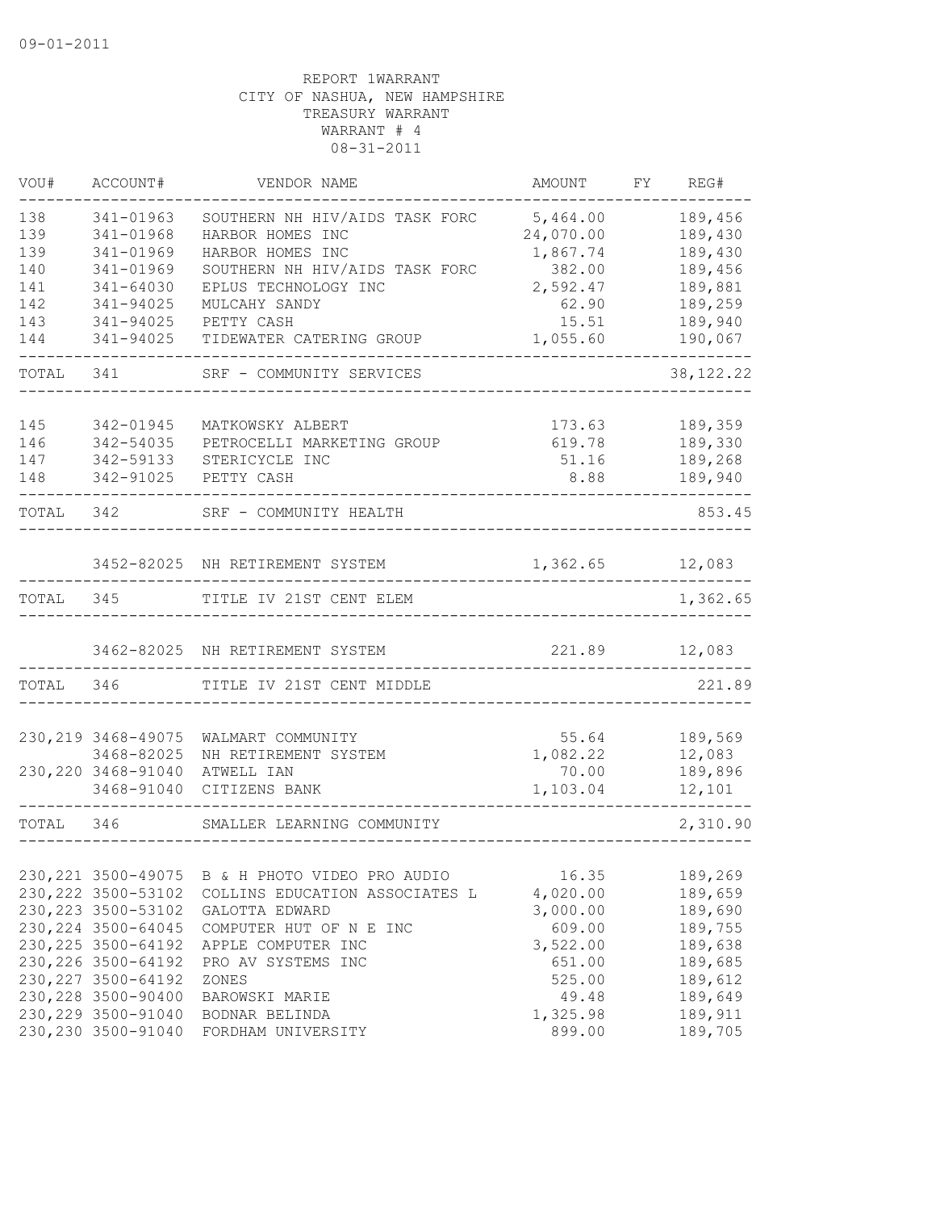09-01-2011

REPORT 1WARRANT
CITY OF NASHUA, NEW HAMPSHIRE
TREASURY WARRANT
WARRANT # 4
08-31-2011

| VOU# | ACCOUNT# | VENDOR NAME | AMOUNT | FY | REG# |
|---|---|---|---|---|---|
| 138 | 341-01963 | SOUTHERN NH HIV/AIDS TASK FORC | 5,464.00 | | 189,456 |
| 139 | 341-01968 | HARBOR HOMES INC | 24,070.00 | | 189,430 |
| 139 | 341-01969 | HARBOR HOMES INC | 1,867.74 | | 189,430 |
| 140 | 341-01969 | SOUTHERN NH HIV/AIDS TASK FORC | 382.00 | | 189,456 |
| 141 | 341-64030 | EPLUS TECHNOLOGY INC | 2,592.47 | | 189,881 |
| 142 | 341-94025 | MULCAHY SANDY | 62.90 | | 189,259 |
| 143 | 341-94025 | PETTY CASH | 15.51 | | 189,940 |
| 144 | 341-94025 | TIDEWATER CATERING GROUP | 1,055.60 | | 190,067 |
| TOTAL | 341 | SRF - COMMUNITY SERVICES | | | 38,122.22 |
| 145 | 342-01945 | MATKOWSKY ALBERT | 173.63 | | 189,359 |
| 146 | 342-54035 | PETROCELLI MARKETING GROUP | 619.78 | | 189,330 |
| 147 | 342-59133 | STERICYCLE INC | 51.16 | | 189,268 |
| 148 | 342-91025 | PETTY CASH | 8.88 | | 189,940 |
| TOTAL | 342 | SRF - COMMUNITY HEALTH | | | 853.45 |
| | 3452-82025 | NH RETIREMENT SYSTEM | 1,362.65 | | 12,083 |
| TOTAL | 345 | TITLE IV 21ST CENT ELEM | | | 1,362.65 |
| | 3462-82025 | NH RETIREMENT SYSTEM | 221.89 | | 12,083 |
| TOTAL | 346 | TITLE IV 21ST CENT MIDDLE | | | 221.89 |
| 230,219 | 3468-49075 | WALMART COMMUNITY | 55.64 | | 189,569 |
| | 3468-82025 | NH RETIREMENT SYSTEM | 1,082.22 | | 12,083 |
| 230,220 | 3468-91040 | ATWELL IAN | 70.00 | | 189,896 |
| | 3468-91040 | CITIZENS BANK | 1,103.04 | | 12,101 |
| TOTAL | 346 | SMALLER LEARNING COMMUNITY | | | 2,310.90 |
| 230,221 | 3500-49075 | B & H PHOTO VIDEO PRO AUDIO | 16.35 | | 189,269 |
| 230,222 | 3500-53102 | COLLINS EDUCATION ASSOCIATES L | 4,020.00 | | 189,659 |
| 230,223 | 3500-53102 | GALOTTA EDWARD | 3,000.00 | | 189,690 |
| 230,224 | 3500-64045 | COMPUTER HUT OF N E INC | 609.00 | | 189,755 |
| 230,225 | 3500-64192 | APPLE COMPUTER INC | 3,522.00 | | 189,638 |
| 230,226 | 3500-64192 | PRO AV SYSTEMS INC | 651.00 | | 189,685 |
| 230,227 | 3500-64192 | ZONES | 525.00 | | 189,612 |
| 230,228 | 3500-90400 | BAROWSKI MARIE | 49.48 | | 189,649 |
| 230,229 | 3500-91040 | BODNAR BELINDA | 1,325.98 | | 189,911 |
| 230,230 | 3500-91040 | FORDHAM UNIVERSITY | 899.00 | | 189,705 |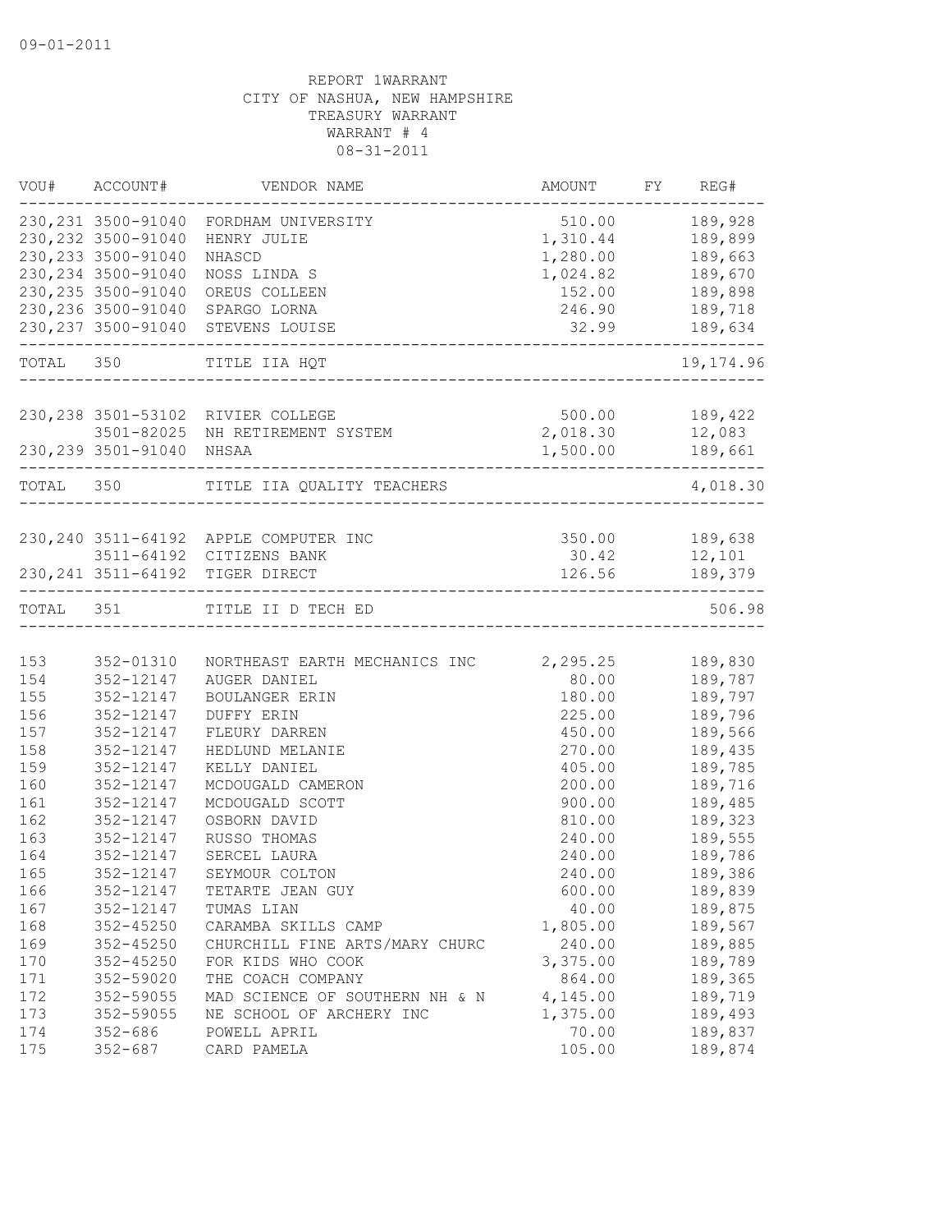09-01-2011

REPORT 1WARRANT
CITY OF NASHUA, NEW HAMPSHIRE
TREASURY WARRANT
WARRANT # 4
08-31-2011

| VOU# | ACCOUNT# | VENDOR NAME | AMOUNT | FY | REG# |
|---|---|---|---|---|---|
| 230,231 | 3500-91040 | FORDHAM UNIVERSITY | 510.00 | | 189,928 |
| 230,232 | 3500-91040 | HENRY JULIE | 1,310.44 | | 189,899 |
| 230,233 | 3500-91040 | NHASCD | 1,280.00 | | 189,663 |
| 230,234 | 3500-91040 | NOSS LINDA S | 1,024.82 | | 189,670 |
| 230,235 | 3500-91040 | OREUS COLLEEN | 152.00 | | 189,898 |
| 230,236 | 3500-91040 | SPARGO LORNA | 246.90 | | 189,718 |
| 230,237 | 3500-91040 | STEVENS LOUISE | 32.99 | | 189,634 |
| TOTAL | 350 | TITLE IIA HQT | | | 19,174.96 |
| 230,238 | 3501-53102 | RIVIER COLLEGE | 500.00 | | 189,422 |
| | 3501-82025 | NH RETIREMENT SYSTEM | 2,018.30 | | 12,083 |
| 230,239 | 3501-91040 | NHSAA | 1,500.00 | | 189,661 |
| TOTAL | 350 | TITLE IIA QUALITY TEACHERS | | | 4,018.30 |
| 230,240 | 3511-64192 | APPLE COMPUTER INC | 350.00 | | 189,638 |
| | 3511-64192 | CITIZENS BANK | 30.42 | | 12,101 |
| 230,241 | 3511-64192 | TIGER DIRECT | 126.56 | | 189,379 |
| TOTAL | 351 | TITLE II D TECH ED | | | 506.98 |
| 153 | 352-01310 | NORTHEAST EARTH MECHANICS INC | 2,295.25 | | 189,830 |
| 154 | 352-12147 | AUGER DANIEL | 80.00 | | 189,787 |
| 155 | 352-12147 | BOULANGER ERIN | 180.00 | | 189,797 |
| 156 | 352-12147 | DUFFY ERIN | 225.00 | | 189,796 |
| 157 | 352-12147 | FLEURY DARREN | 450.00 | | 189,566 |
| 158 | 352-12147 | HEDLUND MELANIE | 270.00 | | 189,435 |
| 159 | 352-12147 | KELLY DANIEL | 405.00 | | 189,785 |
| 160 | 352-12147 | MCDOUGALD CAMERON | 200.00 | | 189,716 |
| 161 | 352-12147 | MCDOUGALD SCOTT | 900.00 | | 189,485 |
| 162 | 352-12147 | OSBORN DAVID | 810.00 | | 189,323 |
| 163 | 352-12147 | RUSSO THOMAS | 240.00 | | 189,555 |
| 164 | 352-12147 | SERCEL LAURA | 240.00 | | 189,786 |
| 165 | 352-12147 | SEYMOUR COLTON | 240.00 | | 189,386 |
| 166 | 352-12147 | TETARTE JEAN GUY | 600.00 | | 189,839 |
| 167 | 352-12147 | TUMAS LIAN | 40.00 | | 189,875 |
| 168 | 352-45250 | CARAMBA SKILLS CAMP | 1,805.00 | | 189,567 |
| 169 | 352-45250 | CHURCHILL FINE ARTS/MARY CHURC | 240.00 | | 189,885 |
| 170 | 352-45250 | FOR KIDS WHO COOK | 3,375.00 | | 189,789 |
| 171 | 352-59020 | THE COACH COMPANY | 864.00 | | 189,365 |
| 172 | 352-59055 | MAD SCIENCE OF SOUTHERN NH & N | 4,145.00 | | 189,719 |
| 173 | 352-59055 | NE SCHOOL OF ARCHERY INC | 1,375.00 | | 189,493 |
| 174 | 352-686 | POWELL APRIL | 70.00 | | 189,837 |
| 175 | 352-687 | CARD PAMELA | 105.00 | | 189,874 |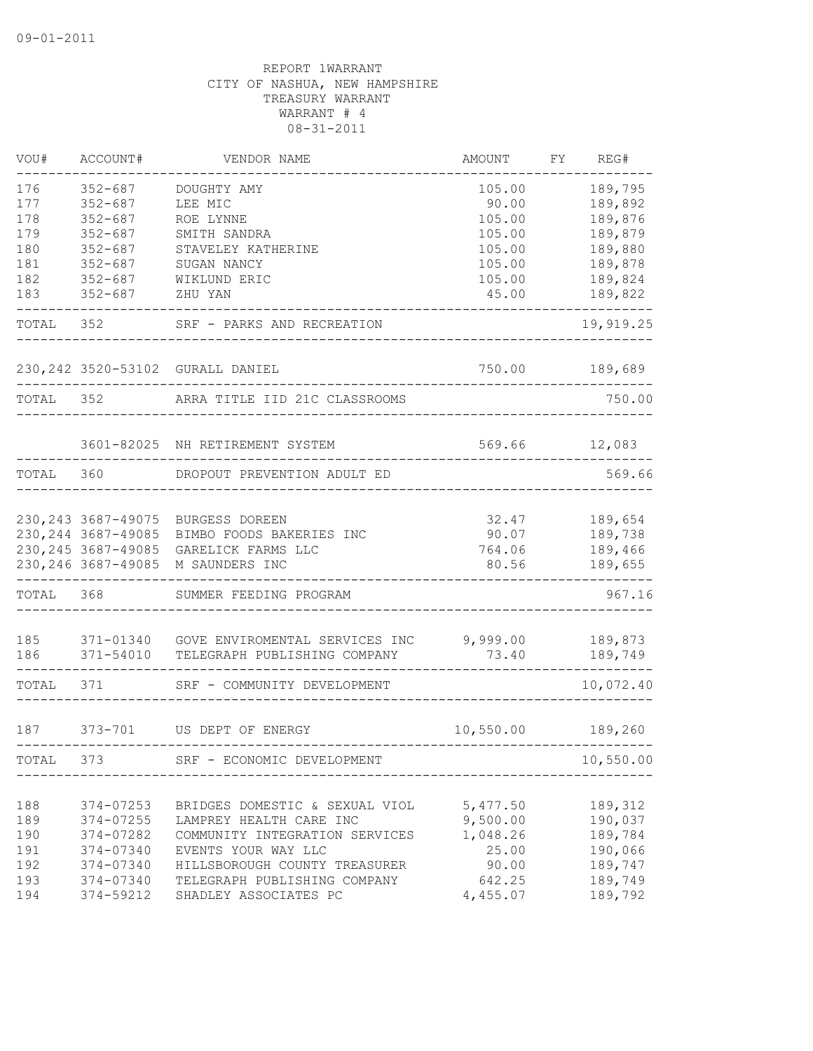09-01-2011

REPORT 1WARRANT
CITY OF NASHUA, NEW HAMPSHIRE
TREASURY WARRANT
WARRANT # 4
08-31-2011

| VOU# | ACCOUNT# | VENDOR NAME | AMOUNT | FY | REG# |
|---|---|---|---|---|---|
| 176 | 352-687 | DOUGHTY AMY | 105.00 | | 189,795 |
| 177 | 352-687 | LEE MIC | 90.00 | | 189,892 |
| 178 | 352-687 | ROE LYNNE | 105.00 | | 189,876 |
| 179 | 352-687 | SMITH SANDRA | 105.00 | | 189,879 |
| 180 | 352-687 | STAVELEY KATHERINE | 105.00 | | 189,880 |
| 181 | 352-687 | SUGAN NANCY | 105.00 | | 189,878 |
| 182 | 352-687 | WIKLUND ERIC | 105.00 | | 189,824 |
| 183 | 352-687 | ZHU YAN | 45.00 | | 189,822 |
| TOTAL | 352 | SRF - PARKS AND RECREATION | | | 19,919.25 |
| 230,242 | 3520-53102 | GURALL DANIEL | 750.00 | | 189,689 |
| TOTAL | 352 | ARRA TITLE IID 21C CLASSROOMS | | | 750.00 |
| | 3601-82025 | NH RETIREMENT SYSTEM | 569.66 | | 12,083 |
| TOTAL | 360 | DROPOUT PREVENTION ADULT ED | | | 569.66 |
| 230,243 | 3687-49075 | BURGESS DOREEN | 32.47 | | 189,654 |
| 230,244 | 3687-49085 | BIMBO FOODS BAKERIES INC | 90.07 | | 189,738 |
| 230,245 | 3687-49085 | GARELICK FARMS LLC | 764.06 | | 189,466 |
| 230,246 | 3687-49085 | M SAUNDERS INC | 80.56 | | 189,655 |
| TOTAL | 368 | SUMMER FEEDING PROGRAM | | | 967.16 |
| 185 | 371-01340 | GOVE ENVIROMENTAL SERVICES INC | 9,999.00 | | 189,873 |
| 186 | 371-54010 | TELEGRAPH PUBLISHING COMPANY | 73.40 | | 189,749 |
| TOTAL | 371 | SRF - COMMUNITY DEVELOPMENT | | | 10,072.40 |
| 187 | 373-701 | US DEPT OF ENERGY | 10,550.00 | | 189,260 |
| TOTAL | 373 | SRF - ECONOMIC DEVELOPMENT | | | 10,550.00 |
| 188 | 374-07253 | BRIDGES DOMESTIC & SEXUAL VIOL | 5,477.50 | | 189,312 |
| 189 | 374-07255 | LAMPREY HEALTH CARE INC | 9,500.00 | | 190,037 |
| 190 | 374-07282 | COMMUNITY INTEGRATION SERVICES | 1,048.26 | | 189,784 |
| 191 | 374-07340 | EVENTS YOUR WAY LLC | 25.00 | | 190,066 |
| 192 | 374-07340 | HILLSBOROUGH COUNTY TREASURER | 90.00 | | 189,747 |
| 193 | 374-07340 | TELEGRAPH PUBLISHING COMPANY | 642.25 | | 189,749 |
| 194 | 374-59212 | SHADLEY ASSOCIATES PC | 4,455.07 | | 189,792 |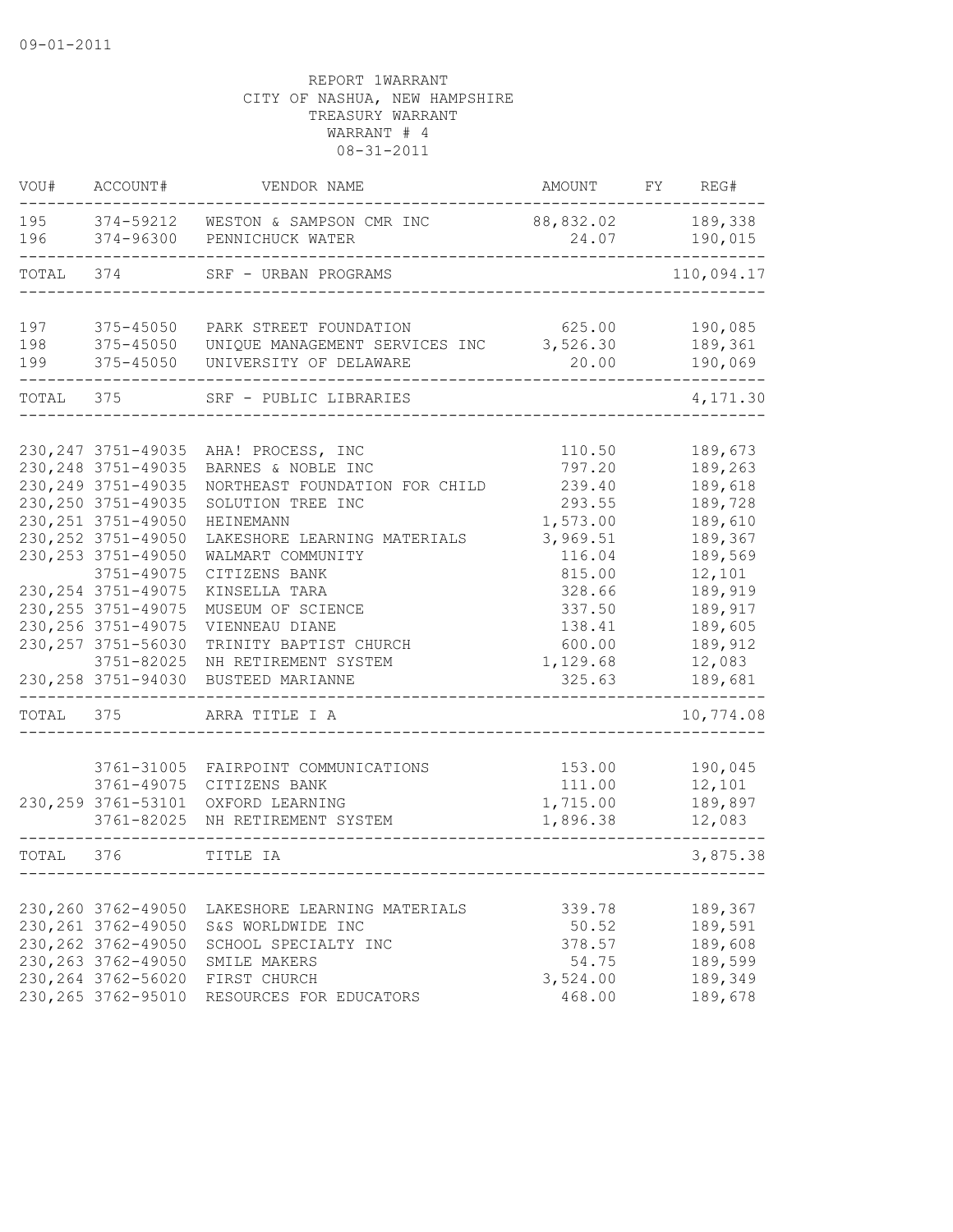09-01-2011

REPORT 1WARRANT
CITY OF NASHUA, NEW HAMPSHIRE
TREASURY WARRANT
WARRANT # 4
08-31-2011

| VOU# | ACCOUNT# | VENDOR NAME | AMOUNT | FY | REG# |
|---|---|---|---|---|---|
| 195 | 374-59212 | WESTON & SAMPSON CMR INC | 88,832.02 | | 189,338 |
| 196 | 374-96300 | PENNICHUCK WATER | 24.07 | | 190,015 |
| TOTAL | 374 | SRF - URBAN PROGRAMS | | | 110,094.17 |
| 197 | 375-45050 | PARK STREET FOUNDATION | 625.00 | | 190,085 |
| 198 | 375-45050 | UNIQUE MANAGEMENT SERVICES INC | 3,526.30 | | 189,361 |
| 199 | 375-45050 | UNIVERSITY OF DELAWARE | 20.00 | | 190,069 |
| TOTAL | 375 | SRF - PUBLIC LIBRARIES | | | 4,171.30 |
| 230,247 | 3751-49035 | AHA! PROCESS, INC | 110.50 | | 189,673 |
| 230,248 | 3751-49035 | BARNES & NOBLE INC | 797.20 | | 189,263 |
| 230,249 | 3751-49035 | NORTHEAST FOUNDATION FOR CHILD | 239.40 | | 189,618 |
| 230,250 | 3751-49035 | SOLUTION TREE INC | 293.55 | | 189,728 |
| 230,251 | 3751-49050 | HEINEMANN | 1,573.00 | | 189,610 |
| 230,252 | 3751-49050 | LAKESHORE LEARNING MATERIALS | 3,969.51 | | 189,367 |
| 230,253 | 3751-49050 | WALMART COMMUNITY | 116.04 | | 189,569 |
| | 3751-49075 | CITIZENS BANK | 815.00 | | 12,101 |
| 230,254 | 3751-49075 | KINSELLA TARA | 328.66 | | 189,919 |
| 230,255 | 3751-49075 | MUSEUM OF SCIENCE | 337.50 | | 189,917 |
| 230,256 | 3751-49075 | VIENNEAU DIANE | 138.41 | | 189,605 |
| 230,257 | 3751-56030 | TRINITY BAPTIST CHURCH | 600.00 | | 189,912 |
| | 3751-82025 | NH RETIREMENT SYSTEM | 1,129.68 | | 12,083 |
| 230,258 | 3751-94030 | BUSTEED MARIANNE | 325.63 | | 189,681 |
| TOTAL | 375 | ARRA TITLE I A | | | 10,774.08 |
| | 3761-31005 | FAIRPOINT COMMUNICATIONS | 153.00 | | 190,045 |
| | 3761-49075 | CITIZENS BANK | 111.00 | | 12,101 |
| 230,259 | 3761-53101 | OXFORD LEARNING | 1,715.00 | | 189,897 |
| | 3761-82025 | NH RETIREMENT SYSTEM | 1,896.38 | | 12,083 |
| TOTAL | 376 | TITLE IA | | | 3,875.38 |
| 230,260 | 3762-49050 | LAKESHORE LEARNING MATERIALS | 339.78 | | 189,367 |
| 230,261 | 3762-49050 | S&S WORLDWIDE INC | 50.52 | | 189,591 |
| 230,262 | 3762-49050 | SCHOOL SPECIALTY INC | 378.57 | | 189,608 |
| 230,263 | 3762-49050 | SMILE MAKERS | 54.75 | | 189,599 |
| 230,264 | 3762-56020 | FIRST CHURCH | 3,524.00 | | 189,349 |
| 230,265 | 3762-95010 | RESOURCES FOR EDUCATORS | 468.00 | | 189,678 |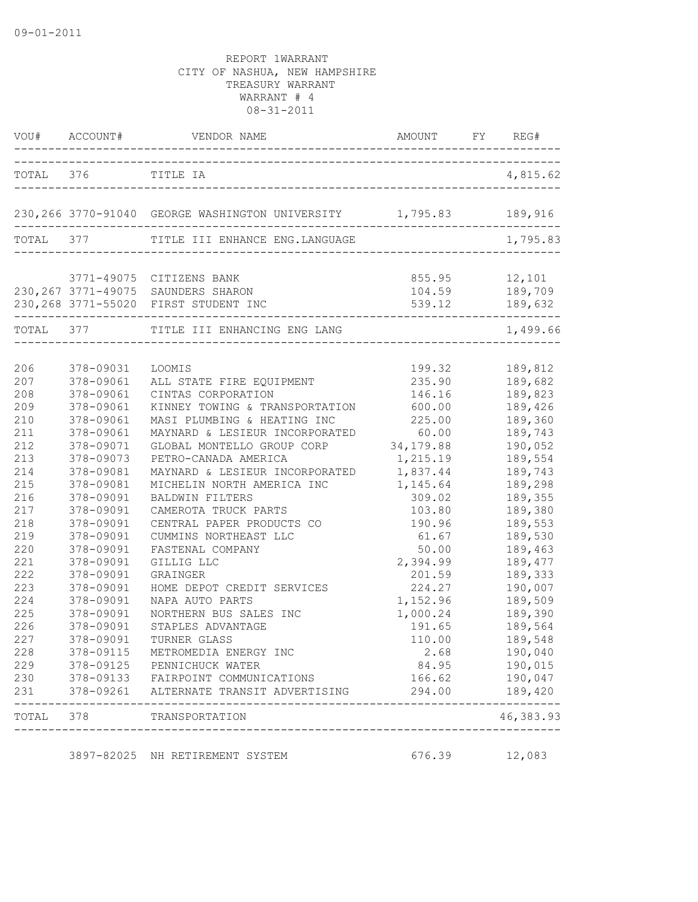09-01-2011

REPORT 1WARRANT
CITY OF NASHUA, NEW HAMPSHIRE
TREASURY WARRANT
WARRANT # 4
08-31-2011

| VOU# | ACCOUNT# | VENDOR NAME | AMOUNT | FY | REG# |
|---|---|---|---|---|---|
| TOTAL | 376 | TITLE IA | | | 4,815.62 |
| 230,266 | 3770-91040 | GEORGE WASHINGTON UNIVERSITY | 1,795.83 | | 189,916 |
| TOTAL | 377 | TITLE III ENHANCE ENG.LANGUAGE | | | 1,795.83 |
| | 3771-49075 | CITIZENS BANK | 855.95 | | 12,101 |
| 230,267 | 3771-49075 | SAUNDERS SHARON | 104.59 | | 189,709 |
| 230,268 | 3771-55020 | FIRST STUDENT INC | 539.12 | | 189,632 |
| TOTAL | 377 | TITLE III ENHANCING ENG LANG | | | 1,499.66 |
| 206 | 378-09031 | LOOMIS | 199.32 | | 189,812 |
| 207 | 378-09061 | ALL STATE FIRE EQUIPMENT | 235.90 | | 189,682 |
| 208 | 378-09061 | CINTAS CORPORATION | 146.16 | | 189,823 |
| 209 | 378-09061 | KINNEY TOWING & TRANSPORTATION | 600.00 | | 189,426 |
| 210 | 378-09061 | MASI PLUMBING & HEATING INC | 225.00 | | 189,360 |
| 211 | 378-09061 | MAYNARD & LESIEUR INCORPORATED | 60.00 | | 189,743 |
| 212 | 378-09071 | GLOBAL MONTELLO GROUP CORP | 34,179.88 | | 190,052 |
| 213 | 378-09073 | PETRO-CANADA AMERICA | 1,215.19 | | 189,554 |
| 214 | 378-09081 | MAYNARD & LESIEUR INCORPORATED | 1,837.44 | | 189,743 |
| 215 | 378-09081 | MICHELIN NORTH AMERICA INC | 1,145.64 | | 189,298 |
| 216 | 378-09091 | BALDWIN FILTERS | 309.02 | | 189,355 |
| 217 | 378-09091 | CAMEROTA TRUCK PARTS | 103.80 | | 189,380 |
| 218 | 378-09091 | CENTRAL PAPER PRODUCTS CO | 190.96 | | 189,553 |
| 219 | 378-09091 | CUMMINS NORTHEAST LLC | 61.67 | | 189,530 |
| 220 | 378-09091 | FASTENAL COMPANY | 50.00 | | 189,463 |
| 221 | 378-09091 | GILLIG LLC | 2,394.99 | | 189,477 |
| 222 | 378-09091 | GRAINGER | 201.59 | | 189,333 |
| 223 | 378-09091 | HOME DEPOT CREDIT SERVICES | 224.27 | | 190,007 |
| 224 | 378-09091 | NAPA AUTO PARTS | 1,152.96 | | 189,509 |
| 225 | 378-09091 | NORTHERN BUS SALES INC | 1,000.24 | | 189,390 |
| 226 | 378-09091 | STAPLES ADVANTAGE | 191.65 | | 189,564 |
| 227 | 378-09091 | TURNER GLASS | 110.00 | | 189,548 |
| 228 | 378-09115 | METROMEDIA ENERGY INC | 2.68 | | 190,040 |
| 229 | 378-09125 | PENNICHUCK WATER | 84.95 | | 190,015 |
| 230 | 378-09133 | FAIRPOINT COMMUNICATIONS | 166.62 | | 190,047 |
| 231 | 378-09261 | ALTERNATE TRANSIT ADVERTISING | 294.00 | | 189,420 |
| TOTAL | 378 | TRANSPORTATION | | | 46,383.93 |
| | 3897-82025 | NH RETIREMENT SYSTEM | 676.39 | | 12,083 |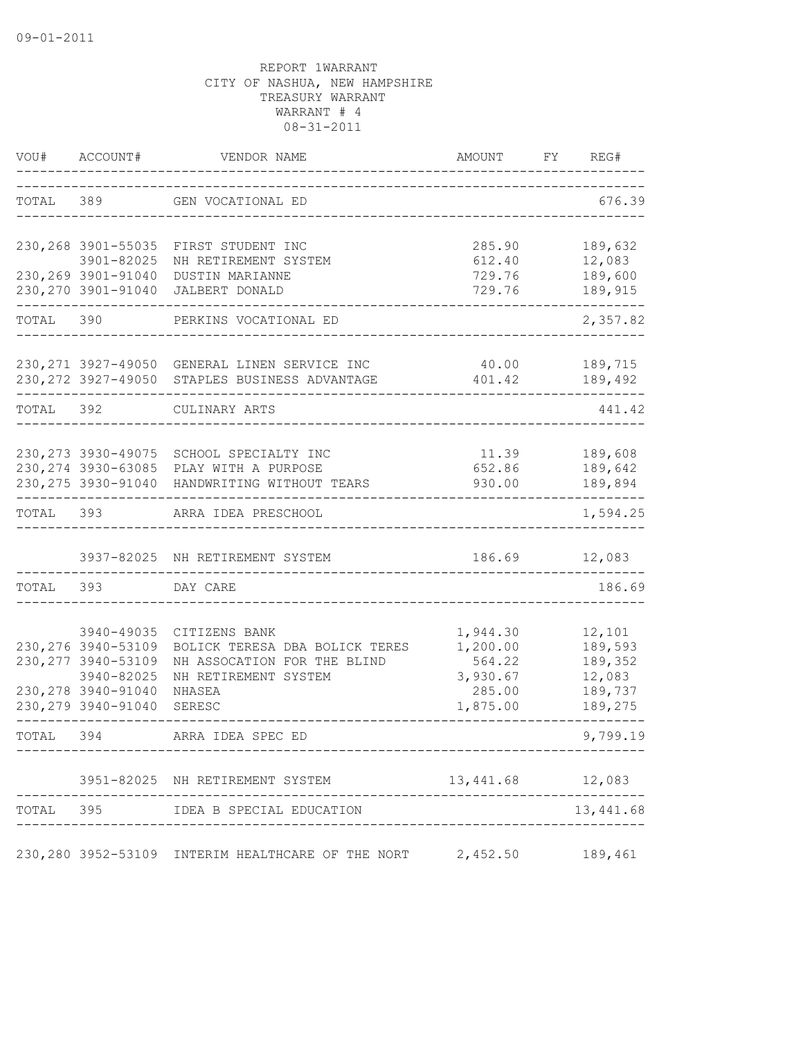09-01-2011

REPORT 1WARRANT
CITY OF NASHUA, NEW HAMPSHIRE
TREASURY WARRANT
WARRANT # 4
08-31-2011

| VOU# | ACCOUNT# | VENDOR NAME | AMOUNT | FY | REG# |
|---|---|---|---|---|---|
| TOTAL | 389 | GEN VOCATIONAL ED | | | 676.39 |
| 230,268 | 3901-55035 | FIRST STUDENT INC | 285.90 | | 189,632 |
| | 3901-82025 | NH RETIREMENT SYSTEM | 612.40 | | 12,083 |
| 230,269 | 3901-91040 | DUSTIN MARIANNE | 729.76 | | 189,600 |
| 230,270 | 3901-91040 | JALBERT DONALD | 729.76 | | 189,915 |
| TOTAL | 390 | PERKINS VOCATIONAL ED | | | 2,357.82 |
| 230,271 | 3927-49050 | GENERAL LINEN SERVICE INC | 40.00 | | 189,715 |
| 230,272 | 3927-49050 | STAPLES BUSINESS ADVANTAGE | 401.42 | | 189,492 |
| TOTAL | 392 | CULINARY ARTS | | | 441.42 |
| 230,273 | 3930-49075 | SCHOOL SPECIALTY INC | 11.39 | | 189,608 |
| 230,274 | 3930-63085 | PLAY WITH A PURPOSE | 652.86 | | 189,642 |
| 230,275 | 3930-91040 | HANDWRITING WITHOUT TEARS | 930.00 | | 189,894 |
| TOTAL | 393 | ARRA IDEA PRESCHOOL | | | 1,594.25 |
| | 3937-82025 | NH RETIREMENT SYSTEM | 186.69 | | 12,083 |
| TOTAL | 393 | DAY CARE | | | 186.69 |
| | 3940-49035 | CITIZENS BANK | 1,944.30 | | 12,101 |
| 230,276 | 3940-53109 | BOLICK TERESA DBA BOLICK TERES | 1,200.00 | | 189,593 |
| 230,277 | 3940-53109 | NH ASSOCATION FOR THE BLIND | 564.22 | | 189,352 |
| | 3940-82025 | NH RETIREMENT SYSTEM | 3,930.67 | | 12,083 |
| 230,278 | 3940-91040 | NHASEA | 285.00 | | 189,737 |
| 230,279 | 3940-91040 | SERESC | 1,875.00 | | 189,275 |
| TOTAL | 394 | ARRA IDEA SPEC ED | | | 9,799.19 |
| | 3951-82025 | NH RETIREMENT SYSTEM | 13,441.68 | | 12,083 |
| TOTAL | 395 | IDEA B SPECIAL EDUCATION | | | 13,441.68 |
| 230,280 | 3952-53109 | INTERIM HEALTHCARE OF THE NORT | 2,452.50 | | 189,461 |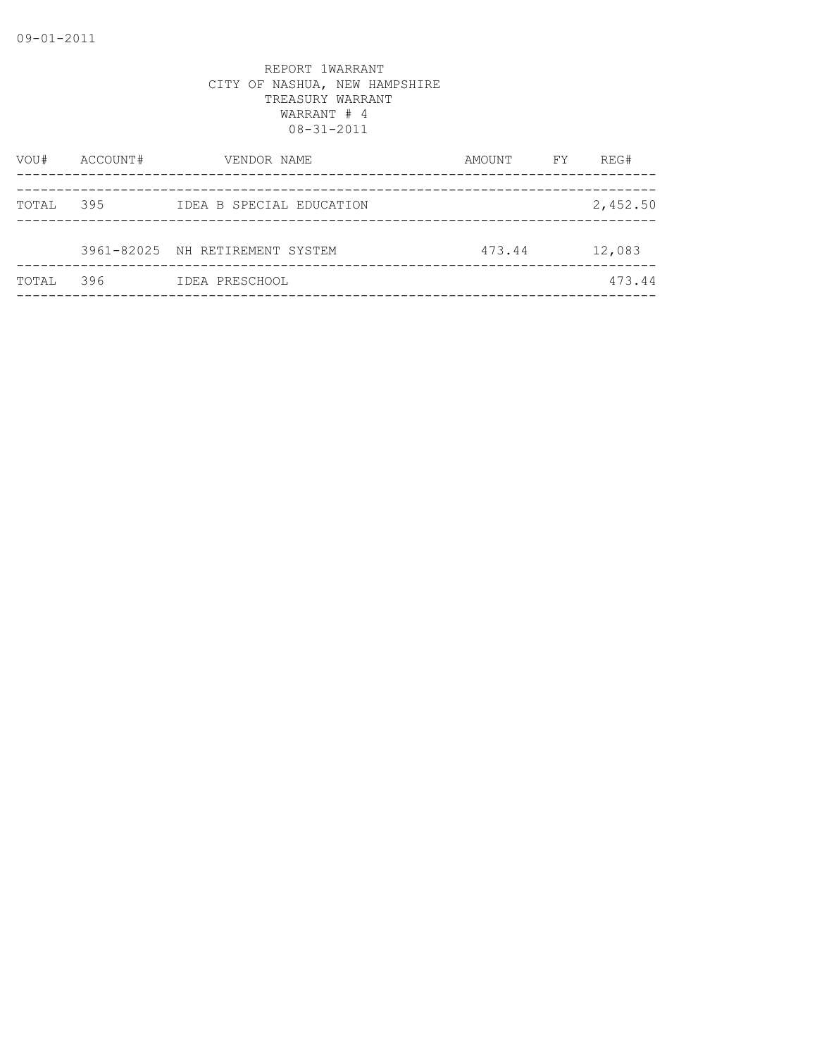REPORT 1WARRANT
CITY OF NASHUA, NEW HAMPSHIRE
TREASURY WARRANT
WARRANT # 4
08-31-2011

| VOU# | ACCOUNT# | VENDOR NAME | AMOUNT | FY | REG# |
|---|---|---|---|---|---|
| TOTAL | 395 | IDEA B SPECIAL EDUCATION | | | 2,452.50 |
| | 3961-82025 | NH RETIREMENT SYSTEM | 473.44 | | 12,083 |
| TOTAL | 396 | IDEA PRESCHOOL | | | 473.44 |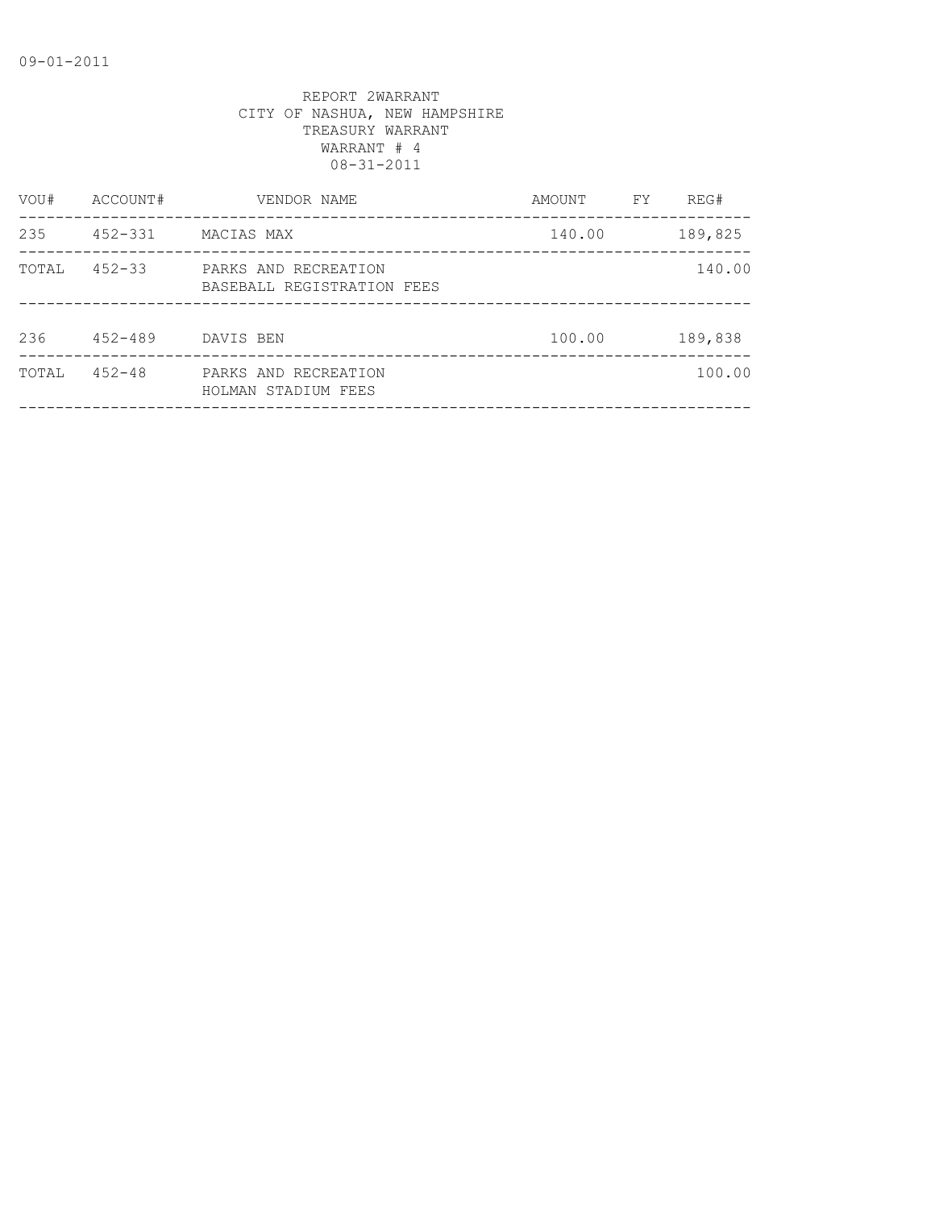09-01-2011

REPORT 2WARRANT
CITY OF NASHUA, NEW HAMPSHIRE
TREASURY WARRANT
WARRANT # 4
08-31-2011

| VOU# | ACCOUNT# | VENDOR NAME | AMOUNT | FY | REG# |
|---|---|---|---|---|---|
| 235 | 452-331 | MACIAS MAX | 140.00 | | 189,825 |
| TOTAL | 452-33 | PARKS AND RECREATION<br>BASEBALL REGISTRATION FEES | | | 140.00 |
| 236 | 452-489 | DAVIS BEN | 100.00 | | 189,838 |
| TOTAL | 452-48 | PARKS AND RECREATION<br>HOLMAN STADIUM FEES | | | 100.00 |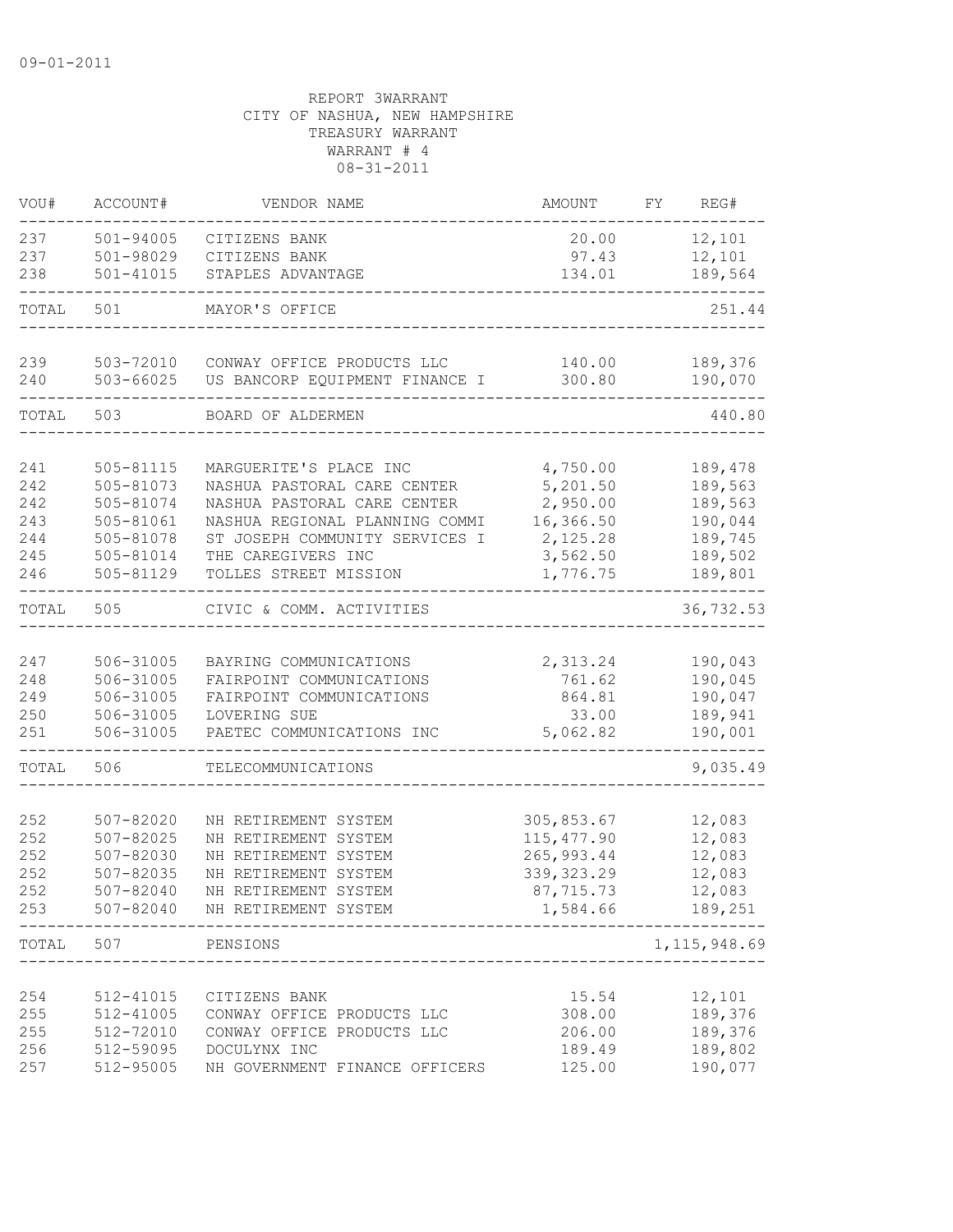09-01-2011

REPORT 3WARRANT
CITY OF NASHUA, NEW HAMPSHIRE
TREASURY WARRANT
WARRANT # 4
08-31-2011

| VOU# | ACCOUNT# | VENDOR NAME | AMOUNT | FY | REG# |
|---|---|---|---|---|---|
| 237 | 501-94005 | CITIZENS BANK | 20.00 | | 12,101 |
| 237 | 501-98029 | CITIZENS BANK | 97.43 | | 12,101 |
| 238 | 501-41015 | STAPLES ADVANTAGE | 134.01 | | 189,564 |
| TOTAL | 501 | MAYOR'S OFFICE | | | 251.44 |
| 239 | 503-72010 | CONWAY OFFICE PRODUCTS LLC | 140.00 | | 189,376 |
| 240 | 503-66025 | US BANCORP EQUIPMENT FINANCE I | 300.80 | | 190,070 |
| TOTAL | 503 | BOARD OF ALDERMEN | | | 440.80 |
| 241 | 505-81115 | MARGUERITE'S PLACE INC | 4,750.00 | | 189,478 |
| 242 | 505-81073 | NASHUA PASTORAL CARE CENTER | 5,201.50 | | 189,563 |
| 242 | 505-81074 | NASHUA PASTORAL CARE CENTER | 2,950.00 | | 189,563 |
| 243 | 505-81061 | NASHUA REGIONAL PLANNING COMMI | 16,366.50 | | 190,044 |
| 244 | 505-81078 | ST JOSEPH COMMUNITY SERVICES I | 2,125.28 | | 189,745 |
| 245 | 505-81014 | THE CAREGIVERS INC | 3,562.50 | | 189,502 |
| 246 | 505-81129 | TOLLES STREET MISSION | 1,776.75 | | 189,801 |
| TOTAL | 505 | CIVIC & COMM. ACTIVITIES | | | 36,732.53 |
| 247 | 506-31005 | BAYRING COMMUNICATIONS | 2,313.24 | | 190,043 |
| 248 | 506-31005 | FAIRPOINT COMMUNICATIONS | 761.62 | | 190,045 |
| 249 | 506-31005 | FAIRPOINT COMMUNICATIONS | 864.81 | | 190,047 |
| 250 | 506-31005 | LOVERING SUE | 33.00 | | 189,941 |
| 251 | 506-31005 | PAETEC COMMUNICATIONS INC | 5,062.82 | | 190,001 |
| TOTAL | 506 | TELECOMMUNICATIONS | | | 9,035.49 |
| 252 | 507-82020 | NH RETIREMENT SYSTEM | 305,853.67 | | 12,083 |
| 252 | 507-82025 | NH RETIREMENT SYSTEM | 115,477.90 | | 12,083 |
| 252 | 507-82030 | NH RETIREMENT SYSTEM | 265,993.44 | | 12,083 |
| 252 | 507-82035 | NH RETIREMENT SYSTEM | 339,323.29 | | 12,083 |
| 252 | 507-82040 | NH RETIREMENT SYSTEM | 87,715.73 | | 12,083 |
| 253 | 507-82040 | NH RETIREMENT SYSTEM | 1,584.66 | | 189,251 |
| TOTAL | 507 | PENSIONS | | | 1,115,948.69 |
| 254 | 512-41015 | CITIZENS BANK | 15.54 | | 12,101 |
| 255 | 512-41005 | CONWAY OFFICE PRODUCTS LLC | 308.00 | | 189,376 |
| 255 | 512-72010 | CONWAY OFFICE PRODUCTS LLC | 206.00 | | 189,376 |
| 256 | 512-59095 | DOCULYNX INC | 189.49 | | 189,802 |
| 257 | 512-95005 | NH GOVERNMENT FINANCE OFFICERS | 125.00 | | 190,077 |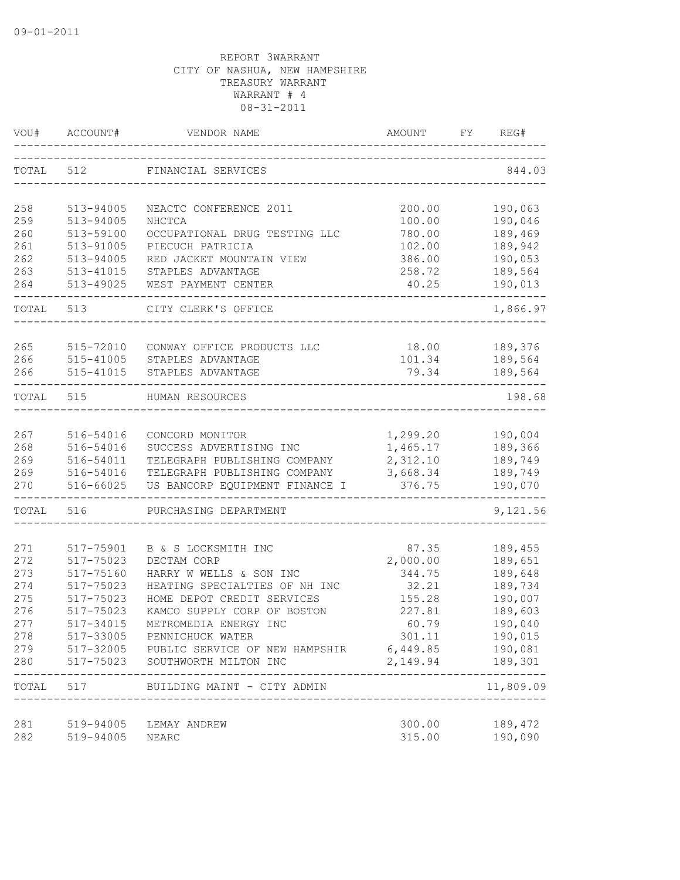09-01-2011

REPORT 3WARRANT
CITY OF NASHUA, NEW HAMPSHIRE
TREASURY WARRANT
WARRANT # 4
08-31-2011

| VOU# | ACCOUNT# | VENDOR NAME | AMOUNT | FY | REG# |
|---|---|---|---|---|---|
| TOTAL | 512 | FINANCIAL SERVICES | | | 844.03 |
| 258 | 513-94005 | NEACTC CONFERENCE 2011 | 200.00 | | 190,063 |
| 259 | 513-94005 | NHCTCA | 100.00 | | 190,046 |
| 260 | 513-59100 | OCCUPATIONAL DRUG TESTING LLC | 780.00 | | 189,469 |
| 261 | 513-91005 | PIECUCH PATRICIA | 102.00 | | 189,942 |
| 262 | 513-94005 | RED JACKET MOUNTAIN VIEW | 386.00 | | 190,053 |
| 263 | 513-41015 | STAPLES ADVANTAGE | 258.72 | | 189,564 |
| 264 | 513-49025 | WEST PAYMENT CENTER | 40.25 | | 190,013 |
| TOTAL | 513 | CITY CLERK'S OFFICE | | | 1,866.97 |
| 265 | 515-72010 | CONWAY OFFICE PRODUCTS LLC | 18.00 | | 189,376 |
| 266 | 515-41005 | STAPLES ADVANTAGE | 101.34 | | 189,564 |
| 266 | 515-41015 | STAPLES ADVANTAGE | 79.34 | | 189,564 |
| TOTAL | 515 | HUMAN RESOURCES | | | 198.68 |
| 267 | 516-54016 | CONCORD MONITOR | 1,299.20 | | 190,004 |
| 268 | 516-54016 | SUCCESS ADVERTISING INC | 1,465.17 | | 189,366 |
| 269 | 516-54011 | TELEGRAPH PUBLISHING COMPANY | 2,312.10 | | 189,749 |
| 269 | 516-54016 | TELEGRAPH PUBLISHING COMPANY | 3,668.34 | | 189,749 |
| 270 | 516-66025 | US BANCORP EQUIPMENT FINANCE I | 376.75 | | 190,070 |
| TOTAL | 516 | PURCHASING DEPARTMENT | | | 9,121.56 |
| 271 | 517-75901 | B & S LOCKSMITH INC | 87.35 | | 189,455 |
| 272 | 517-75023 | DECTAM CORP | 2,000.00 | | 189,651 |
| 273 | 517-75160 | HARRY W WELLS & SON INC | 344.75 | | 189,648 |
| 274 | 517-75023 | HEATING SPECIALTIES OF NH INC | 32.21 | | 189,734 |
| 275 | 517-75023 | HOME DEPOT CREDIT SERVICES | 155.28 | | 190,007 |
| 276 | 517-75023 | KAMCO SUPPLY CORP OF BOSTON | 227.81 | | 189,603 |
| 277 | 517-34015 | METROMEDIA ENERGY INC | 60.79 | | 190,040 |
| 278 | 517-33005 | PENNICHUCK WATER | 301.11 | | 190,015 |
| 279 | 517-32005 | PUBLIC SERVICE OF NEW HAMPSHIR | 6,449.85 | | 190,081 |
| 280 | 517-75023 | SOUTHWORTH MILTON INC | 2,149.94 | | 189,301 |
| TOTAL | 517 | BUILDING MAINT - CITY ADMIN | | | 11,809.09 |
| 281 | 519-94005 | LEMAY ANDREW | 300.00 | | 189,472 |
| 282 | 519-94005 | NEARC | 315.00 | | 190,090 |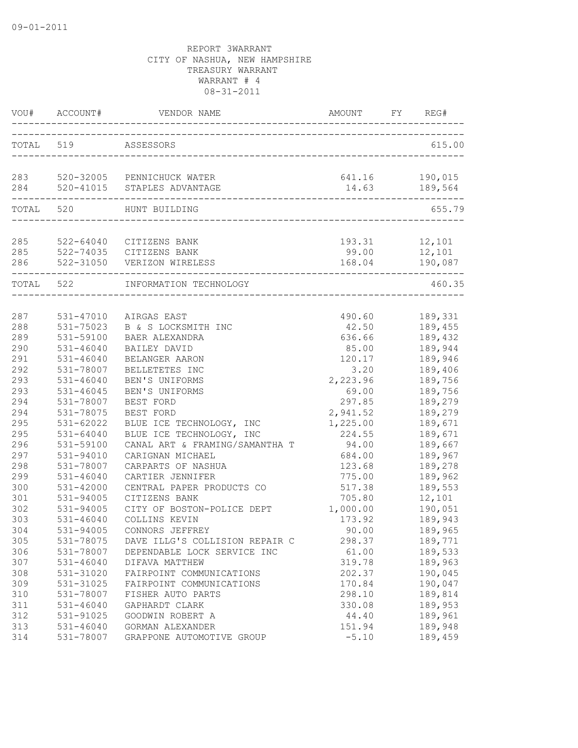09-01-2011

REPORT 3WARRANT
CITY OF NASHUA, NEW HAMPSHIRE
TREASURY WARRANT
WARRANT # 4
08-31-2011

| VOU# | ACCOUNT# | VENDOR NAME | AMOUNT | FY | REG# |
|---|---|---|---|---|---|
| TOTAL | 519 | ASSESSORS | | | 615.00 |
| 283 | 520-32005 | PENNICHUCK WATER | 641.16 | | 190,015 |
| 284 | 520-41015 | STAPLES ADVANTAGE | 14.63 | | 189,564 |
| TOTAL | 520 | HUNT BUILDING | | | 655.79 |
| 285 | 522-64040 | CITIZENS BANK | 193.31 | | 12,101 |
| 285 | 522-74035 | CITIZENS BANK | 99.00 | | 12,101 |
| 286 | 522-31050 | VERIZON WIRELESS | 168.04 | | 190,087 |
| TOTAL | 522 | INFORMATION TECHNOLOGY | | | 460.35 |
| 287 | 531-47010 | AIRGAS EAST | 490.60 | | 189,331 |
| 288 | 531-75023 | B & S LOCKSMITH INC | 42.50 | | 189,455 |
| 289 | 531-59100 | BAER ALEXANDRA | 636.66 | | 189,432 |
| 290 | 531-46040 | BAILEY DAVID | 85.00 | | 189,944 |
| 291 | 531-46040 | BELANGER AARON | 120.17 | | 189,946 |
| 292 | 531-78007 | BELLETETES INC | 3.20 | | 189,406 |
| 293 | 531-46040 | BEN'S UNIFORMS | 2,223.96 | | 189,756 |
| 293 | 531-46045 | BEN'S UNIFORMS | 69.00 | | 189,756 |
| 294 | 531-78007 | BEST FORD | 297.85 | | 189,279 |
| 294 | 531-78075 | BEST FORD | 2,941.52 | | 189,279 |
| 295 | 531-62022 | BLUE ICE TECHNOLOGY, INC | 1,225.00 | | 189,671 |
| 295 | 531-64040 | BLUE ICE TECHNOLOGY, INC | 224.55 | | 189,671 |
| 296 | 531-59100 | CANAL ART & FRAMING/SAMANTHA T | 94.00 | | 189,667 |
| 297 | 531-94010 | CARIGNAN MICHAEL | 684.00 | | 189,967 |
| 298 | 531-78007 | CARPARTS OF NASHUA | 123.68 | | 189,278 |
| 299 | 531-46040 | CARTIER JENNIFER | 775.00 | | 189,962 |
| 300 | 531-42000 | CENTRAL PAPER PRODUCTS CO | 517.38 | | 189,553 |
| 301 | 531-94005 | CITIZENS BANK | 705.80 | | 12,101 |
| 302 | 531-94005 | CITY OF BOSTON-POLICE DEPT | 1,000.00 | | 190,051 |
| 303 | 531-46040 | COLLINS KEVIN | 173.92 | | 189,943 |
| 304 | 531-94005 | CONNORS JEFFREY | 90.00 | | 189,965 |
| 305 | 531-78075 | DAVE ILLG'S COLLISION REPAIR C | 298.37 | | 189,771 |
| 306 | 531-78007 | DEPENDABLE LOCK SERVICE INC | 61.00 | | 189,533 |
| 307 | 531-46040 | DIFAVA MATTHEW | 319.78 | | 189,963 |
| 308 | 531-31020 | FAIRPOINT COMMUNICATIONS | 202.37 | | 190,045 |
| 309 | 531-31025 | FAIRPOINT COMMUNICATIONS | 170.84 | | 190,047 |
| 310 | 531-78007 | FISHER AUTO PARTS | 298.10 | | 189,814 |
| 311 | 531-46040 | GAPHARDT CLARK | 330.08 | | 189,953 |
| 312 | 531-91025 | GOODWIN ROBERT A | 44.40 | | 189,961 |
| 313 | 531-46040 | GORMAN ALEXANDER | 151.94 | | 189,948 |
| 314 | 531-78007 | GRAPPONE AUTOMOTIVE GROUP | -5.10 | | 189,459 |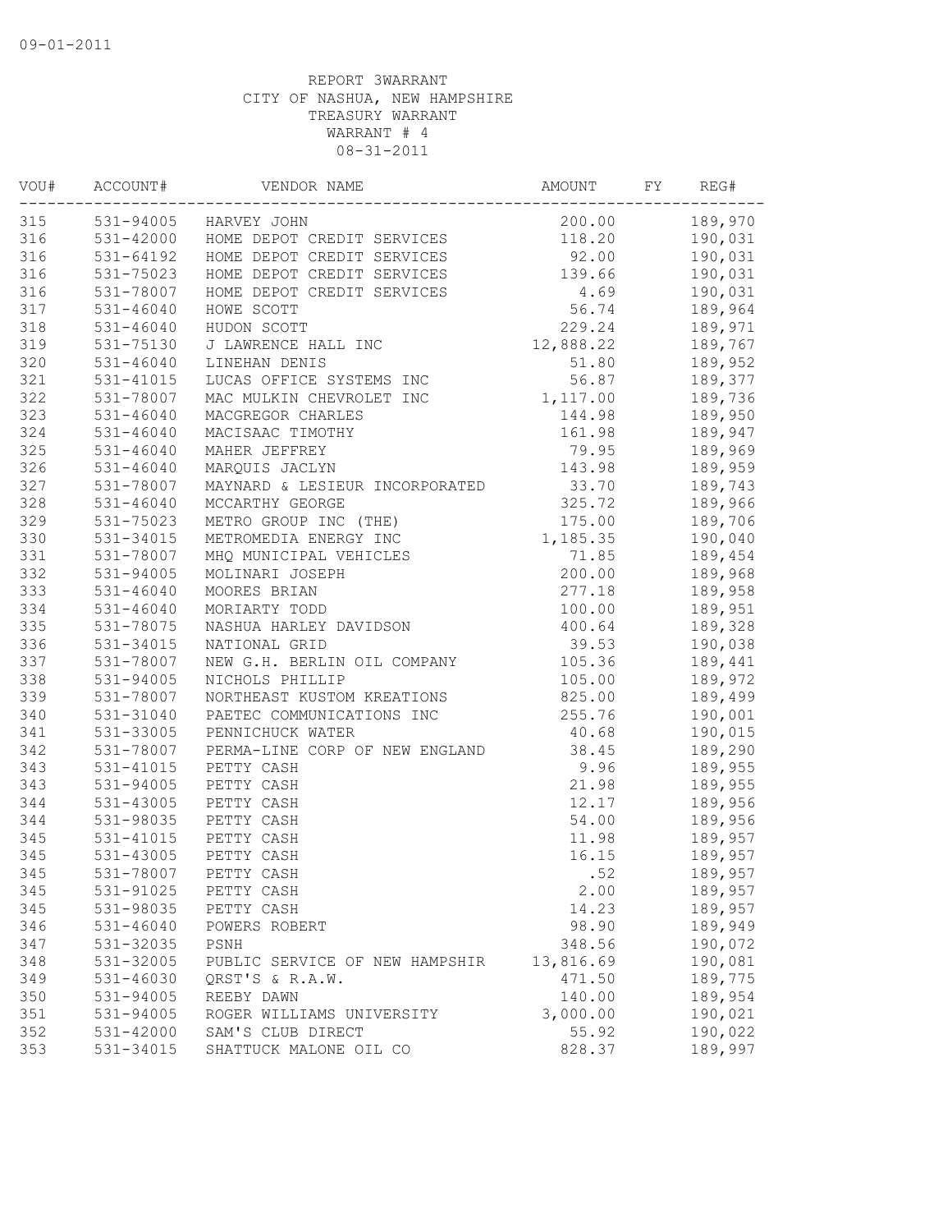09-01-2011

REPORT 3WARRANT
CITY OF NASHUA, NEW HAMPSHIRE
TREASURY WARRANT
WARRANT # 4
08-31-2011

| VOU# | ACCOUNT# | VENDOR NAME | AMOUNT | FY | REG# |
|---|---|---|---|---|---|
| 315 | 531-94005 | HARVEY JOHN | 200.00 | | 189,970 |
| 316 | 531-42000 | HOME DEPOT CREDIT SERVICES | 118.20 | | 190,031 |
| 316 | 531-64192 | HOME DEPOT CREDIT SERVICES | 92.00 | | 190,031 |
| 316 | 531-75023 | HOME DEPOT CREDIT SERVICES | 139.66 | | 190,031 |
| 316 | 531-78007 | HOME DEPOT CREDIT SERVICES | 4.69 | | 190,031 |
| 317 | 531-46040 | HOWE SCOTT | 56.74 | | 189,964 |
| 318 | 531-46040 | HUDON SCOTT | 229.24 | | 189,971 |
| 319 | 531-75130 | J LAWRENCE HALL INC | 12,888.22 | | 189,767 |
| 320 | 531-46040 | LINEHAN DENIS | 51.80 | | 189,952 |
| 321 | 531-41015 | LUCAS OFFICE SYSTEMS INC | 56.87 | | 189,377 |
| 322 | 531-78007 | MAC MULKIN CHEVROLET INC | 1,117.00 | | 189,736 |
| 323 | 531-46040 | MACGREGOR CHARLES | 144.98 | | 189,950 |
| 324 | 531-46040 | MACISAAC TIMOTHY | 161.98 | | 189,947 |
| 325 | 531-46040 | MAHER JEFFREY | 79.95 | | 189,969 |
| 326 | 531-46040 | MARQUIS JACLYN | 143.98 | | 189,959 |
| 327 | 531-78007 | MAYNARD & LESIEUR INCORPORATED | 33.70 | | 189,743 |
| 328 | 531-46040 | MCCARTHY GEORGE | 325.72 | | 189,966 |
| 329 | 531-75023 | METRO GROUP INC (THE) | 175.00 | | 189,706 |
| 330 | 531-34015 | METROMEDIA ENERGY INC | 1,185.35 | | 190,040 |
| 331 | 531-78007 | MHQ MUNICIPAL VEHICLES | 71.85 | | 189,454 |
| 332 | 531-94005 | MOLINARI JOSEPH | 200.00 | | 189,968 |
| 333 | 531-46040 | MOORES BRIAN | 277.18 | | 189,958 |
| 334 | 531-46040 | MORIARTY TODD | 100.00 | | 189,951 |
| 335 | 531-78075 | NASHUA HARLEY DAVIDSON | 400.64 | | 189,328 |
| 336 | 531-34015 | NATIONAL GRID | 39.53 | | 190,038 |
| 337 | 531-78007 | NEW G.H. BERLIN OIL COMPANY | 105.36 | | 189,441 |
| 338 | 531-94005 | NICHOLS PHILLIP | 105.00 | | 189,972 |
| 339 | 531-78007 | NORTHEAST KUSTOM KREATIONS | 825.00 | | 189,499 |
| 340 | 531-31040 | PAETEC COMMUNICATIONS INC | 255.76 | | 190,001 |
| 341 | 531-33005 | PENNICHUCK WATER | 40.68 | | 190,015 |
| 342 | 531-78007 | PERMA-LINE CORP OF NEW ENGLAND | 38.45 | | 189,290 |
| 343 | 531-41015 | PETTY CASH | 9.96 | | 189,955 |
| 343 | 531-94005 | PETTY CASH | 21.98 | | 189,955 |
| 344 | 531-43005 | PETTY CASH | 12.17 | | 189,956 |
| 344 | 531-98035 | PETTY CASH | 54.00 | | 189,956 |
| 345 | 531-41015 | PETTY CASH | 11.98 | | 189,957 |
| 345 | 531-43005 | PETTY CASH | 16.15 | | 189,957 |
| 345 | 531-78007 | PETTY CASH | .52 | | 189,957 |
| 345 | 531-91025 | PETTY CASH | 2.00 | | 189,957 |
| 345 | 531-98035 | PETTY CASH | 14.23 | | 189,957 |
| 346 | 531-46040 | POWERS ROBERT | 98.90 | | 189,949 |
| 347 | 531-32035 | PSNH | 348.56 | | 190,072 |
| 348 | 531-32005 | PUBLIC SERVICE OF NEW HAMPSHIR | 13,816.69 | | 190,081 |
| 349 | 531-46030 | QRST'S & R.A.W. | 471.50 | | 189,775 |
| 350 | 531-94005 | REEBY DAWN | 140.00 | | 189,954 |
| 351 | 531-94005 | ROGER WILLIAMS UNIVERSITY | 3,000.00 | | 190,021 |
| 352 | 531-42000 | SAM'S CLUB DIRECT | 55.92 | | 190,022 |
| 353 | 531-34015 | SHATTUCK MALONE OIL CO | 828.37 | | 189,997 |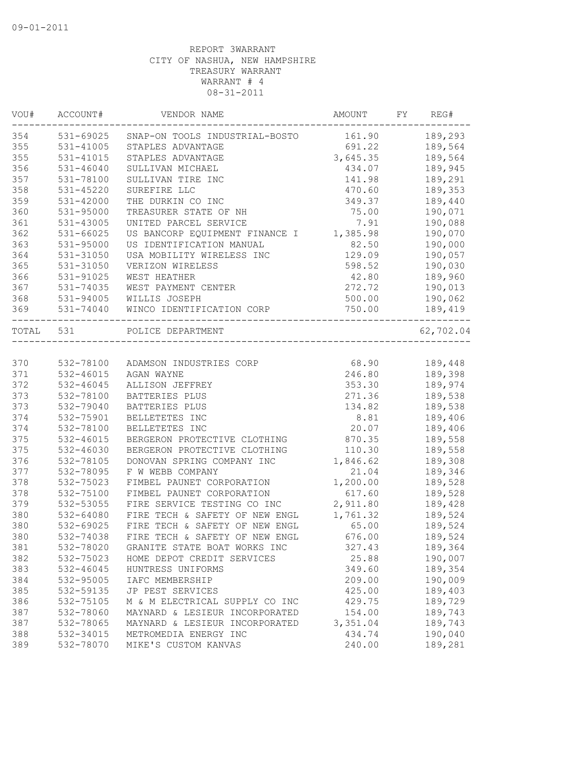09-01-2011

REPORT 3WARRANT
CITY OF NASHUA, NEW HAMPSHIRE
TREASURY WARRANT
WARRANT # 4
08-31-2011

| VOU# | ACCOUNT# | VENDOR NAME | AMOUNT | FY | REG# |
|---|---|---|---|---|---|
| 354 | 531-69025 | SNAP-ON TOOLS INDUSTRIAL-BOSTO | 161.90 | | 189,293 |
| 355 | 531-41005 | STAPLES ADVANTAGE | 691.22 | | 189,564 |
| 355 | 531-41015 | STAPLES ADVANTAGE | 3,645.35 | | 189,564 |
| 356 | 531-46040 | SULLIVAN MICHAEL | 434.07 | | 189,945 |
| 357 | 531-78100 | SULLIVAN TIRE INC | 141.98 | | 189,291 |
| 358 | 531-45220 | SUREFIRE LLC | 470.60 | | 189,353 |
| 359 | 531-42000 | THE DURKIN CO INC | 349.37 | | 189,440 |
| 360 | 531-95000 | TREASURER STATE OF NH | 75.00 | | 190,071 |
| 361 | 531-43005 | UNITED PARCEL SERVICE | 7.91 | | 190,088 |
| 362 | 531-66025 | US BANCORP EQUIPMENT FINANCE I | 1,385.98 | | 190,070 |
| 363 | 531-95000 | US IDENTIFICATION MANUAL | 82.50 | | 190,000 |
| 364 | 531-31050 | USA MOBILITY WIRELESS INC | 129.09 | | 190,057 |
| 365 | 531-31050 | VERIZON WIRELESS | 598.52 | | 190,030 |
| 366 | 531-91025 | WEST HEATHER | 42.80 | | 189,960 |
| 367 | 531-74035 | WEST PAYMENT CENTER | 272.72 | | 190,013 |
| 368 | 531-94005 | WILLIS JOSEPH | 500.00 | | 190,062 |
| 369 | 531-74040 | WINCO IDENTIFICATION CORP | 750.00 | | 189,419 |
| TOTAL | 531 | POLICE DEPARTMENT | | | 62,702.04 |
| 370 | 532-78100 | ADAMSON INDUSTRIES CORP | 68.90 | | 189,448 |
| 371 | 532-46015 | AGAN WAYNE | 246.80 | | 189,398 |
| 372 | 532-46045 | ALLISON JEFFREY | 353.30 | | 189,974 |
| 373 | 532-78100 | BATTERIES PLUS | 271.36 | | 189,538 |
| 373 | 532-79040 | BATTERIES PLUS | 134.82 | | 189,538 |
| 374 | 532-75901 | BELLETETES INC | 8.81 | | 189,406 |
| 374 | 532-78100 | BELLETETES INC | 20.07 | | 189,406 |
| 375 | 532-46015 | BERGERON PROTECTIVE CLOTHING | 870.35 | | 189,558 |
| 375 | 532-46030 | BERGERON PROTECTIVE CLOTHING | 110.30 | | 189,558 |
| 376 | 532-78105 | DONOVAN SPRING COMPANY INC | 1,846.62 | | 189,308 |
| 377 | 532-78095 | F W WEBB COMPANY | 21.04 | | 189,346 |
| 378 | 532-75023 | FIMBEL PAUNET CORPORATION | 1,200.00 | | 189,528 |
| 378 | 532-75100 | FIMBEL PAUNET CORPORATION | 617.60 | | 189,528 |
| 379 | 532-53055 | FIRE SERVICE TESTING CO INC | 2,911.80 | | 189,428 |
| 380 | 532-64080 | FIRE TECH & SAFETY OF NEW ENGL | 1,761.32 | | 189,524 |
| 380 | 532-69025 | FIRE TECH & SAFETY OF NEW ENGL | 65.00 | | 189,524 |
| 380 | 532-74038 | FIRE TECH & SAFETY OF NEW ENGL | 676.00 | | 189,524 |
| 381 | 532-78020 | GRANITE STATE BOAT WORKS INC | 327.43 | | 189,364 |
| 382 | 532-75023 | HOME DEPOT CREDIT SERVICES | 25.88 | | 190,007 |
| 383 | 532-46045 | HUNTRESS UNIFORMS | 349.60 | | 189,354 |
| 384 | 532-95005 | IAFC MEMBERSHIP | 209.00 | | 190,009 |
| 385 | 532-59135 | JP PEST SERVICES | 425.00 | | 189,403 |
| 386 | 532-75105 | M & M ELECTRICAL SUPPLY CO INC | 429.75 | | 189,729 |
| 387 | 532-78060 | MAYNARD & LESIEUR INCORPORATED | 154.00 | | 189,743 |
| 387 | 532-78065 | MAYNARD & LESIEUR INCORPORATED | 3,351.04 | | 189,743 |
| 388 | 532-34015 | METROMEDIA ENERGY INC | 434.74 | | 190,040 |
| 389 | 532-78070 | MIKE'S CUSTOM KANVAS | 240.00 | | 189,281 |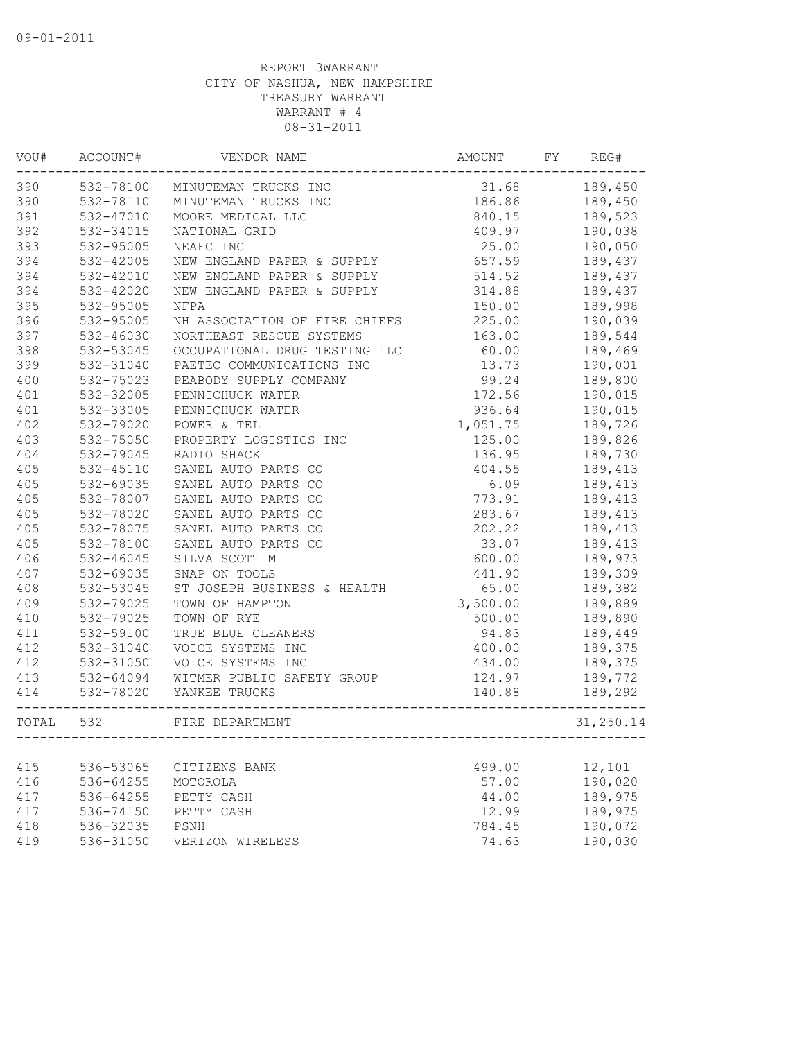09-01-2011

REPORT 3WARRANT
CITY OF NASHUA, NEW HAMPSHIRE
TREASURY WARRANT
WARRANT # 4
08-31-2011

| VOU# | ACCOUNT# | VENDOR NAME | AMOUNT | FY | REG# |
|---|---|---|---|---|---|
| 390 | 532-78100 | MINUTEMAN TRUCKS INC | 31.68 | | 189,450 |
| 390 | 532-78110 | MINUTEMAN TRUCKS INC | 186.86 | | 189,450 |
| 391 | 532-47010 | MOORE MEDICAL LLC | 840.15 | | 189,523 |
| 392 | 532-34015 | NATIONAL GRID | 409.97 | | 190,038 |
| 393 | 532-95005 | NEAFC INC | 25.00 | | 190,050 |
| 394 | 532-42005 | NEW ENGLAND PAPER & SUPPLY | 657.59 | | 189,437 |
| 394 | 532-42010 | NEW ENGLAND PAPER & SUPPLY | 514.52 | | 189,437 |
| 394 | 532-42020 | NEW ENGLAND PAPER & SUPPLY | 314.88 | | 189,437 |
| 395 | 532-95005 | NFPA | 150.00 | | 189,998 |
| 396 | 532-95005 | NH ASSOCIATION OF FIRE CHIEFS | 225.00 | | 190,039 |
| 397 | 532-46030 | NORTHEAST RESCUE SYSTEMS | 163.00 | | 189,544 |
| 398 | 532-53045 | OCCUPATIONAL DRUG TESTING LLC | 60.00 | | 189,469 |
| 399 | 532-31040 | PAETEC COMMUNICATIONS INC | 13.73 | | 190,001 |
| 400 | 532-75023 | PEABODY SUPPLY COMPANY | 99.24 | | 189,800 |
| 401 | 532-32005 | PENNICHUCK WATER | 172.56 | | 190,015 |
| 401 | 532-33005 | PENNICHUCK WATER | 936.64 | | 190,015 |
| 402 | 532-79020 | POWER & TEL | 1,051.75 | | 189,726 |
| 403 | 532-75050 | PROPERTY LOGISTICS INC | 125.00 | | 189,826 |
| 404 | 532-79045 | RADIO SHACK | 136.95 | | 189,730 |
| 405 | 532-45110 | SANEL AUTO PARTS CO | 404.55 | | 189,413 |
| 405 | 532-69035 | SANEL AUTO PARTS CO | 6.09 | | 189,413 |
| 405 | 532-78007 | SANEL AUTO PARTS CO | 773.91 | | 189,413 |
| 405 | 532-78020 | SANEL AUTO PARTS CO | 283.67 | | 189,413 |
| 405 | 532-78075 | SANEL AUTO PARTS CO | 202.22 | | 189,413 |
| 405 | 532-78100 | SANEL AUTO PARTS CO | 33.07 | | 189,413 |
| 406 | 532-46045 | SILVA SCOTT M | 600.00 | | 189,973 |
| 407 | 532-69035 | SNAP ON TOOLS | 441.90 | | 189,309 |
| 408 | 532-53045 | ST JOSEPH BUSINESS & HEALTH | 65.00 | | 189,382 |
| 409 | 532-79025 | TOWN OF HAMPTON | 3,500.00 | | 189,889 |
| 410 | 532-79025 | TOWN OF RYE | 500.00 | | 189,890 |
| 411 | 532-59100 | TRUE BLUE CLEANERS | 94.83 | | 189,449 |
| 412 | 532-31040 | VOICE SYSTEMS INC | 400.00 | | 189,375 |
| 412 | 532-31050 | VOICE SYSTEMS INC | 434.00 | | 189,375 |
| 413 | 532-64094 | WITMER PUBLIC SAFETY GROUP | 124.97 | | 189,772 |
| 414 | 532-78020 | YANKEE TRUCKS | 140.88 | | 189,292 |
| TOTAL | 532 | FIRE DEPARTMENT | | | 31,250.14 |
| 415 | 536-53065 | CITIZENS BANK | 499.00 | | 12,101 |
| 416 | 536-64255 | MOTOROLA | 57.00 | | 190,020 |
| 417 | 536-64255 | PETTY CASH | 44.00 | | 189,975 |
| 417 | 536-74150 | PETTY CASH | 12.99 | | 189,975 |
| 418 | 536-32035 | PSNH | 784.45 | | 190,072 |
| 419 | 536-31050 | VERIZON WIRELESS | 74.63 | | 190,030 |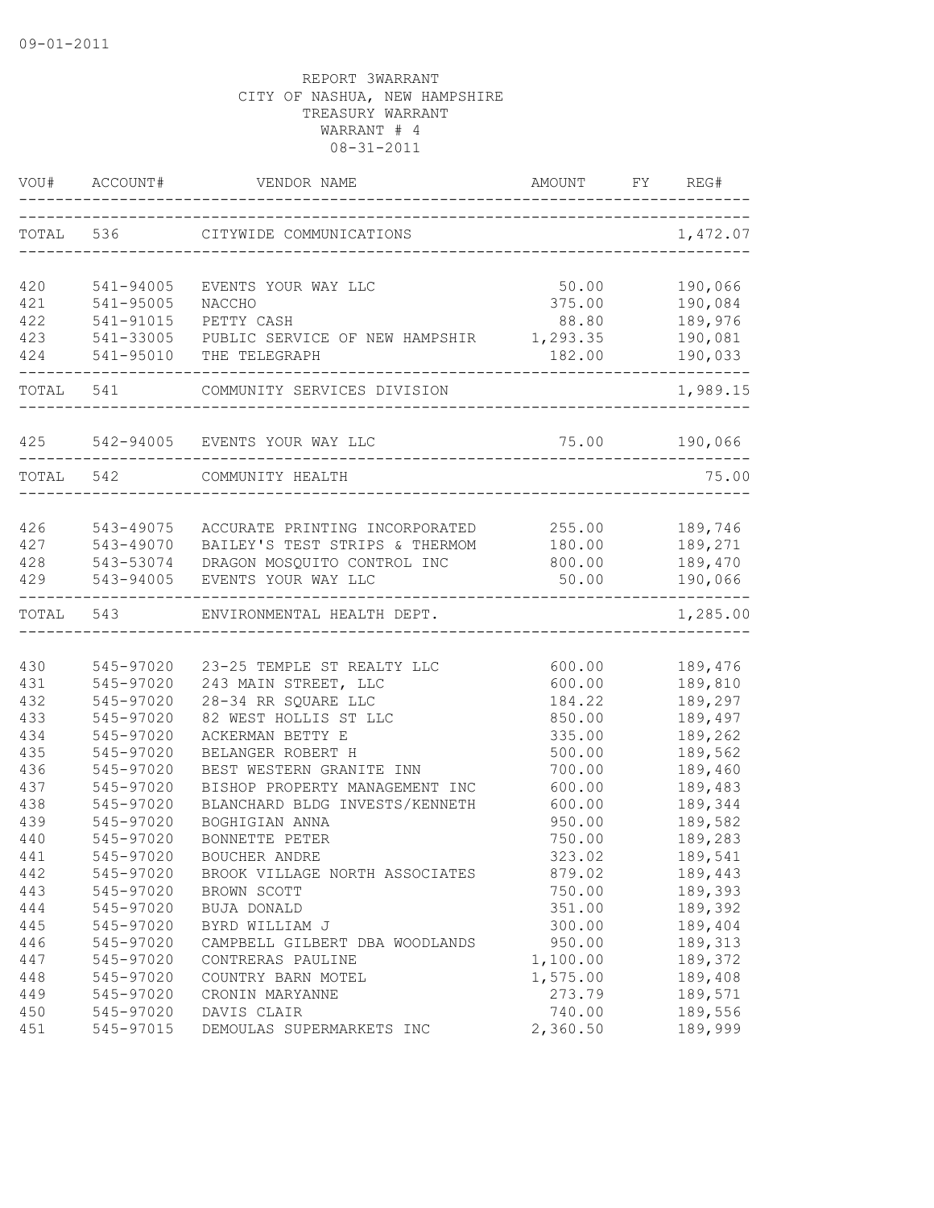09-01-2011

REPORT 3WARRANT
CITY OF NASHUA, NEW HAMPSHIRE
TREASURY WARRANT
WARRANT # 4
08-31-2011

| VOU# | ACCOUNT# | VENDOR NAME | AMOUNT | FY | REG# |
|---|---|---|---|---|---|
| TOTAL | 536 | CITYWIDE COMMUNICATIONS | | | 1,472.07 |
| 420 | 541-94005 | EVENTS YOUR WAY LLC | 50.00 | | 190,066 |
| 421 | 541-95005 | NACCHO | 375.00 | | 190,084 |
| 422 | 541-91015 | PETTY CASH | 88.80 | | 189,976 |
| 423 | 541-33005 | PUBLIC SERVICE OF NEW HAMPSHIR | 1,293.35 | | 190,081 |
| 424 | 541-95010 | THE TELEGRAPH | 182.00 | | 190,033 |
| TOTAL | 541 | COMMUNITY SERVICES DIVISION | | | 1,989.15 |
| 425 | 542-94005 | EVENTS YOUR WAY LLC | 75.00 | | 190,066 |
| TOTAL | 542 | COMMUNITY HEALTH | | | 75.00 |
| 426 | 543-49075 | ACCURATE PRINTING INCORPORATED | 255.00 | | 189,746 |
| 427 | 543-49070 | BAILEY'S TEST STRIPS & THERMOM | 180.00 | | 189,271 |
| 428 | 543-53074 | DRAGON MOSQUITO CONTROL INC | 800.00 | | 189,470 |
| 429 | 543-94005 | EVENTS YOUR WAY LLC | 50.00 | | 190,066 |
| TOTAL | 543 | ENVIRONMENTAL HEALTH DEPT. | | | 1,285.00 |
| 430 | 545-97020 | 23-25 TEMPLE ST REALTY LLC | 600.00 | | 189,476 |
| 431 | 545-97020 | 243 MAIN STREET, LLC | 600.00 | | 189,810 |
| 432 | 545-97020 | 28-34 RR SQUARE LLC | 184.22 | | 189,297 |
| 433 | 545-97020 | 82 WEST HOLLIS ST LLC | 850.00 | | 189,497 |
| 434 | 545-97020 | ACKERMAN BETTY E | 335.00 | | 189,262 |
| 435 | 545-97020 | BELANGER ROBERT H | 500.00 | | 189,562 |
| 436 | 545-97020 | BEST WESTERN GRANITE INN | 700.00 | | 189,460 |
| 437 | 545-97020 | BISHOP PROPERTY MANAGEMENT INC | 600.00 | | 189,483 |
| 438 | 545-97020 | BLANCHARD BLDG INVESTS/KENNETH | 600.00 | | 189,344 |
| 439 | 545-97020 | BOGHIGIAN ANNA | 950.00 | | 189,582 |
| 440 | 545-97020 | BONNETTE PETER | 750.00 | | 189,283 |
| 441 | 545-97020 | BOUCHER ANDRE | 323.02 | | 189,541 |
| 442 | 545-97020 | BROOK VILLAGE NORTH ASSOCIATES | 879.02 | | 189,443 |
| 443 | 545-97020 | BROWN SCOTT | 750.00 | | 189,393 |
| 444 | 545-97020 | BUJA DONALD | 351.00 | | 189,392 |
| 445 | 545-97020 | BYRD WILLIAM J | 300.00 | | 189,404 |
| 446 | 545-97020 | CAMPBELL GILBERT DBA WOODLANDS | 950.00 | | 189,313 |
| 447 | 545-97020 | CONTRERAS PAULINE | 1,100.00 | | 189,372 |
| 448 | 545-97020 | COUNTRY BARN MOTEL | 1,575.00 | | 189,408 |
| 449 | 545-97020 | CRONIN MARYANNE | 273.79 | | 189,571 |
| 450 | 545-97020 | DAVIS CLAIR | 740.00 | | 189,556 |
| 451 | 545-97015 | DEMOULAS SUPERMARKETS INC | 2,360.50 | | 189,999 |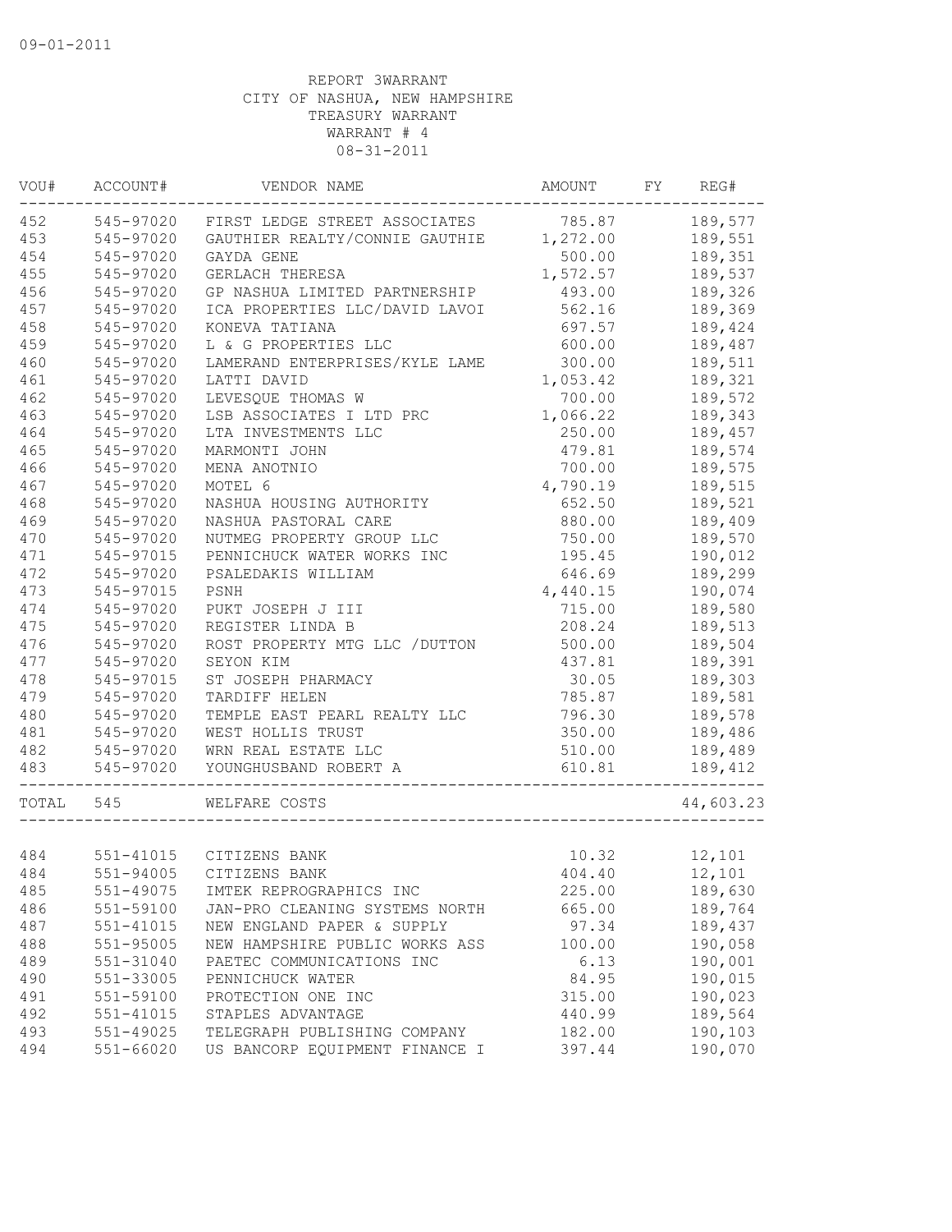09-01-2011

REPORT 3WARRANT
CITY OF NASHUA, NEW HAMPSHIRE
TREASURY WARRANT
WARRANT # 4
08-31-2011

| VOU# | ACCOUNT# | VENDOR NAME | AMOUNT | FY | REG# |
|---|---|---|---|---|---|
| 452 | 545-97020 | FIRST LEDGE STREET ASSOCIATES | 785.87 | | 189,577 |
| 453 | 545-97020 | GAUTHIER REALTY/CONNIE GAUTHIE | 1,272.00 | | 189,551 |
| 454 | 545-97020 | GAYDA GENE | 500.00 | | 189,351 |
| 455 | 545-97020 | GERLACH THERESA | 1,572.57 | | 189,537 |
| 456 | 545-97020 | GP NASHUA LIMITED PARTNERSHIP | 493.00 | | 189,326 |
| 457 | 545-97020 | ICA PROPERTIES LLC/DAVID LAVOI | 562.16 | | 189,369 |
| 458 | 545-97020 | KONEVA TATIANA | 697.57 | | 189,424 |
| 459 | 545-97020 | L & G PROPERTIES LLC | 600.00 | | 189,487 |
| 460 | 545-97020 | LAMERAND ENTERPRISES/KYLE LAME | 300.00 | | 189,511 |
| 461 | 545-97020 | LATTI DAVID | 1,053.42 | | 189,321 |
| 462 | 545-97020 | LEVESQUE THOMAS W | 700.00 | | 189,572 |
| 463 | 545-97020 | LSB ASSOCIATES I LTD PRC | 1,066.22 | | 189,343 |
| 464 | 545-97020 | LTA INVESTMENTS LLC | 250.00 | | 189,457 |
| 465 | 545-97020 | MARMONTI JOHN | 479.81 | | 189,574 |
| 466 | 545-97020 | MENA ANOTNIO | 700.00 | | 189,575 |
| 467 | 545-97020 | MOTEL 6 | 4,790.19 | | 189,515 |
| 468 | 545-97020 | NASHUA HOUSING AUTHORITY | 652.50 | | 189,521 |
| 469 | 545-97020 | NASHUA PASTORAL CARE | 880.00 | | 189,409 |
| 470 | 545-97020 | NUTMEG PROPERTY GROUP LLC | 750.00 | | 189,570 |
| 471 | 545-97015 | PENNICHUCK WATER WORKS INC | 195.45 | | 190,012 |
| 472 | 545-97020 | PSALEDAKIS WILLIAM | 646.69 | | 189,299 |
| 473 | 545-97015 | PSNH | 4,440.15 | | 190,074 |
| 474 | 545-97020 | PUKT JOSEPH J III | 715.00 | | 189,580 |
| 475 | 545-97020 | REGISTER LINDA B | 208.24 | | 189,513 |
| 476 | 545-97020 | ROST PROPERTY MTG LLC /DUTTON | 500.00 | | 189,504 |
| 477 | 545-97020 | SEYON KIM | 437.81 | | 189,391 |
| 478 | 545-97015 | ST JOSEPH PHARMACY | 30.05 | | 189,303 |
| 479 | 545-97020 | TARDIFF HELEN | 785.87 | | 189,581 |
| 480 | 545-97020 | TEMPLE EAST PEARL REALTY LLC | 796.30 | | 189,578 |
| 481 | 545-97020 | WEST HOLLIS TRUST | 350.00 | | 189,486 |
| 482 | 545-97020 | WRN REAL ESTATE LLC | 510.00 | | 189,489 |
| 483 | 545-97020 | YOUNGHUSBAND ROBERT A | 610.81 | | 189,412 |
| TOTAL | 545 | WELFARE COSTS | | | 44,603.23 |
| 484 | 551-41015 | CITIZENS BANK | 10.32 | | 12,101 |
| 484 | 551-94005 | CITIZENS BANK | 404.40 | | 12,101 |
| 485 | 551-49075 | IMTEK REPROGRAPHICS INC | 225.00 | | 189,630 |
| 486 | 551-59100 | JAN-PRO CLEANING SYSTEMS NORTH | 665.00 | | 189,764 |
| 487 | 551-41015 | NEW ENGLAND PAPER & SUPPLY | 97.34 | | 189,437 |
| 488 | 551-95005 | NEW HAMPSHIRE PUBLIC WORKS ASS | 100.00 | | 190,058 |
| 489 | 551-31040 | PAETEC COMMUNICATIONS INC | 6.13 | | 190,001 |
| 490 | 551-33005 | PENNICHUCK WATER | 84.95 | | 190,015 |
| 491 | 551-59100 | PROTECTION ONE INC | 315.00 | | 190,023 |
| 492 | 551-41015 | STAPLES ADVANTAGE | 440.99 | | 189,564 |
| 493 | 551-49025 | TELEGRAPH PUBLISHING COMPANY | 182.00 | | 190,103 |
| 494 | 551-66020 | US BANCORP EQUIPMENT FINANCE I | 397.44 | | 190,070 |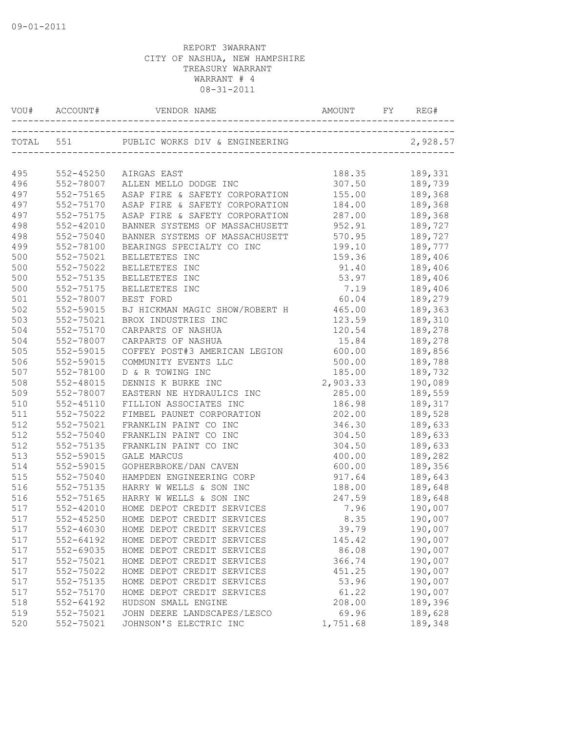09-01-2011

REPORT 3WARRANT
CITY OF NASHUA, NEW HAMPSHIRE
TREASURY WARRANT
WARRANT # 4
08-31-2011

| VOU# | ACCOUNT# | VENDOR NAME | AMOUNT | FY | REG# |
|---|---|---|---|---|---|
| TOTAL | 551 | PUBLIC WORKS DIV & ENGINEERING | | | 2,928.57 |
| 495 | 552-45250 | AIRGAS EAST | 188.35 | | 189,331 |
| 496 | 552-78007 | ALLEN MELLO DODGE INC | 307.50 | | 189,739 |
| 497 | 552-75165 | ASAP FIRE & SAFETY CORPORATION | 155.00 | | 189,368 |
| 497 | 552-75170 | ASAP FIRE & SAFETY CORPORATION | 184.00 | | 189,368 |
| 497 | 552-75175 | ASAP FIRE & SAFETY CORPORATION | 287.00 | | 189,368 |
| 498 | 552-42010 | BANNER SYSTEMS OF MASSACHUSETT | 952.91 | | 189,727 |
| 498 | 552-75040 | BANNER SYSTEMS OF MASSACHUSETT | 570.95 | | 189,727 |
| 499 | 552-78100 | BEARINGS SPECIALTY CO INC | 199.10 | | 189,777 |
| 500 | 552-75021 | BELLETETES INC | 159.36 | | 189,406 |
| 500 | 552-75022 | BELLETETES INC | 91.40 | | 189,406 |
| 500 | 552-75135 | BELLETETES INC | 53.97 | | 189,406 |
| 500 | 552-75175 | BELLETETES INC | 7.19 | | 189,406 |
| 501 | 552-78007 | BEST FORD | 60.04 | | 189,279 |
| 502 | 552-59015 | BJ HICKMAN MAGIC SHOW/ROBERT H | 465.00 | | 189,363 |
| 503 | 552-75021 | BROX INDUSTRIES INC | 123.59 | | 189,310 |
| 504 | 552-75170 | CARPARTS OF NASHUA | 120.54 | | 189,278 |
| 504 | 552-78007 | CARPARTS OF NASHUA | 15.84 | | 189,278 |
| 505 | 552-59015 | COFFEY POST#3 AMERICAN LEGION | 600.00 | | 189,856 |
| 506 | 552-59015 | COMMUNITY EVENTS LLC | 500.00 | | 189,788 |
| 507 | 552-78100 | D & R TOWING INC | 185.00 | | 189,732 |
| 508 | 552-48015 | DENNIS K BURKE INC | 2,903.33 | | 190,089 |
| 509 | 552-78007 | EASTERN NE HYDRAULICS INC | 285.00 | | 189,559 |
| 510 | 552-45110 | FILLION ASSOCIATES INC | 186.98 | | 189,317 |
| 511 | 552-75022 | FIMBEL PAUNET CORPORATION | 202.00 | | 189,528 |
| 512 | 552-75021 | FRANKLIN PAINT CO INC | 346.30 | | 189,633 |
| 512 | 552-75040 | FRANKLIN PAINT CO INC | 304.50 | | 189,633 |
| 512 | 552-75135 | FRANKLIN PAINT CO INC | 304.50 | | 189,633 |
| 513 | 552-59015 | GALE MARCUS | 400.00 | | 189,282 |
| 514 | 552-59015 | GOPHERBROKE/DAN CAVEN | 600.00 | | 189,356 |
| 515 | 552-75040 | HAMPDEN ENGINEERING CORP | 917.64 | | 189,643 |
| 516 | 552-75135 | HARRY W WELLS & SON INC | 188.00 | | 189,648 |
| 516 | 552-75165 | HARRY W WELLS & SON INC | 247.59 | | 189,648 |
| 517 | 552-42010 | HOME DEPOT CREDIT SERVICES | 7.96 | | 190,007 |
| 517 | 552-45250 | HOME DEPOT CREDIT SERVICES | 8.35 | | 190,007 |
| 517 | 552-46030 | HOME DEPOT CREDIT SERVICES | 39.79 | | 190,007 |
| 517 | 552-64192 | HOME DEPOT CREDIT SERVICES | 145.42 | | 190,007 |
| 517 | 552-69035 | HOME DEPOT CREDIT SERVICES | 86.08 | | 190,007 |
| 517 | 552-75021 | HOME DEPOT CREDIT SERVICES | 366.74 | | 190,007 |
| 517 | 552-75022 | HOME DEPOT CREDIT SERVICES | 451.25 | | 190,007 |
| 517 | 552-75135 | HOME DEPOT CREDIT SERVICES | 53.96 | | 190,007 |
| 517 | 552-75170 | HOME DEPOT CREDIT SERVICES | 61.22 | | 190,007 |
| 518 | 552-64192 | HUDSON SMALL ENGINE | 208.00 | | 189,396 |
| 519 | 552-75021 | JOHN DEERE LANDSCAPES/LESCO | 69.96 | | 189,628 |
| 520 | 552-75021 | JOHNSON'S ELECTRIC INC | 1,751.68 | | 189,348 |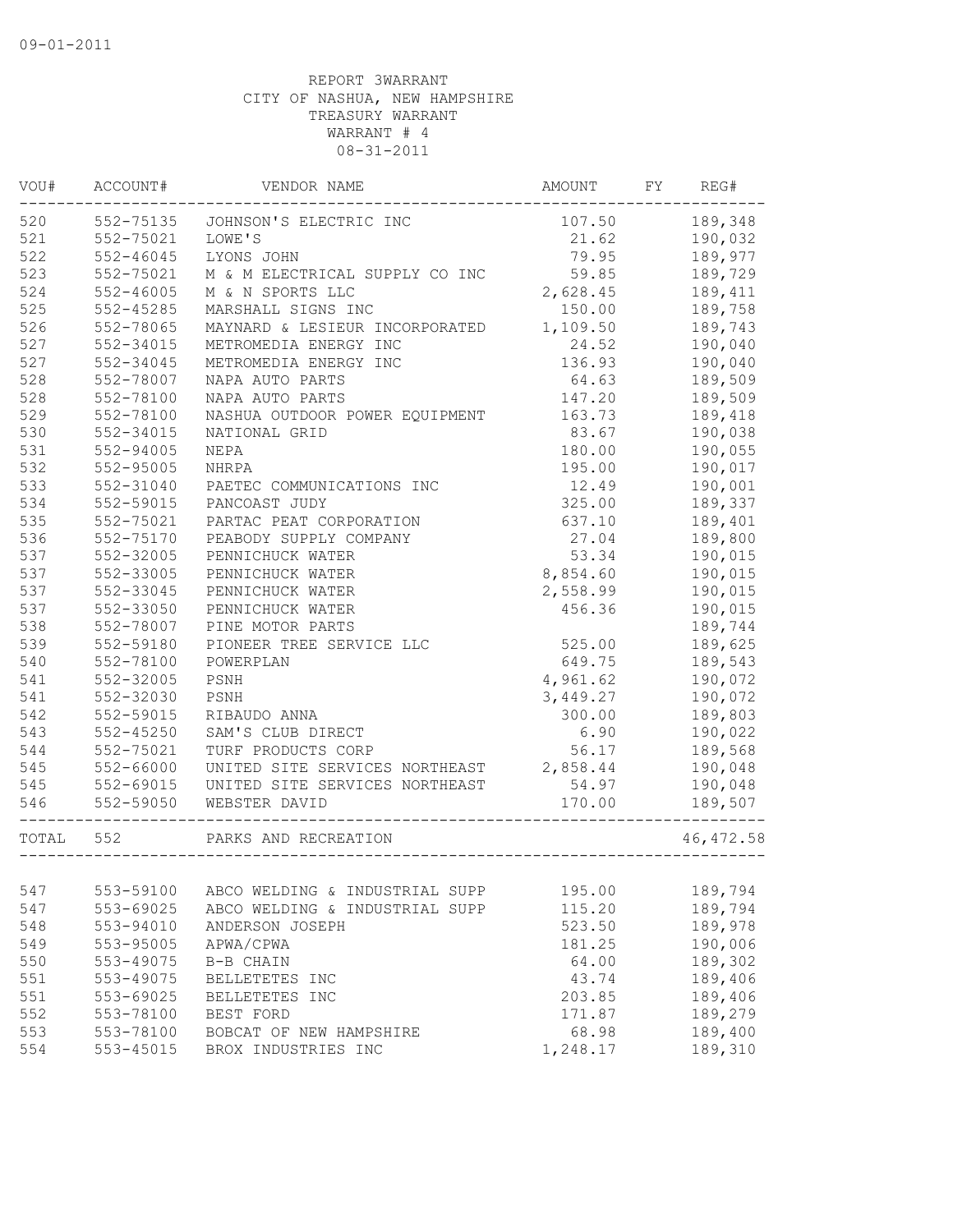09-01-2011

REPORT 3WARRANT
CITY OF NASHUA, NEW HAMPSHIRE
TREASURY WARRANT
WARRANT # 4
08-31-2011

| VOU# | ACCOUNT# | VENDOR NAME | AMOUNT | FY | REG# |
|---|---|---|---|---|---|
| 520 | 552-75135 | JOHNSON'S ELECTRIC INC | 107.50 | | 189,348 |
| 521 | 552-75021 | LOWE'S | 21.62 | | 190,032 |
| 522 | 552-46045 | LYONS JOHN | 79.95 | | 189,977 |
| 523 | 552-75021 | M & M ELECTRICAL SUPPLY CO INC | 59.85 | | 189,729 |
| 524 | 552-46005 | M & N SPORTS LLC | 2,628.45 | | 189,411 |
| 525 | 552-45285 | MARSHALL SIGNS INC | 150.00 | | 189,758 |
| 526 | 552-78065 | MAYNARD & LESIEUR INCORPORATED | 1,109.50 | | 189,743 |
| 527 | 552-34015 | METROMEDIA ENERGY INC | 24.52 | | 190,040 |
| 527 | 552-34045 | METROMEDIA ENERGY INC | 136.93 | | 190,040 |
| 528 | 552-78007 | NAPA AUTO PARTS | 64.63 | | 189,509 |
| 528 | 552-78100 | NAPA AUTO PARTS | 147.20 | | 189,509 |
| 529 | 552-78100 | NASHUA OUTDOOR POWER EQUIPMENT | 163.73 | | 189,418 |
| 530 | 552-34015 | NATIONAL GRID | 83.67 | | 190,038 |
| 531 | 552-94005 | NEPA | 180.00 | | 190,055 |
| 532 | 552-95005 | NHRPA | 195.00 | | 190,017 |
| 533 | 552-31040 | PAETEC COMMUNICATIONS INC | 12.49 | | 190,001 |
| 534 | 552-59015 | PANCOAST JUDY | 325.00 | | 189,337 |
| 535 | 552-75021 | PARTAC PEAT CORPORATION | 637.10 | | 189,401 |
| 536 | 552-75170 | PEABODY SUPPLY COMPANY | 27.04 | | 189,800 |
| 537 | 552-32005 | PENNICHUCK WATER | 53.34 | | 190,015 |
| 537 | 552-33005 | PENNICHUCK WATER | 8,854.60 | | 190,015 |
| 537 | 552-33045 | PENNICHUCK WATER | 2,558.99 | | 190,015 |
| 537 | 552-33050 | PENNICHUCK WATER | 456.36 | | 190,015 |
| 538 | 552-78007 | PINE MOTOR PARTS | | | 189,744 |
| 539 | 552-59180 | PIONEER TREE SERVICE LLC | 525.00 | | 189,625 |
| 540 | 552-78100 | POWERPLAN | 649.75 | | 189,543 |
| 541 | 552-32005 | PSNH | 4,961.62 | | 190,072 |
| 541 | 552-32030 | PSNH | 3,449.27 | | 190,072 |
| 542 | 552-59015 | RIBAUDO ANNA | 300.00 | | 189,803 |
| 543 | 552-45250 | SAM'S CLUB DIRECT | 6.90 | | 190,022 |
| 544 | 552-75021 | TURF PRODUCTS CORP | 56.17 | | 189,568 |
| 545 | 552-66000 | UNITED SITE SERVICES NORTHEAST | 2,858.44 | | 190,048 |
| 545 | 552-69015 | UNITED SITE SERVICES NORTHEAST | 54.97 | | 190,048 |
| 546 | 552-59050 | WEBSTER DAVID | 170.00 | | 189,507 |
| TOTAL | 552 | PARKS AND RECREATION | | | 46,472.58 |
| 547 | 553-59100 | ABCO WELDING & INDUSTRIAL SUPP | 195.00 | | 189,794 |
| 547 | 553-69025 | ABCO WELDING & INDUSTRIAL SUPP | 115.20 | | 189,794 |
| 548 | 553-94010 | ANDERSON JOSEPH | 523.50 | | 189,978 |
| 549 | 553-95005 | APWA/CPWA | 181.25 | | 190,006 |
| 550 | 553-49075 | B-B CHAIN | 64.00 | | 189,302 |
| 551 | 553-49075 | BELLETETES INC | 43.74 | | 189,406 |
| 551 | 553-69025 | BELLETETES INC | 203.85 | | 189,406 |
| 552 | 553-78100 | BEST FORD | 171.87 | | 189,279 |
| 553 | 553-78100 | BOBCAT OF NEW HAMPSHIRE | 68.98 | | 189,400 |
| 554 | 553-45015 | BROX INDUSTRIES INC | 1,248.17 | | 189,310 |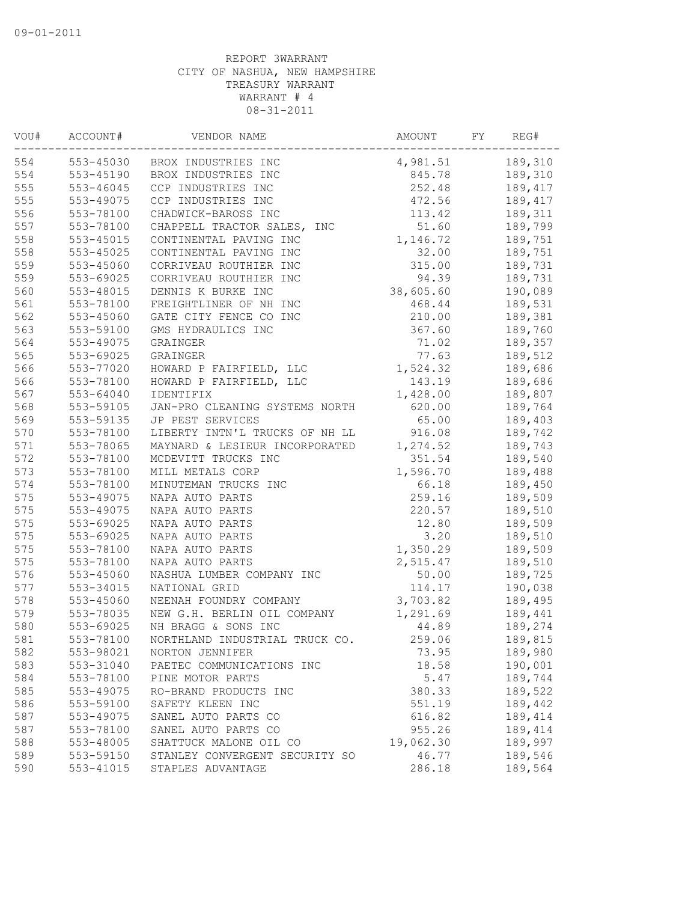09-01-2011

REPORT 3WARRANT
CITY OF NASHUA, NEW HAMPSHIRE
TREASURY WARRANT
WARRANT # 4
08-31-2011

| VOU# | ACCOUNT# | VENDOR NAME | AMOUNT | FY | REG# |
|---|---|---|---|---|---|
| 554 | 553-45030 | BROX INDUSTRIES INC | 4,981.51 | | 189,310 |
| 554 | 553-45190 | BROX INDUSTRIES INC | 845.78 | | 189,310 |
| 555 | 553-46045 | CCP INDUSTRIES INC | 252.48 | | 189,417 |
| 555 | 553-49075 | CCP INDUSTRIES INC | 472.56 | | 189,417 |
| 556 | 553-78100 | CHADWICK-BAROSS INC | 113.42 | | 189,311 |
| 557 | 553-78100 | CHAPPELL TRACTOR SALES, INC | 51.60 | | 189,799 |
| 558 | 553-45015 | CONTINENTAL PAVING INC | 1,146.72 | | 189,751 |
| 558 | 553-45025 | CONTINENTAL PAVING INC | 32.00 | | 189,751 |
| 559 | 553-45060 | CORRIVEAU ROUTHIER INC | 315.00 | | 189,731 |
| 559 | 553-69025 | CORRIVEAU ROUTHIER INC | 94.39 | | 189,731 |
| 560 | 553-48015 | DENNIS K BURKE INC | 38,605.60 | | 190,089 |
| 561 | 553-78100 | FREIGHTLINER OF NH INC | 468.44 | | 189,531 |
| 562 | 553-45060 | GATE CITY FENCE CO INC | 210.00 | | 189,381 |
| 563 | 553-59100 | GMS HYDRAULICS INC | 367.60 | | 189,760 |
| 564 | 553-49075 | GRAINGER | 71.02 | | 189,357 |
| 565 | 553-69025 | GRAINGER | 77.63 | | 189,512 |
| 566 | 553-77020 | HOWARD P FAIRFIELD, LLC | 1,524.32 | | 189,686 |
| 566 | 553-78100 | HOWARD P FAIRFIELD, LLC | 143.19 | | 189,686 |
| 567 | 553-64040 | IDENTIFIX | 1,428.00 | | 189,807 |
| 568 | 553-59105 | JAN-PRO CLEANING SYSTEMS NORTH | 620.00 | | 189,764 |
| 569 | 553-59135 | JP PEST SERVICES | 65.00 | | 189,403 |
| 570 | 553-78100 | LIBERTY INTN'L TRUCKS OF NH LL | 916.08 | | 189,742 |
| 571 | 553-78065 | MAYNARD & LESIEUR INCORPORATED | 1,274.52 | | 189,743 |
| 572 | 553-78100 | MCDEVITT TRUCKS INC | 351.54 | | 189,540 |
| 573 | 553-78100 | MILL METALS CORP | 1,596.70 | | 189,488 |
| 574 | 553-78100 | MINUTEMAN TRUCKS INC | 66.18 | | 189,450 |
| 575 | 553-49075 | NAPA AUTO PARTS | 259.16 | | 189,509 |
| 575 | 553-49075 | NAPA AUTO PARTS | 220.57 | | 189,510 |
| 575 | 553-69025 | NAPA AUTO PARTS | 12.80 | | 189,509 |
| 575 | 553-69025 | NAPA AUTO PARTS | 3.20 | | 189,510 |
| 575 | 553-78100 | NAPA AUTO PARTS | 1,350.29 | | 189,509 |
| 575 | 553-78100 | NAPA AUTO PARTS | 2,515.47 | | 189,510 |
| 576 | 553-45060 | NASHUA LUMBER COMPANY INC | 50.00 | | 189,725 |
| 577 | 553-34015 | NATIONAL GRID | 114.17 | | 190,038 |
| 578 | 553-45060 | NEENAH FOUNDRY COMPANY | 3,703.82 | | 189,495 |
| 579 | 553-78035 | NEW G.H. BERLIN OIL COMPANY | 1,291.69 | | 189,441 |
| 580 | 553-69025 | NH BRAGG & SONS INC | 44.89 | | 189,274 |
| 581 | 553-78100 | NORTHLAND INDUSTRIAL TRUCK CO. | 259.06 | | 189,815 |
| 582 | 553-98021 | NORTON JENNIFER | 73.95 | | 189,980 |
| 583 | 553-31040 | PAETEC COMMUNICATIONS INC | 18.58 | | 190,001 |
| 584 | 553-78100 | PINE MOTOR PARTS | 5.47 | | 189,744 |
| 585 | 553-49075 | RO-BRAND PRODUCTS INC | 380.33 | | 189,522 |
| 586 | 553-59100 | SAFETY KLEEN INC | 551.19 | | 189,442 |
| 587 | 553-49075 | SANEL AUTO PARTS CO | 616.82 | | 189,414 |
| 587 | 553-78100 | SANEL AUTO PARTS CO | 955.26 | | 189,414 |
| 588 | 553-48005 | SHATTUCK MALONE OIL CO | 19,062.30 | | 189,997 |
| 589 | 553-59150 | STANLEY CONVERGENT SECURITY SO | 46.77 | | 189,546 |
| 590 | 553-41015 | STAPLES ADVANTAGE | 286.18 | | 189,564 |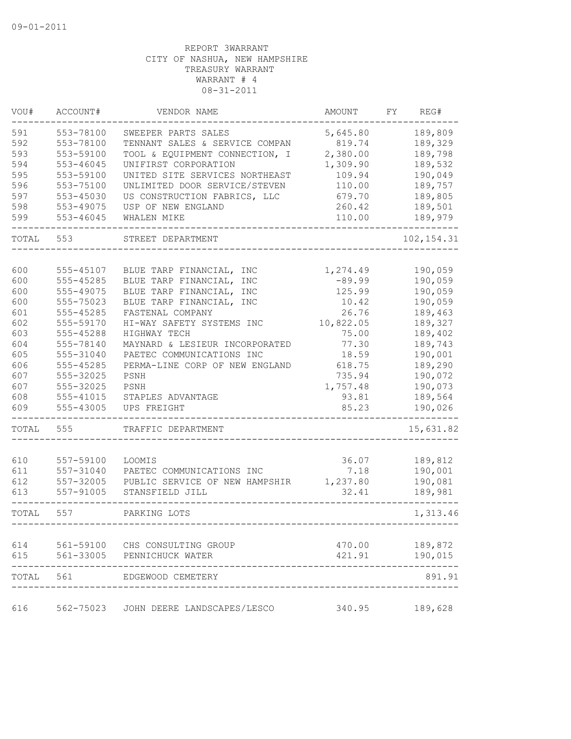09-01-2011

REPORT 3WARRANT
CITY OF NASHUA, NEW HAMPSHIRE
TREASURY WARRANT
WARRANT # 4
08-31-2011

| VOU# | ACCOUNT# | VENDOR NAME | AMOUNT | FY | REG# |
|---|---|---|---|---|---|
| 591 | 553-78100 | SWEEPER PARTS SALES | 5,645.80 | | 189,809 |
| 592 | 553-78100 | TENNANT SALES & SERVICE COMPAN | 819.74 | | 189,329 |
| 593 | 553-59100 | TOOL & EQUIPMENT CONNECTION, I | 2,380.00 | | 189,798 |
| 594 | 553-46045 | UNIFIRST CORPORATION | 1,309.90 | | 189,532 |
| 595 | 553-59100 | UNITED SITE SERVICES NORTHEAST | 109.94 | | 190,049 |
| 596 | 553-75100 | UNLIMITED DOOR SERVICE/STEVEN | 110.00 | | 189,757 |
| 597 | 553-45030 | US CONSTRUCTION FABRICS, LLC | 679.70 | | 189,805 |
| 598 | 553-49075 | USP OF NEW ENGLAND | 260.42 | | 189,501 |
| 599 | 553-46045 | WHALEN MIKE | 110.00 | | 189,979 |
| TOTAL | 553 | STREET DEPARTMENT | | | 102,154.31 |
| 600 | 555-45107 | BLUE TARP FINANCIAL, INC | 1,274.49 | | 190,059 |
| 600 | 555-45285 | BLUE TARP FINANCIAL, INC | -89.99 | | 190,059 |
| 600 | 555-49075 | BLUE TARP FINANCIAL, INC | 125.99 | | 190,059 |
| 600 | 555-75023 | BLUE TARP FINANCIAL, INC | 10.42 | | 190,059 |
| 601 | 555-45285 | FASTENAL COMPANY | 26.76 | | 189,463 |
| 602 | 555-59170 | HI-WAY SAFETY SYSTEMS INC | 10,822.05 | | 189,327 |
| 603 | 555-45288 | HIGHWAY TECH | 75.00 | | 189,402 |
| 604 | 555-78140 | MAYNARD & LESIEUR INCORPORATED | 77.30 | | 189,743 |
| 605 | 555-31040 | PAETEC COMMUNICATIONS INC | 18.59 | | 190,001 |
| 606 | 555-45285 | PERMA-LINE CORP OF NEW ENGLAND | 618.75 | | 189,290 |
| 607 | 555-32025 | PSNH | 735.94 | | 190,072 |
| 607 | 555-32025 | PSNH | 1,757.48 | | 190,073 |
| 608 | 555-41015 | STAPLES ADVANTAGE | 93.81 | | 189,564 |
| 609 | 555-43005 | UPS FREIGHT | 85.23 | | 190,026 |
| TOTAL | 555 | TRAFFIC DEPARTMENT | | | 15,631.82 |
| 610 | 557-59100 | LOOMIS | 36.07 | | 189,812 |
| 611 | 557-31040 | PAETEC COMMUNICATIONS INC | 7.18 | | 190,001 |
| 612 | 557-32005 | PUBLIC SERVICE OF NEW HAMPSHIR | 1,237.80 | | 190,081 |
| 613 | 557-91005 | STANSFIELD JILL | 32.41 | | 189,981 |
| TOTAL | 557 | PARKING LOTS | | | 1,313.46 |
| 614 | 561-59100 | CHS CONSULTING GROUP | 470.00 | | 189,872 |
| 615 | 561-33005 | PENNICHUCK WATER | 421.91 | | 190,015 |
| TOTAL | 561 | EDGEWOOD CEMETERY | | | 891.91 |
| 616 | 562-75023 | JOHN DEERE LANDSCAPES/LESCO | 340.95 | | 189,628 |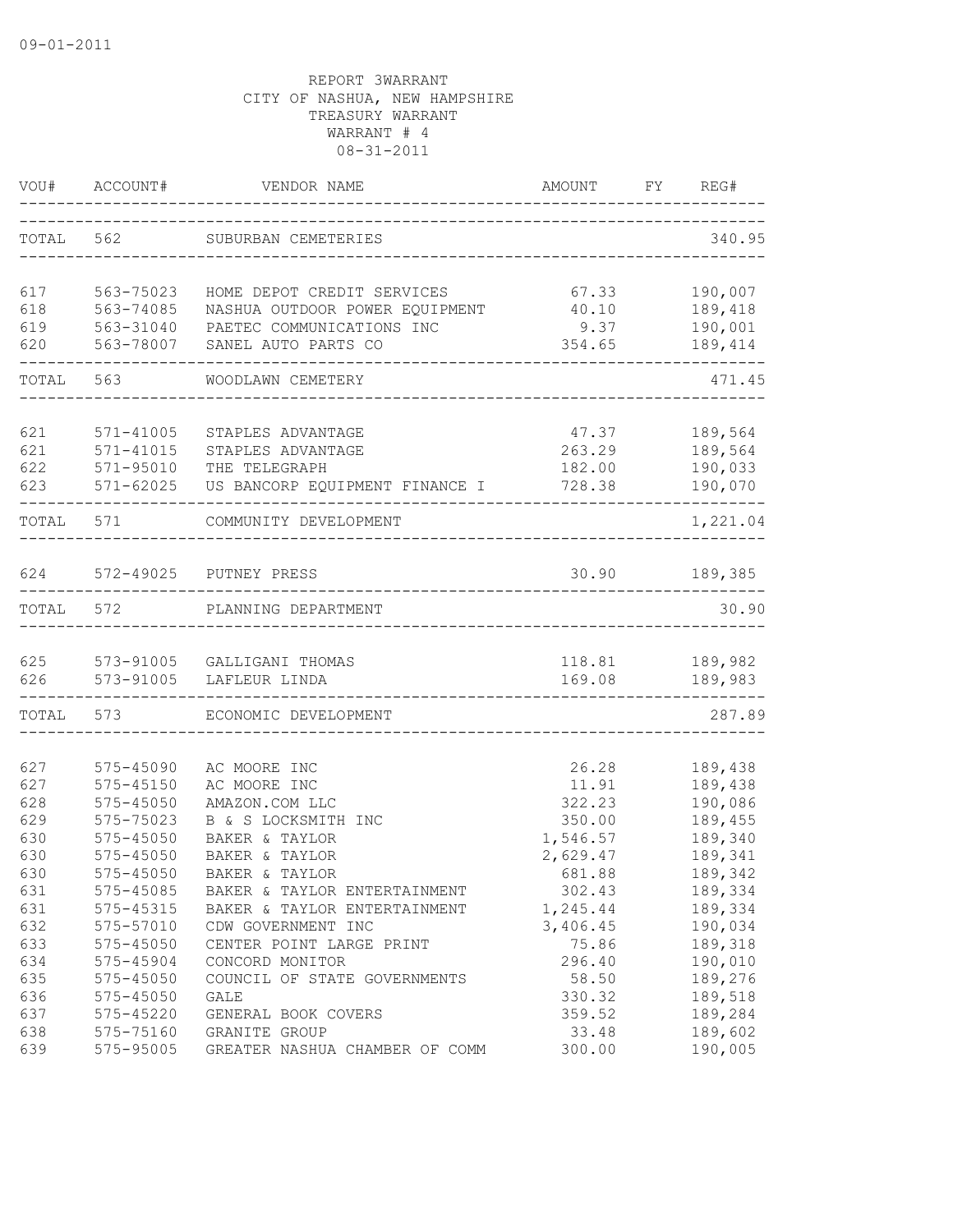09-01-2011

REPORT 3WARRANT
CITY OF NASHUA, NEW HAMPSHIRE
TREASURY WARRANT
WARRANT # 4
08-31-2011

| VOU# | ACCOUNT# | VENDOR NAME | AMOUNT | FY | REG# |
|---|---|---|---|---|---|
| TOTAL | 562 | SUBURBAN CEMETERIES | | | 340.95 |
| 617 | 563-75023 | HOME DEPOT CREDIT SERVICES | 67.33 | | 190,007 |
| 618 | 563-74085 | NASHUA OUTDOOR POWER EQUIPMENT | 40.10 | | 189,418 |
| 619 | 563-31040 | PAETEC COMMUNICATIONS INC | 9.37 | | 190,001 |
| 620 | 563-78007 | SANEL AUTO PARTS CO | 354.65 | | 189,414 |
| TOTAL | 563 | WOODLAWN CEMETERY | | | 471.45 |
| 621 | 571-41005 | STAPLES ADVANTAGE | 47.37 | | 189,564 |
| 621 | 571-41015 | STAPLES ADVANTAGE | 263.29 | | 189,564 |
| 622 | 571-95010 | THE TELEGRAPH | 182.00 | | 190,033 |
| 623 | 571-62025 | US BANCORP EQUIPMENT FINANCE I | 728.38 | | 190,070 |
| TOTAL | 571 | COMMUNITY DEVELOPMENT | | | 1,221.04 |
| 624 | 572-49025 | PUTNEY PRESS | 30.90 | | 189,385 |
| TOTAL | 572 | PLANNING DEPARTMENT | | | 30.90 |
| 625 | 573-91005 | GALLIGANI THOMAS | 118.81 | | 189,982 |
| 626 | 573-91005 | LAFLEUR LINDA | 169.08 | | 189,983 |
| TOTAL | 573 | ECONOMIC DEVELOPMENT | | | 287.89 |
| 627 | 575-45090 | AC MOORE INC | 26.28 | | 189,438 |
| 627 | 575-45150 | AC MOORE INC | 11.91 | | 189,438 |
| 628 | 575-45050 | AMAZON.COM LLC | 322.23 | | 190,086 |
| 629 | 575-75023 | B & S LOCKSMITH INC | 350.00 | | 189,455 |
| 630 | 575-45050 | BAKER & TAYLOR | 1,546.57 | | 189,340 |
| 630 | 575-45050 | BAKER & TAYLOR | 2,629.47 | | 189,341 |
| 630 | 575-45050 | BAKER & TAYLOR | 681.88 | | 189,342 |
| 631 | 575-45085 | BAKER & TAYLOR ENTERTAINMENT | 302.43 | | 189,334 |
| 631 | 575-45315 | BAKER & TAYLOR ENTERTAINMENT | 1,245.44 | | 189,334 |
| 632 | 575-57010 | CDW GOVERNMENT INC | 3,406.45 | | 190,034 |
| 633 | 575-45050 | CENTER POINT LARGE PRINT | 75.86 | | 189,318 |
| 634 | 575-45904 | CONCORD MONITOR | 296.40 | | 190,010 |
| 635 | 575-45050 | COUNCIL OF STATE GOVERNMENTS | 58.50 | | 189,276 |
| 636 | 575-45050 | GALE | 330.32 | | 189,518 |
| 637 | 575-45220 | GENERAL BOOK COVERS | 359.52 | | 189,284 |
| 638 | 575-75160 | GRANITE GROUP | 33.48 | | 189,602 |
| 639 | 575-95005 | GREATER NASHUA CHAMBER OF COMM | 300.00 | | 190,005 |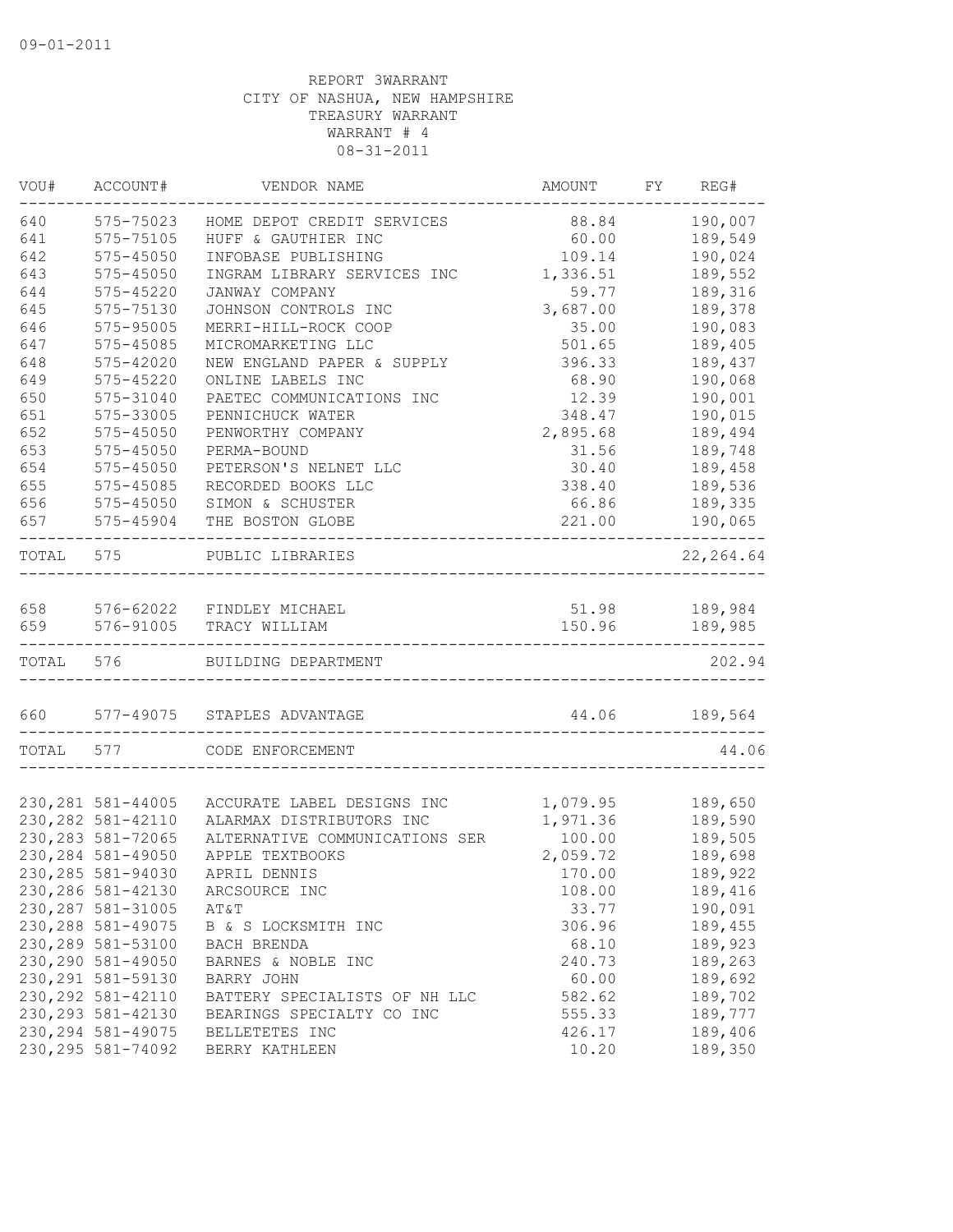09-01-2011

REPORT 3WARRANT
CITY OF NASHUA, NEW HAMPSHIRE
TREASURY WARRANT
WARRANT # 4
08-31-2011

| VOU# | ACCOUNT# | VENDOR NAME | AMOUNT | FY | REG# |
|---|---|---|---|---|---|
| 640 | 575-75023 | HOME DEPOT CREDIT SERVICES | 88.84 | | 190,007 |
| 641 | 575-75105 | HUFF & GAUTHIER INC | 60.00 | | 189,549 |
| 642 | 575-45050 | INFOBASE PUBLISHING | 109.14 | | 190,024 |
| 643 | 575-45050 | INGRAM LIBRARY SERVICES INC | 1,336.51 | | 189,552 |
| 644 | 575-45220 | JANWAY COMPANY | 59.77 | | 189,316 |
| 645 | 575-75130 | JOHNSON CONTROLS INC | 3,687.00 | | 189,378 |
| 646 | 575-95005 | MERRI-HILL-ROCK COOP | 35.00 | | 190,083 |
| 647 | 575-45085 | MICROMARKETING LLC | 501.65 | | 189,405 |
| 648 | 575-42020 | NEW ENGLAND PAPER & SUPPLY | 396.33 | | 189,437 |
| 649 | 575-45220 | ONLINE LABELS INC | 68.90 | | 190,068 |
| 650 | 575-31040 | PAETEC COMMUNICATIONS INC | 12.39 | | 190,001 |
| 651 | 575-33005 | PENNICHUCK WATER | 348.47 | | 190,015 |
| 652 | 575-45050 | PENWORTHY COMPANY | 2,895.68 | | 189,494 |
| 653 | 575-45050 | PERMA-BOUND | 31.56 | | 189,748 |
| 654 | 575-45050 | PETERSON'S NELNET LLC | 30.40 | | 189,458 |
| 655 | 575-45085 | RECORDED BOOKS LLC | 338.40 | | 189,536 |
| 656 | 575-45050 | SIMON & SCHUSTER | 66.86 | | 189,335 |
| 657 | 575-45904 | THE BOSTON GLOBE | 221.00 | | 190,065 |
| TOTAL | 575 | PUBLIC LIBRARIES | | | 22,264.64 |
| 658 | 576-62022 | FINDLEY MICHAEL | 51.98 | | 189,984 |
| 659 | 576-91005 | TRACY WILLIAM | 150.96 | | 189,985 |
| TOTAL | 576 | BUILDING DEPARTMENT | | | 202.94 |
| 660 | 577-49075 | STAPLES ADVANTAGE | 44.06 | | 189,564 |
| TOTAL | 577 | CODE ENFORCEMENT | | | 44.06 |
| 230,281 | 581-44005 | ACCURATE LABEL DESIGNS INC | 1,079.95 | | 189,650 |
| 230,282 | 581-42110 | ALARMAX DISTRIBUTORS INC | 1,971.36 | | 189,590 |
| 230,283 | 581-72065 | ALTERNATIVE COMMUNICATIONS SER | 100.00 | | 189,505 |
| 230,284 | 581-49050 | APPLE TEXTBOOKS | 2,059.72 | | 189,698 |
| 230,285 | 581-94030 | APRIL DENNIS | 170.00 | | 189,922 |
| 230,286 | 581-42130 | ARCSOURCE INC | 108.00 | | 189,416 |
| 230,287 | 581-31005 | AT&T | 33.77 | | 190,091 |
| 230,288 | 581-49075 | B & S LOCKSMITH INC | 306.96 | | 189,455 |
| 230,289 | 581-53100 | BACH BRENDA | 68.10 | | 189,923 |
| 230,290 | 581-49050 | BARNES & NOBLE INC | 240.73 | | 189,263 |
| 230,291 | 581-59130 | BARRY JOHN | 60.00 | | 189,692 |
| 230,292 | 581-42110 | BATTERY SPECIALISTS OF NH LLC | 582.62 | | 189,702 |
| 230,293 | 581-42130 | BEARINGS SPECIALTY CO INC | 555.33 | | 189,777 |
| 230,294 | 581-49075 | BELLETETES INC | 426.17 | | 189,406 |
| 230,295 | 581-74092 | BERRY KATHLEEN | 10.20 | | 189,350 |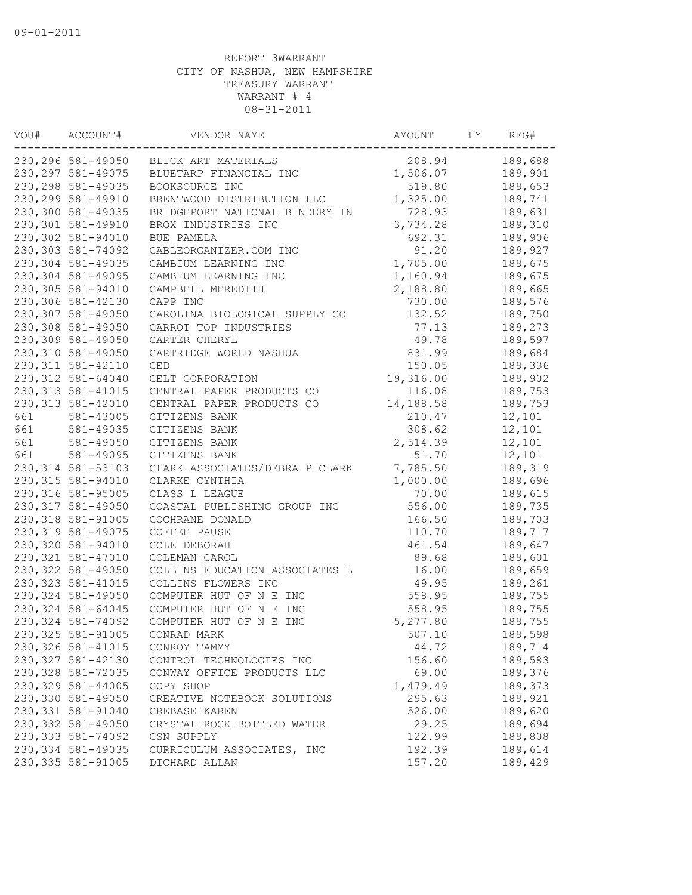09-01-2011

REPORT 3WARRANT
CITY OF NASHUA, NEW HAMPSHIRE
TREASURY WARRANT
WARRANT # 4
08-31-2011

| VOU# | ACCOUNT# | VENDOR NAME | AMOUNT | FY | REG# |
|---|---|---|---|---|---|
| 230,296 | 581-49050 | BLICK ART MATERIALS | 208.94 | | 189,688 |
| 230,297 | 581-49075 | BLUETARP FINANCIAL INC | 1,506.07 | | 189,901 |
| 230,298 | 581-49035 | BOOKSOURCE INC | 519.80 | | 189,653 |
| 230,299 | 581-49910 | BRENTWOOD DISTRIBUTION LLC | 1,325.00 | | 189,741 |
| 230,300 | 581-49035 | BRIDGEPORT NATIONAL BINDERY IN | 728.93 | | 189,631 |
| 230,301 | 581-49910 | BROX INDUSTRIES INC | 3,734.28 | | 189,310 |
| 230,302 | 581-94010 | BUE PAMELA | 692.31 | | 189,906 |
| 230,303 | 581-74092 | CABLEORGANIZER.COM INC | 91.20 | | 189,927 |
| 230,304 | 581-49035 | CAMBIUM LEARNING INC | 1,705.00 | | 189,675 |
| 230,304 | 581-49095 | CAMBIUM LEARNING INC | 1,160.94 | | 189,675 |
| 230,305 | 581-94010 | CAMPBELL MEREDITH | 2,188.80 | | 189,665 |
| 230,306 | 581-42130 | CAPP INC | 730.00 | | 189,576 |
| 230,307 | 581-49050 | CAROLINA BIOLOGICAL SUPPLY CO | 132.52 | | 189,750 |
| 230,308 | 581-49050 | CARROT TOP INDUSTRIES | 77.13 | | 189,273 |
| 230,309 | 581-49050 | CARTER CHERYL | 49.78 | | 189,597 |
| 230,310 | 581-49050 | CARTRIDGE WORLD NASHUA | 831.99 | | 189,684 |
| 230,311 | 581-42110 | CED | 150.05 | | 189,336 |
| 230,312 | 581-64040 | CELT CORPORATION | 19,316.00 | | 189,902 |
| 230,313 | 581-41015 | CENTRAL PAPER PRODUCTS CO | 116.08 | | 189,753 |
| 230,313 | 581-42010 | CENTRAL PAPER PRODUCTS CO | 14,188.58 | | 189,753 |
| 661 | 581-43005 | CITIZENS BANK | 210.47 | | 12,101 |
| 661 | 581-49035 | CITIZENS BANK | 308.62 | | 12,101 |
| 661 | 581-49050 | CITIZENS BANK | 2,514.39 | | 12,101 |
| 661 | 581-49095 | CITIZENS BANK | 51.70 | | 12,101 |
| 230,314 | 581-53103 | CLARK ASSOCIATES/DEBRA P CLARK | 7,785.50 | | 189,319 |
| 230,315 | 581-94010 | CLARKE CYNTHIA | 1,000.00 | | 189,696 |
| 230,316 | 581-95005 | CLASS L LEAGUE | 70.00 | | 189,615 |
| 230,317 | 581-49050 | COASTAL PUBLISHING GROUP INC | 556.00 | | 189,735 |
| 230,318 | 581-91005 | COCHRANE DONALD | 166.50 | | 189,703 |
| 230,319 | 581-49075 | COFFEE PAUSE | 110.70 | | 189,717 |
| 230,320 | 581-94010 | COLE DEBORAH | 461.54 | | 189,647 |
| 230,321 | 581-47010 | COLEMAN CAROL | 89.68 | | 189,601 |
| 230,322 | 581-49050 | COLLINS EDUCATION ASSOCIATES L | 16.00 | | 189,659 |
| 230,323 | 581-41015 | COLLINS FLOWERS INC | 49.95 | | 189,261 |
| 230,324 | 581-49050 | COMPUTER HUT OF N E INC | 558.95 | | 189,755 |
| 230,324 | 581-64045 | COMPUTER HUT OF N E INC | 558.95 | | 189,755 |
| 230,324 | 581-74092 | COMPUTER HUT OF N E INC | 5,277.80 | | 189,755 |
| 230,325 | 581-91005 | CONRAD MARK | 507.10 | | 189,598 |
| 230,326 | 581-41015 | CONROY TAMMY | 44.72 | | 189,714 |
| 230,327 | 581-42130 | CONTROL TECHNOLOGIES INC | 156.60 | | 189,583 |
| 230,328 | 581-72035 | CONWAY OFFICE PRODUCTS LLC | 69.00 | | 189,376 |
| 230,329 | 581-44005 | COPY SHOP | 1,479.49 | | 189,373 |
| 230,330 | 581-49050 | CREATIVE NOTEBOOK SOLUTIONS | 295.63 | | 189,921 |
| 230,331 | 581-91040 | CREBASE KAREN | 526.00 | | 189,620 |
| 230,332 | 581-49050 | CRYSTAL ROCK BOTTLED WATER | 29.25 | | 189,694 |
| 230,333 | 581-74092 | CSN SUPPLY | 122.99 | | 189,808 |
| 230,334 | 581-49035 | CURRICULUM ASSOCIATES, INC | 192.39 | | 189,614 |
| 230,335 | 581-91005 | DICHARD ALLAN | 157.20 | | 189,429 |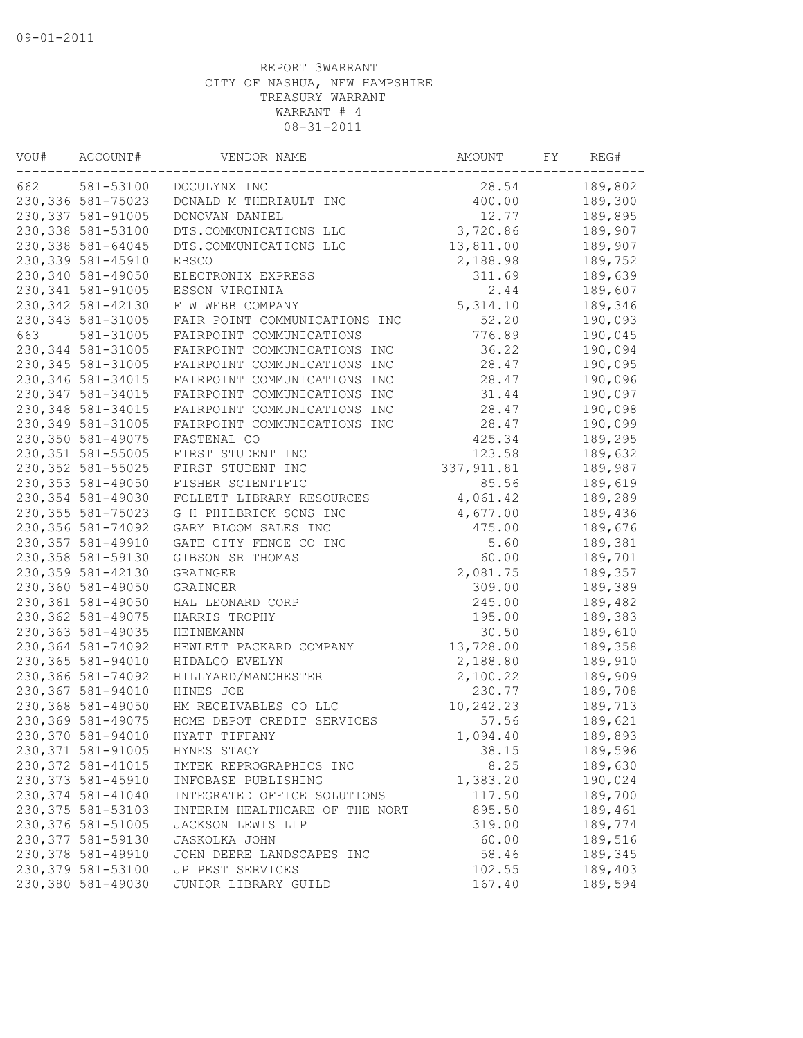09-01-2011

REPORT 3WARRANT
CITY OF NASHUA, NEW HAMPSHIRE
TREASURY WARRANT
WARRANT # 4
08-31-2011

| VOU# | ACCOUNT# | VENDOR NAME | AMOUNT | FY | REG# |
|---|---|---|---|---|---|
| 662 | 581-53100 | DOCULYNX INC | 28.54 | | 189,802 |
| 230,336 | 581-75023 | DONALD M THERIAULT INC | 400.00 | | 189,300 |
| 230,337 | 581-91005 | DONOVAN DANIEL | 12.77 | | 189,895 |
| 230,338 | 581-53100 | DTS.COMMUNICATIONS LLC | 3,720.86 | | 189,907 |
| 230,338 | 581-64045 | DTS.COMMUNICATIONS LLC | 13,811.00 | | 189,907 |
| 230,339 | 581-45910 | EBSCO | 2,188.98 | | 189,752 |
| 230,340 | 581-49050 | ELECTRONIX EXPRESS | 311.69 | | 189,639 |
| 230,341 | 581-91005 | ESSON VIRGINIA | 2.44 | | 189,607 |
| 230,342 | 581-42130 | F W WEBB COMPANY | 5,314.10 | | 189,346 |
| 230,343 | 581-31005 | FAIR POINT COMMUNICATIONS INC | 52.20 | | 190,093 |
| 663 | 581-31005 | FAIRPOINT COMMUNICATIONS | 776.89 | | 190,045 |
| 230,344 | 581-31005 | FAIRPOINT COMMUNICATIONS INC | 36.22 | | 190,094 |
| 230,345 | 581-31005 | FAIRPOINT COMMUNICATIONS INC | 28.47 | | 190,095 |
| 230,346 | 581-34015 | FAIRPOINT COMMUNICATIONS INC | 28.47 | | 190,096 |
| 230,347 | 581-34015 | FAIRPOINT COMMUNICATIONS INC | 31.44 | | 190,097 |
| 230,348 | 581-34015 | FAIRPOINT COMMUNICATIONS INC | 28.47 | | 190,098 |
| 230,349 | 581-31005 | FAIRPOINT COMMUNICATIONS INC | 28.47 | | 190,099 |
| 230,350 | 581-49075 | FASTENAL CO | 425.34 | | 189,295 |
| 230,351 | 581-55005 | FIRST STUDENT INC | 123.58 | | 189,632 |
| 230,352 | 581-55025 | FIRST STUDENT INC | 337,911.81 | | 189,987 |
| 230,353 | 581-49050 | FISHER SCIENTIFIC | 85.56 | | 189,619 |
| 230,354 | 581-49030 | FOLLETT LIBRARY RESOURCES | 4,061.42 | | 189,289 |
| 230,355 | 581-75023 | G H PHILBRICK SONS INC | 4,677.00 | | 189,436 |
| 230,356 | 581-74092 | GARY BLOOM SALES INC | 475.00 | | 189,676 |
| 230,357 | 581-49910 | GATE CITY FENCE CO INC | 5.60 | | 189,381 |
| 230,358 | 581-59130 | GIBSON SR THOMAS | 60.00 | | 189,701 |
| 230,359 | 581-42130 | GRAINGER | 2,081.75 | | 189,357 |
| 230,360 | 581-49050 | GRAINGER | 309.00 | | 189,389 |
| 230,361 | 581-49050 | HAL LEONARD CORP | 245.00 | | 189,482 |
| 230,362 | 581-49075 | HARRIS TROPHY | 195.00 | | 189,383 |
| 230,363 | 581-49035 | HEINEMANN | 30.50 | | 189,610 |
| 230,364 | 581-74092 | HEWLETT PACKARD COMPANY | 13,728.00 | | 189,358 |
| 230,365 | 581-94010 | HIDALGO EVELYN | 2,188.80 | | 189,910 |
| 230,366 | 581-74092 | HILLYARD/MANCHESTER | 2,100.22 | | 189,909 |
| 230,367 | 581-94010 | HINES JOE | 230.77 | | 189,708 |
| 230,368 | 581-49050 | HM RECEIVABLES CO LLC | 10,242.23 | | 189,713 |
| 230,369 | 581-49075 | HOME DEPOT CREDIT SERVICES | 57.56 | | 189,621 |
| 230,370 | 581-94010 | HYATT TIFFANY | 1,094.40 | | 189,893 |
| 230,371 | 581-91005 | HYNES STACY | 38.15 | | 189,596 |
| 230,372 | 581-41015 | IMTEK REPROGRAPHICS INC | 8.25 | | 189,630 |
| 230,373 | 581-45910 | INFOBASE PUBLISHING | 1,383.20 | | 190,024 |
| 230,374 | 581-41040 | INTEGRATED OFFICE SOLUTIONS | 117.50 | | 189,700 |
| 230,375 | 581-53103 | INTERIM HEALTHCARE OF THE NORT | 895.50 | | 189,461 |
| 230,376 | 581-51005 | JACKSON LEWIS LLP | 319.00 | | 189,774 |
| 230,377 | 581-59130 | JASKOLKA JOHN | 60.00 | | 189,516 |
| 230,378 | 581-49910 | JOHN DEERE LANDSCAPES INC | 58.46 | | 189,345 |
| 230,379 | 581-53100 | JP PEST SERVICES | 102.55 | | 189,403 |
| 230,380 | 581-49030 | JUNIOR LIBRARY GUILD | 167.40 | | 189,594 |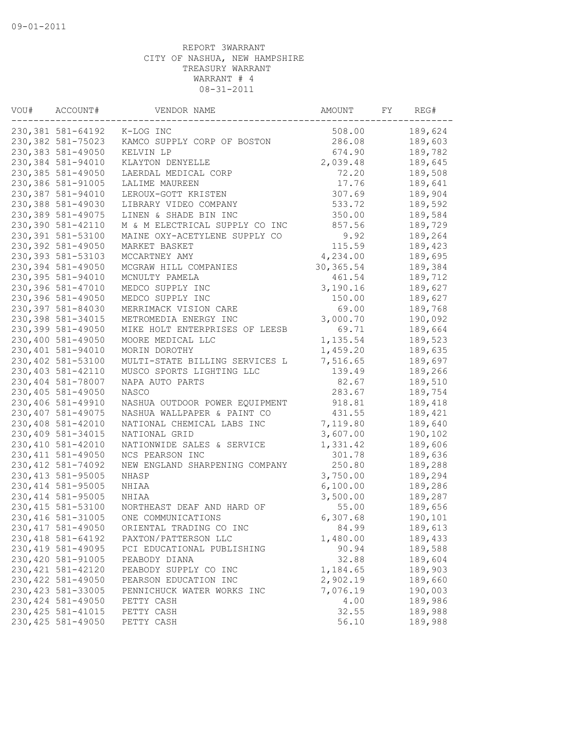09-01-2011

REPORT 3WARRANT
CITY OF NASHUA, NEW HAMPSHIRE
TREASURY WARRANT
WARRANT # 4
08-31-2011

| VOU# | ACCOUNT# | VENDOR NAME | AMOUNT | FY | REG# |
|---|---|---|---|---|---|
| 230,381 | 581-64192 | K-LOG INC | 508.00 | | 189,624 |
| 230,382 | 581-75023 | KAMCO SUPPLY CORP OF BOSTON | 286.08 | | 189,603 |
| 230,383 | 581-49050 | KELVIN LP | 674.90 | | 189,782 |
| 230,384 | 581-94010 | KLAYTON DENYELLE | 2,039.48 | | 189,645 |
| 230,385 | 581-49050 | LAERDAL MEDICAL CORP | 72.20 | | 189,508 |
| 230,386 | 581-91005 | LALIME MAUREEN | 17.76 | | 189,641 |
| 230,387 | 581-94010 | LEROUX-GOTT KRISTEN | 307.69 | | 189,904 |
| 230,388 | 581-49030 | LIBRARY VIDEO COMPANY | 533.72 | | 189,592 |
| 230,389 | 581-49075 | LINEN & SHADE BIN INC | 350.00 | | 189,584 |
| 230,390 | 581-42110 | M & M ELECTRICAL SUPPLY CO INC | 857.56 | | 189,729 |
| 230,391 | 581-53100 | MAINE OXY-ACETYLENE SUPPLY CO | 9.92 | | 189,264 |
| 230,392 | 581-49050 | MARKET BASKET | 115.59 | | 189,423 |
| 230,393 | 581-53103 | MCCARTNEY AMY | 4,234.00 | | 189,695 |
| 230,394 | 581-49050 | MCGRAW HILL COMPANIES | 30,365.54 | | 189,384 |
| 230,395 | 581-94010 | MCNULTY PAMELA | 461.54 | | 189,712 |
| 230,396 | 581-47010 | MEDCO SUPPLY INC | 3,190.16 | | 189,627 |
| 230,396 | 581-49050 | MEDCO SUPPLY INC | 150.00 | | 189,627 |
| 230,397 | 581-84030 | MERRIMACK VISION CARE | 69.00 | | 189,768 |
| 230,398 | 581-34015 | METROMEDIA ENERGY INC | 3,000.70 | | 190,092 |
| 230,399 | 581-49050 | MIKE HOLT ENTERPRISES OF LEESB | 69.71 | | 189,664 |
| 230,400 | 581-49050 | MOORE MEDICAL LLC | 1,135.54 | | 189,523 |
| 230,401 | 581-94010 | MORIN DOROTHY | 1,459.20 | | 189,635 |
| 230,402 | 581-53100 | MULTI-STATE BILLING SERVICES L | 7,516.65 | | 189,697 |
| 230,403 | 581-42110 | MUSCO SPORTS LIGHTING LLC | 139.49 | | 189,266 |
| 230,404 | 581-78007 | NAPA AUTO PARTS | 82.67 | | 189,510 |
| 230,405 | 581-49050 | NASCO | 283.67 | | 189,754 |
| 230,406 | 581-49910 | NASHUA OUTDOOR POWER EQUIPMENT | 918.81 | | 189,418 |
| 230,407 | 581-49075 | NASHUA WALLPAPER & PAINT CO | 431.55 | | 189,421 |
| 230,408 | 581-42010 | NATIONAL CHEMICAL LABS INC | 7,119.80 | | 189,640 |
| 230,409 | 581-34015 | NATIONAL GRID | 3,607.00 | | 190,102 |
| 230,410 | 581-42010 | NATIONWIDE SALES & SERVICE | 1,331.42 | | 189,606 |
| 230,411 | 581-49050 | NCS PEARSON INC | 301.78 | | 189,636 |
| 230,412 | 581-74092 | NEW ENGLAND SHARPENING COMPANY | 250.80 | | 189,288 |
| 230,413 | 581-95005 | NHASP | 3,750.00 | | 189,294 |
| 230,414 | 581-95005 | NHIAA | 6,100.00 | | 189,286 |
| 230,414 | 581-95005 | NHIAA | 3,500.00 | | 189,287 |
| 230,415 | 581-53100 | NORTHEAST DEAF AND HARD OF | 55.00 | | 189,656 |
| 230,416 | 581-31005 | ONE COMMUNICATIONS | 6,307.68 | | 190,101 |
| 230,417 | 581-49050 | ORIENTAL TRADING CO INC | 84.99 | | 189,613 |
| 230,418 | 581-64192 | PAXTON/PATTERSON LLC | 1,480.00 | | 189,433 |
| 230,419 | 581-49095 | PCI EDUCATIONAL PUBLISHING | 90.94 | | 189,588 |
| 230,420 | 581-91005 | PEABODY DIANA | 32.88 | | 189,604 |
| 230,421 | 581-42120 | PEABODY SUPPLY CO INC | 1,184.65 | | 189,903 |
| 230,422 | 581-49050 | PEARSON EDUCATION INC | 2,902.19 | | 189,660 |
| 230,423 | 581-33005 | PENNICHUCK WATER WORKS INC | 7,076.19 | | 190,003 |
| 230,424 | 581-49050 | PETTY CASH | 4.00 | | 189,986 |
| 230,425 | 581-41015 | PETTY CASH | 32.55 | | 189,988 |
| 230,425 | 581-49050 | PETTY CASH | 56.10 | | 189,988 |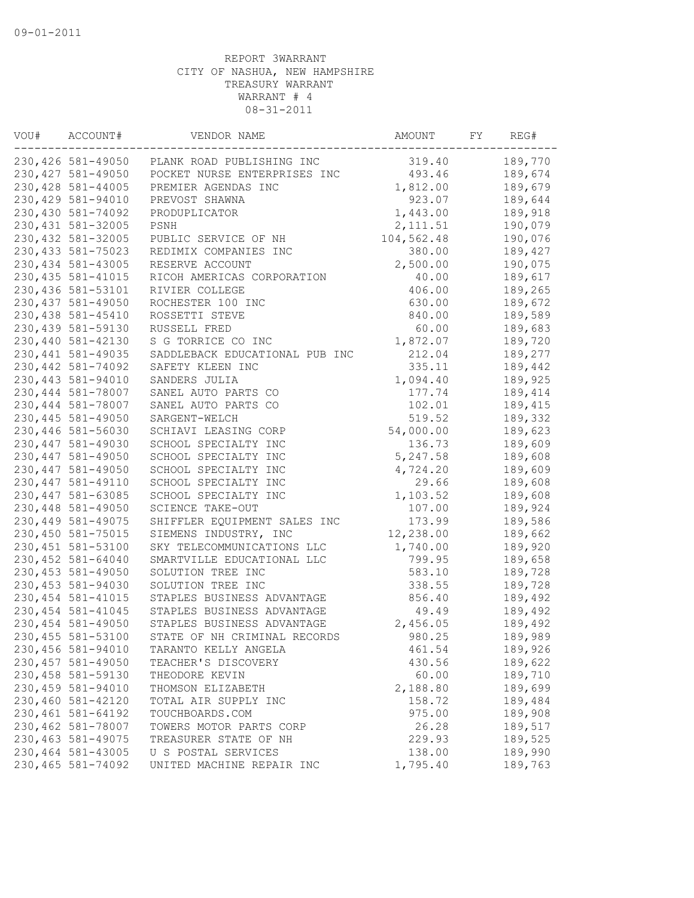REPORT 3WARRANT
CITY OF NASHUA, NEW HAMPSHIRE
TREASURY WARRANT
WARRANT # 4
08-31-2011

| VOU# | ACCOUNT# | VENDOR NAME | AMOUNT | FY | REG# |
|---|---|---|---|---|---|
| 230,426 | 581-49050 | PLANK ROAD PUBLISHING INC | 319.40 | | 189,770 |
| 230,427 | 581-49050 | POCKET NURSE ENTERPRISES INC | 493.46 | | 189,674 |
| 230,428 | 581-44005 | PREMIER AGENDAS INC | 1,812.00 | | 189,679 |
| 230,429 | 581-94010 | PREVOST SHAWNA | 923.07 | | 189,644 |
| 230,430 | 581-74092 | PRODUPLICATOR | 1,443.00 | | 189,918 |
| 230,431 | 581-32005 | PSNH | 2,111.51 | | 190,079 |
| 230,432 | 581-32005 | PUBLIC SERVICE OF NH | 104,562.48 | | 190,076 |
| 230,433 | 581-75023 | REDIMIX COMPANIES INC | 380.00 | | 189,427 |
| 230,434 | 581-43005 | RESERVE ACCOUNT | 2,500.00 | | 190,075 |
| 230,435 | 581-41015 | RICOH AMERICAS CORPORATION | 40.00 | | 189,617 |
| 230,436 | 581-53101 | RIVIER COLLEGE | 406.00 | | 189,265 |
| 230,437 | 581-49050 | ROCHESTER 100 INC | 630.00 | | 189,672 |
| 230,438 | 581-45410 | ROSSETTI STEVE | 840.00 | | 189,589 |
| 230,439 | 581-59130 | RUSSELL FRED | 60.00 | | 189,683 |
| 230,440 | 581-42130 | S G TORRICE CO INC | 1,872.07 | | 189,720 |
| 230,441 | 581-49035 | SADDLEBACK EDUCATIONAL PUB INC | 212.04 | | 189,277 |
| 230,442 | 581-74092 | SAFETY KLEEN INC | 335.11 | | 189,442 |
| 230,443 | 581-94010 | SANDERS JULIA | 1,094.40 | | 189,925 |
| 230,444 | 581-78007 | SANEL AUTO PARTS CO | 177.74 | | 189,414 |
| 230,444 | 581-78007 | SANEL AUTO PARTS CO | 102.01 | | 189,415 |
| 230,445 | 581-49050 | SARGENT-WELCH | 519.52 | | 189,332 |
| 230,446 | 581-56030 | SCHIAVI LEASING CORP | 54,000.00 | | 189,623 |
| 230,447 | 581-49030 | SCHOOL SPECIALTY INC | 136.73 | | 189,609 |
| 230,447 | 581-49050 | SCHOOL SPECIALTY INC | 5,247.58 | | 189,608 |
| 230,447 | 581-49050 | SCHOOL SPECIALTY INC | 4,724.20 | | 189,609 |
| 230,447 | 581-49110 | SCHOOL SPECIALTY INC | 29.66 | | 189,608 |
| 230,447 | 581-63085 | SCHOOL SPECIALTY INC | 1,103.52 | | 189,608 |
| 230,448 | 581-49050 | SCIENCE TAKE-OUT | 107.00 | | 189,924 |
| 230,449 | 581-49075 | SHIFFLER EQUIPMENT SALES INC | 173.99 | | 189,586 |
| 230,450 | 581-75015 | SIEMENS INDUSTRY, INC | 12,238.00 | | 189,662 |
| 230,451 | 581-53100 | SKY TELECOMMUNICATIONS LLC | 1,740.00 | | 189,920 |
| 230,452 | 581-64040 | SMARTVILLE EDUCATIONAL LLC | 799.95 | | 189,658 |
| 230,453 | 581-49050 | SOLUTION TREE INC | 583.10 | | 189,728 |
| 230,453 | 581-94030 | SOLUTION TREE INC | 338.55 | | 189,728 |
| 230,454 | 581-41015 | STAPLES BUSINESS ADVANTAGE | 856.40 | | 189,492 |
| 230,454 | 581-41045 | STAPLES BUSINESS ADVANTAGE | 49.49 | | 189,492 |
| 230,454 | 581-49050 | STAPLES BUSINESS ADVANTAGE | 2,456.05 | | 189,492 |
| 230,455 | 581-53100 | STATE OF NH CRIMINAL RECORDS | 980.25 | | 189,989 |
| 230,456 | 581-94010 | TARANTO KELLY ANGELA | 461.54 | | 189,926 |
| 230,457 | 581-49050 | TEACHER'S DISCOVERY | 430.56 | | 189,622 |
| 230,458 | 581-59130 | THEODORE KEVIN | 60.00 | | 189,710 |
| 230,459 | 581-94010 | THOMSON ELIZABETH | 2,188.80 | | 189,699 |
| 230,460 | 581-42120 | TOTAL AIR SUPPLY INC | 158.72 | | 189,484 |
| 230,461 | 581-64192 | TOUCHBOARDS.COM | 975.00 | | 189,908 |
| 230,462 | 581-78007 | TOWERS MOTOR PARTS CORP | 26.28 | | 189,517 |
| 230,463 | 581-49075 | TREASURER STATE OF NH | 229.93 | | 189,525 |
| 230,464 | 581-43005 | U S POSTAL SERVICES | 138.00 | | 189,990 |
| 230,465 | 581-74092 | UNITED MACHINE REPAIR INC | 1,795.40 | | 189,763 |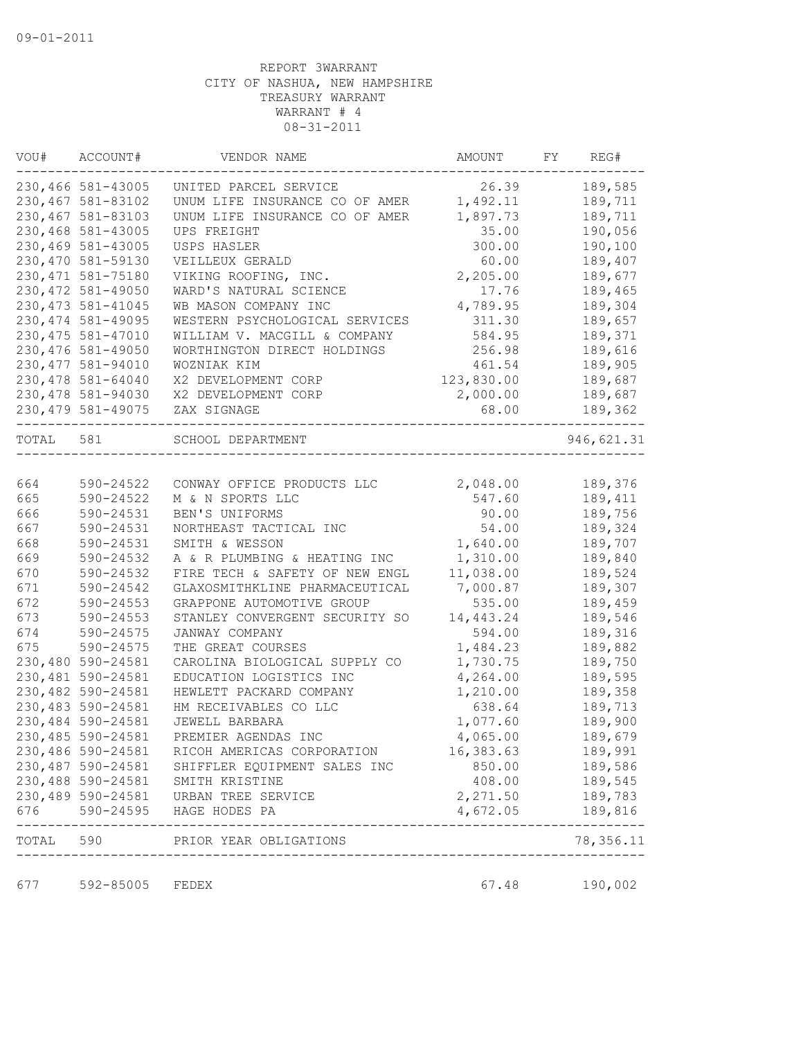09-01-2011

REPORT 3WARRANT
CITY OF NASHUA, NEW HAMPSHIRE
TREASURY WARRANT
WARRANT # 4
08-31-2011

| VOU# | ACCOUNT# | VENDOR NAME | AMOUNT | FY | REG# |
|---|---|---|---|---|---|
| 230,466 | 581-43005 | UNITED PARCEL SERVICE | 26.39 | | 189,585 |
| 230,467 | 581-83102 | UNUM LIFE INSURANCE CO OF AMER | 1,492.11 | | 189,711 |
| 230,467 | 581-83103 | UNUM LIFE INSURANCE CO OF AMER | 1,897.73 | | 189,711 |
| 230,468 | 581-43005 | UPS FREIGHT | 35.00 | | 190,056 |
| 230,469 | 581-43005 | USPS HASLER | 300.00 | | 190,100 |
| 230,470 | 581-59130 | VEILLEUX GERALD | 60.00 | | 189,407 |
| 230,471 | 581-75180 | VIKING ROOFING, INC. | 2,205.00 | | 189,677 |
| 230,472 | 581-49050 | WARD'S NATURAL SCIENCE | 17.76 | | 189,465 |
| 230,473 | 581-41045 | WB MASON COMPANY INC | 4,789.95 | | 189,304 |
| 230,474 | 581-49095 | WESTERN PSYCHOLOGICAL SERVICES | 311.30 | | 189,657 |
| 230,475 | 581-47010 | WILLIAM V. MACGILL & COMPANY | 584.95 | | 189,371 |
| 230,476 | 581-49050 | WORTHINGTON DIRECT HOLDINGS | 256.98 | | 189,616 |
| 230,477 | 581-94010 | WOZNIAK KIM | 461.54 | | 189,905 |
| 230,478 | 581-64040 | X2 DEVELOPMENT CORP | 123,830.00 | | 189,687 |
| 230,478 | 581-94030 | X2 DEVELOPMENT CORP | 2,000.00 | | 189,687 |
| 230,479 | 581-49075 | ZAX SIGNAGE | 68.00 | | 189,362 |
| TOTAL | 581 | SCHOOL DEPARTMENT | | | 946,621.31 |
| 664 | 590-24522 | CONWAY OFFICE PRODUCTS LLC | 2,048.00 | | 189,376 |
| 665 | 590-24522 | M & N SPORTS LLC | 547.60 | | 189,411 |
| 666 | 590-24531 | BEN'S UNIFORMS | 90.00 | | 189,756 |
| 667 | 590-24531 | NORTHEAST TACTICAL INC | 54.00 | | 189,324 |
| 668 | 590-24531 | SMITH & WESSON | 1,640.00 | | 189,707 |
| 669 | 590-24532 | A & R PLUMBING & HEATING INC | 1,310.00 | | 189,840 |
| 670 | 590-24532 | FIRE TECH & SAFETY OF NEW ENGL | 11,038.00 | | 189,524 |
| 671 | 590-24542 | GLAXOSMITHKLINE PHARMACEUTICAL | 7,000.87 | | 189,307 |
| 672 | 590-24553 | GRAPPONE AUTOMOTIVE GROUP | 535.00 | | 189,459 |
| 673 | 590-24553 | STANLEY CONVERGENT SECURITY SO | 14,443.24 | | 189,546 |
| 674 | 590-24575 | JANWAY COMPANY | 594.00 | | 189,316 |
| 675 | 590-24575 | THE GREAT COURSES | 1,484.23 | | 189,882 |
| 230,480 | 590-24581 | CAROLINA BIOLOGICAL SUPPLY CO | 1,730.75 | | 189,750 |
| 230,481 | 590-24581 | EDUCATION LOGISTICS INC | 4,264.00 | | 189,595 |
| 230,482 | 590-24581 | HEWLETT PACKARD COMPANY | 1,210.00 | | 189,358 |
| 230,483 | 590-24581 | HM RECEIVABLES CO LLC | 638.64 | | 189,713 |
| 230,484 | 590-24581 | JEWELL BARBARA | 1,077.60 | | 189,900 |
| 230,485 | 590-24581 | PREMIER AGENDAS INC | 4,065.00 | | 189,679 |
| 230,486 | 590-24581 | RICOH AMERICAS CORPORATION | 16,383.63 | | 189,991 |
| 230,487 | 590-24581 | SHIFFLER EQUIPMENT SALES INC | 850.00 | | 189,586 |
| 230,488 | 590-24581 | SMITH KRISTINE | 408.00 | | 189,545 |
| 230,489 | 590-24581 | URBAN TREE SERVICE | 2,271.50 | | 189,783 |
| 676 | 590-24595 | HAGE HODES PA | 4,672.05 | | 189,816 |
| TOTAL | 590 | PRIOR YEAR OBLIGATIONS | | | 78,356.11 |
| 677 | 592-85005 | FEDEX | 67.48 | | 190,002 |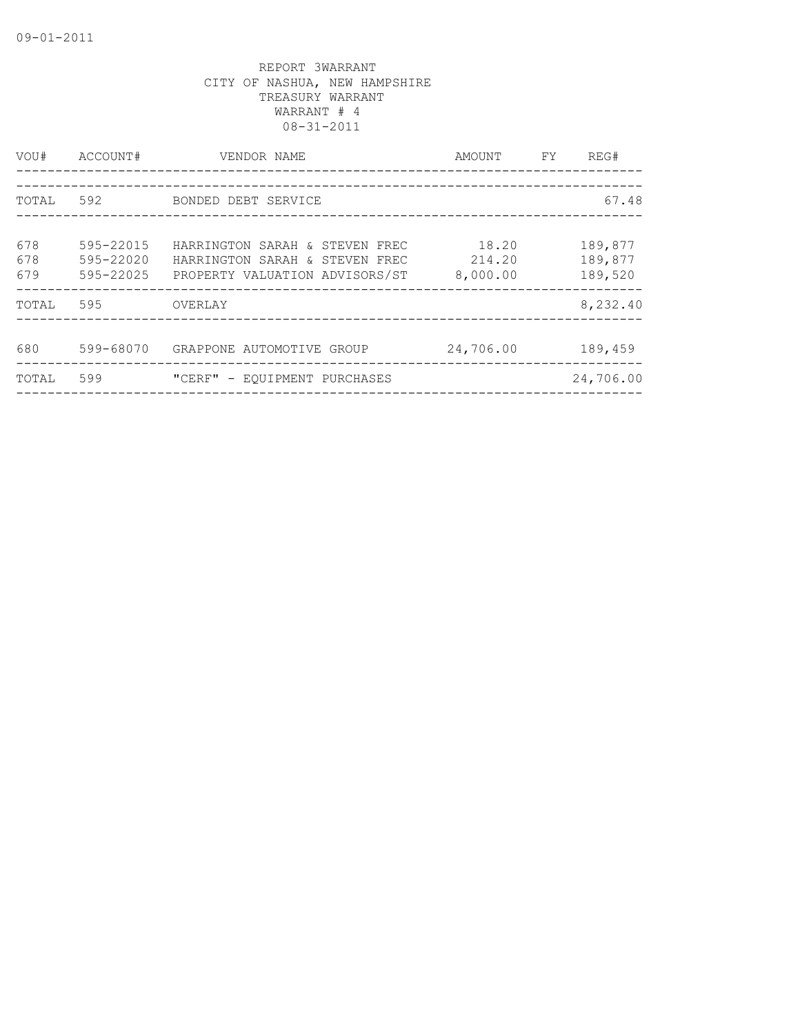09-01-2011

REPORT 3WARRANT
CITY OF NASHUA, NEW HAMPSHIRE
TREASURY WARRANT
WARRANT # 4
08-31-2011

| VOU# | ACCOUNT# | VENDOR NAME | AMOUNT | FY | REG# |
|---|---|---|---|---|---|
| TOTAL | 592 | BONDED DEBT SERVICE | | | 67.48 |
| 678 | 595-22015 | HARRINGTON SARAH & STEVEN FREC | 18.20 | | 189,877 |
| 678 | 595-22020 | HARRINGTON SARAH & STEVEN FREC | 214.20 | | 189,877 |
| 679 | 595-22025 | PROPERTY VALUATION ADVISORS/ST | 8,000.00 | | 189,520 |
| TOTAL | 595 | OVERLAY | | | 8,232.40 |
| 680 | 599-68070 | GRAPPONE AUTOMOTIVE GROUP | 24,706.00 | | 189,459 |
| TOTAL | 599 | "CERF" - EQUIPMENT PURCHASES | | | 24,706.00 |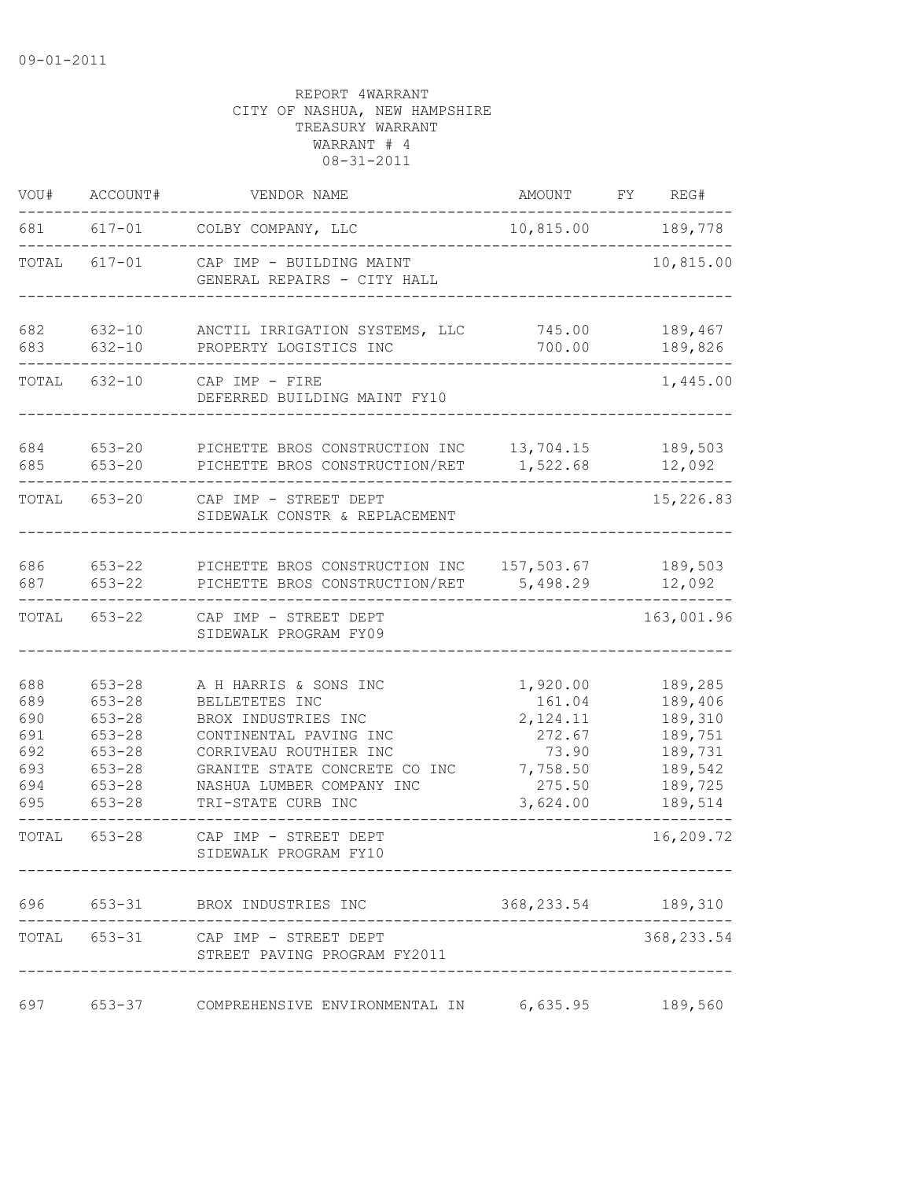09-01-2011

REPORT 4WARRANT
CITY OF NASHUA, NEW HAMPSHIRE
TREASURY WARRANT
WARRANT # 4
08-31-2011

| VOU# | ACCOUNT# | VENDOR NAME | AMOUNT | FY | REG# |
|---|---|---|---|---|---|
| 681 | 617-01 | COLBY COMPANY, LLC | 10,815.00 | | 189,778 |
| TOTAL | 617-01 | CAP IMP - BUILDING MAINT<br>GENERAL REPAIRS - CITY HALL | | | 10,815.00 |
| 682 | 632-10 | ANCTIL IRRIGATION SYSTEMS, LLC | 745.00 | | 189,467 |
| 683 | 632-10 | PROPERTY LOGISTICS INC | 700.00 | | 189,826 |
| TOTAL | 632-10 | CAP IMP - FIRE<br>DEFERRED BUILDING MAINT FY10 | | | 1,445.00 |
| 684 | 653-20 | PICHETTE BROS CONSTRUCTION INC | 13,704.15 | | 189,503 |
| 685 | 653-20 | PICHETTE BROS CONSTRUCTION/RET | 1,522.68 | | 12,092 |
| TOTAL | 653-20 | CAP IMP - STREET DEPT<br>SIDEWALK CONSTR & REPLACEMENT | | | 15,226.83 |
| 686 | 653-22 | PICHETTE BROS CONSTRUCTION INC | 157,503.67 | | 189,503 |
| 687 | 653-22 | PICHETTE BROS CONSTRUCTION/RET | 5,498.29 | | 12,092 |
| TOTAL | 653-22 | CAP IMP - STREET DEPT<br>SIDEWALK PROGRAM FY09 | | | 163,001.96 |
| 688 | 653-28 | A H HARRIS & SONS INC | 1,920.00 | | 189,285 |
| 689 | 653-28 | BELLETETES INC | 161.04 | | 189,406 |
| 690 | 653-28 | BROX INDUSTRIES INC | 2,124.11 | | 189,310 |
| 691 | 653-28 | CONTINENTAL PAVING INC | 272.67 | | 189,751 |
| 692 | 653-28 | CORRIVEAU ROUTHIER INC | 73.90 | | 189,731 |
| 693 | 653-28 | GRANITE STATE CONCRETE CO INC | 7,758.50 | | 189,542 |
| 694 | 653-28 | NASHUA LUMBER COMPANY INC | 275.50 | | 189,725 |
| 695 | 653-28 | TRI-STATE CURB INC | 3,624.00 | | 189,514 |
| TOTAL | 653-28 | CAP IMP - STREET DEPT<br>SIDEWALK PROGRAM FY10 | | | 16,209.72 |
| 696 | 653-31 | BROX INDUSTRIES INC | 368,233.54 | | 189,310 |
| TOTAL | 653-31 | CAP IMP - STREET DEPT<br>STREET PAVING PROGRAM FY2011 | | | 368,233.54 |
| 697 | 653-37 | COMPREHENSIVE ENVIRONMENTAL IN | 6,635.95 | | 189,560 |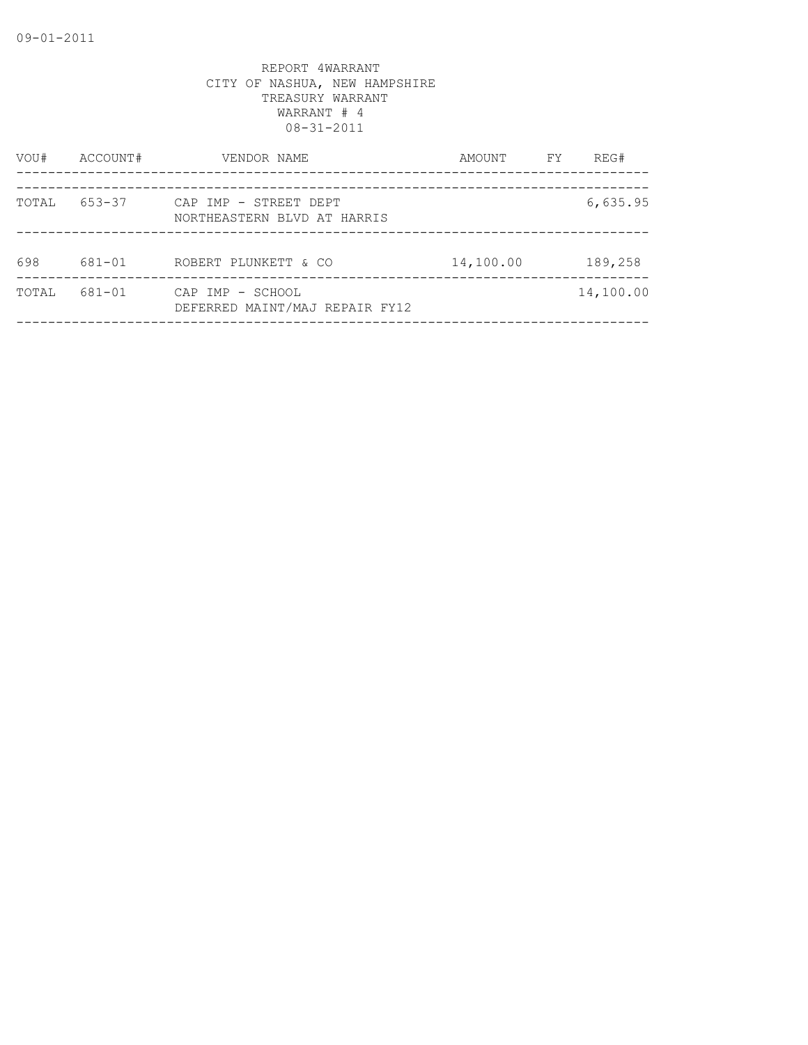REPORT 4WARRANT
CITY OF NASHUA, NEW HAMPSHIRE
TREASURY WARRANT
WARRANT # 4
08-31-2011

| VOU# | ACCOUNT# | VENDOR NAME | AMOUNT | FY | REG# |
|---|---|---|---|---|---|
| TOTAL | 653-37 | CAP IMP - STREET DEPT<br>NORTHEASTERN BLVD AT HARRIS | | | 6,635.95 |
| 698 | 681-01 | ROBERT PLUNKETT & CO | 14,100.00 | | 189,258 |
| TOTAL | 681-01 | CAP IMP - SCHOOL<br>DEFERRED MAINT/MAJ REPAIR FY12 | | | 14,100.00 |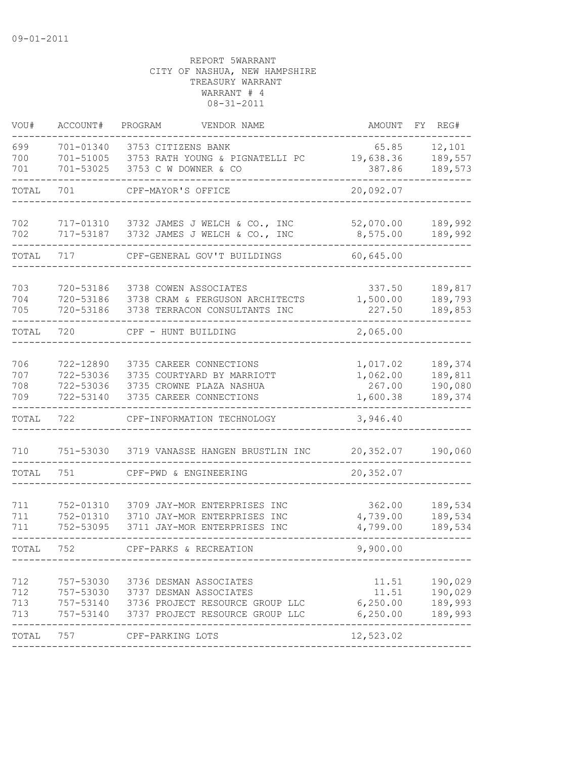09-01-2011

REPORT 5WARRANT
CITY OF NASHUA, NEW HAMPSHIRE
TREASURY WARRANT
WARRANT # 4
08-31-2011

| VOU# | ACCOUNT# | PROGRAM | VENDOR NAME | AMOUNT | FY | REG# |
|---|---|---|---|---|---|---|
| 699 | 701-01340 | 3753 | CITIZENS BANK | 65.85 | | 12,101 |
| 700 | 701-51005 | 3753 | RATH YOUNG & PIGNATELLI PC | 19,638.36 | | 189,557 |
| 701 | 701-53025 | 3753 | C W DOWNER & CO | 387.86 | | 189,573 |
| TOTAL | 701 | | CPF-MAYOR'S OFFICE | 20,092.07 | | |
| 702 | 717-01310 | 3732 | JAMES J WELCH & CO., INC | 52,070.00 | | 189,992 |
| 702 | 717-53187 | 3732 | JAMES J WELCH & CO., INC | 8,575.00 | | 189,992 |
| TOTAL | 717 | | CPF-GENERAL GOV'T BUILDINGS | 60,645.00 | | |
| 703 | 720-53186 | 3738 | COWEN ASSOCIATES | 337.50 | | 189,817 |
| 704 | 720-53186 | 3738 | CRAM & FERGUSON ARCHITECTS | 1,500.00 | | 189,793 |
| 705 | 720-53186 | 3738 | TERRACON CONSULTANTS INC | 227.50 | | 189,853 |
| TOTAL | 720 | | CPF - HUNT BUILDING | 2,065.00 | | |
| 706 | 722-12890 | 3735 | CAREER CONNECTIONS | 1,017.02 | | 189,374 |
| 707 | 722-53036 | 3735 | COURTYARD BY MARRIOTT | 1,062.00 | | 189,811 |
| 708 | 722-53036 | 3735 | CROWNE PLAZA NASHUA | 267.00 | | 190,080 |
| 709 | 722-53140 | 3735 | CAREER CONNECTIONS | 1,600.38 | | 189,374 |
| TOTAL | 722 | | CPF-INFORMATION TECHNOLOGY | 3,946.40 | | |
| 710 | 751-53030 | 3719 | VANASSE HANGEN BRUSTLIN INC | 20,352.07 | | 190,060 |
| TOTAL | 751 | | CPF-PWD & ENGINEERING | 20,352.07 | | |
| 711 | 752-01310 | 3709 | JAY-MOR ENTERPRISES INC | 362.00 | | 189,534 |
| 711 | 752-01310 | 3710 | JAY-MOR ENTERPRISES INC | 4,739.00 | | 189,534 |
| 711 | 752-53095 | 3711 | JAY-MOR ENTERPRISES INC | 4,799.00 | | 189,534 |
| TOTAL | 752 | | CPF-PARKS & RECREATION | 9,900.00 | | |
| 712 | 757-53030 | 3736 | DESMAN ASSOCIATES | 11.51 | | 190,029 |
| 712 | 757-53030 | 3737 | DESMAN ASSOCIATES | 11.51 | | 190,029 |
| 713 | 757-53140 | 3736 | PROJECT RESOURCE GROUP LLC | 6,250.00 | | 189,993 |
| 713 | 757-53140 | 3737 | PROJECT RESOURCE GROUP LLC | 6,250.00 | | 189,993 |
| TOTAL | 757 | | CPF-PARKING LOTS | 12,523.02 | | |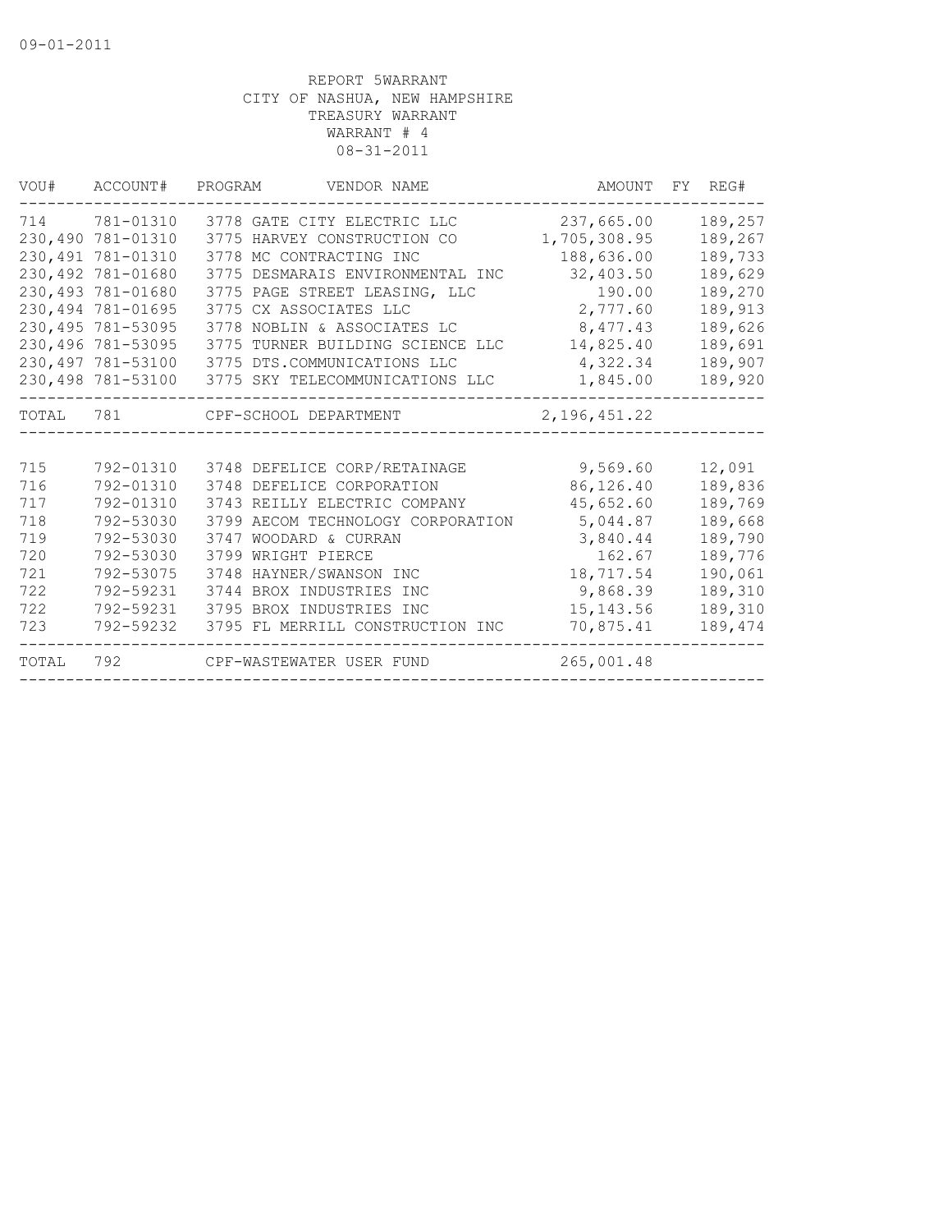09-01-2011

REPORT 5WARRANT
CITY OF NASHUA, NEW HAMPSHIRE
TREASURY WARRANT
WARRANT # 4
08-31-2011

| VOU# | ACCOUNT# | PROGRAM | VENDOR NAME | AMOUNT | FY | REG# |
|---|---|---|---|---|---|---|
| 714 | 781-01310 | 3778 | GATE CITY ELECTRIC LLC | 237,665.00 | | 189,257 |
| 230,490 | 781-01310 | 3775 | HARVEY CONSTRUCTION CO | 1,705,308.95 | | 189,267 |
| 230,491 | 781-01310 | 3778 | MC CONTRACTING INC | 188,636.00 | | 189,733 |
| 230,492 | 781-01680 | 3775 | DESMARAIS ENVIRONMENTAL INC | 32,403.50 | | 189,629 |
| 230,493 | 781-01680 | 3775 | PAGE STREET LEASING, LLC | 190.00 | | 189,270 |
| 230,494 | 781-01695 | 3775 | CX ASSOCIATES LLC | 2,777.60 | | 189,913 |
| 230,495 | 781-53095 | 3778 | NOBLIN & ASSOCIATES LC | 8,477.43 | | 189,626 |
| 230,496 | 781-53095 | 3775 | TURNER BUILDING SCIENCE LLC | 14,825.40 | | 189,691 |
| 230,497 | 781-53100 | 3775 | DTS.COMMUNICATIONS LLC | 4,322.34 | | 189,907 |
| 230,498 | 781-53100 | 3775 | SKY TELECOMMUNICATIONS LLC | 1,845.00 | | 189,920 |
| TOTAL | 781 | | CPF-SCHOOL DEPARTMENT | 2,196,451.22 | | |
| 715 | 792-01310 | 3748 | DEFELICE CORP/RETAINAGE | 9,569.60 | | 12,091 |
| 716 | 792-01310 | 3748 | DEFELICE CORPORATION | 86,126.40 | | 189,836 |
| 717 | 792-01310 | 3743 | REILLY ELECTRIC COMPANY | 45,652.60 | | 189,769 |
| 718 | 792-53030 | 3799 | AECOM TECHNOLOGY CORPORATION | 5,044.87 | | 189,668 |
| 719 | 792-53030 | 3747 | WOODARD & CURRAN | 3,840.44 | | 189,790 |
| 720 | 792-53030 | 3799 | WRIGHT PIERCE | 162.67 | | 189,776 |
| 721 | 792-53075 | 3748 | HAYNER/SWANSON INC | 18,717.54 | | 190,061 |
| 722 | 792-59231 | 3744 | BROX INDUSTRIES INC | 9,868.39 | | 189,310 |
| 722 | 792-59231 | 3795 | BROX INDUSTRIES INC | 15,143.56 | | 189,310 |
| 723 | 792-59232 | 3795 | FL MERRILL CONSTRUCTION INC | 70,875.41 | | 189,474 |
| TOTAL | 792 | | CPF-WASTEWATER USER FUND | 265,001.48 | | |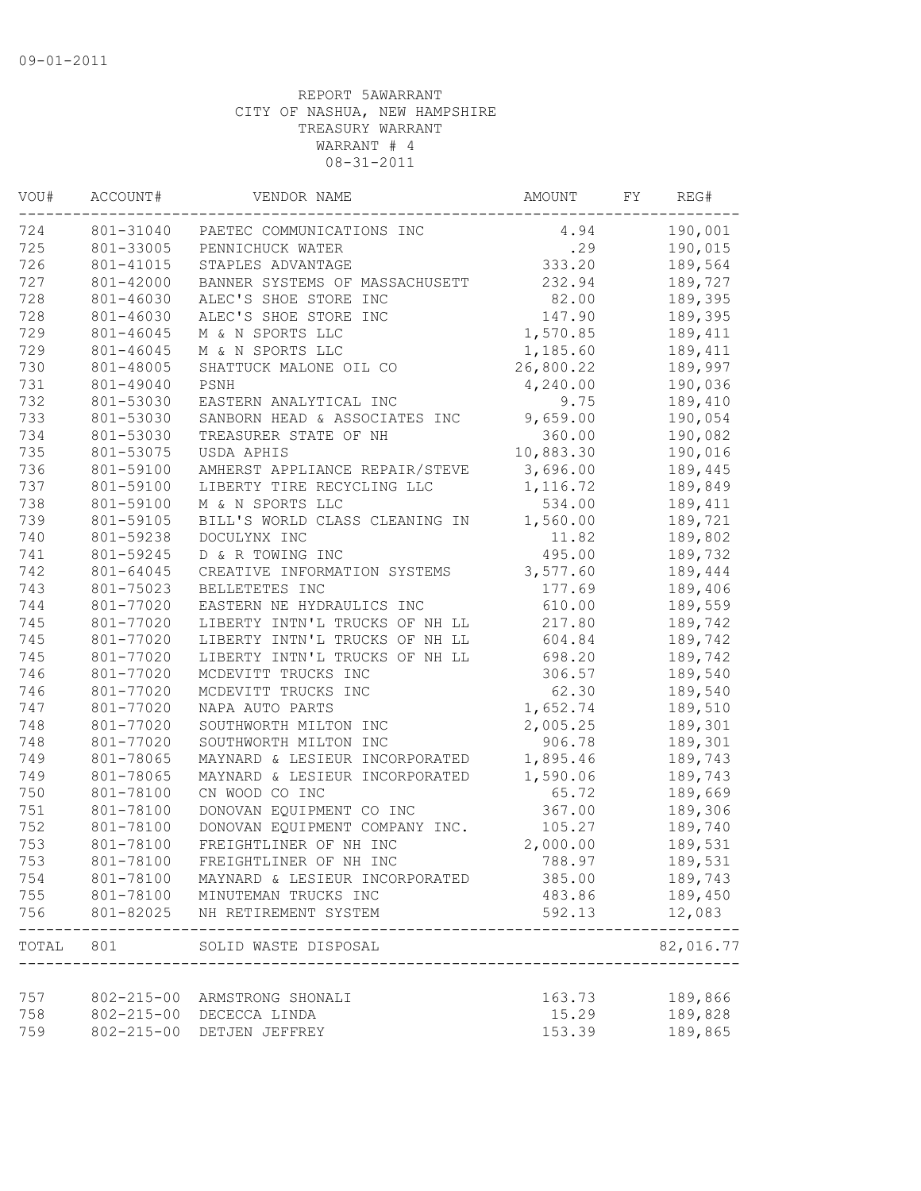09-01-2011

REPORT 5AWARRANT
CITY OF NASHUA, NEW HAMPSHIRE
TREASURY WARRANT
WARRANT # 4
08-31-2011

| VOU# | ACCOUNT# | VENDOR NAME | AMOUNT | FY | REG# |
|---|---|---|---|---|---|
| 724 | 801-31040 | PAETEC COMMUNICATIONS INC | 4.94 | | 190,001 |
| 725 | 801-33005 | PENNICHUCK WATER | .29 | | 190,015 |
| 726 | 801-41015 | STAPLES ADVANTAGE | 333.20 | | 189,564 |
| 727 | 801-42000 | BANNER SYSTEMS OF MASSACHUSETT | 232.94 | | 189,727 |
| 728 | 801-46030 | ALEC'S SHOE STORE INC | 82.00 | | 189,395 |
| 728 | 801-46030 | ALEC'S SHOE STORE INC | 147.90 | | 189,395 |
| 729 | 801-46045 | M & N SPORTS LLC | 1,570.85 | | 189,411 |
| 729 | 801-46045 | M & N SPORTS LLC | 1,185.60 | | 189,411 |
| 730 | 801-48005 | SHATTUCK MALONE OIL CO | 26,800.22 | | 189,997 |
| 731 | 801-49040 | PSNH | 4,240.00 | | 190,036 |
| 732 | 801-53030 | EASTERN ANALYTICAL INC | 9.75 | | 189,410 |
| 733 | 801-53030 | SANBORN HEAD & ASSOCIATES INC | 9,659.00 | | 190,054 |
| 734 | 801-53030 | TREASURER STATE OF NH | 360.00 | | 190,082 |
| 735 | 801-53075 | USDA APHIS | 10,883.30 | | 190,016 |
| 736 | 801-59100 | AMHERST APPLIANCE REPAIR/STEVE | 3,696.00 | | 189,445 |
| 737 | 801-59100 | LIBERTY TIRE RECYCLING LLC | 1,116.72 | | 189,849 |
| 738 | 801-59100 | M & N SPORTS LLC | 534.00 | | 189,411 |
| 739 | 801-59105 | BILL'S WORLD CLASS CLEANING IN | 1,560.00 | | 189,721 |
| 740 | 801-59238 | DOCULYNX INC | 11.82 | | 189,802 |
| 741 | 801-59245 | D & R TOWING INC | 495.00 | | 189,732 |
| 742 | 801-64045 | CREATIVE INFORMATION SYSTEMS | 3,577.60 | | 189,444 |
| 743 | 801-75023 | BELLETETES INC | 177.69 | | 189,406 |
| 744 | 801-77020 | EASTERN NE HYDRAULICS INC | 610.00 | | 189,559 |
| 745 | 801-77020 | LIBERTY INTN'L TRUCKS OF NH LL | 217.80 | | 189,742 |
| 745 | 801-77020 | LIBERTY INTN'L TRUCKS OF NH LL | 604.84 | | 189,742 |
| 745 | 801-77020 | LIBERTY INTN'L TRUCKS OF NH LL | 698.20 | | 189,742 |
| 746 | 801-77020 | MCDEVITT TRUCKS INC | 306.57 | | 189,540 |
| 746 | 801-77020 | MCDEVITT TRUCKS INC | 62.30 | | 189,540 |
| 747 | 801-77020 | NAPA AUTO PARTS | 1,652.74 | | 189,510 |
| 748 | 801-77020 | SOUTHWORTH MILTON INC | 2,005.25 | | 189,301 |
| 748 | 801-77020 | SOUTHWORTH MILTON INC | 906.78 | | 189,301 |
| 749 | 801-78065 | MAYNARD & LESIEUR INCORPORATED | 1,895.46 | | 189,743 |
| 749 | 801-78065 | MAYNARD & LESIEUR INCORPORATED | 1,590.06 | | 189,743 |
| 750 | 801-78100 | CN WOOD CO INC | 65.72 | | 189,669 |
| 751 | 801-78100 | DONOVAN EQUIPMENT CO INC | 367.00 | | 189,306 |
| 752 | 801-78100 | DONOVAN EQUIPMENT COMPANY INC. | 105.27 | | 189,740 |
| 753 | 801-78100 | FREIGHTLINER OF NH INC | 2,000.00 | | 189,531 |
| 753 | 801-78100 | FREIGHTLINER OF NH INC | 788.97 | | 189,531 |
| 754 | 801-78100 | MAYNARD & LESIEUR INCORPORATED | 385.00 | | 189,743 |
| 755 | 801-78100 | MINUTEMAN TRUCKS INC | 483.86 | | 189,450 |
| 756 | 801-82025 | NH RETIREMENT SYSTEM | 592.13 | | 12,083 |
| TOTAL | 801 | SOLID WASTE DISPOSAL | | | 82,016.77 |
| 757 | 802-215-00 | ARMSTRONG SHONALI | 163.73 | | 189,866 |
| 758 | 802-215-00 | DECECCA LINDA | 15.29 | | 189,828 |
| 759 | 802-215-00 | DETJEN JEFFREY | 153.39 | | 189,865 |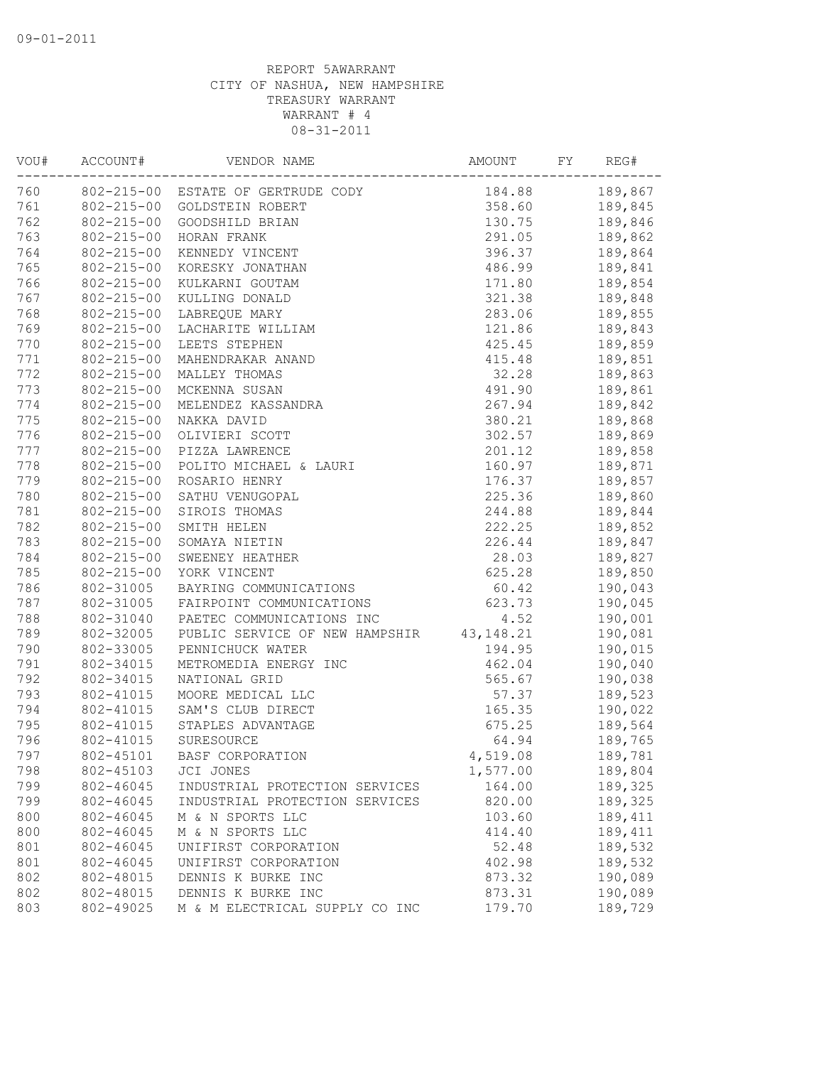09-01-2011

REPORT 5AWARRANT
CITY OF NASHUA, NEW HAMPSHIRE
TREASURY WARRANT
WARRANT # 4
08-31-2011

| VOU# | ACCOUNT# | VENDOR NAME | AMOUNT | FY | REG# |
|---|---|---|---|---|---|
| 760 | 802-215-00 | ESTATE OF GERTRUDE CODY | 184.88 | | 189,867 |
| 761 | 802-215-00 | GOLDSTEIN ROBERT | 358.60 | | 189,845 |
| 762 | 802-215-00 | GOODSHILD BRIAN | 130.75 | | 189,846 |
| 763 | 802-215-00 | HORAN FRANK | 291.05 | | 189,862 |
| 764 | 802-215-00 | KENNEDY VINCENT | 396.37 | | 189,864 |
| 765 | 802-215-00 | KORESKY JONATHAN | 486.99 | | 189,841 |
| 766 | 802-215-00 | KULKARNI GOUTAM | 171.80 | | 189,854 |
| 767 | 802-215-00 | KULLING DONALD | 321.38 | | 189,848 |
| 768 | 802-215-00 | LABREQUE MARY | 283.06 | | 189,855 |
| 769 | 802-215-00 | LACHARITE WILLIAM | 121.86 | | 189,843 |
| 770 | 802-215-00 | LEETS STEPHEN | 425.45 | | 189,859 |
| 771 | 802-215-00 | MAHENDRAKAR ANAND | 415.48 | | 189,851 |
| 772 | 802-215-00 | MALLEY THOMAS | 32.28 | | 189,863 |
| 773 | 802-215-00 | MCKENNA SUSAN | 491.90 | | 189,861 |
| 774 | 802-215-00 | MELENDEZ KASSANDRA | 267.94 | | 189,842 |
| 775 | 802-215-00 | NAKKA DAVID | 380.21 | | 189,868 |
| 776 | 802-215-00 | OLIVIERI SCOTT | 302.57 | | 189,869 |
| 777 | 802-215-00 | PIZZA LAWRENCE | 201.12 | | 189,858 |
| 778 | 802-215-00 | POLITO MICHAEL & LAURI | 160.97 | | 189,871 |
| 779 | 802-215-00 | ROSARIO HENRY | 176.37 | | 189,857 |
| 780 | 802-215-00 | SATHU VENUGOPAL | 225.36 | | 189,860 |
| 781 | 802-215-00 | SIROIS THOMAS | 244.88 | | 189,844 |
| 782 | 802-215-00 | SMITH HELEN | 222.25 | | 189,852 |
| 783 | 802-215-00 | SOMAYA NIETIN | 226.44 | | 189,847 |
| 784 | 802-215-00 | SWEENEY HEATHER | 28.03 | | 189,827 |
| 785 | 802-215-00 | YORK VINCENT | 625.28 | | 189,850 |
| 786 | 802-31005 | BAYRING COMMUNICATIONS | 60.42 | | 190,043 |
| 787 | 802-31005 | FAIRPOINT COMMUNICATIONS | 623.73 | | 190,045 |
| 788 | 802-31040 | PAETEC COMMUNICATIONS INC | 4.52 | | 190,001 |
| 789 | 802-32005 | PUBLIC SERVICE OF NEW HAMPSHIR | 43,148.21 | | 190,081 |
| 790 | 802-33005 | PENNICHUCK WATER | 194.95 | | 190,015 |
| 791 | 802-34015 | METROMEDIA ENERGY INC | 462.04 | | 190,040 |
| 792 | 802-34015 | NATIONAL GRID | 565.67 | | 190,038 |
| 793 | 802-41015 | MOORE MEDICAL LLC | 57.37 | | 189,523 |
| 794 | 802-41015 | SAM'S CLUB DIRECT | 165.35 | | 190,022 |
| 795 | 802-41015 | STAPLES ADVANTAGE | 675.25 | | 189,564 |
| 796 | 802-41015 | SURESOURCE | 64.94 | | 189,765 |
| 797 | 802-45101 | BASF CORPORATION | 4,519.08 | | 189,781 |
| 798 | 802-45103 | JCI JONES | 1,577.00 | | 189,804 |
| 799 | 802-46045 | INDUSTRIAL PROTECTION SERVICES | 164.00 | | 189,325 |
| 799 | 802-46045 | INDUSTRIAL PROTECTION SERVICES | 820.00 | | 189,325 |
| 800 | 802-46045 | M & N SPORTS LLC | 103.60 | | 189,411 |
| 800 | 802-46045 | M & N SPORTS LLC | 414.40 | | 189,411 |
| 801 | 802-46045 | UNIFIRST CORPORATION | 52.48 | | 189,532 |
| 801 | 802-46045 | UNIFIRST CORPORATION | 402.98 | | 189,532 |
| 802 | 802-48015 | DENNIS K BURKE INC | 873.32 | | 190,089 |
| 802 | 802-48015 | DENNIS K BURKE INC | 873.31 | | 190,089 |
| 803 | 802-49025 | M & M ELECTRICAL SUPPLY CO INC | 179.70 | | 189,729 |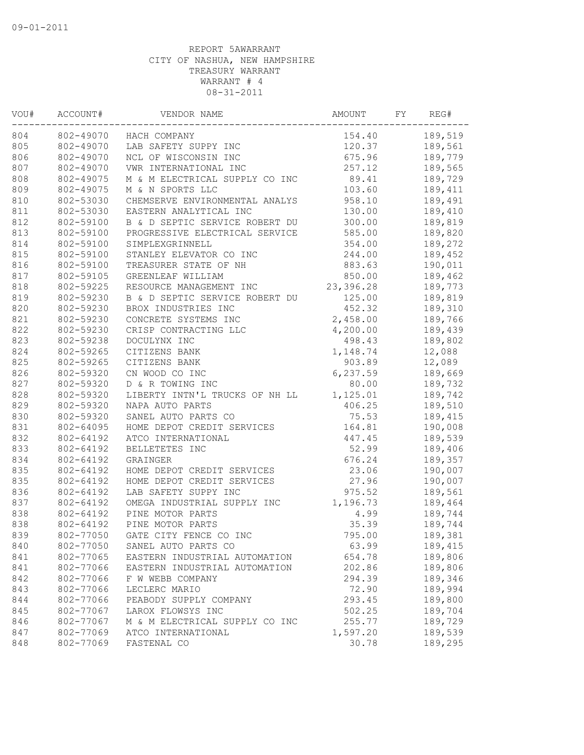09-01-2011

REPORT 5AWARRANT
CITY OF NASHUA, NEW HAMPSHIRE
TREASURY WARRANT
WARRANT # 4
08-31-2011

| VOU# | ACCOUNT# | VENDOR NAME | AMOUNT | FY | REG# |
|---|---|---|---|---|---|
| 804 | 802-49070 | HACH COMPANY | 154.40 | | 189,519 |
| 805 | 802-49070 | LAB SAFETY SUPPY INC | 120.37 | | 189,561 |
| 806 | 802-49070 | NCL OF WISCONSIN INC | 675.96 | | 189,779 |
| 807 | 802-49070 | VWR INTERNATIONAL INC | 257.12 | | 189,565 |
| 808 | 802-49075 | M & M ELECTRICAL SUPPLY CO INC | 89.41 | | 189,729 |
| 809 | 802-49075 | M & N SPORTS LLC | 103.60 | | 189,411 |
| 810 | 802-53030 | CHEMSERVE ENVIRONMENTAL ANALYS | 958.10 | | 189,491 |
| 811 | 802-53030 | EASTERN ANALYTICAL INC | 130.00 | | 189,410 |
| 812 | 802-59100 | B & D SEPTIC SERVICE ROBERT DU | 300.00 | | 189,819 |
| 813 | 802-59100 | PROGRESSIVE ELECTRICAL SERVICE | 585.00 | | 189,820 |
| 814 | 802-59100 | SIMPLEXGRINNELL | 354.00 | | 189,272 |
| 815 | 802-59100 | STANLEY ELEVATOR CO INC | 244.00 | | 189,452 |
| 816 | 802-59100 | TREASURER STATE OF NH | 883.63 | | 190,011 |
| 817 | 802-59105 | GREENLEAF WILLIAM | 850.00 | | 189,462 |
| 818 | 802-59225 | RESOURCE MANAGEMENT INC | 23,396.28 | | 189,773 |
| 819 | 802-59230 | B & D SEPTIC SERVICE ROBERT DU | 125.00 | | 189,819 |
| 820 | 802-59230 | BROX INDUSTRIES INC | 452.32 | | 189,310 |
| 821 | 802-59230 | CONCRETE SYSTEMS INC | 2,458.00 | | 189,766 |
| 822 | 802-59230 | CRISP CONTRACTING LLC | 4,200.00 | | 189,439 |
| 823 | 802-59238 | DOCULYNX INC | 498.43 | | 189,802 |
| 824 | 802-59265 | CITIZENS BANK | 1,148.74 | | 12,088 |
| 825 | 802-59265 | CITIZENS BANK | 903.89 | | 12,089 |
| 826 | 802-59320 | CN WOOD CO INC | 6,237.59 | | 189,669 |
| 827 | 802-59320 | D & R TOWING INC | 80.00 | | 189,732 |
| 828 | 802-59320 | LIBERTY INTN'L TRUCKS OF NH LL | 1,125.01 | | 189,742 |
| 829 | 802-59320 | NAPA AUTO PARTS | 406.25 | | 189,510 |
| 830 | 802-59320 | SANEL AUTO PARTS CO | 75.53 | | 189,415 |
| 831 | 802-64095 | HOME DEPOT CREDIT SERVICES | 164.81 | | 190,008 |
| 832 | 802-64192 | ATCO INTERNATIONAL | 447.45 | | 189,539 |
| 833 | 802-64192 | BELLETETES INC | 52.99 | | 189,406 |
| 834 | 802-64192 | GRAINGER | 676.24 | | 189,357 |
| 835 | 802-64192 | HOME DEPOT CREDIT SERVICES | 23.06 | | 190,007 |
| 835 | 802-64192 | HOME DEPOT CREDIT SERVICES | 27.96 | | 190,007 |
| 836 | 802-64192 | LAB SAFETY SUPPY INC | 975.52 | | 189,561 |
| 837 | 802-64192 | OMEGA INDUSTRIAL SUPPLY INC | 1,196.73 | | 189,464 |
| 838 | 802-64192 | PINE MOTOR PARTS | 4.99 | | 189,744 |
| 838 | 802-64192 | PINE MOTOR PARTS | 35.39 | | 189,744 |
| 839 | 802-77050 | GATE CITY FENCE CO INC | 795.00 | | 189,381 |
| 840 | 802-77050 | SANEL AUTO PARTS CO | 63.99 | | 189,415 |
| 841 | 802-77065 | EASTERN INDUSTRIAL AUTOMATION | 654.78 | | 189,806 |
| 841 | 802-77066 | EASTERN INDUSTRIAL AUTOMATION | 202.86 | | 189,806 |
| 842 | 802-77066 | F W WEBB COMPANY | 294.39 | | 189,346 |
| 843 | 802-77066 | LECLERC MARIO | 72.90 | | 189,994 |
| 844 | 802-77066 | PEABODY SUPPLY COMPANY | 293.45 | | 189,800 |
| 845 | 802-77067 | LAROX FLOWSYS INC | 502.25 | | 189,704 |
| 846 | 802-77067 | M & M ELECTRICAL SUPPLY CO INC | 255.77 | | 189,729 |
| 847 | 802-77069 | ATCO INTERNATIONAL | 1,597.20 | | 189,539 |
| 848 | 802-77069 | FASTENAL CO | 30.78 | | 189,295 |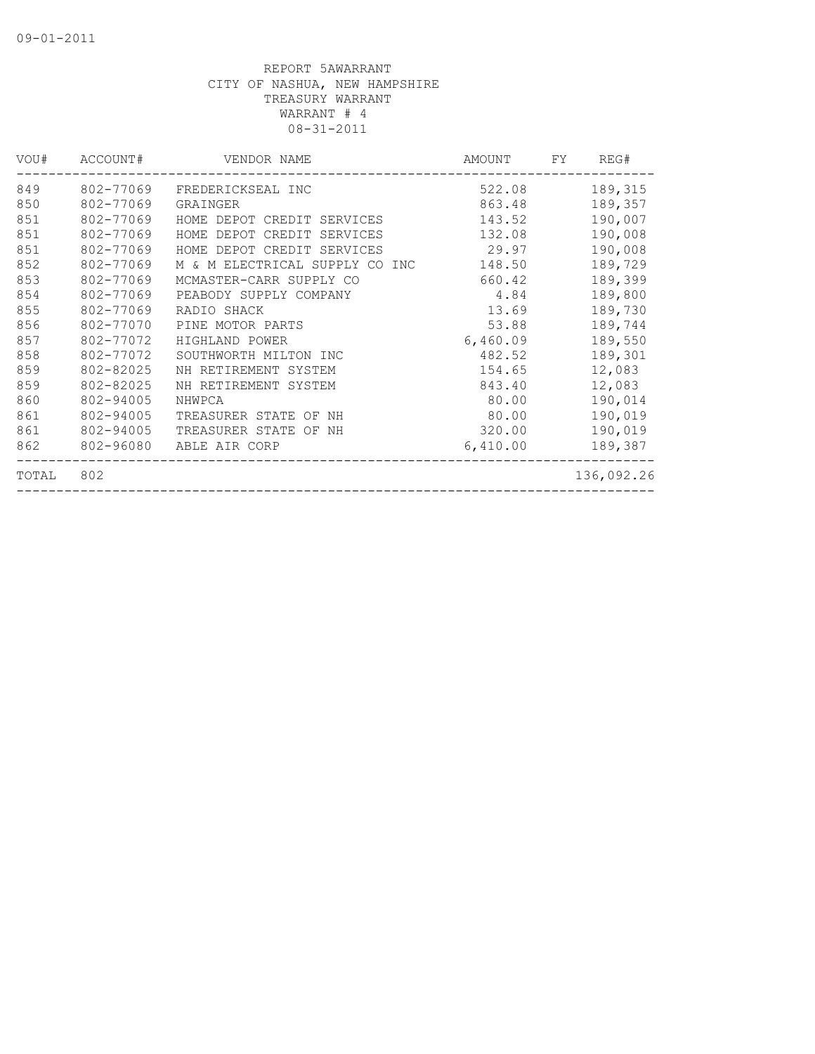09-01-2011

REPORT 5AWARRANT
CITY OF NASHUA, NEW HAMPSHIRE
TREASURY WARRANT
WARRANT # 4
08-31-2011

| VOU# | ACCOUNT# | VENDOR NAME | AMOUNT | FY | REG# |
|---|---|---|---|---|---|
| 849 | 802-77069 | FREDERICKSEAL INC | 522.08 | | 189,315 |
| 850 | 802-77069 | GRAINGER | 863.48 | | 189,357 |
| 851 | 802-77069 | HOME DEPOT CREDIT SERVICES | 143.52 | | 190,007 |
| 851 | 802-77069 | HOME DEPOT CREDIT SERVICES | 132.08 | | 190,008 |
| 851 | 802-77069 | HOME DEPOT CREDIT SERVICES | 29.97 | | 190,008 |
| 852 | 802-77069 | M & M ELECTRICAL SUPPLY CO INC | 148.50 | | 189,729 |
| 853 | 802-77069 | MCMASTER-CARR SUPPLY CO | 660.42 | | 189,399 |
| 854 | 802-77069 | PEABODY SUPPLY COMPANY | 4.84 | | 189,800 |
| 855 | 802-77069 | RADIO SHACK | 13.69 | | 189,730 |
| 856 | 802-77070 | PINE MOTOR PARTS | 53.88 | | 189,744 |
| 857 | 802-77072 | HIGHLAND POWER | 6,460.09 | | 189,550 |
| 858 | 802-77072 | SOUTHWORTH MILTON INC | 482.52 | | 189,301 |
| 859 | 802-82025 | NH RETIREMENT SYSTEM | 154.65 | | 12,083 |
| 859 | 802-82025 | NH RETIREMENT SYSTEM | 843.40 | | 12,083 |
| 860 | 802-94005 | NHWPCA | 80.00 | | 190,014 |
| 861 | 802-94005 | TREASURER STATE OF NH | 80.00 | | 190,019 |
| 861 | 802-94005 | TREASURER STATE OF NH | 320.00 | | 190,019 |
| 862 | 802-96080 | ABLE AIR CORP | 6,410.00 | | 189,387 |
| TOTAL | 802 | | | | 136,092.26 |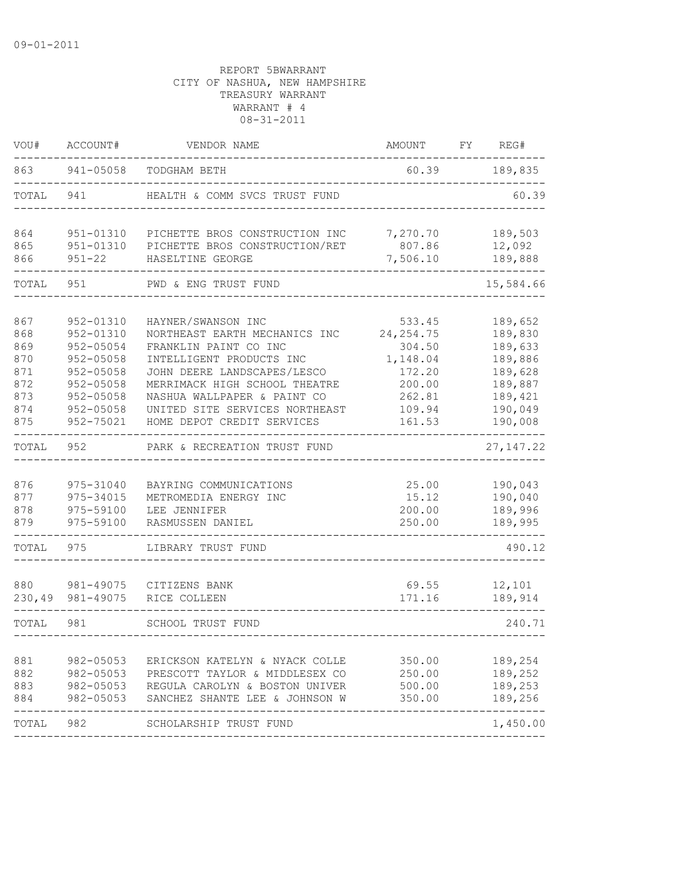09-01-2011

REPORT 5BWARRANT
CITY OF NASHUA, NEW HAMPSHIRE
TREASURY WARRANT
WARRANT # 4
08-31-2011

| VOU# | ACCOUNT# | VENDOR NAME | AMOUNT | FY | REG# |
|---|---|---|---|---|---|
| 863 | 941-05058 | TODGHAM BETH | 60.39 | | 189,835 |
| TOTAL | 941 | HEALTH & COMM SVCS TRUST FUND | | | 60.39 |
| 864 | 951-01310 | PICHETTE BROS CONSTRUCTION INC | 7,270.70 | | 189,503 |
| 865 | 951-01310 | PICHETTE BROS CONSTRUCTION/RET | 807.86 | | 12,092 |
| 866 | 951-22 | HASELTINE GEORGE | 7,506.10 | | 189,888 |
| TOTAL | 951 | PWD & ENG TRUST FUND | | | 15,584.66 |
| 867 | 952-01310 | HAYNER/SWANSON INC | 533.45 | | 189,652 |
| 868 | 952-01310 | NORTHEAST EARTH MECHANICS INC | 24,254.75 | | 189,830 |
| 869 | 952-05054 | FRANKLIN PAINT CO INC | 304.50 | | 189,633 |
| 870 | 952-05058 | INTELLIGENT PRODUCTS INC | 1,148.04 | | 189,886 |
| 871 | 952-05058 | JOHN DEERE LANDSCAPES/LESCO | 172.20 | | 189,628 |
| 872 | 952-05058 | MERRIMACK HIGH SCHOOL THEATRE | 200.00 | | 189,887 |
| 873 | 952-05058 | NASHUA WALLPAPER & PAINT CO | 262.81 | | 189,421 |
| 874 | 952-05058 | UNITED SITE SERVICES NORTHEAST | 109.94 | | 190,049 |
| 875 | 952-75021 | HOME DEPOT CREDIT SERVICES | 161.53 | | 190,008 |
| TOTAL | 952 | PARK & RECREATION TRUST FUND | | | 27,147.22 |
| 876 | 975-31040 | BAYRING COMMUNICATIONS | 25.00 | | 190,043 |
| 877 | 975-34015 | METROMEDIA ENERGY INC | 15.12 | | 190,040 |
| 878 | 975-59100 | LEE JENNIFER | 200.00 | | 189,996 |
| 879 | 975-59100 | RASMUSSEN DANIEL | 250.00 | | 189,995 |
| TOTAL | 975 | LIBRARY TRUST FUND | | | 490.12 |
| 880 | 981-49075 | CITIZENS BANK | 69.55 | | 12,101 |
| 230,49 | 981-49075 | RICE COLLEEN | 171.16 | | 189,914 |
| TOTAL | 981 | SCHOOL TRUST FUND | | | 240.71 |
| 881 | 982-05053 | ERICKSON KATELYN & NYACK COLLE | 350.00 | | 189,254 |
| 882 | 982-05053 | PRESCOTT TAYLOR & MIDDLESEX CO | 250.00 | | 189,252 |
| 883 | 982-05053 | REGULA CAROLYN & BOSTON UNIVER | 500.00 | | 189,253 |
| 884 | 982-05053 | SANCHEZ SHANTE LEE & JOHNSON W | 350.00 | | 189,256 |
| TOTAL | 982 | SCHOLARSHIP TRUST FUND | | | 1,450.00 |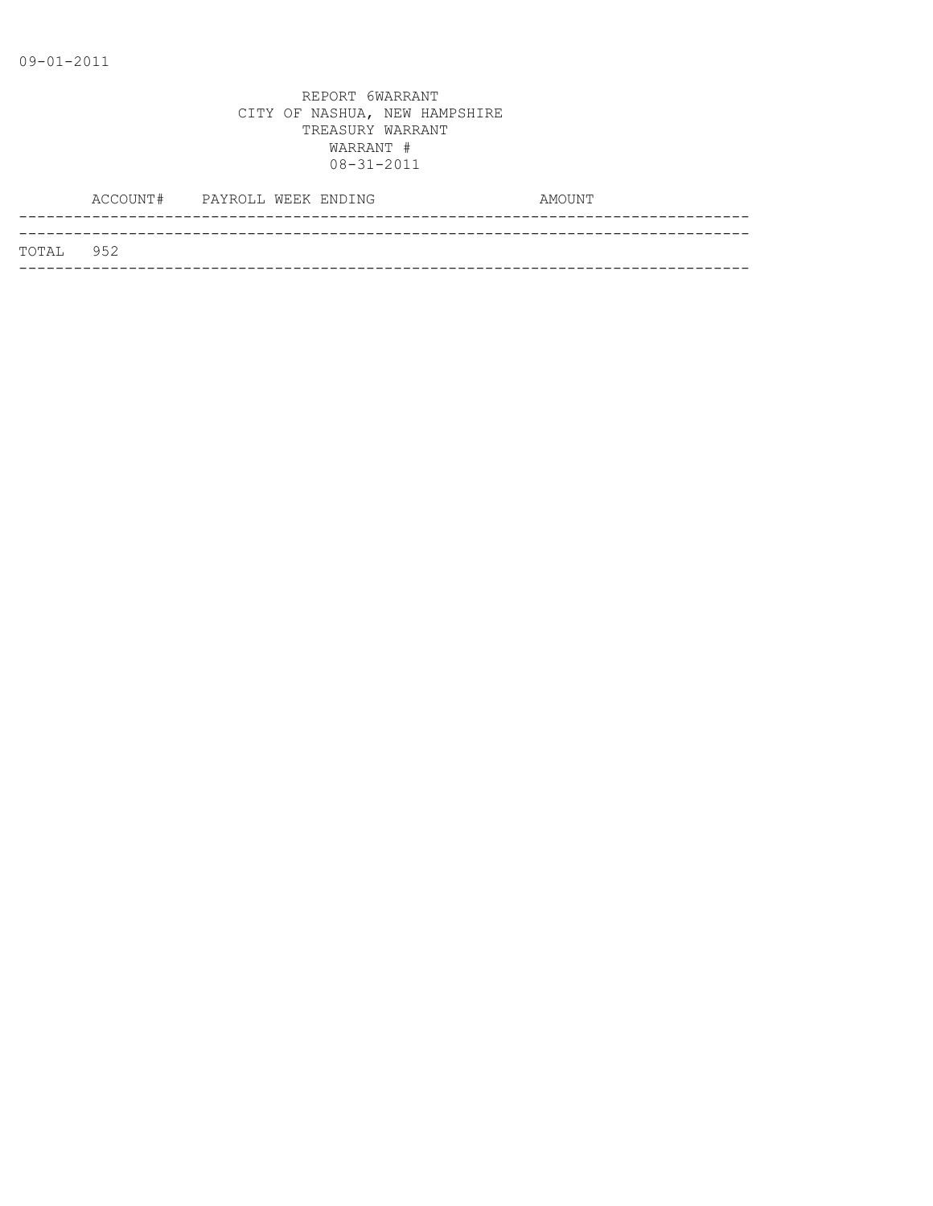09-01-2011

REPORT 6WARRANT
CITY OF NASHUA, NEW HAMPSHIRE
TREASURY WARRANT
WARRANT #
08-31-2011

| | ACCOUNT# | PAYROLL WEEK ENDING | AMOUNT |
|---|---|---|---|
| TOTAL | 952 | | |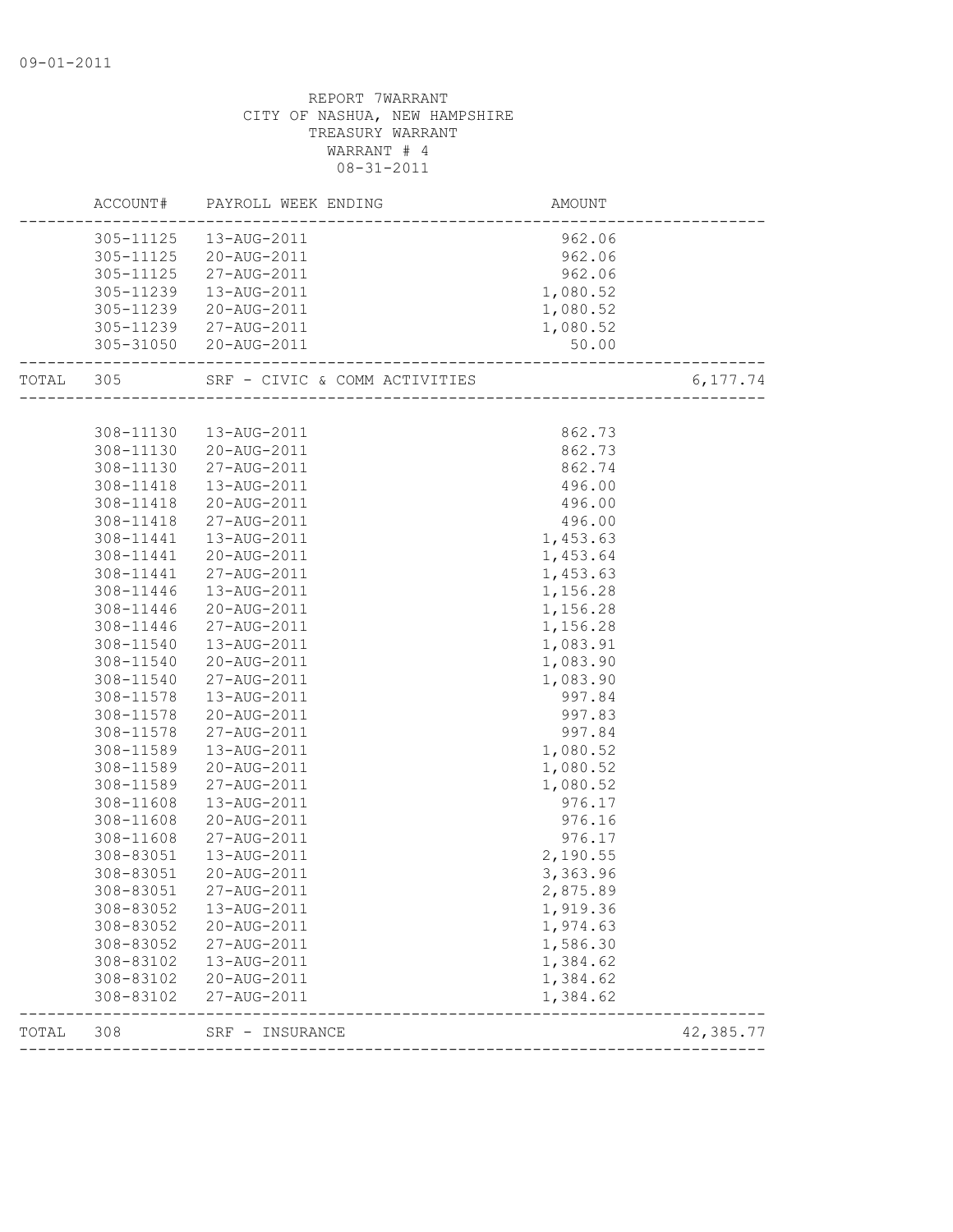REPORT 7WARRANT
CITY OF NASHUA, NEW HAMPSHIRE
TREASURY WARRANT
WARRANT # 4
08-31-2011

| | ACCOUNT# | PAYROLL WEEK ENDING | AMOUNT | |
|---|---|---|---|---|
| | 305-11125 | 13-AUG-2011 | 962.06 | |
| | 305-11125 | 20-AUG-2011 | 962.06 | |
| | 305-11125 | 27-AUG-2011 | 962.06 | |
| | 305-11239 | 13-AUG-2011 | 1,080.52 | |
| | 305-11239 | 20-AUG-2011 | 1,080.52 | |
| | 305-11239 | 27-AUG-2011 | 1,080.52 | |
| | 305-31050 | 20-AUG-2011 | 50.00 | |
| TOTAL | 305 | SRF - CIVIC & COMM ACTIVITIES | | 6,177.74 |
| | 308-11130 | 13-AUG-2011 | 862.73 | |
| | 308-11130 | 20-AUG-2011 | 862.73 | |
| | 308-11130 | 27-AUG-2011 | 862.74 | |
| | 308-11418 | 13-AUG-2011 | 496.00 | |
| | 308-11418 | 20-AUG-2011 | 496.00 | |
| | 308-11418 | 27-AUG-2011 | 496.00 | |
| | 308-11441 | 13-AUG-2011 | 1,453.63 | |
| | 308-11441 | 20-AUG-2011 | 1,453.64 | |
| | 308-11441 | 27-AUG-2011 | 1,453.63 | |
| | 308-11446 | 13-AUG-2011 | 1,156.28 | |
| | 308-11446 | 20-AUG-2011 | 1,156.28 | |
| | 308-11446 | 27-AUG-2011 | 1,156.28 | |
| | 308-11540 | 13-AUG-2011 | 1,083.91 | |
| | 308-11540 | 20-AUG-2011 | 1,083.90 | |
| | 308-11540 | 27-AUG-2011 | 1,083.90 | |
| | 308-11578 | 13-AUG-2011 | 997.84 | |
| | 308-11578 | 20-AUG-2011 | 997.83 | |
| | 308-11578 | 27-AUG-2011 | 997.84 | |
| | 308-11589 | 13-AUG-2011 | 1,080.52 | |
| | 308-11589 | 20-AUG-2011 | 1,080.52 | |
| | 308-11589 | 27-AUG-2011 | 1,080.52 | |
| | 308-11608 | 13-AUG-2011 | 976.17 | |
| | 308-11608 | 20-AUG-2011 | 976.16 | |
| | 308-11608 | 27-AUG-2011 | 976.17 | |
| | 308-83051 | 13-AUG-2011 | 2,190.55 | |
| | 308-83051 | 20-AUG-2011 | 3,363.96 | |
| | 308-83051 | 27-AUG-2011 | 2,875.89 | |
| | 308-83052 | 13-AUG-2011 | 1,919.36 | |
| | 308-83052 | 20-AUG-2011 | 1,974.63 | |
| | 308-83052 | 27-AUG-2011 | 1,586.30 | |
| | 308-83102 | 13-AUG-2011 | 1,384.62 | |
| | 308-83102 | 20-AUG-2011 | 1,384.62 | |
| | 308-83102 | 27-AUG-2011 | 1,384.62 | |
| TOTAL | 308 | SRF - INSURANCE | | 42,385.77 |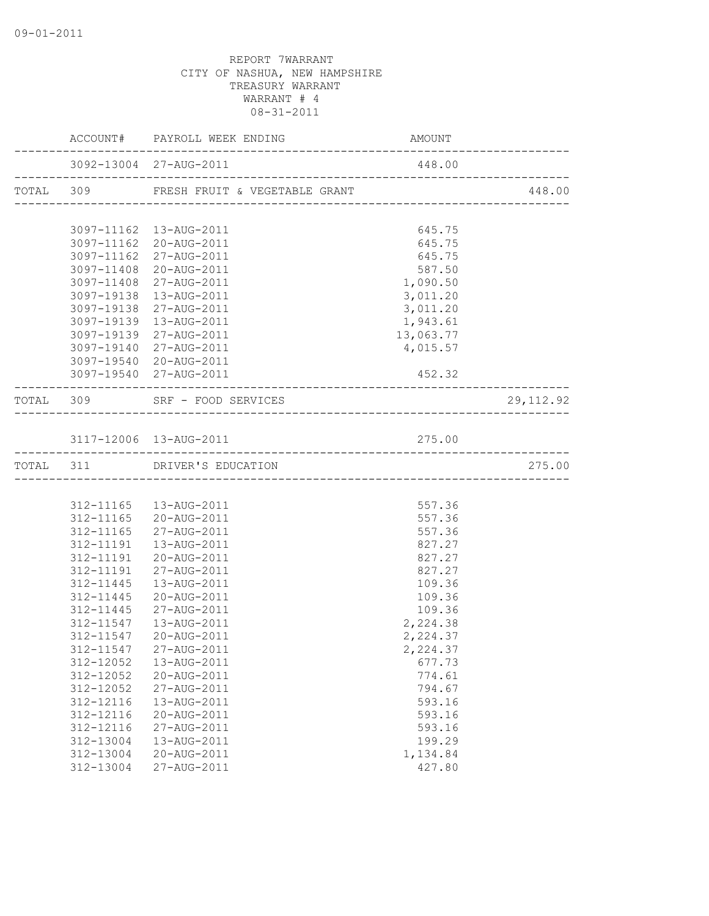09-01-2011

REPORT 7WARRANT
CITY OF NASHUA, NEW HAMPSHIRE
TREASURY WARRANT
WARRANT # 4
08-31-2011

| | ACCOUNT# | PAYROLL WEEK ENDING | AMOUNT | |
|---|---|---|---|---|
| | 3092-13004 | 27-AUG-2011 | 448.00 | |
| TOTAL | 309 | FRESH FRUIT & VEGETABLE GRANT | | 448.00 |
| | 3097-11162 | 13-AUG-2011 | 645.75 | |
| | 3097-11162 | 20-AUG-2011 | 645.75 | |
| | 3097-11162 | 27-AUG-2011 | 645.75 | |
| | 3097-11408 | 20-AUG-2011 | 587.50 | |
| | 3097-11408 | 27-AUG-2011 | 1,090.50 | |
| | 3097-19138 | 13-AUG-2011 | 3,011.20 | |
| | 3097-19138 | 27-AUG-2011 | 3,011.20 | |
| | 3097-19139 | 13-AUG-2011 | 1,943.61 | |
| | 3097-19139 | 27-AUG-2011 | 13,063.77 | |
| | 3097-19140 | 27-AUG-2011 | 4,015.57 | |
| | 3097-19540 | 20-AUG-2011 | | |
| | 3097-19540 | 27-AUG-2011 | 452.32 | |
| TOTAL | 309 | SRF - FOOD SERVICES | | 29,112.92 |
| | 3117-12006 | 13-AUG-2011 | 275.00 | |
| TOTAL | 311 | DRIVER'S EDUCATION | | 275.00 |
| | 312-11165 | 13-AUG-2011 | 557.36 | |
| | 312-11165 | 20-AUG-2011 | 557.36 | |
| | 312-11165 | 27-AUG-2011 | 557.36 | |
| | 312-11191 | 13-AUG-2011 | 827.27 | |
| | 312-11191 | 20-AUG-2011 | 827.27 | |
| | 312-11191 | 27-AUG-2011 | 827.27 | |
| | 312-11445 | 13-AUG-2011 | 109.36 | |
| | 312-11445 | 20-AUG-2011 | 109.36 | |
| | 312-11445 | 27-AUG-2011 | 109.36 | |
| | 312-11547 | 13-AUG-2011 | 2,224.38 | |
| | 312-11547 | 20-AUG-2011 | 2,224.37 | |
| | 312-11547 | 27-AUG-2011 | 2,224.37 | |
| | 312-12052 | 13-AUG-2011 | 677.73 | |
| | 312-12052 | 20-AUG-2011 | 774.61 | |
| | 312-12052 | 27-AUG-2011 | 794.67 | |
| | 312-12116 | 13-AUG-2011 | 593.16 | |
| | 312-12116 | 20-AUG-2011 | 593.16 | |
| | 312-12116 | 27-AUG-2011 | 593.16 | |
| | 312-13004 | 13-AUG-2011 | 199.29 | |
| | 312-13004 | 20-AUG-2011 | 1,134.84 | |
| | 312-13004 | 27-AUG-2011 | 427.80 | |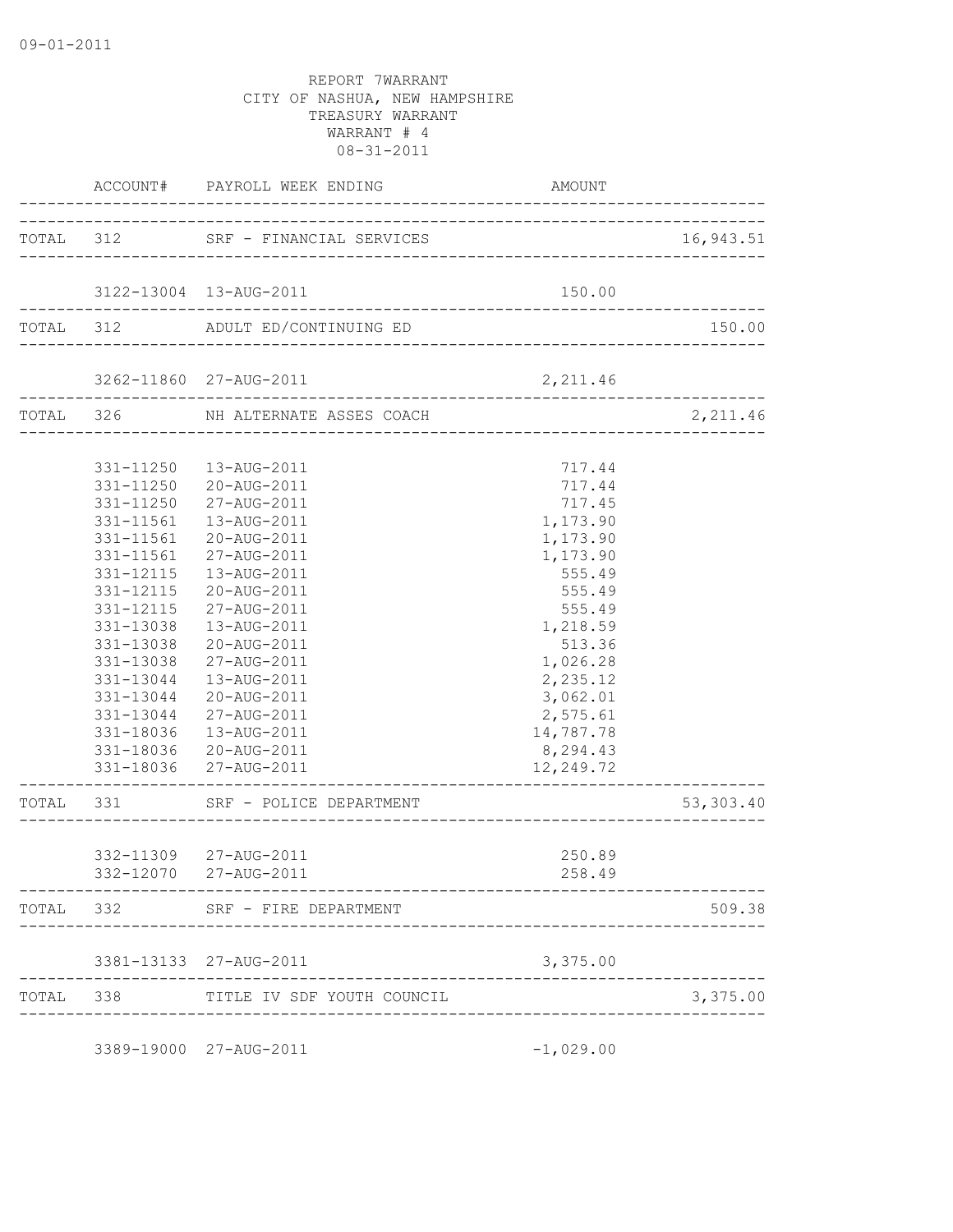REPORT 7WARRANT
CITY OF NASHUA, NEW HAMPSHIRE
TREASURY WARRANT
WARRANT # 4
08-31-2011

| | ACCOUNT# | PAYROLL WEEK ENDING | AMOUNT | |
|---|---|---|---|---|
| TOTAL | 312 | SRF - FINANCIAL SERVICES | | 16,943.51 |
| | 3122-13004 | 13-AUG-2011 | 150.00 | |
| TOTAL | 312 | ADULT ED/CONTINUING ED | | 150.00 |
| | 3262-11860 | 27-AUG-2011 | 2,211.46 | |
| TOTAL | 326 | NH ALTERNATE ASSES COACH | | 2,211.46 |
| | 331-11250 | 13-AUG-2011 | 717.44 | |
| | 331-11250 | 20-AUG-2011 | 717.44 | |
| | 331-11250 | 27-AUG-2011 | 717.45 | |
| | 331-11561 | 13-AUG-2011 | 1,173.90 | |
| | 331-11561 | 20-AUG-2011 | 1,173.90 | |
| | 331-11561 | 27-AUG-2011 | 1,173.90 | |
| | 331-12115 | 13-AUG-2011 | 555.49 | |
| | 331-12115 | 20-AUG-2011 | 555.49 | |
| | 331-12115 | 27-AUG-2011 | 555.49 | |
| | 331-13038 | 13-AUG-2011 | 1,218.59 | |
| | 331-13038 | 20-AUG-2011 | 513.36 | |
| | 331-13038 | 27-AUG-2011 | 1,026.28 | |
| | 331-13044 | 13-AUG-2011 | 2,235.12 | |
| | 331-13044 | 20-AUG-2011 | 3,062.01 | |
| | 331-13044 | 27-AUG-2011 | 2,575.61 | |
| | 331-18036 | 13-AUG-2011 | 14,787.78 | |
| | 331-18036 | 20-AUG-2011 | 8,294.43 | |
| | 331-18036 | 27-AUG-2011 | 12,249.72 | |
| TOTAL | 331 | SRF - POLICE DEPARTMENT | | 53,303.40 |
| | 332-11309 | 27-AUG-2011 | 250.89 | |
| | 332-12070 | 27-AUG-2011 | 258.49 | |
| TOTAL | 332 | SRF - FIRE DEPARTMENT | | 509.38 |
| | 3381-13133 | 27-AUG-2011 | 3,375.00 | |
| TOTAL | 338 | TITLE IV SDF YOUTH COUNCIL | | 3,375.00 |
| | 3389-19000 | 27-AUG-2011 | -1,029.00 | |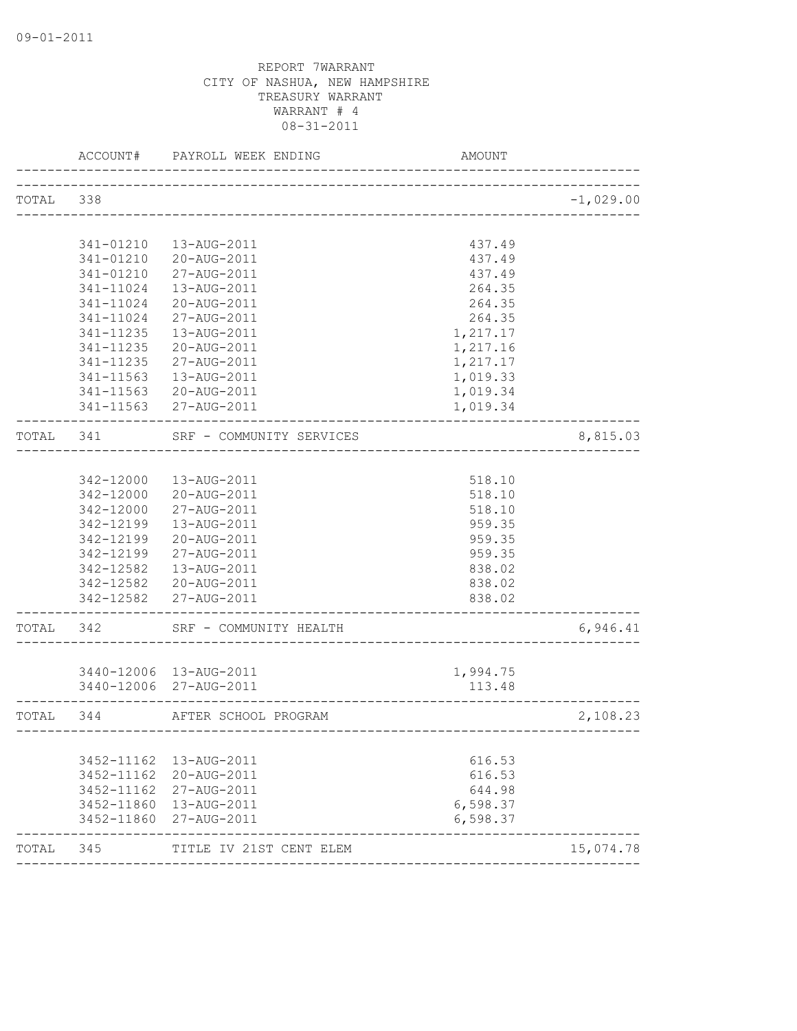09-01-2011

REPORT 7WARRANT
CITY OF NASHUA, NEW HAMPSHIRE
TREASURY WARRANT
WARRANT # 4
08-31-2011

| | ACCOUNT# | PAYROLL WEEK ENDING | AMOUNT | |
|---|---|---|---|---|
| TOTAL | 338 | | | -1,029.00 |
| | 341-01210 | 13-AUG-2011 | 437.49 | |
| | 341-01210 | 20-AUG-2011 | 437.49 | |
| | 341-01210 | 27-AUG-2011 | 437.49 | |
| | 341-11024 | 13-AUG-2011 | 264.35 | |
| | 341-11024 | 20-AUG-2011 | 264.35 | |
| | 341-11024 | 27-AUG-2011 | 264.35 | |
| | 341-11235 | 13-AUG-2011 | 1,217.17 | |
| | 341-11235 | 20-AUG-2011 | 1,217.16 | |
| | 341-11235 | 27-AUG-2011 | 1,217.17 | |
| | 341-11563 | 13-AUG-2011 | 1,019.33 | |
| | 341-11563 | 20-AUG-2011 | 1,019.34 | |
| | 341-11563 | 27-AUG-2011 | 1,019.34 | |
| TOTAL | 341 | SRF - COMMUNITY SERVICES | | 8,815.03 |
| | 342-12000 | 13-AUG-2011 | 518.10 | |
| | 342-12000 | 20-AUG-2011 | 518.10 | |
| | 342-12000 | 27-AUG-2011 | 518.10 | |
| | 342-12199 | 13-AUG-2011 | 959.35 | |
| | 342-12199 | 20-AUG-2011 | 959.35 | |
| | 342-12199 | 27-AUG-2011 | 959.35 | |
| | 342-12582 | 13-AUG-2011 | 838.02 | |
| | 342-12582 | 20-AUG-2011 | 838.02 | |
| | 342-12582 | 27-AUG-2011 | 838.02 | |
| TOTAL | 342 | SRF - COMMUNITY HEALTH | | 6,946.41 |
| | 3440-12006 | 13-AUG-2011 | 1,994.75 | |
| | 3440-12006 | 27-AUG-2011 | 113.48 | |
| TOTAL | 344 | AFTER SCHOOL PROGRAM | | 2,108.23 |
| | 3452-11162 | 13-AUG-2011 | 616.53 | |
| | 3452-11162 | 20-AUG-2011 | 616.53 | |
| | 3452-11162 | 27-AUG-2011 | 644.98 | |
| | 3452-11860 | 13-AUG-2011 | 6,598.37 | |
| | 3452-11860 | 27-AUG-2011 | 6,598.37 | |
| TOTAL | 345 | TITLE IV 21ST CENT ELEM | | 15,074.78 |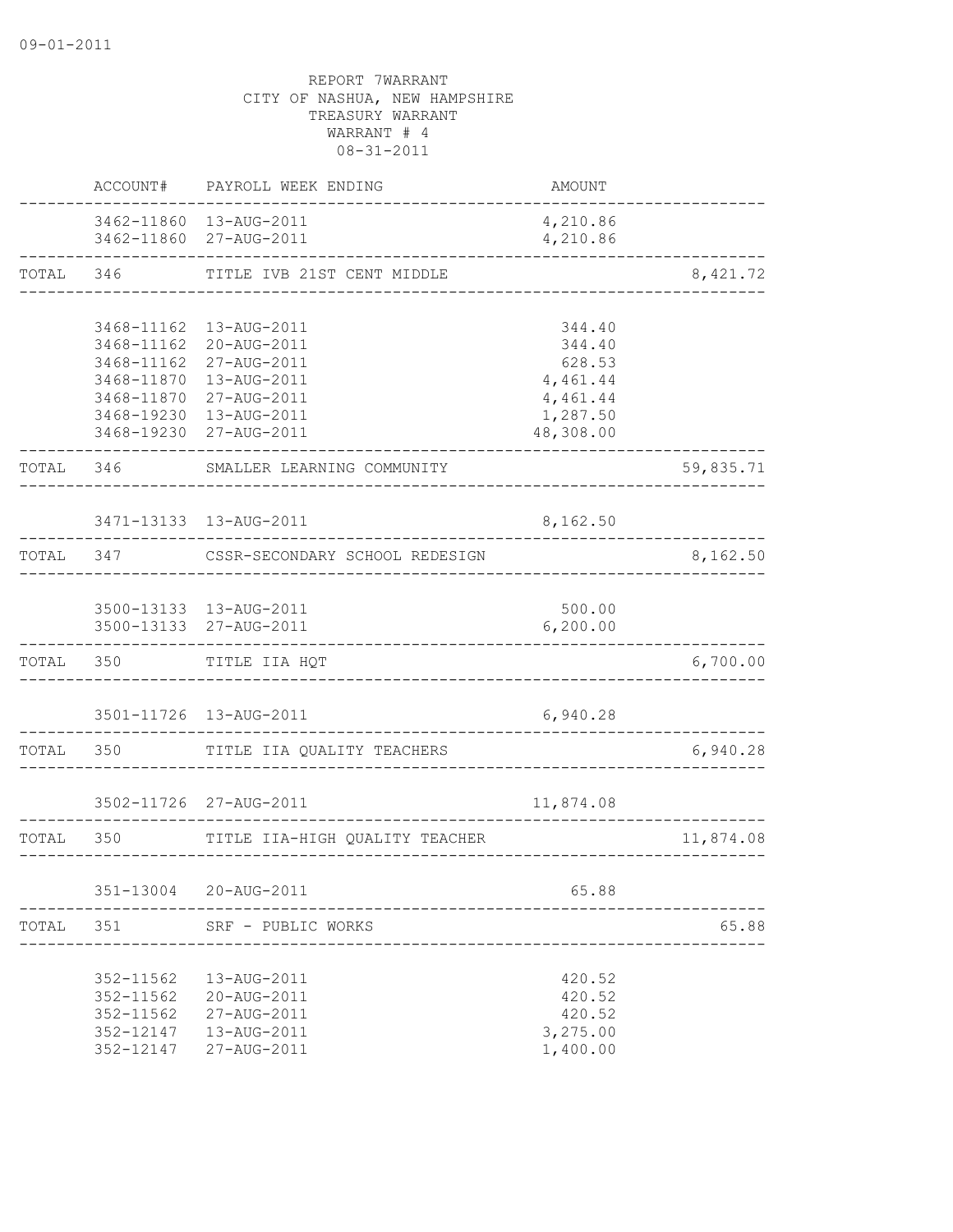09-01-2011

REPORT 7WARRANT
CITY OF NASHUA, NEW HAMPSHIRE
TREASURY WARRANT
WARRANT # 4
08-31-2011

| | ACCOUNT# | PAYROLL WEEK ENDING | AMOUNT | |
|---|---|---|---|---|
| | 3462-11860 | 13-AUG-2011 | 4,210.86 | |
| | 3462-11860 | 27-AUG-2011 | 4,210.86 | |
| TOTAL | 346 | TITLE IVB 21ST CENT MIDDLE | | 8,421.72 |
| | 3468-11162 | 13-AUG-2011 | 344.40 | |
| | 3468-11162 | 20-AUG-2011 | 344.40 | |
| | 3468-11162 | 27-AUG-2011 | 628.53 | |
| | 3468-11870 | 13-AUG-2011 | 4,461.44 | |
| | 3468-11870 | 27-AUG-2011 | 4,461.44 | |
| | 3468-19230 | 13-AUG-2011 | 1,287.50 | |
| | 3468-19230 | 27-AUG-2011 | 48,308.00 | |
| TOTAL | 346 | SMALLER LEARNING COMMUNITY | | 59,835.71 |
| | 3471-13133 | 13-AUG-2011 | 8,162.50 | |
| TOTAL | 347 | CSSR-SECONDARY SCHOOL REDESIGN | | 8,162.50 |
| | 3500-13133 | 13-AUG-2011 | 500.00 | |
| | 3500-13133 | 27-AUG-2011 | 6,200.00 | |
| TOTAL | 350 | TITLE IIA HQT | | 6,700.00 |
| | 3501-11726 | 13-AUG-2011 | 6,940.28 | |
| TOTAL | 350 | TITLE IIA QUALITY TEACHERS | | 6,940.28 |
| | 3502-11726 | 27-AUG-2011 | 11,874.08 | |
| TOTAL | 350 | TITLE IIA-HIGH QUALITY TEACHER | | 11,874.08 |
| | 351-13004 | 20-AUG-2011 | 65.88 | |
| TOTAL | 351 | SRF - PUBLIC WORKS | | 65.88 |
| | 352-11562 | 13-AUG-2011 | 420.52 | |
| | 352-11562 | 20-AUG-2011 | 420.52 | |
| | 352-11562 | 27-AUG-2011 | 420.52 | |
| | 352-12147 | 13-AUG-2011 | 3,275.00 | |
| | 352-12147 | 27-AUG-2011 | 1,400.00 | |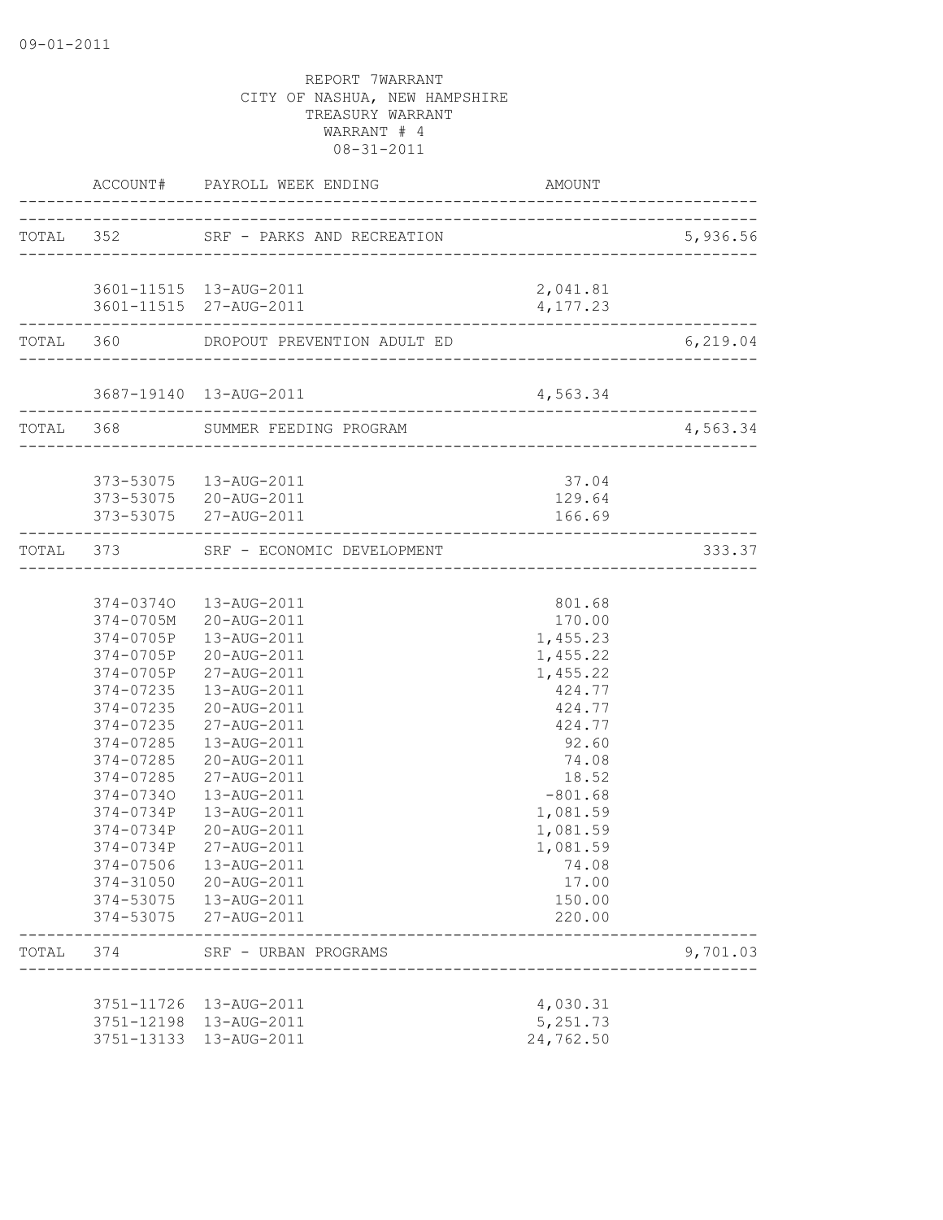09-01-2011

REPORT 7WARRANT
CITY OF NASHUA, NEW HAMPSHIRE
TREASURY WARRANT
WARRANT # 4
08-31-2011

| | ACCOUNT# | PAYROLL WEEK ENDING | AMOUNT | |
|---|---|---|---|---|
| TOTAL | 352 | SRF - PARKS AND RECREATION | | 5,936.56 |
| | 3601-11515 | 13-AUG-2011 | 2,041.81 | |
| | 3601-11515 | 27-AUG-2011 | 4,177.23 | |
| TOTAL | 360 | DROPOUT PREVENTION ADULT ED | | 6,219.04 |
| | 3687-19140 | 13-AUG-2011 | 4,563.34 | |
| TOTAL | 368 | SUMMER FEEDING PROGRAM | | 4,563.34 |
| | 373-53075 | 13-AUG-2011 | 37.04 | |
| | 373-53075 | 20-AUG-2011 | 129.64 | |
| | 373-53075 | 27-AUG-2011 | 166.69 | |
| TOTAL | 373 | SRF - ECONOMIC DEVELOPMENT | | 333.37 |
| | 374-0374O | 13-AUG-2011 | 801.68 | |
| | 374-0705M | 20-AUG-2011 | 170.00 | |
| | 374-0705P | 13-AUG-2011 | 1,455.23 | |
| | 374-0705P | 20-AUG-2011 | 1,455.22 | |
| | 374-0705P | 27-AUG-2011 | 1,455.22 | |
| | 374-07235 | 13-AUG-2011 | 424.77 | |
| | 374-07235 | 20-AUG-2011 | 424.77 | |
| | 374-07235 | 27-AUG-2011 | 424.77 | |
| | 374-07285 | 13-AUG-2011 | 92.60 | |
| | 374-07285 | 20-AUG-2011 | 74.08 | |
| | 374-07285 | 27-AUG-2011 | 18.52 | |
| | 374-0734O | 13-AUG-2011 | -801.68 | |
| | 374-0734P | 13-AUG-2011 | 1,081.59 | |
| | 374-0734P | 20-AUG-2011 | 1,081.59 | |
| | 374-0734P | 27-AUG-2011 | 1,081.59 | |
| | 374-07506 | 13-AUG-2011 | 74.08 | |
| | 374-31050 | 20-AUG-2011 | 17.00 | |
| | 374-53075 | 13-AUG-2011 | 150.00 | |
| | 374-53075 | 27-AUG-2011 | 220.00 | |
| TOTAL | 374 | SRF - URBAN PROGRAMS | | 9,701.03 |
| | 3751-11726 | 13-AUG-2011 | 4,030.31 | |
| | 3751-12198 | 13-AUG-2011 | 5,251.73 | |
| | 3751-13133 | 13-AUG-2011 | 24,762.50 | |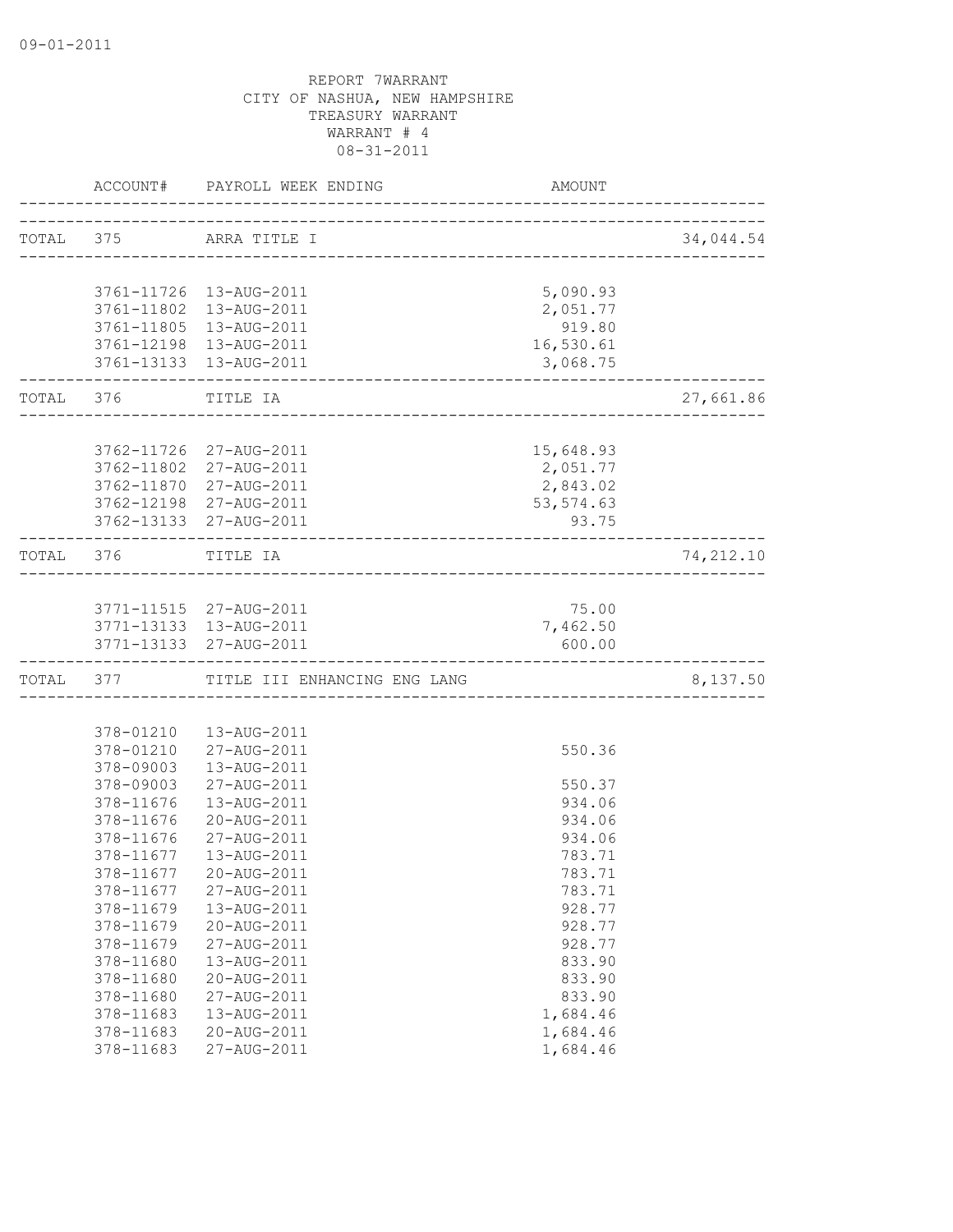09-01-2011

REPORT 7WARRANT
CITY OF NASHUA, NEW HAMPSHIRE
TREASURY WARRANT
WARRANT # 4
08-31-2011

| | ACCOUNT# | PAYROLL WEEK ENDING | AMOUNT | |
|---|---|---|---|---|
| TOTAL | 375 | ARRA TITLE I | | 34,044.54 |
| | 3761-11726 | 13-AUG-2011 | 5,090.93 | |
| | 3761-11802 | 13-AUG-2011 | 2,051.77 | |
| | 3761-11805 | 13-AUG-2011 | 919.80 | |
| | 3761-12198 | 13-AUG-2011 | 16,530.61 | |
| | 3761-13133 | 13-AUG-2011 | 3,068.75 | |
| TOTAL | 376 | TITLE IA | | 27,661.86 |
| | 3762-11726 | 27-AUG-2011 | 15,648.93 | |
| | 3762-11802 | 27-AUG-2011 | 2,051.77 | |
| | 3762-11870 | 27-AUG-2011 | 2,843.02 | |
| | 3762-12198 | 27-AUG-2011 | 53,574.63 | |
| | 3762-13133 | 27-AUG-2011 | 93.75 | |
| TOTAL | 376 | TITLE IA | | 74,212.10 |
| | 3771-11515 | 27-AUG-2011 | 75.00 | |
| | 3771-13133 | 13-AUG-2011 | 7,462.50 | |
| | 3771-13133 | 27-AUG-2011 | 600.00 | |
| TOTAL | 377 | TITLE III ENHANCING ENG LANG | | 8,137.50 |
| | 378-01210 | 13-AUG-2011 | | |
| | 378-01210 | 27-AUG-2011 | 550.36 | |
| | 378-09003 | 13-AUG-2011 | | |
| | 378-09003 | 27-AUG-2011 | 550.37 | |
| | 378-11676 | 13-AUG-2011 | 934.06 | |
| | 378-11676 | 20-AUG-2011 | 934.06 | |
| | 378-11676 | 27-AUG-2011 | 934.06 | |
| | 378-11677 | 13-AUG-2011 | 783.71 | |
| | 378-11677 | 20-AUG-2011 | 783.71 | |
| | 378-11677 | 27-AUG-2011 | 783.71 | |
| | 378-11679 | 13-AUG-2011 | 928.77 | |
| | 378-11679 | 20-AUG-2011 | 928.77 | |
| | 378-11679 | 27-AUG-2011 | 928.77 | |
| | 378-11680 | 13-AUG-2011 | 833.90 | |
| | 378-11680 | 20-AUG-2011 | 833.90 | |
| | 378-11680 | 27-AUG-2011 | 833.90 | |
| | 378-11683 | 13-AUG-2011 | 1,684.46 | |
| | 378-11683 | 20-AUG-2011 | 1,684.46 | |
| | 378-11683 | 27-AUG-2011 | 1,684.46 | |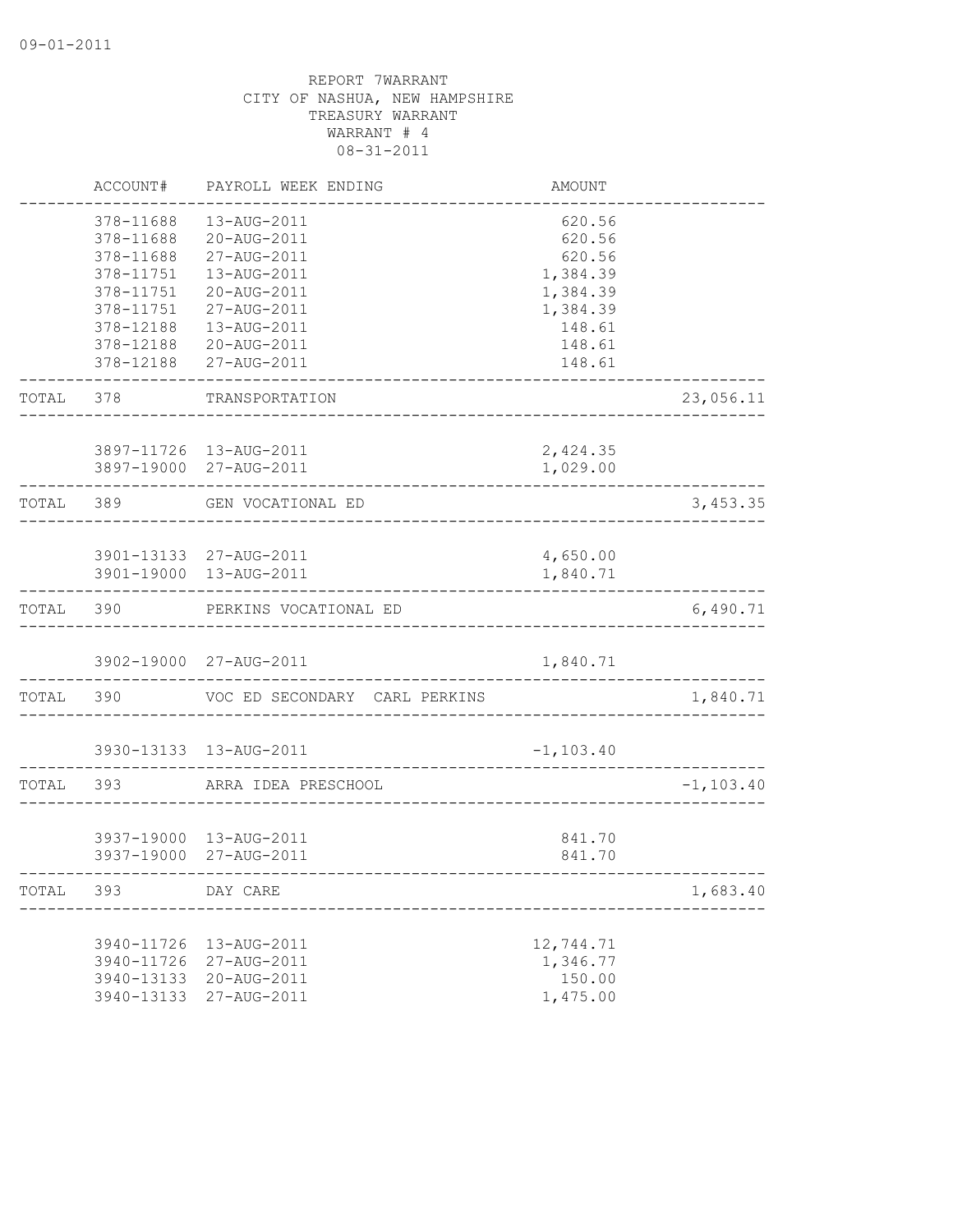09-01-2011

REPORT 7WARRANT
CITY OF NASHUA, NEW HAMPSHIRE
TREASURY WARRANT
WARRANT # 4
08-31-2011

| | ACCOUNT# | PAYROLL WEEK ENDING | AMOUNT | |
|---|---|---|---|---|
| | 378-11688 | 13-AUG-2011 | 620.56 | |
| | 378-11688 | 20-AUG-2011 | 620.56 | |
| | 378-11688 | 27-AUG-2011 | 620.56 | |
| | 378-11751 | 13-AUG-2011 | 1,384.39 | |
| | 378-11751 | 20-AUG-2011 | 1,384.39 | |
| | 378-11751 | 27-AUG-2011 | 1,384.39 | |
| | 378-12188 | 13-AUG-2011 | 148.61 | |
| | 378-12188 | 20-AUG-2011 | 148.61 | |
| | 378-12188 | 27-AUG-2011 | 148.61 | |
| TOTAL | 378 | TRANSPORTATION | | 23,056.11 |
| | 3897-11726 | 13-AUG-2011 | 2,424.35 | |
| | 3897-19000 | 27-AUG-2011 | 1,029.00 | |
| TOTAL | 389 | GEN VOCATIONAL ED | | 3,453.35 |
| | 3901-13133 | 27-AUG-2011 | 4,650.00 | |
| | 3901-19000 | 13-AUG-2011 | 1,840.71 | |
| TOTAL | 390 | PERKINS VOCATIONAL ED | | 6,490.71 |
| | 3902-19000 | 27-AUG-2011 | 1,840.71 | |
| TOTAL | 390 | VOC ED SECONDARY CARL PERKINS | | 1,840.71 |
| | 3930-13133 | 13-AUG-2011 | -1,103.40 | |
| TOTAL | 393 | ARRA IDEA PRESCHOOL | | -1,103.40 |
| | 3937-19000 | 13-AUG-2011 | 841.70 | |
| | 3937-19000 | 27-AUG-2011 | 841.70 | |
| TOTAL | 393 | DAY CARE | | 1,683.40 |
| | 3940-11726 | 13-AUG-2011 | 12,744.71 | |
| | 3940-11726 | 27-AUG-2011 | 1,346.77 | |
| | 3940-13133 | 20-AUG-2011 | 150.00 | |
| | 3940-13133 | 27-AUG-2011 | 1,475.00 | |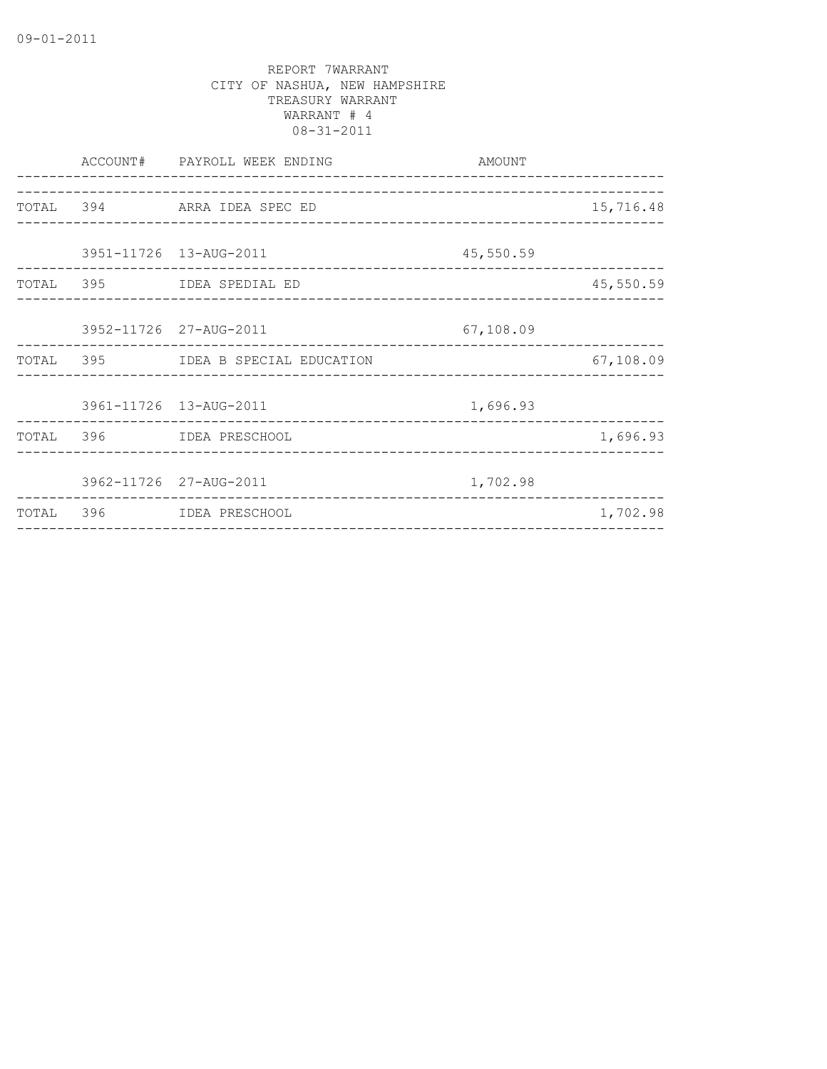REPORT 7WARRANT
CITY OF NASHUA, NEW HAMPSHIRE
TREASURY WARRANT
WARRANT # 4
08-31-2011

| | ACCOUNT# | PAYROLL WEEK ENDING | AMOUNT | |
|---|---|---|---|---|
| TOTAL | 394 | ARRA IDEA SPEC ED | | 15,716.48 |
| | 3951-11726 | 13-AUG-2011 | 45,550.59 | |
| TOTAL | 395 | IDEA SPEDIAL ED | | 45,550.59 |
| | 3952-11726 | 27-AUG-2011 | 67,108.09 | |
| TOTAL | 395 | IDEA B SPECIAL EDUCATION | | 67,108.09 |
| | 3961-11726 | 13-AUG-2011 | 1,696.93 | |
| TOTAL | 396 | IDEA PRESCHOOL | | 1,696.93 |
| | 3962-11726 | 27-AUG-2011 | 1,702.98 | |
| TOTAL | 396 | IDEA PRESCHOOL | | 1,702.98 |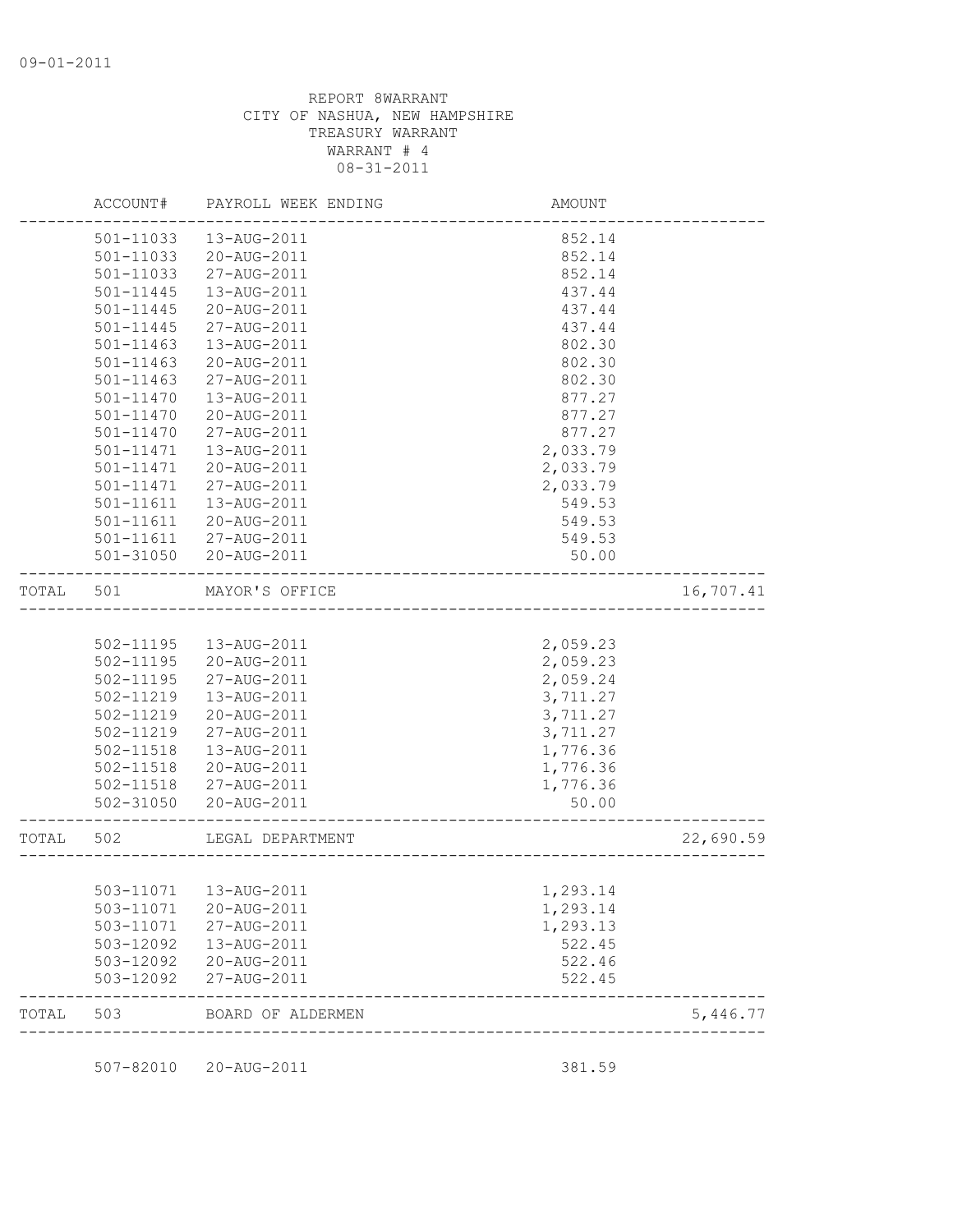09-01-2011

REPORT 8WARRANT
CITY OF NASHUA, NEW HAMPSHIRE
TREASURY WARRANT
WARRANT # 4
08-31-2011

| | ACCOUNT# | PAYROLL WEEK ENDING | AMOUNT | |
|---|---|---|---|---|
| | 501-11033 | 13-AUG-2011 | 852.14 | |
| | 501-11033 | 20-AUG-2011 | 852.14 | |
| | 501-11033 | 27-AUG-2011 | 852.14 | |
| | 501-11445 | 13-AUG-2011 | 437.44 | |
| | 501-11445 | 20-AUG-2011 | 437.44 | |
| | 501-11445 | 27-AUG-2011 | 437.44 | |
| | 501-11463 | 13-AUG-2011 | 802.30 | |
| | 501-11463 | 20-AUG-2011 | 802.30 | |
| | 501-11463 | 27-AUG-2011 | 802.30 | |
| | 501-11470 | 13-AUG-2011 | 877.27 | |
| | 501-11470 | 20-AUG-2011 | 877.27 | |
| | 501-11470 | 27-AUG-2011 | 877.27 | |
| | 501-11471 | 13-AUG-2011 | 2,033.79 | |
| | 501-11471 | 20-AUG-2011 | 2,033.79 | |
| | 501-11471 | 27-AUG-2011 | 2,033.79 | |
| | 501-11611 | 13-AUG-2011 | 549.53 | |
| | 501-11611 | 20-AUG-2011 | 549.53 | |
| | 501-11611 | 27-AUG-2011 | 549.53 | |
| | 501-31050 | 20-AUG-2011 | 50.00 | |
| TOTAL | 501 | MAYOR'S OFFICE | | 16,707.41 |
| | 502-11195 | 13-AUG-2011 | 2,059.23 | |
| | 502-11195 | 20-AUG-2011 | 2,059.23 | |
| | 502-11195 | 27-AUG-2011 | 2,059.24 | |
| | 502-11219 | 13-AUG-2011 | 3,711.27 | |
| | 502-11219 | 20-AUG-2011 | 3,711.27 | |
| | 502-11219 | 27-AUG-2011 | 3,711.27 | |
| | 502-11518 | 13-AUG-2011 | 1,776.36 | |
| | 502-11518 | 20-AUG-2011 | 1,776.36 | |
| | 502-11518 | 27-AUG-2011 | 1,776.36 | |
| | 502-31050 | 20-AUG-2011 | 50.00 | |
| TOTAL | 502 | LEGAL DEPARTMENT | | 22,690.59 |
| | 503-11071 | 13-AUG-2011 | 1,293.14 | |
| | 503-11071 | 20-AUG-2011 | 1,293.14 | |
| | 503-11071 | 27-AUG-2011 | 1,293.13 | |
| | 503-12092 | 13-AUG-2011 | 522.45 | |
| | 503-12092 | 20-AUG-2011 | 522.46 | |
| | 503-12092 | 27-AUG-2011 | 522.45 | |
| TOTAL | 503 | BOARD OF ALDERMEN | | 5,446.77 |
| | 507-82010 | 20-AUG-2011 | 381.59 | |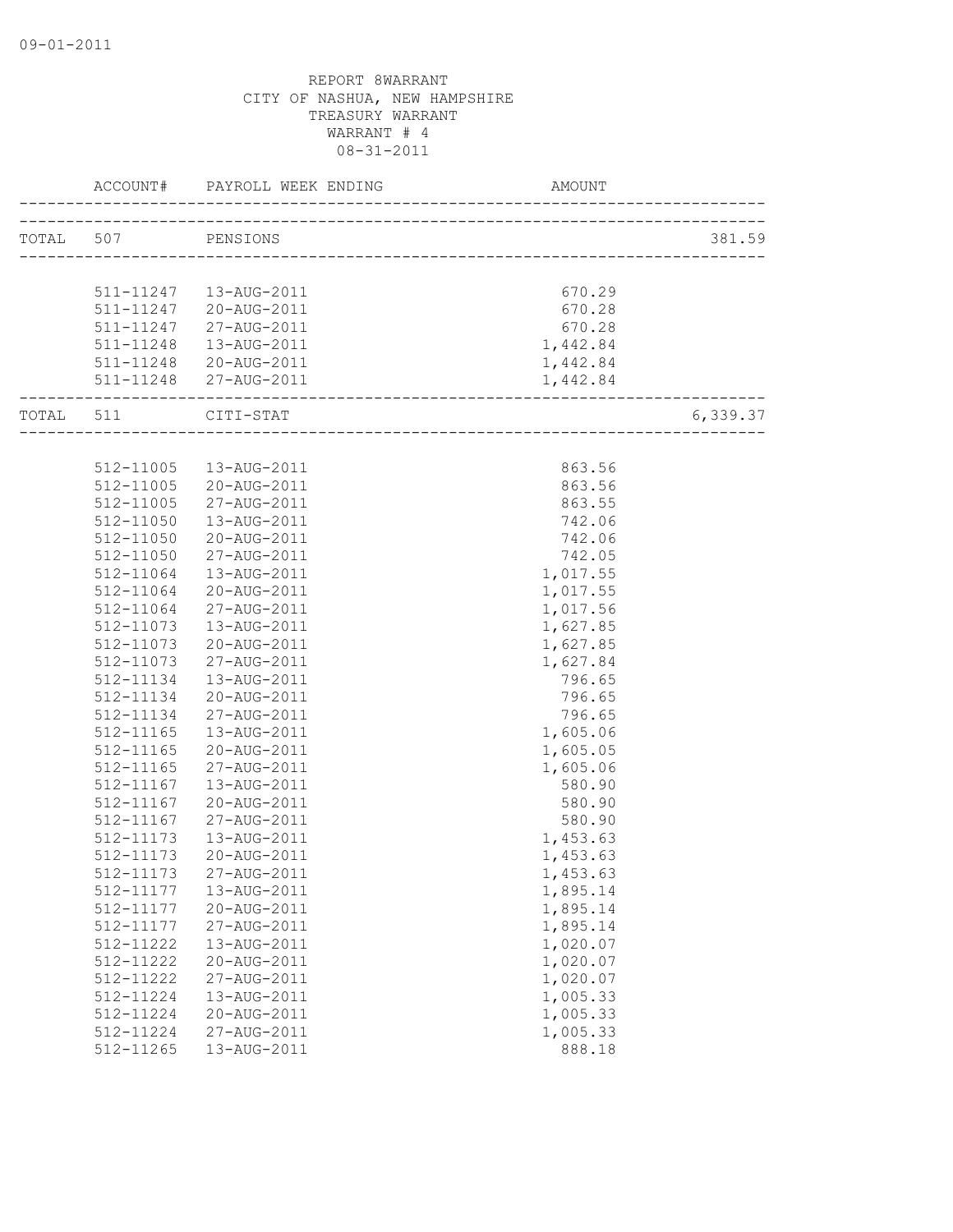REPORT 8WARRANT
CITY OF NASHUA, NEW HAMPSHIRE
TREASURY WARRANT
WARRANT # 4
08-31-2011

| ACCOUNT# | PAYROLL WEEK ENDING | AMOUNT | |
|---|---|---|---|
| TOTAL 507 | PENSIONS | | 381.59 |
| 511-11247 | 13-AUG-2011 | 670.29 | |
| 511-11247 | 20-AUG-2011 | 670.28 | |
| 511-11247 | 27-AUG-2011 | 670.28 | |
| 511-11248 | 13-AUG-2011 | 1,442.84 | |
| 511-11248 | 20-AUG-2011 | 1,442.84 | |
| 511-11248 | 27-AUG-2011 | 1,442.84 | |
| TOTAL 511 | CITI-STAT | | 6,339.37 |
| 512-11005 | 13-AUG-2011 | 863.56 | |
| 512-11005 | 20-AUG-2011 | 863.56 | |
| 512-11005 | 27-AUG-2011 | 863.55 | |
| 512-11050 | 13-AUG-2011 | 742.06 | |
| 512-11050 | 20-AUG-2011 | 742.06 | |
| 512-11050 | 27-AUG-2011 | 742.05 | |
| 512-11064 | 13-AUG-2011 | 1,017.55 | |
| 512-11064 | 20-AUG-2011 | 1,017.55 | |
| 512-11064 | 27-AUG-2011 | 1,017.56 | |
| 512-11073 | 13-AUG-2011 | 1,627.85 | |
| 512-11073 | 20-AUG-2011 | 1,627.85 | |
| 512-11073 | 27-AUG-2011 | 1,627.84 | |
| 512-11134 | 13-AUG-2011 | 796.65 | |
| 512-11134 | 20-AUG-2011 | 796.65 | |
| 512-11134 | 27-AUG-2011 | 796.65 | |
| 512-11165 | 13-AUG-2011 | 1,605.06 | |
| 512-11165 | 20-AUG-2011 | 1,605.05 | |
| 512-11165 | 27-AUG-2011 | 1,605.06 | |
| 512-11167 | 13-AUG-2011 | 580.90 | |
| 512-11167 | 20-AUG-2011 | 580.90 | |
| 512-11167 | 27-AUG-2011 | 580.90 | |
| 512-11173 | 13-AUG-2011 | 1,453.63 | |
| 512-11173 | 20-AUG-2011 | 1,453.63 | |
| 512-11173 | 27-AUG-2011 | 1,453.63 | |
| 512-11177 | 13-AUG-2011 | 1,895.14 | |
| 512-11177 | 20-AUG-2011 | 1,895.14 | |
| 512-11177 | 27-AUG-2011 | 1,895.14 | |
| 512-11222 | 13-AUG-2011 | 1,020.07 | |
| 512-11222 | 20-AUG-2011 | 1,020.07 | |
| 512-11222 | 27-AUG-2011 | 1,020.07 | |
| 512-11224 | 13-AUG-2011 | 1,005.33 | |
| 512-11224 | 20-AUG-2011 | 1,005.33 | |
| 512-11224 | 27-AUG-2011 | 1,005.33 | |
| 512-11265 | 13-AUG-2011 | 888.18 | |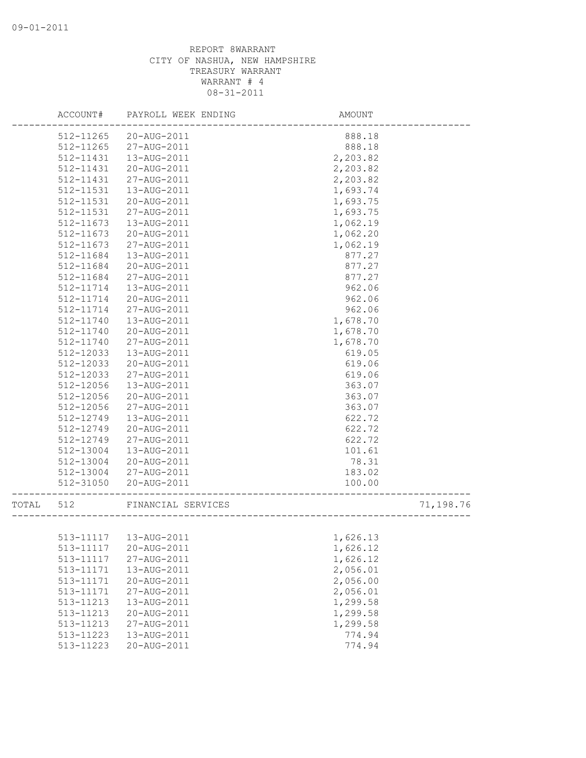REPORT 8WARRANT
CITY OF NASHUA, NEW HAMPSHIRE
TREASURY WARRANT
WARRANT # 4
08-31-2011

| | ACCOUNT# | PAYROLL WEEK ENDING | AMOUNT | |
|---|---|---|---|---|
| | 512-11265 | 20-AUG-2011 | 888.18 | |
| | 512-11265 | 27-AUG-2011 | 888.18 | |
| | 512-11431 | 13-AUG-2011 | 2,203.82 | |
| | 512-11431 | 20-AUG-2011 | 2,203.82 | |
| | 512-11431 | 27-AUG-2011 | 2,203.82 | |
| | 512-11531 | 13-AUG-2011 | 1,693.74 | |
| | 512-11531 | 20-AUG-2011 | 1,693.75 | |
| | 512-11531 | 27-AUG-2011 | 1,693.75 | |
| | 512-11673 | 13-AUG-2011 | 1,062.19 | |
| | 512-11673 | 20-AUG-2011 | 1,062.20 | |
| | 512-11673 | 27-AUG-2011 | 1,062.19 | |
| | 512-11684 | 13-AUG-2011 | 877.27 | |
| | 512-11684 | 20-AUG-2011 | 877.27 | |
| | 512-11684 | 27-AUG-2011 | 877.27 | |
| | 512-11714 | 13-AUG-2011 | 962.06 | |
| | 512-11714 | 20-AUG-2011 | 962.06 | |
| | 512-11714 | 27-AUG-2011 | 962.06 | |
| | 512-11740 | 13-AUG-2011 | 1,678.70 | |
| | 512-11740 | 20-AUG-2011 | 1,678.70 | |
| | 512-11740 | 27-AUG-2011 | 1,678.70 | |
| | 512-12033 | 13-AUG-2011 | 619.05 | |
| | 512-12033 | 20-AUG-2011 | 619.06 | |
| | 512-12033 | 27-AUG-2011 | 619.06 | |
| | 512-12056 | 13-AUG-2011 | 363.07 | |
| | 512-12056 | 20-AUG-2011 | 363.07 | |
| | 512-12056 | 27-AUG-2011 | 363.07 | |
| | 512-12749 | 13-AUG-2011 | 622.72 | |
| | 512-12749 | 20-AUG-2011 | 622.72 | |
| | 512-12749 | 27-AUG-2011 | 622.72 | |
| | 512-13004 | 13-AUG-2011 | 101.61 | |
| | 512-13004 | 20-AUG-2011 | 78.31 | |
| | 512-13004 | 27-AUG-2011 | 183.02 | |
| | 512-31050 | 20-AUG-2011 | 100.00 | |
| TOTAL | 512 | FINANCIAL SERVICES | | 71,198.76 |
| | 513-11117 | 13-AUG-2011 | 1,626.13 | |
| | 513-11117 | 20-AUG-2011 | 1,626.12 | |
| | 513-11117 | 27-AUG-2011 | 1,626.12 | |
| | 513-11171 | 13-AUG-2011 | 2,056.01 | |
| | 513-11171 | 20-AUG-2011 | 2,056.00 | |
| | 513-11171 | 27-AUG-2011 | 2,056.01 | |
| | 513-11213 | 13-AUG-2011 | 1,299.58 | |
| | 513-11213 | 20-AUG-2011 | 1,299.58 | |
| | 513-11213 | 27-AUG-2011 | 1,299.58 | |
| | 513-11223 | 13-AUG-2011 | 774.94 | |
| | 513-11223 | 20-AUG-2011 | 774.94 | |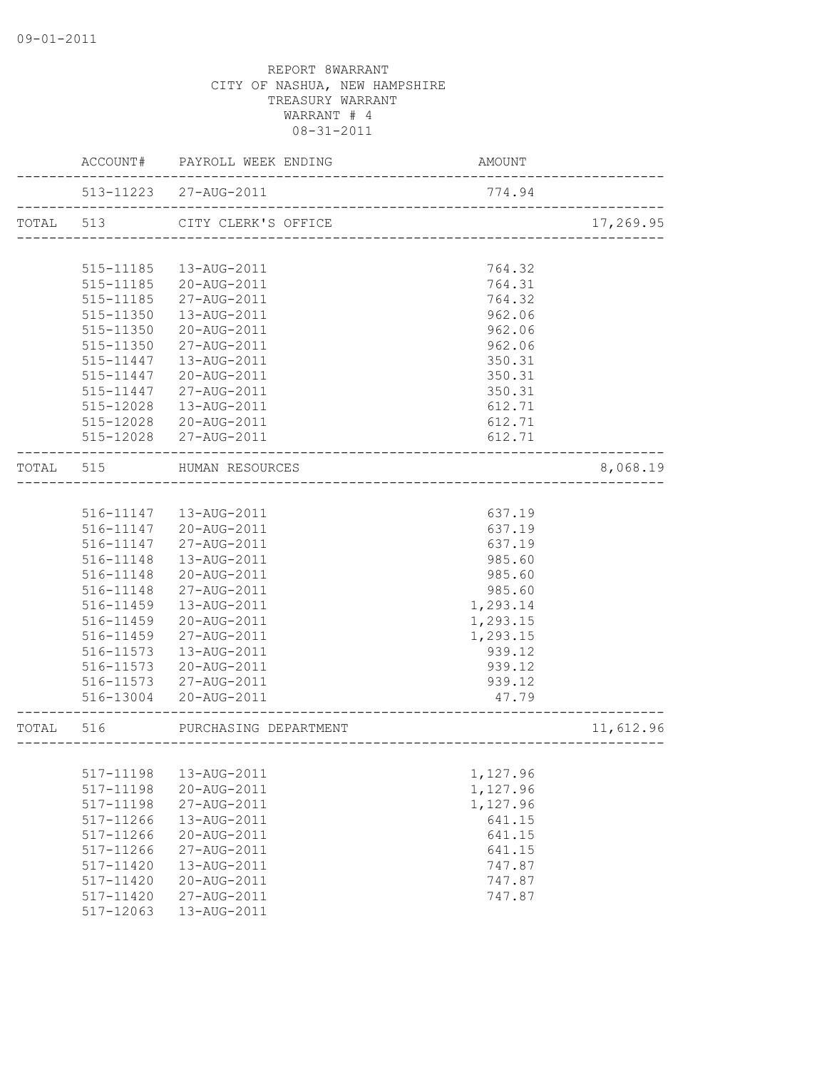09-01-2011

REPORT 8WARRANT
CITY OF NASHUA, NEW HAMPSHIRE
TREASURY WARRANT
WARRANT # 4
08-31-2011

| | ACCOUNT# | PAYROLL WEEK ENDING | AMOUNT | |
|---|---|---|---|---|
| | 513-11223 | 27-AUG-2011 | 774.94 | |
| TOTAL | 513 | CITY CLERK'S OFFICE | | 17,269.95 |
| | 515-11185 | 13-AUG-2011 | 764.32 | |
| | 515-11185 | 20-AUG-2011 | 764.31 | |
| | 515-11185 | 27-AUG-2011 | 764.32 | |
| | 515-11350 | 13-AUG-2011 | 962.06 | |
| | 515-11350 | 20-AUG-2011 | 962.06 | |
| | 515-11350 | 27-AUG-2011 | 962.06 | |
| | 515-11447 | 13-AUG-2011 | 350.31 | |
| | 515-11447 | 20-AUG-2011 | 350.31 | |
| | 515-11447 | 27-AUG-2011 | 350.31 | |
| | 515-12028 | 13-AUG-2011 | 612.71 | |
| | 515-12028 | 20-AUG-2011 | 612.71 | |
| | 515-12028 | 27-AUG-2011 | 612.71 | |
| TOTAL | 515 | HUMAN RESOURCES | | 8,068.19 |
| | 516-11147 | 13-AUG-2011 | 637.19 | |
| | 516-11147 | 20-AUG-2011 | 637.19 | |
| | 516-11147 | 27-AUG-2011 | 637.19 | |
| | 516-11148 | 13-AUG-2011 | 985.60 | |
| | 516-11148 | 20-AUG-2011 | 985.60 | |
| | 516-11148 | 27-AUG-2011 | 985.60 | |
| | 516-11459 | 13-AUG-2011 | 1,293.14 | |
| | 516-11459 | 20-AUG-2011 | 1,293.15 | |
| | 516-11459 | 27-AUG-2011 | 1,293.15 | |
| | 516-11573 | 13-AUG-2011 | 939.12 | |
| | 516-11573 | 20-AUG-2011 | 939.12 | |
| | 516-11573 | 27-AUG-2011 | 939.12 | |
| | 516-13004 | 20-AUG-2011 | 47.79 | |
| TOTAL | 516 | PURCHASING DEPARTMENT | | 11,612.96 |
| | 517-11198 | 13-AUG-2011 | 1,127.96 | |
| | 517-11198 | 20-AUG-2011 | 1,127.96 | |
| | 517-11198 | 27-AUG-2011 | 1,127.96 | |
| | 517-11266 | 13-AUG-2011 | 641.15 | |
| | 517-11266 | 20-AUG-2011 | 641.15 | |
| | 517-11266 | 27-AUG-2011 | 641.15 | |
| | 517-11420 | 13-AUG-2011 | 747.87 | |
| | 517-11420 | 20-AUG-2011 | 747.87 | |
| | 517-11420 | 27-AUG-2011 | 747.87 | |
| | 517-12063 | 13-AUG-2011 | | |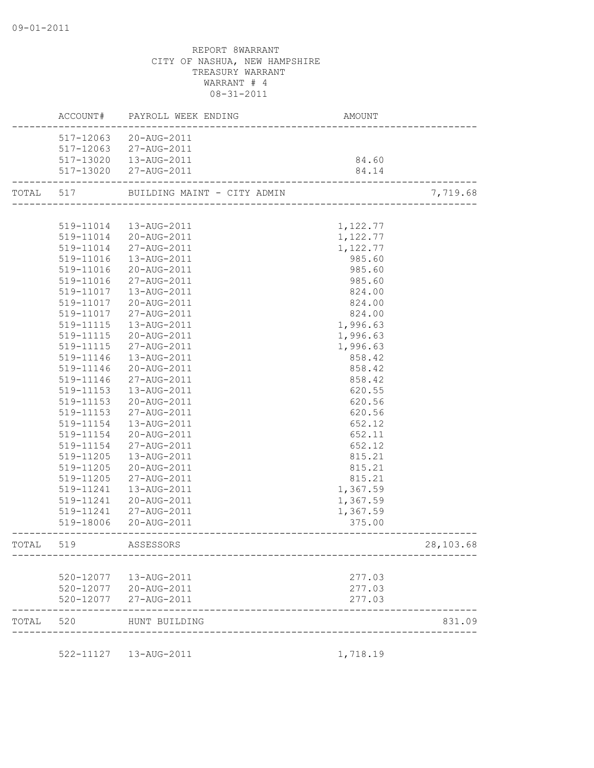REPORT 8WARRANT
CITY OF NASHUA, NEW HAMPSHIRE
TREASURY WARRANT
WARRANT # 4
08-31-2011

| | ACCOUNT# | PAYROLL WEEK ENDING | AMOUNT | |
|---|---|---|---|---|
| | 517-12063 | 20-AUG-2011 | | |
| | 517-12063 | 27-AUG-2011 | | |
| | 517-13020 | 13-AUG-2011 | 84.60 | |
| | 517-13020 | 27-AUG-2011 | 84.14 | |
| TOTAL | 517 | BUILDING MAINT - CITY ADMIN | | 7,719.68 |
| | 519-11014 | 13-AUG-2011 | 1,122.77 | |
| | 519-11014 | 20-AUG-2011 | 1,122.77 | |
| | 519-11014 | 27-AUG-2011 | 1,122.77 | |
| | 519-11016 | 13-AUG-2011 | 985.60 | |
| | 519-11016 | 20-AUG-2011 | 985.60 | |
| | 519-11016 | 27-AUG-2011 | 985.60 | |
| | 519-11017 | 13-AUG-2011 | 824.00 | |
| | 519-11017 | 20-AUG-2011 | 824.00 | |
| | 519-11017 | 27-AUG-2011 | 824.00 | |
| | 519-11115 | 13-AUG-2011 | 1,996.63 | |
| | 519-11115 | 20-AUG-2011 | 1,996.63 | |
| | 519-11115 | 27-AUG-2011 | 1,996.63 | |
| | 519-11146 | 13-AUG-2011 | 858.42 | |
| | 519-11146 | 20-AUG-2011 | 858.42 | |
| | 519-11146 | 27-AUG-2011 | 858.42 | |
| | 519-11153 | 13-AUG-2011 | 620.55 | |
| | 519-11153 | 20-AUG-2011 | 620.56 | |
| | 519-11153 | 27-AUG-2011 | 620.56 | |
| | 519-11154 | 13-AUG-2011 | 652.12 | |
| | 519-11154 | 20-AUG-2011 | 652.11 | |
| | 519-11154 | 27-AUG-2011 | 652.12 | |
| | 519-11205 | 13-AUG-2011 | 815.21 | |
| | 519-11205 | 20-AUG-2011 | 815.21 | |
| | 519-11205 | 27-AUG-2011 | 815.21 | |
| | 519-11241 | 13-AUG-2011 | 1,367.59 | |
| | 519-11241 | 20-AUG-2011 | 1,367.59 | |
| | 519-11241 | 27-AUG-2011 | 1,367.59 | |
| | 519-18006 | 20-AUG-2011 | 375.00 | |
| TOTAL | 519 | ASSESSORS | | 28,103.68 |
| | 520-12077 | 13-AUG-2011 | 277.03 | |
| | 520-12077 | 20-AUG-2011 | 277.03 | |
| | 520-12077 | 27-AUG-2011 | 277.03 | |
| TOTAL | 520 | HUNT BUILDING | | 831.09 |
| | 522-11127 | 13-AUG-2011 | 1,718.19 | |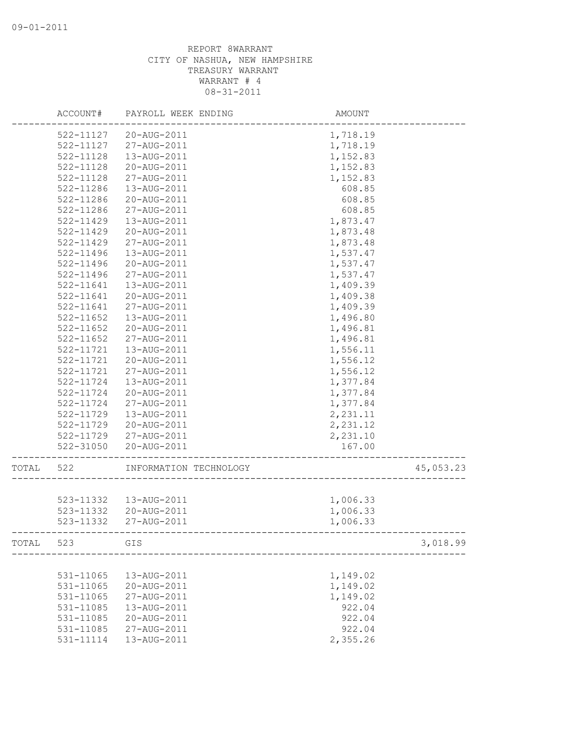REPORT 8WARRANT
CITY OF NASHUA, NEW HAMPSHIRE
TREASURY WARRANT
WARRANT # 4
08-31-2011

| | ACCOUNT# | PAYROLL WEEK ENDING | AMOUNT | |
|---|---|---|---|---|
| | 522-11127 | 20-AUG-2011 | 1,718.19 | |
| | 522-11127 | 27-AUG-2011 | 1,718.19 | |
| | 522-11128 | 13-AUG-2011 | 1,152.83 | |
| | 522-11128 | 20-AUG-2011 | 1,152.83 | |
| | 522-11128 | 27-AUG-2011 | 1,152.83 | |
| | 522-11286 | 13-AUG-2011 | 608.85 | |
| | 522-11286 | 20-AUG-2011 | 608.85 | |
| | 522-11286 | 27-AUG-2011 | 608.85 | |
| | 522-11429 | 13-AUG-2011 | 1,873.47 | |
| | 522-11429 | 20-AUG-2011 | 1,873.48 | |
| | 522-11429 | 27-AUG-2011 | 1,873.48 | |
| | 522-11496 | 13-AUG-2011 | 1,537.47 | |
| | 522-11496 | 20-AUG-2011 | 1,537.47 | |
| | 522-11496 | 27-AUG-2011 | 1,537.47 | |
| | 522-11641 | 13-AUG-2011 | 1,409.39 | |
| | 522-11641 | 20-AUG-2011 | 1,409.38 | |
| | 522-11641 | 27-AUG-2011 | 1,409.39 | |
| | 522-11652 | 13-AUG-2011 | 1,496.80 | |
| | 522-11652 | 20-AUG-2011 | 1,496.81 | |
| | 522-11652 | 27-AUG-2011 | 1,496.81 | |
| | 522-11721 | 13-AUG-2011 | 1,556.11 | |
| | 522-11721 | 20-AUG-2011 | 1,556.12 | |
| | 522-11721 | 27-AUG-2011 | 1,556.12 | |
| | 522-11724 | 13-AUG-2011 | 1,377.84 | |
| | 522-11724 | 20-AUG-2011 | 1,377.84 | |
| | 522-11724 | 27-AUG-2011 | 1,377.84 | |
| | 522-11729 | 13-AUG-2011 | 2,231.11 | |
| | 522-11729 | 20-AUG-2011 | 2,231.12 | |
| | 522-11729 | 27-AUG-2011 | 2,231.10 | |
| | 522-31050 | 20-AUG-2011 | 167.00 | |
| TOTAL | 522 | INFORMATION TECHNOLOGY | | 45,053.23 |
| | 523-11332 | 13-AUG-2011 | 1,006.33 | |
| | 523-11332 | 20-AUG-2011 | 1,006.33 | |
| | 523-11332 | 27-AUG-2011 | 1,006.33 | |
| TOTAL | 523 | GIS | | 3,018.99 |
| | 531-11065 | 13-AUG-2011 | 1,149.02 | |
| | 531-11065 | 20-AUG-2011 | 1,149.02 | |
| | 531-11065 | 27-AUG-2011 | 1,149.02 | |
| | 531-11085 | 13-AUG-2011 | 922.04 | |
| | 531-11085 | 20-AUG-2011 | 922.04 | |
| | 531-11085 | 27-AUG-2011 | 922.04 | |
| | 531-11114 | 13-AUG-2011 | 2,355.26 | |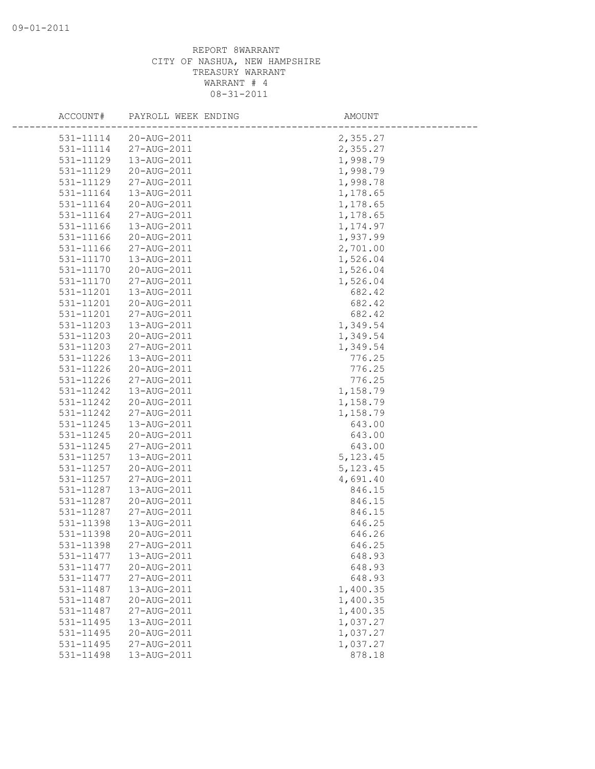REPORT 8WARRANT
CITY OF NASHUA, NEW HAMPSHIRE
TREASURY WARRANT
WARRANT # 4
08-31-2011

| ACCOUNT# | PAYROLL WEEK ENDING | AMOUNT |
|---|---|---|
| 531-11114 | 20-AUG-2011 | 2,355.27 |
| 531-11114 | 27-AUG-2011 | 2,355.27 |
| 531-11129 | 13-AUG-2011 | 1,998.79 |
| 531-11129 | 20-AUG-2011 | 1,998.79 |
| 531-11129 | 27-AUG-2011 | 1,998.78 |
| 531-11164 | 13-AUG-2011 | 1,178.65 |
| 531-11164 | 20-AUG-2011 | 1,178.65 |
| 531-11164 | 27-AUG-2011 | 1,178.65 |
| 531-11166 | 13-AUG-2011 | 1,174.97 |
| 531-11166 | 20-AUG-2011 | 1,937.99 |
| 531-11166 | 27-AUG-2011 | 2,701.00 |
| 531-11170 | 13-AUG-2011 | 1,526.04 |
| 531-11170 | 20-AUG-2011 | 1,526.04 |
| 531-11170 | 27-AUG-2011 | 1,526.04 |
| 531-11201 | 13-AUG-2011 | 682.42 |
| 531-11201 | 20-AUG-2011 | 682.42 |
| 531-11201 | 27-AUG-2011 | 682.42 |
| 531-11203 | 13-AUG-2011 | 1,349.54 |
| 531-11203 | 20-AUG-2011 | 1,349.54 |
| 531-11203 | 27-AUG-2011 | 1,349.54 |
| 531-11226 | 13-AUG-2011 | 776.25 |
| 531-11226 | 20-AUG-2011 | 776.25 |
| 531-11226 | 27-AUG-2011 | 776.25 |
| 531-11242 | 13-AUG-2011 | 1,158.79 |
| 531-11242 | 20-AUG-2011 | 1,158.79 |
| 531-11242 | 27-AUG-2011 | 1,158.79 |
| 531-11245 | 13-AUG-2011 | 643.00 |
| 531-11245 | 20-AUG-2011 | 643.00 |
| 531-11245 | 27-AUG-2011 | 643.00 |
| 531-11257 | 13-AUG-2011 | 5,123.45 |
| 531-11257 | 20-AUG-2011 | 5,123.45 |
| 531-11257 | 27-AUG-2011 | 4,691.40 |
| 531-11287 | 13-AUG-2011 | 846.15 |
| 531-11287 | 20-AUG-2011 | 846.15 |
| 531-11287 | 27-AUG-2011 | 846.15 |
| 531-11398 | 13-AUG-2011 | 646.25 |
| 531-11398 | 20-AUG-2011 | 646.26 |
| 531-11398 | 27-AUG-2011 | 646.25 |
| 531-11477 | 13-AUG-2011 | 648.93 |
| 531-11477 | 20-AUG-2011 | 648.93 |
| 531-11477 | 27-AUG-2011 | 648.93 |
| 531-11487 | 13-AUG-2011 | 1,400.35 |
| 531-11487 | 20-AUG-2011 | 1,400.35 |
| 531-11487 | 27-AUG-2011 | 1,400.35 |
| 531-11495 | 13-AUG-2011 | 1,037.27 |
| 531-11495 | 20-AUG-2011 | 1,037.27 |
| 531-11495 | 27-AUG-2011 | 1,037.27 |
| 531-11498 | 13-AUG-2011 | 878.18 |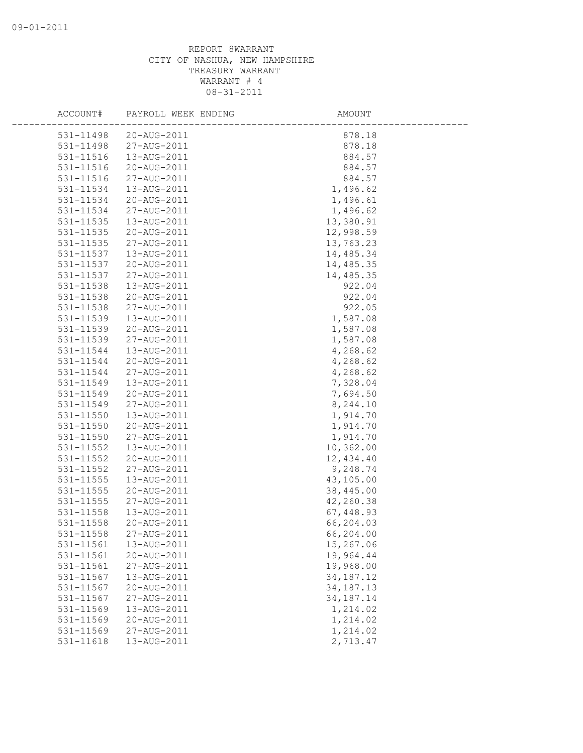REPORT 8WARRANT
CITY OF NASHUA, NEW HAMPSHIRE
TREASURY WARRANT
WARRANT # 4
08-31-2011

| ACCOUNT# | PAYROLL WEEK ENDING | AMOUNT |
|---|---|---|
| 531-11498 | 20-AUG-2011 | 878.18 |
| 531-11498 | 27-AUG-2011 | 878.18 |
| 531-11516 | 13-AUG-2011 | 884.57 |
| 531-11516 | 20-AUG-2011 | 884.57 |
| 531-11516 | 27-AUG-2011 | 884.57 |
| 531-11534 | 13-AUG-2011 | 1,496.62 |
| 531-11534 | 20-AUG-2011 | 1,496.61 |
| 531-11534 | 27-AUG-2011 | 1,496.62 |
| 531-11535 | 13-AUG-2011 | 13,380.91 |
| 531-11535 | 20-AUG-2011 | 12,998.59 |
| 531-11535 | 27-AUG-2011 | 13,763.23 |
| 531-11537 | 13-AUG-2011 | 14,485.34 |
| 531-11537 | 20-AUG-2011 | 14,485.35 |
| 531-11537 | 27-AUG-2011 | 14,485.35 |
| 531-11538 | 13-AUG-2011 | 922.04 |
| 531-11538 | 20-AUG-2011 | 922.04 |
| 531-11538 | 27-AUG-2011 | 922.05 |
| 531-11539 | 13-AUG-2011 | 1,587.08 |
| 531-11539 | 20-AUG-2011 | 1,587.08 |
| 531-11539 | 27-AUG-2011 | 1,587.08 |
| 531-11544 | 13-AUG-2011 | 4,268.62 |
| 531-11544 | 20-AUG-2011 | 4,268.62 |
| 531-11544 | 27-AUG-2011 | 4,268.62 |
| 531-11549 | 13-AUG-2011 | 7,328.04 |
| 531-11549 | 20-AUG-2011 | 7,694.50 |
| 531-11549 | 27-AUG-2011 | 8,244.10 |
| 531-11550 | 13-AUG-2011 | 1,914.70 |
| 531-11550 | 20-AUG-2011 | 1,914.70 |
| 531-11550 | 27-AUG-2011 | 1,914.70 |
| 531-11552 | 13-AUG-2011 | 10,362.00 |
| 531-11552 | 20-AUG-2011 | 12,434.40 |
| 531-11552 | 27-AUG-2011 | 9,248.74 |
| 531-11555 | 13-AUG-2011 | 43,105.00 |
| 531-11555 | 20-AUG-2011 | 38,445.00 |
| 531-11555 | 27-AUG-2011 | 42,260.38 |
| 531-11558 | 13-AUG-2011 | 67,448.93 |
| 531-11558 | 20-AUG-2011 | 66,204.03 |
| 531-11558 | 27-AUG-2011 | 66,204.00 |
| 531-11561 | 13-AUG-2011 | 15,267.06 |
| 531-11561 | 20-AUG-2011 | 19,964.44 |
| 531-11561 | 27-AUG-2011 | 19,968.00 |
| 531-11567 | 13-AUG-2011 | 34,187.12 |
| 531-11567 | 20-AUG-2011 | 34,187.13 |
| 531-11567 | 27-AUG-2011 | 34,187.14 |
| 531-11569 | 13-AUG-2011 | 1,214.02 |
| 531-11569 | 20-AUG-2011 | 1,214.02 |
| 531-11569 | 27-AUG-2011 | 1,214.02 |
| 531-11618 | 13-AUG-2011 | 2,713.47 |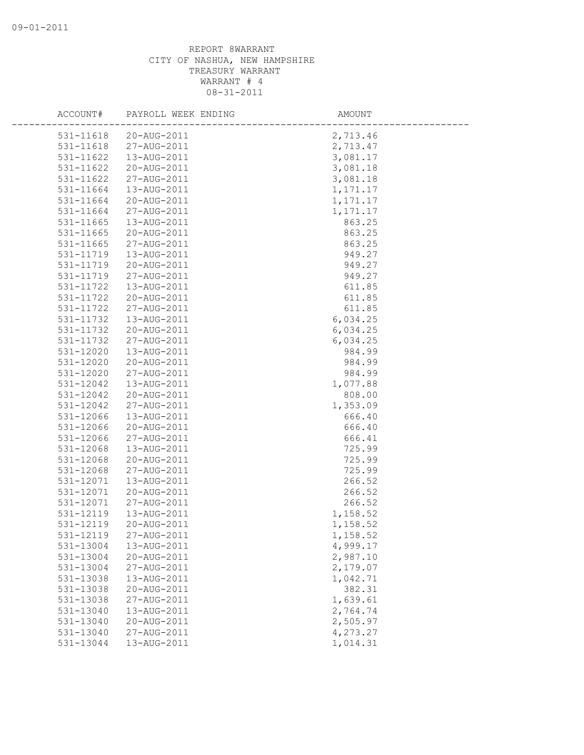REPORT 8WARRANT
CITY OF NASHUA, NEW HAMPSHIRE
TREASURY WARRANT
WARRANT # 4
08-31-2011

| ACCOUNT# | PAYROLL WEEK ENDING | AMOUNT |
|---|---|---|
| 531-11618 | 20-AUG-2011 | 2,713.46 |
| 531-11618 | 27-AUG-2011 | 2,713.47 |
| 531-11622 | 13-AUG-2011 | 3,081.17 |
| 531-11622 | 20-AUG-2011 | 3,081.18 |
| 531-11622 | 27-AUG-2011 | 3,081.18 |
| 531-11664 | 13-AUG-2011 | 1,171.17 |
| 531-11664 | 20-AUG-2011 | 1,171.17 |
| 531-11664 | 27-AUG-2011 | 1,171.17 |
| 531-11665 | 13-AUG-2011 | 863.25 |
| 531-11665 | 20-AUG-2011 | 863.25 |
| 531-11665 | 27-AUG-2011 | 863.25 |
| 531-11719 | 13-AUG-2011 | 949.27 |
| 531-11719 | 20-AUG-2011 | 949.27 |
| 531-11719 | 27-AUG-2011 | 949.27 |
| 531-11722 | 13-AUG-2011 | 611.85 |
| 531-11722 | 20-AUG-2011 | 611.85 |
| 531-11722 | 27-AUG-2011 | 611.85 |
| 531-11732 | 13-AUG-2011 | 6,034.25 |
| 531-11732 | 20-AUG-2011 | 6,034.25 |
| 531-11732 | 27-AUG-2011 | 6,034.25 |
| 531-12020 | 13-AUG-2011 | 984.99 |
| 531-12020 | 20-AUG-2011 | 984.99 |
| 531-12020 | 27-AUG-2011 | 984.99 |
| 531-12042 | 13-AUG-2011 | 1,077.88 |
| 531-12042 | 20-AUG-2011 | 808.00 |
| 531-12042 | 27-AUG-2011 | 1,353.09 |
| 531-12066 | 13-AUG-2011 | 666.40 |
| 531-12066 | 20-AUG-2011 | 666.40 |
| 531-12066 | 27-AUG-2011 | 666.41 |
| 531-12068 | 13-AUG-2011 | 725.99 |
| 531-12068 | 20-AUG-2011 | 725.99 |
| 531-12068 | 27-AUG-2011 | 725.99 |
| 531-12071 | 13-AUG-2011 | 266.52 |
| 531-12071 | 20-AUG-2011 | 266.52 |
| 531-12071 | 27-AUG-2011 | 266.52 |
| 531-12119 | 13-AUG-2011 | 1,158.52 |
| 531-12119 | 20-AUG-2011 | 1,158.52 |
| 531-12119 | 27-AUG-2011 | 1,158.52 |
| 531-13004 | 13-AUG-2011 | 4,999.17 |
| 531-13004 | 20-AUG-2011 | 2,987.10 |
| 531-13004 | 27-AUG-2011 | 2,179.07 |
| 531-13038 | 13-AUG-2011 | 1,042.71 |
| 531-13038 | 20-AUG-2011 | 382.31 |
| 531-13038 | 27-AUG-2011 | 1,639.61 |
| 531-13040 | 13-AUG-2011 | 2,764.74 |
| 531-13040 | 20-AUG-2011 | 2,505.97 |
| 531-13040 | 27-AUG-2011 | 4,273.27 |
| 531-13044 | 13-AUG-2011 | 1,014.31 |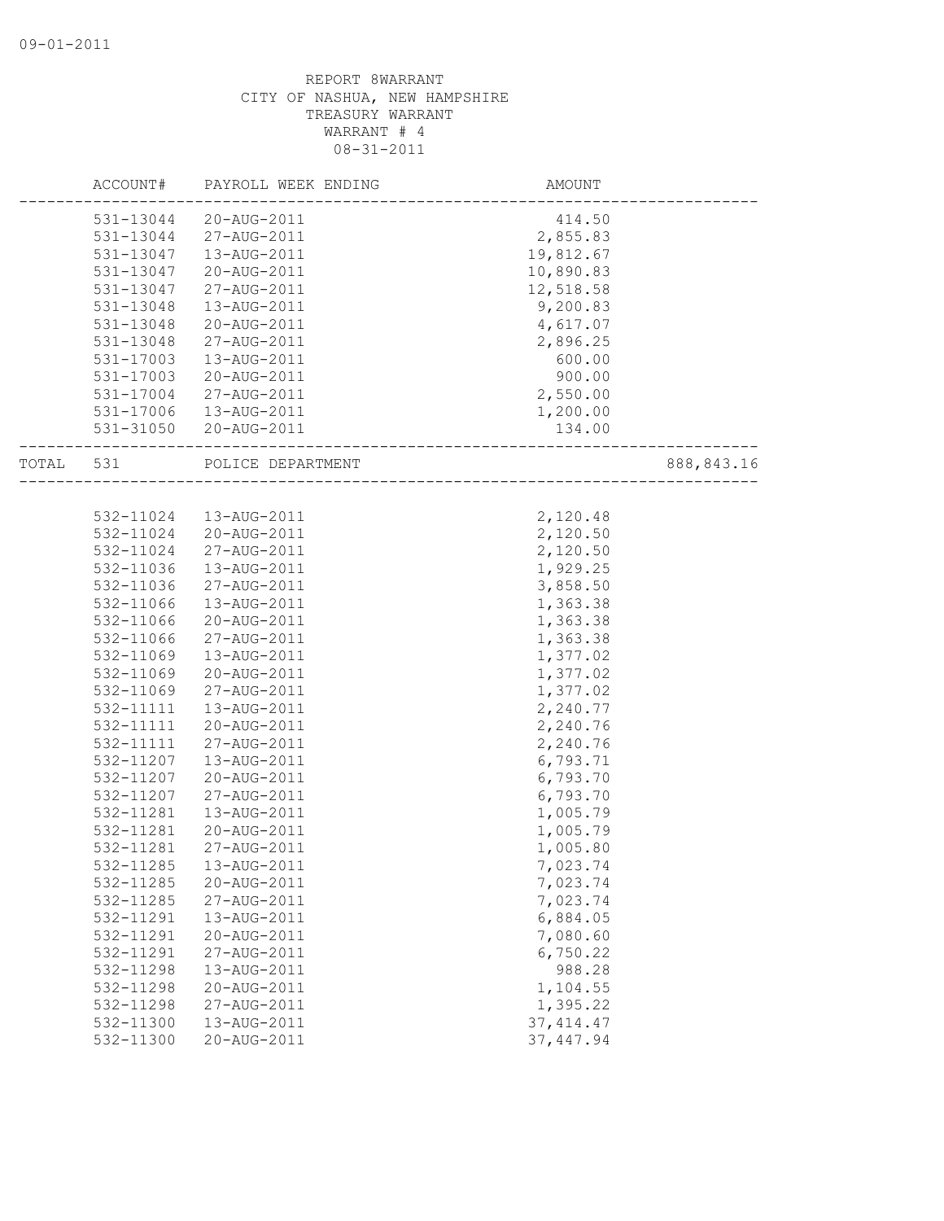REPORT 8WARRANT
CITY OF NASHUA, NEW HAMPSHIRE
TREASURY WARRANT
WARRANT # 4
08-31-2011

| | ACCOUNT# | PAYROLL WEEK ENDING | AMOUNT | |
|---|---|---|---|---|
| | 531-13044 | 20-AUG-2011 | 414.50 | |
| | 531-13044 | 27-AUG-2011 | 2,855.83 | |
| | 531-13047 | 13-AUG-2011 | 19,812.67 | |
| | 531-13047 | 20-AUG-2011 | 10,890.83 | |
| | 531-13047 | 27-AUG-2011 | 12,518.58 | |
| | 531-13048 | 13-AUG-2011 | 9,200.83 | |
| | 531-13048 | 20-AUG-2011 | 4,617.07 | |
| | 531-13048 | 27-AUG-2011 | 2,896.25 | |
| | 531-17003 | 13-AUG-2011 | 600.00 | |
| | 531-17003 | 20-AUG-2011 | 900.00 | |
| | 531-17004 | 27-AUG-2011 | 2,550.00 | |
| | 531-17006 | 13-AUG-2011 | 1,200.00 | |
| | 531-31050 | 20-AUG-2011 | 134.00 | |
| TOTAL | 531 | POLICE DEPARTMENT | | 888,843.16 |
| | 532-11024 | 13-AUG-2011 | 2,120.48 | |
| | 532-11024 | 20-AUG-2011 | 2,120.50 | |
| | 532-11024 | 27-AUG-2011 | 2,120.50 | |
| | 532-11036 | 13-AUG-2011 | 1,929.25 | |
| | 532-11036 | 27-AUG-2011 | 3,858.50 | |
| | 532-11066 | 13-AUG-2011 | 1,363.38 | |
| | 532-11066 | 20-AUG-2011 | 1,363.38 | |
| | 532-11066 | 27-AUG-2011 | 1,363.38 | |
| | 532-11069 | 13-AUG-2011 | 1,377.02 | |
| | 532-11069 | 20-AUG-2011 | 1,377.02 | |
| | 532-11069 | 27-AUG-2011 | 1,377.02 | |
| | 532-11111 | 13-AUG-2011 | 2,240.77 | |
| | 532-11111 | 20-AUG-2011 | 2,240.76 | |
| | 532-11111 | 27-AUG-2011 | 2,240.76 | |
| | 532-11207 | 13-AUG-2011 | 6,793.71 | |
| | 532-11207 | 20-AUG-2011 | 6,793.70 | |
| | 532-11207 | 27-AUG-2011 | 6,793.70 | |
| | 532-11281 | 13-AUG-2011 | 1,005.79 | |
| | 532-11281 | 20-AUG-2011 | 1,005.79 | |
| | 532-11281 | 27-AUG-2011 | 1,005.80 | |
| | 532-11285 | 13-AUG-2011 | 7,023.74 | |
| | 532-11285 | 20-AUG-2011 | 7,023.74 | |
| | 532-11285 | 27-AUG-2011 | 7,023.74 | |
| | 532-11291 | 13-AUG-2011 | 6,884.05 | |
| | 532-11291 | 20-AUG-2011 | 7,080.60 | |
| | 532-11291 | 27-AUG-2011 | 6,750.22 | |
| | 532-11298 | 13-AUG-2011 | 988.28 | |
| | 532-11298 | 20-AUG-2011 | 1,104.55 | |
| | 532-11298 | 27-AUG-2011 | 1,395.22 | |
| | 532-11300 | 13-AUG-2011 | 37,414.47 | |
| | 532-11300 | 20-AUG-2011 | 37,447.94 | |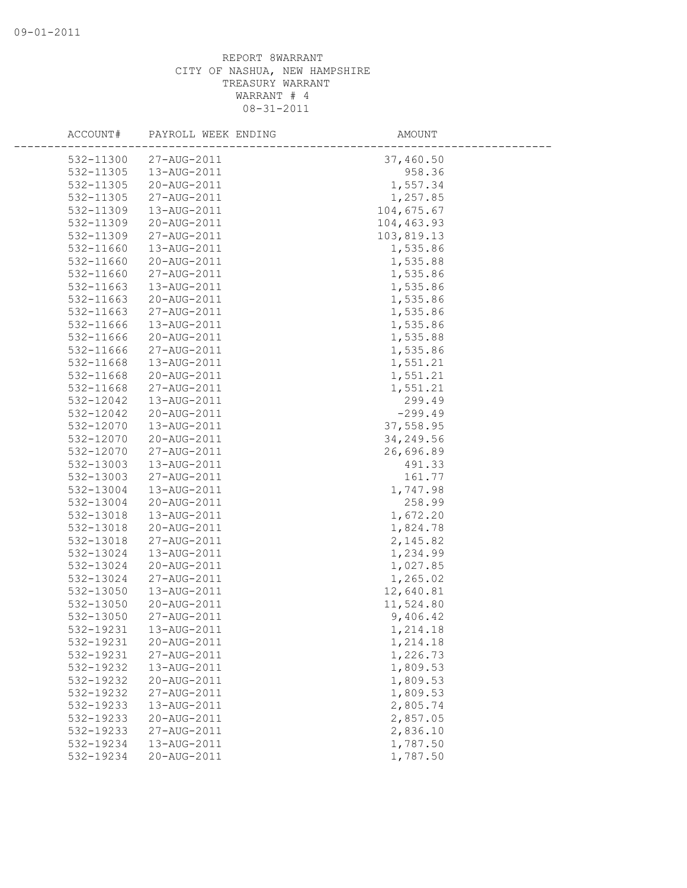REPORT 8WARRANT
CITY OF NASHUA, NEW HAMPSHIRE
TREASURY WARRANT
WARRANT # 4
08-31-2011

| ACCOUNT# | PAYROLL WEEK ENDING | AMOUNT |
|---|---|---|
| 532-11300 | 27-AUG-2011 | 37,460.50 |
| 532-11305 | 13-AUG-2011 | 958.36 |
| 532-11305 | 20-AUG-2011 | 1,557.34 |
| 532-11305 | 27-AUG-2011 | 1,257.85 |
| 532-11309 | 13-AUG-2011 | 104,675.67 |
| 532-11309 | 20-AUG-2011 | 104,463.93 |
| 532-11309 | 27-AUG-2011 | 103,819.13 |
| 532-11660 | 13-AUG-2011 | 1,535.86 |
| 532-11660 | 20-AUG-2011 | 1,535.88 |
| 532-11660 | 27-AUG-2011 | 1,535.86 |
| 532-11663 | 13-AUG-2011 | 1,535.86 |
| 532-11663 | 20-AUG-2011 | 1,535.86 |
| 532-11663 | 27-AUG-2011 | 1,535.86 |
| 532-11666 | 13-AUG-2011 | 1,535.86 |
| 532-11666 | 20-AUG-2011 | 1,535.88 |
| 532-11666 | 27-AUG-2011 | 1,535.86 |
| 532-11668 | 13-AUG-2011 | 1,551.21 |
| 532-11668 | 20-AUG-2011 | 1,551.21 |
| 532-11668 | 27-AUG-2011 | 1,551.21 |
| 532-12042 | 13-AUG-2011 | 299.49 |
| 532-12042 | 20-AUG-2011 | -299.49 |
| 532-12070 | 13-AUG-2011 | 37,558.95 |
| 532-12070 | 20-AUG-2011 | 34,249.56 |
| 532-12070 | 27-AUG-2011 | 26,696.89 |
| 532-13003 | 13-AUG-2011 | 491.33 |
| 532-13003 | 27-AUG-2011 | 161.77 |
| 532-13004 | 13-AUG-2011 | 1,747.98 |
| 532-13004 | 20-AUG-2011 | 258.99 |
| 532-13018 | 13-AUG-2011 | 1,672.20 |
| 532-13018 | 20-AUG-2011 | 1,824.78 |
| 532-13018 | 27-AUG-2011 | 2,145.82 |
| 532-13024 | 13-AUG-2011 | 1,234.99 |
| 532-13024 | 20-AUG-2011 | 1,027.85 |
| 532-13024 | 27-AUG-2011 | 1,265.02 |
| 532-13050 | 13-AUG-2011 | 12,640.81 |
| 532-13050 | 20-AUG-2011 | 11,524.80 |
| 532-13050 | 27-AUG-2011 | 9,406.42 |
| 532-19231 | 13-AUG-2011 | 1,214.18 |
| 532-19231 | 20-AUG-2011 | 1,214.18 |
| 532-19231 | 27-AUG-2011 | 1,226.73 |
| 532-19232 | 13-AUG-2011 | 1,809.53 |
| 532-19232 | 20-AUG-2011 | 1,809.53 |
| 532-19232 | 27-AUG-2011 | 1,809.53 |
| 532-19233 | 13-AUG-2011 | 2,805.74 |
| 532-19233 | 20-AUG-2011 | 2,857.05 |
| 532-19233 | 27-AUG-2011 | 2,836.10 |
| 532-19234 | 13-AUG-2011 | 1,787.50 |
| 532-19234 | 20-AUG-2011 | 1,787.50 |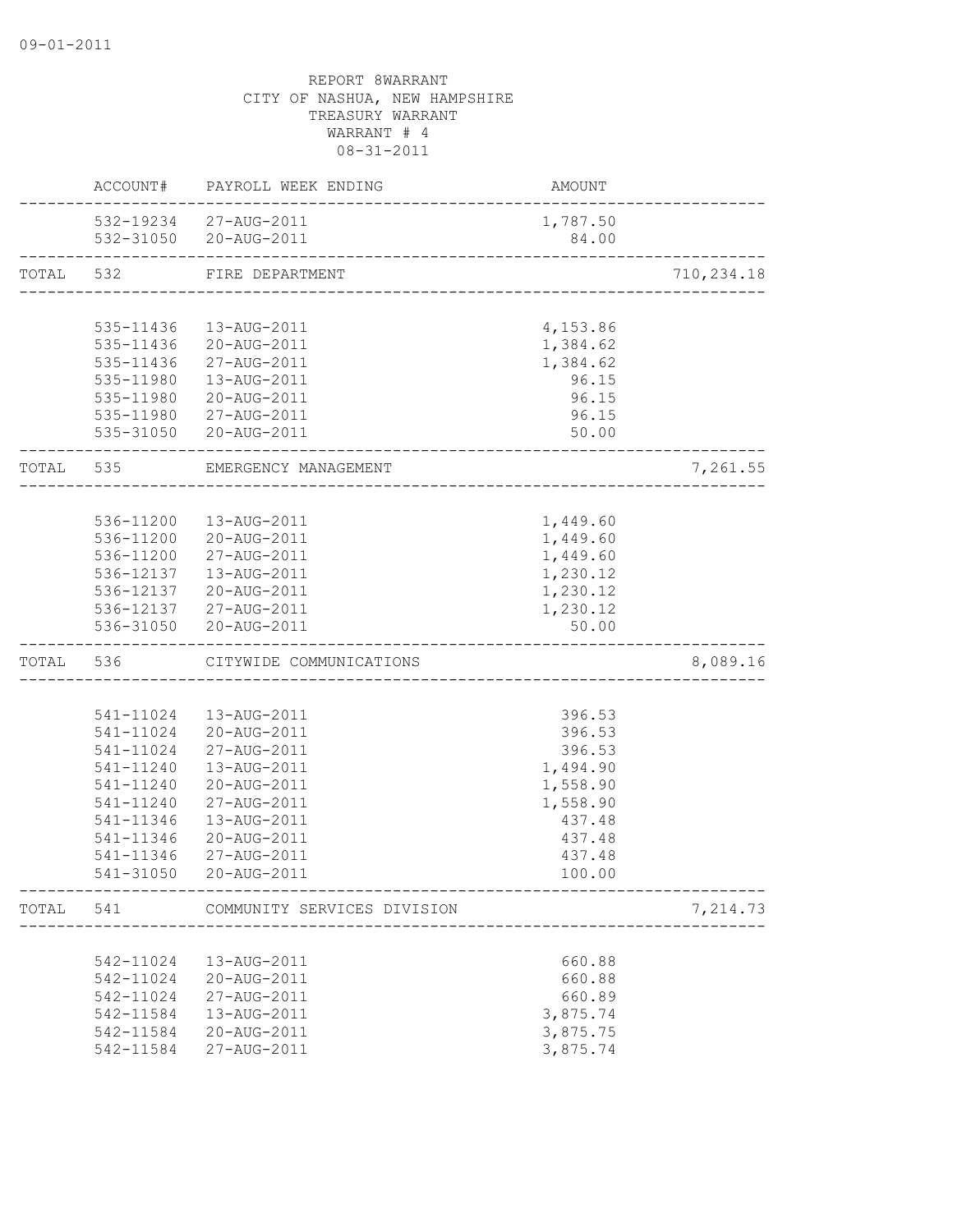09-01-2011

REPORT 8WARRANT
CITY OF NASHUA, NEW HAMPSHIRE
TREASURY WARRANT
WARRANT # 4
08-31-2011

| | ACCOUNT# | PAYROLL WEEK ENDING | AMOUNT | |
|---|---|---|---|---|
| | 532-19234 | 27-AUG-2011 | 1,787.50 | |
| | 532-31050 | 20-AUG-2011 | 84.00 | |
| TOTAL | 532 | FIRE DEPARTMENT | | 710,234.18 |
| | 535-11436 | 13-AUG-2011 | 4,153.86 | |
| | 535-11436 | 20-AUG-2011 | 1,384.62 | |
| | 535-11436 | 27-AUG-2011 | 1,384.62 | |
| | 535-11980 | 13-AUG-2011 | 96.15 | |
| | 535-11980 | 20-AUG-2011 | 96.15 | |
| | 535-11980 | 27-AUG-2011 | 96.15 | |
| | 535-31050 | 20-AUG-2011 | 50.00 | |
| TOTAL | 535 | EMERGENCY MANAGEMENT | | 7,261.55 |
| | 536-11200 | 13-AUG-2011 | 1,449.60 | |
| | 536-11200 | 20-AUG-2011 | 1,449.60 | |
| | 536-11200 | 27-AUG-2011 | 1,449.60 | |
| | 536-12137 | 13-AUG-2011 | 1,230.12 | |
| | 536-12137 | 20-AUG-2011 | 1,230.12 | |
| | 536-12137 | 27-AUG-2011 | 1,230.12 | |
| | 536-31050 | 20-AUG-2011 | 50.00 | |
| TOTAL | 536 | CITYWIDE COMMUNICATIONS | | 8,089.16 |
| | 541-11024 | 13-AUG-2011 | 396.53 | |
| | 541-11024 | 20-AUG-2011 | 396.53 | |
| | 541-11024 | 27-AUG-2011 | 396.53 | |
| | 541-11240 | 13-AUG-2011 | 1,494.90 | |
| | 541-11240 | 20-AUG-2011 | 1,558.90 | |
| | 541-11240 | 27-AUG-2011 | 1,558.90 | |
| | 541-11346 | 13-AUG-2011 | 437.48 | |
| | 541-11346 | 20-AUG-2011 | 437.48 | |
| | 541-11346 | 27-AUG-2011 | 437.48 | |
| | 541-31050 | 20-AUG-2011 | 100.00 | |
| TOTAL | 541 | COMMUNITY SERVICES DIVISION | | 7,214.73 |
| | 542-11024 | 13-AUG-2011 | 660.88 | |
| | 542-11024 | 20-AUG-2011 | 660.88 | |
| | 542-11024 | 27-AUG-2011 | 660.89 | |
| | 542-11584 | 13-AUG-2011 | 3,875.74 | |
| | 542-11584 | 20-AUG-2011 | 3,875.75 | |
| | 542-11584 | 27-AUG-2011 | 3,875.74 | |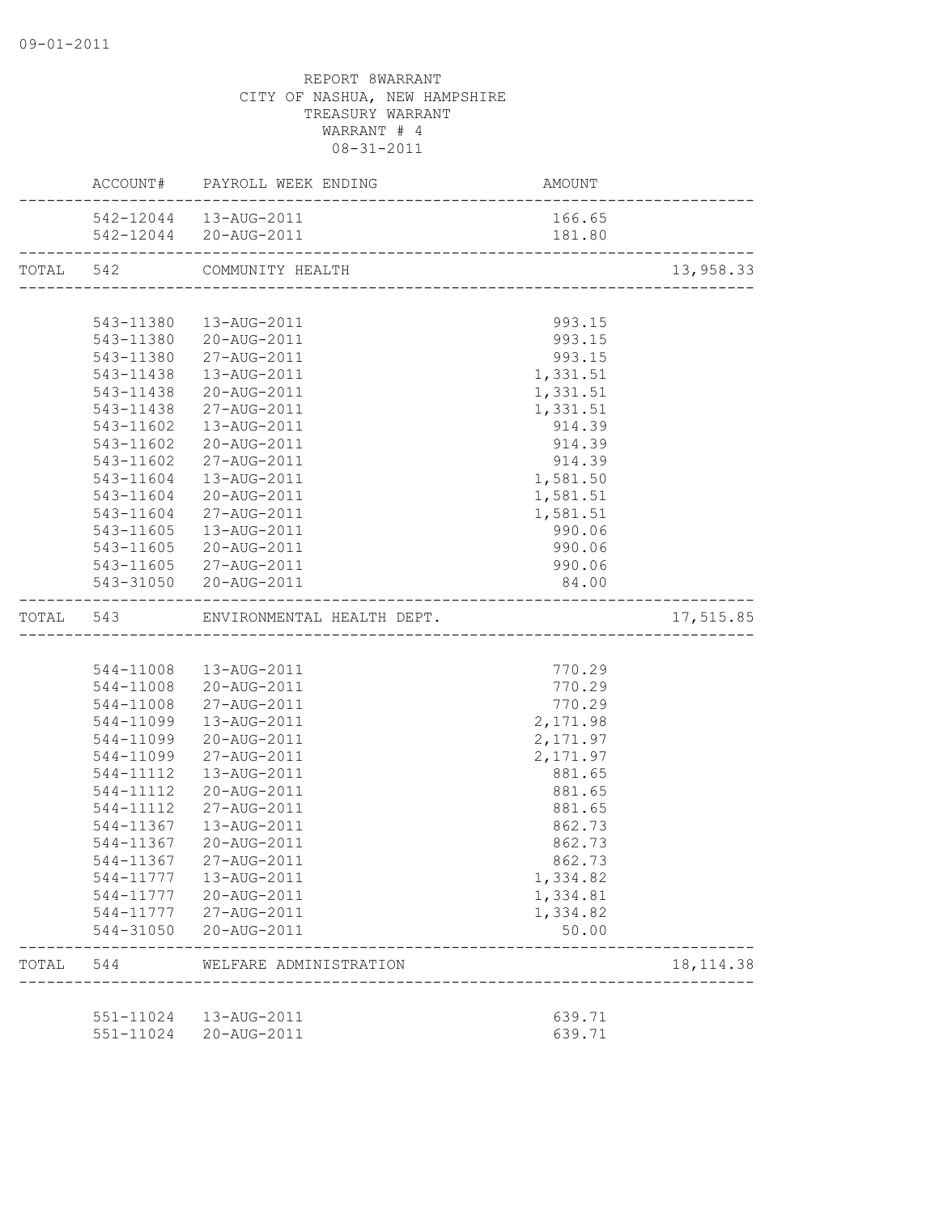REPORT 8WARRANT
CITY OF NASHUA, NEW HAMPSHIRE
TREASURY WARRANT
WARRANT # 4
08-31-2011

| | ACCOUNT# | PAYROLL WEEK ENDING | AMOUNT | |
|---|---|---|---|---|
| | 542-12044 | 13-AUG-2011 | 166.65 | |
| | 542-12044 | 20-AUG-2011 | 181.80 | |
| TOTAL | 542 | COMMUNITY HEALTH | | 13,958.33 |
| | 543-11380 | 13-AUG-2011 | 993.15 | |
| | 543-11380 | 20-AUG-2011 | 993.15 | |
| | 543-11380 | 27-AUG-2011 | 993.15 | |
| | 543-11438 | 13-AUG-2011 | 1,331.51 | |
| | 543-11438 | 20-AUG-2011 | 1,331.51 | |
| | 543-11438 | 27-AUG-2011 | 1,331.51 | |
| | 543-11602 | 13-AUG-2011 | 914.39 | |
| | 543-11602 | 20-AUG-2011 | 914.39 | |
| | 543-11602 | 27-AUG-2011 | 914.39 | |
| | 543-11604 | 13-AUG-2011 | 1,581.50 | |
| | 543-11604 | 20-AUG-2011 | 1,581.51 | |
| | 543-11604 | 27-AUG-2011 | 1,581.51 | |
| | 543-11605 | 13-AUG-2011 | 990.06 | |
| | 543-11605 | 20-AUG-2011 | 990.06 | |
| | 543-11605 | 27-AUG-2011 | 990.06 | |
| | 543-31050 | 20-AUG-2011 | 84.00 | |
| TOTAL | 543 | ENVIRONMENTAL HEALTH DEPT. | | 17,515.85 |
| | 544-11008 | 13-AUG-2011 | 770.29 | |
| | 544-11008 | 20-AUG-2011 | 770.29 | |
| | 544-11008 | 27-AUG-2011 | 770.29 | |
| | 544-11099 | 13-AUG-2011 | 2,171.98 | |
| | 544-11099 | 20-AUG-2011 | 2,171.97 | |
| | 544-11099 | 27-AUG-2011 | 2,171.97 | |
| | 544-11112 | 13-AUG-2011 | 881.65 | |
| | 544-11112 | 20-AUG-2011 | 881.65 | |
| | 544-11112 | 27-AUG-2011 | 881.65 | |
| | 544-11367 | 13-AUG-2011 | 862.73 | |
| | 544-11367 | 20-AUG-2011 | 862.73 | |
| | 544-11367 | 27-AUG-2011 | 862.73 | |
| | 544-11777 | 13-AUG-2011 | 1,334.82 | |
| | 544-11777 | 20-AUG-2011 | 1,334.81 | |
| | 544-11777 | 27-AUG-2011 | 1,334.82 | |
| | 544-31050 | 20-AUG-2011 | 50.00 | |
| TOTAL | 544 | WELFARE ADMINISTRATION | | 18,114.38 |
| | 551-11024 | 13-AUG-2011 | 639.71 | |
| | 551-11024 | 20-AUG-2011 | 639.71 | |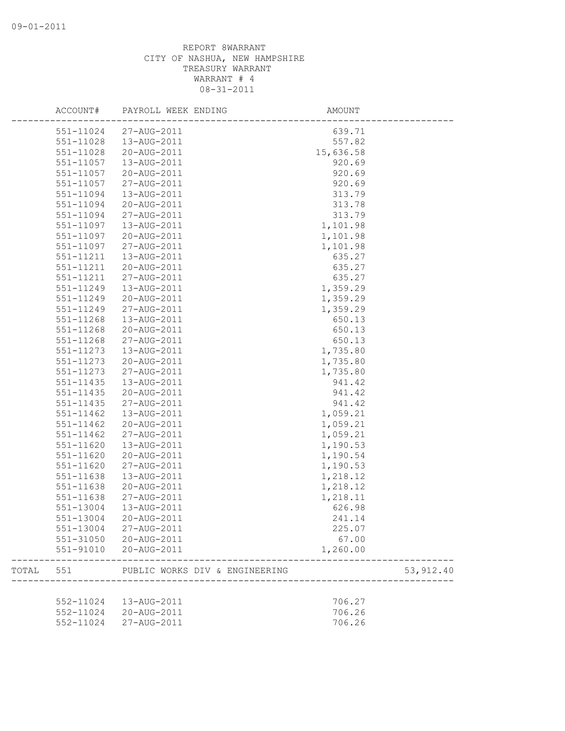REPORT 8WARRANT
CITY OF NASHUA, NEW HAMPSHIRE
TREASURY WARRANT
WARRANT # 4
08-31-2011

| | ACCOUNT# | PAYROLL WEEK ENDING | AMOUNT | |
|---|---|---|---|---|
| | 551-11024 | 27-AUG-2011 | 639.71 | |
| | 551-11028 | 13-AUG-2011 | 557.82 | |
| | 551-11028 | 20-AUG-2011 | 15,636.58 | |
| | 551-11057 | 13-AUG-2011 | 920.69 | |
| | 551-11057 | 20-AUG-2011 | 920.69 | |
| | 551-11057 | 27-AUG-2011 | 920.69 | |
| | 551-11094 | 13-AUG-2011 | 313.79 | |
| | 551-11094 | 20-AUG-2011 | 313.78 | |
| | 551-11094 | 27-AUG-2011 | 313.79 | |
| | 551-11097 | 13-AUG-2011 | 1,101.98 | |
| | 551-11097 | 20-AUG-2011 | 1,101.98 | |
| | 551-11097 | 27-AUG-2011 | 1,101.98 | |
| | 551-11211 | 13-AUG-2011 | 635.27 | |
| | 551-11211 | 20-AUG-2011 | 635.27 | |
| | 551-11211 | 27-AUG-2011 | 635.27 | |
| | 551-11249 | 13-AUG-2011 | 1,359.29 | |
| | 551-11249 | 20-AUG-2011 | 1,359.29 | |
| | 551-11249 | 27-AUG-2011 | 1,359.29 | |
| | 551-11268 | 13-AUG-2011 | 650.13 | |
| | 551-11268 | 20-AUG-2011 | 650.13 | |
| | 551-11268 | 27-AUG-2011 | 650.13 | |
| | 551-11273 | 13-AUG-2011 | 1,735.80 | |
| | 551-11273 | 20-AUG-2011 | 1,735.80 | |
| | 551-11273 | 27-AUG-2011 | 1,735.80 | |
| | 551-11435 | 13-AUG-2011 | 941.42 | |
| | 551-11435 | 20-AUG-2011 | 941.42 | |
| | 551-11435 | 27-AUG-2011 | 941.42 | |
| | 551-11462 | 13-AUG-2011 | 1,059.21 | |
| | 551-11462 | 20-AUG-2011 | 1,059.21 | |
| | 551-11462 | 27-AUG-2011 | 1,059.21 | |
| | 551-11620 | 13-AUG-2011 | 1,190.53 | |
| | 551-11620 | 20-AUG-2011 | 1,190.54 | |
| | 551-11620 | 27-AUG-2011 | 1,190.53 | |
| | 551-11638 | 13-AUG-2011 | 1,218.12 | |
| | 551-11638 | 20-AUG-2011 | 1,218.12 | |
| | 551-11638 | 27-AUG-2011 | 1,218.11 | |
| | 551-13004 | 13-AUG-2011 | 626.98 | |
| | 551-13004 | 20-AUG-2011 | 241.14 | |
| | 551-13004 | 27-AUG-2011 | 225.07 | |
| | 551-31050 | 20-AUG-2011 | 67.00 | |
| | 551-91010 | 20-AUG-2011 | 1,260.00 | |
| TOTAL | 551 | PUBLIC WORKS DIV & ENGINEERING | | 53,912.40 |
| | 552-11024 | 13-AUG-2011 | 706.27 | |
| | 552-11024 | 20-AUG-2011 | 706.26 | |
| | 552-11024 | 27-AUG-2011 | 706.26 | |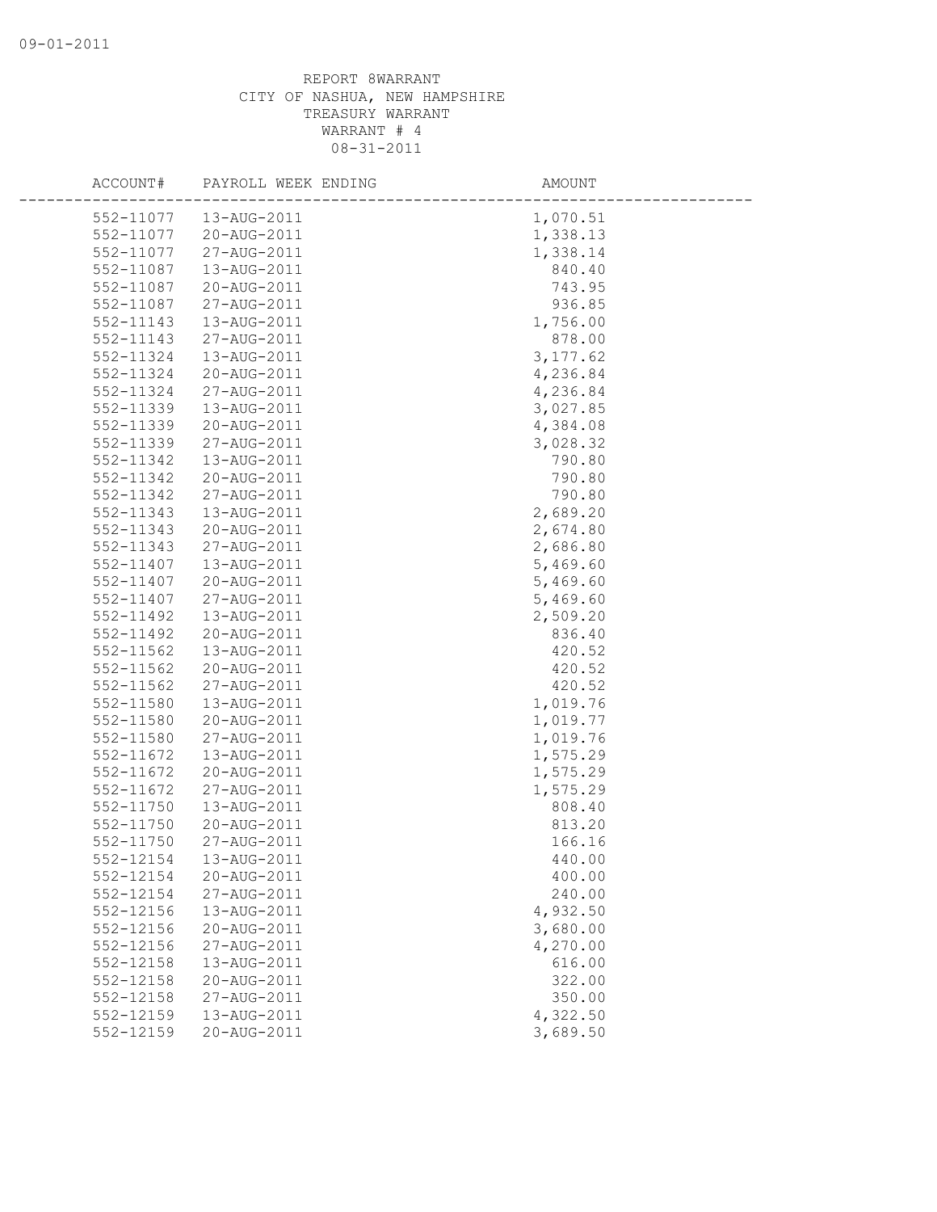REPORT 8WARRANT
CITY OF NASHUA, NEW HAMPSHIRE
TREASURY WARRANT
WARRANT # 4
08-31-2011

| ACCOUNT# | PAYROLL WEEK ENDING | AMOUNT |
|---|---|---|
| 552-11077 | 13-AUG-2011 | 1,070.51 |
| 552-11077 | 20-AUG-2011 | 1,338.13 |
| 552-11077 | 27-AUG-2011 | 1,338.14 |
| 552-11087 | 13-AUG-2011 | 840.40 |
| 552-11087 | 20-AUG-2011 | 743.95 |
| 552-11087 | 27-AUG-2011 | 936.85 |
| 552-11143 | 13-AUG-2011 | 1,756.00 |
| 552-11143 | 27-AUG-2011 | 878.00 |
| 552-11324 | 13-AUG-2011 | 3,177.62 |
| 552-11324 | 20-AUG-2011 | 4,236.84 |
| 552-11324 | 27-AUG-2011 | 4,236.84 |
| 552-11339 | 13-AUG-2011 | 3,027.85 |
| 552-11339 | 20-AUG-2011 | 4,384.08 |
| 552-11339 | 27-AUG-2011 | 3,028.32 |
| 552-11342 | 13-AUG-2011 | 790.80 |
| 552-11342 | 20-AUG-2011 | 790.80 |
| 552-11342 | 27-AUG-2011 | 790.80 |
| 552-11343 | 13-AUG-2011 | 2,689.20 |
| 552-11343 | 20-AUG-2011 | 2,674.80 |
| 552-11343 | 27-AUG-2011 | 2,686.80 |
| 552-11407 | 13-AUG-2011 | 5,469.60 |
| 552-11407 | 20-AUG-2011 | 5,469.60 |
| 552-11407 | 27-AUG-2011 | 5,469.60 |
| 552-11492 | 13-AUG-2011 | 2,509.20 |
| 552-11492 | 20-AUG-2011 | 836.40 |
| 552-11562 | 13-AUG-2011 | 420.52 |
| 552-11562 | 20-AUG-2011 | 420.52 |
| 552-11562 | 27-AUG-2011 | 420.52 |
| 552-11580 | 13-AUG-2011 | 1,019.76 |
| 552-11580 | 20-AUG-2011 | 1,019.77 |
| 552-11580 | 27-AUG-2011 | 1,019.76 |
| 552-11672 | 13-AUG-2011 | 1,575.29 |
| 552-11672 | 20-AUG-2011 | 1,575.29 |
| 552-11672 | 27-AUG-2011 | 1,575.29 |
| 552-11750 | 13-AUG-2011 | 808.40 |
| 552-11750 | 20-AUG-2011 | 813.20 |
| 552-11750 | 27-AUG-2011 | 166.16 |
| 552-12154 | 13-AUG-2011 | 440.00 |
| 552-12154 | 20-AUG-2011 | 400.00 |
| 552-12154 | 27-AUG-2011 | 240.00 |
| 552-12156 | 13-AUG-2011 | 4,932.50 |
| 552-12156 | 20-AUG-2011 | 3,680.00 |
| 552-12156 | 27-AUG-2011 | 4,270.00 |
| 552-12158 | 13-AUG-2011 | 616.00 |
| 552-12158 | 20-AUG-2011 | 322.00 |
| 552-12158 | 27-AUG-2011 | 350.00 |
| 552-12159 | 13-AUG-2011 | 4,322.50 |
| 552-12159 | 20-AUG-2011 | 3,689.50 |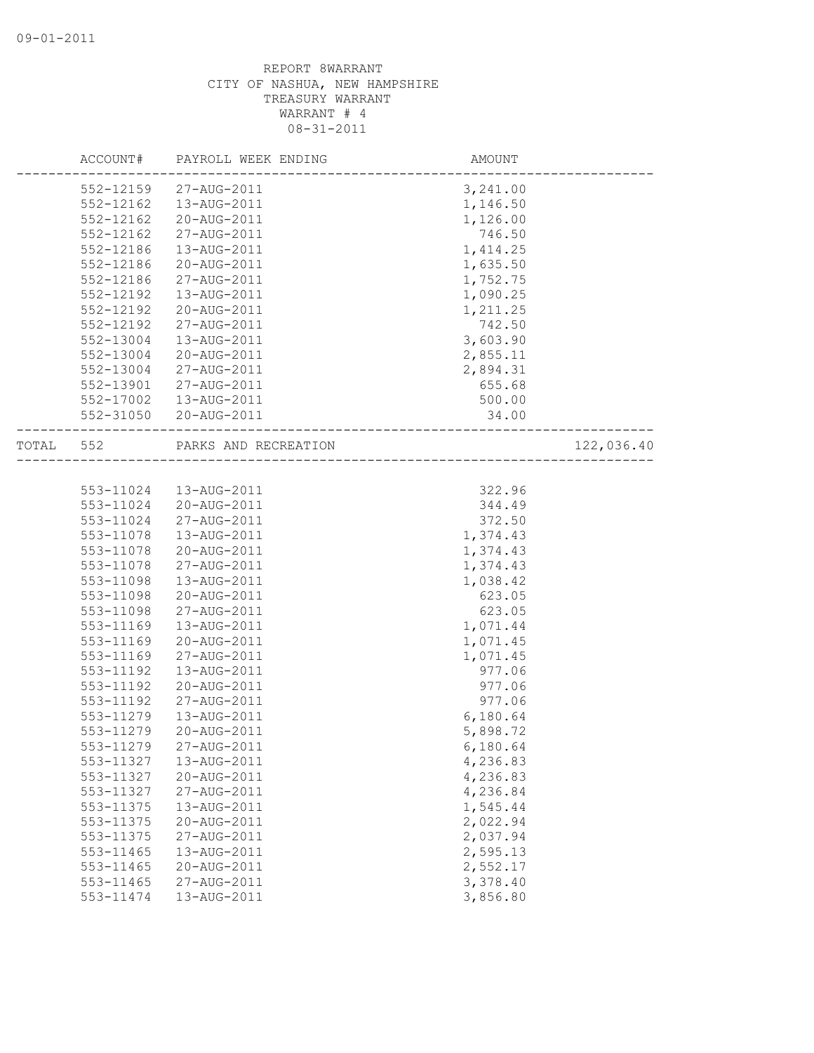09-01-2011

REPORT 8WARRANT
CITY OF NASHUA, NEW HAMPSHIRE
TREASURY WARRANT
WARRANT # 4
08-31-2011

| | ACCOUNT# | PAYROLL WEEK ENDING | AMOUNT | |
|---|---|---|---|---|
| | 552-12159 | 27-AUG-2011 | 3,241.00 | |
| | 552-12162 | 13-AUG-2011 | 1,146.50 | |
| | 552-12162 | 20-AUG-2011 | 1,126.00 | |
| | 552-12162 | 27-AUG-2011 | 746.50 | |
| | 552-12186 | 13-AUG-2011 | 1,414.25 | |
| | 552-12186 | 20-AUG-2011 | 1,635.50 | |
| | 552-12186 | 27-AUG-2011 | 1,752.75 | |
| | 552-12192 | 13-AUG-2011 | 1,090.25 | |
| | 552-12192 | 20-AUG-2011 | 1,211.25 | |
| | 552-12192 | 27-AUG-2011 | 742.50 | |
| | 552-13004 | 13-AUG-2011 | 3,603.90 | |
| | 552-13004 | 20-AUG-2011 | 2,855.11 | |
| | 552-13004 | 27-AUG-2011 | 2,894.31 | |
| | 552-13901 | 27-AUG-2011 | 655.68 | |
| | 552-17002 | 13-AUG-2011 | 500.00 | |
| | 552-31050 | 20-AUG-2011 | 34.00 | |
| TOTAL | 552 | PARKS AND RECREATION | | 122,036.40 |
| | 553-11024 | 13-AUG-2011 | 322.96 | |
| | 553-11024 | 20-AUG-2011 | 344.49 | |
| | 553-11024 | 27-AUG-2011 | 372.50 | |
| | 553-11078 | 13-AUG-2011 | 1,374.43 | |
| | 553-11078 | 20-AUG-2011 | 1,374.43 | |
| | 553-11078 | 27-AUG-2011 | 1,374.43 | |
| | 553-11098 | 13-AUG-2011 | 1,038.42 | |
| | 553-11098 | 20-AUG-2011 | 623.05 | |
| | 553-11098 | 27-AUG-2011 | 623.05 | |
| | 553-11169 | 13-AUG-2011 | 1,071.44 | |
| | 553-11169 | 20-AUG-2011 | 1,071.45 | |
| | 553-11169 | 27-AUG-2011 | 1,071.45 | |
| | 553-11192 | 13-AUG-2011 | 977.06 | |
| | 553-11192 | 20-AUG-2011 | 977.06 | |
| | 553-11192 | 27-AUG-2011 | 977.06 | |
| | 553-11279 | 13-AUG-2011 | 6,180.64 | |
| | 553-11279 | 20-AUG-2011 | 5,898.72 | |
| | 553-11279 | 27-AUG-2011 | 6,180.64 | |
| | 553-11327 | 13-AUG-2011 | 4,236.83 | |
| | 553-11327 | 20-AUG-2011 | 4,236.83 | |
| | 553-11327 | 27-AUG-2011 | 4,236.84 | |
| | 553-11375 | 13-AUG-2011 | 1,545.44 | |
| | 553-11375 | 20-AUG-2011 | 2,022.94 | |
| | 553-11375 | 27-AUG-2011 | 2,037.94 | |
| | 553-11465 | 13-AUG-2011 | 2,595.13 | |
| | 553-11465 | 20-AUG-2011 | 2,552.17 | |
| | 553-11465 | 27-AUG-2011 | 3,378.40 | |
| | 553-11474 | 13-AUG-2011 | 3,856.80 | |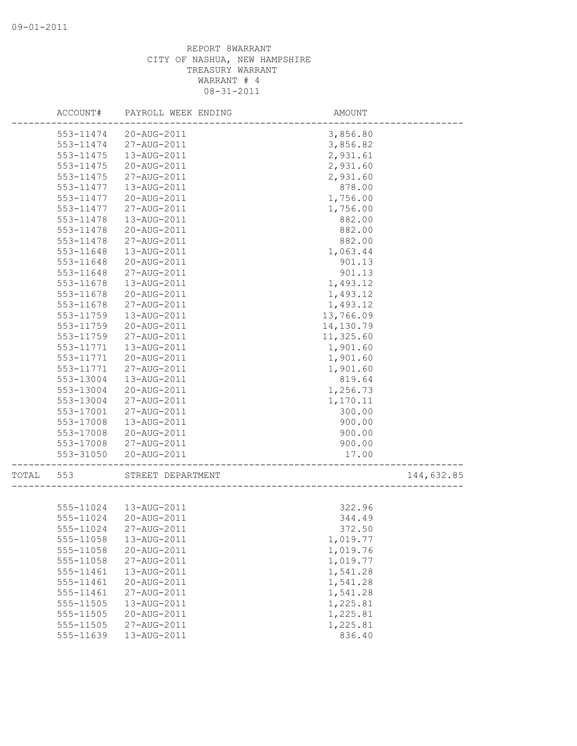REPORT 8WARRANT
CITY OF NASHUA, NEW HAMPSHIRE
TREASURY WARRANT
WARRANT # 4
08-31-2011

| ACCOUNT# | PAYROLL WEEK ENDING | AMOUNT | |
|---|---|---|---|
| 553-11474 | 20-AUG-2011 | 3,856.80 | |
| 553-11474 | 27-AUG-2011 | 3,856.82 | |
| 553-11475 | 13-AUG-2011 | 2,931.61 | |
| 553-11475 | 20-AUG-2011 | 2,931.60 | |
| 553-11475 | 27-AUG-2011 | 2,931.60 | |
| 553-11477 | 13-AUG-2011 | 878.00 | |
| 553-11477 | 20-AUG-2011 | 1,756.00 | |
| 553-11477 | 27-AUG-2011 | 1,756.00 | |
| 553-11478 | 13-AUG-2011 | 882.00 | |
| 553-11478 | 20-AUG-2011 | 882.00 | |
| 553-11478 | 27-AUG-2011 | 882.00 | |
| 553-11648 | 13-AUG-2011 | 1,063.44 | |
| 553-11648 | 20-AUG-2011 | 901.13 | |
| 553-11648 | 27-AUG-2011 | 901.13 | |
| 553-11678 | 13-AUG-2011 | 1,493.12 | |
| 553-11678 | 20-AUG-2011 | 1,493.12 | |
| 553-11678 | 27-AUG-2011 | 1,493.12 | |
| 553-11759 | 13-AUG-2011 | 13,766.09 | |
| 553-11759 | 20-AUG-2011 | 14,130.79 | |
| 553-11759 | 27-AUG-2011 | 11,325.60 | |
| 553-11771 | 13-AUG-2011 | 1,901.60 | |
| 553-11771 | 20-AUG-2011 | 1,901.60 | |
| 553-11771 | 27-AUG-2011 | 1,901.60 | |
| 553-13004 | 13-AUG-2011 | 819.64 | |
| 553-13004 | 20-AUG-2011 | 1,256.73 | |
| 553-13004 | 27-AUG-2011 | 1,170.11 | |
| 553-17001 | 27-AUG-2011 | 300.00 | |
| 553-17008 | 13-AUG-2011 | 900.00 | |
| 553-17008 | 20-AUG-2011 | 900.00 | |
| 553-17008 | 27-AUG-2011 | 900.00 | |
| 553-31050 | 20-AUG-2011 | 17.00 | |
| TOTAL 553 | STREET DEPARTMENT | | 144,632.85 |
| 555-11024 | 13-AUG-2011 | 322.96 | |
| 555-11024 | 20-AUG-2011 | 344.49 | |
| 555-11024 | 27-AUG-2011 | 372.50 | |
| 555-11058 | 13-AUG-2011 | 1,019.77 | |
| 555-11058 | 20-AUG-2011 | 1,019.76 | |
| 555-11058 | 27-AUG-2011 | 1,019.77 | |
| 555-11461 | 13-AUG-2011 | 1,541.28 | |
| 555-11461 | 20-AUG-2011 | 1,541.28 | |
| 555-11461 | 27-AUG-2011 | 1,541.28 | |
| 555-11505 | 13-AUG-2011 | 1,225.81 | |
| 555-11505 | 20-AUG-2011 | 1,225.81 | |
| 555-11505 | 27-AUG-2011 | 1,225.81 | |
| 555-11639 | 13-AUG-2011 | 836.40 | |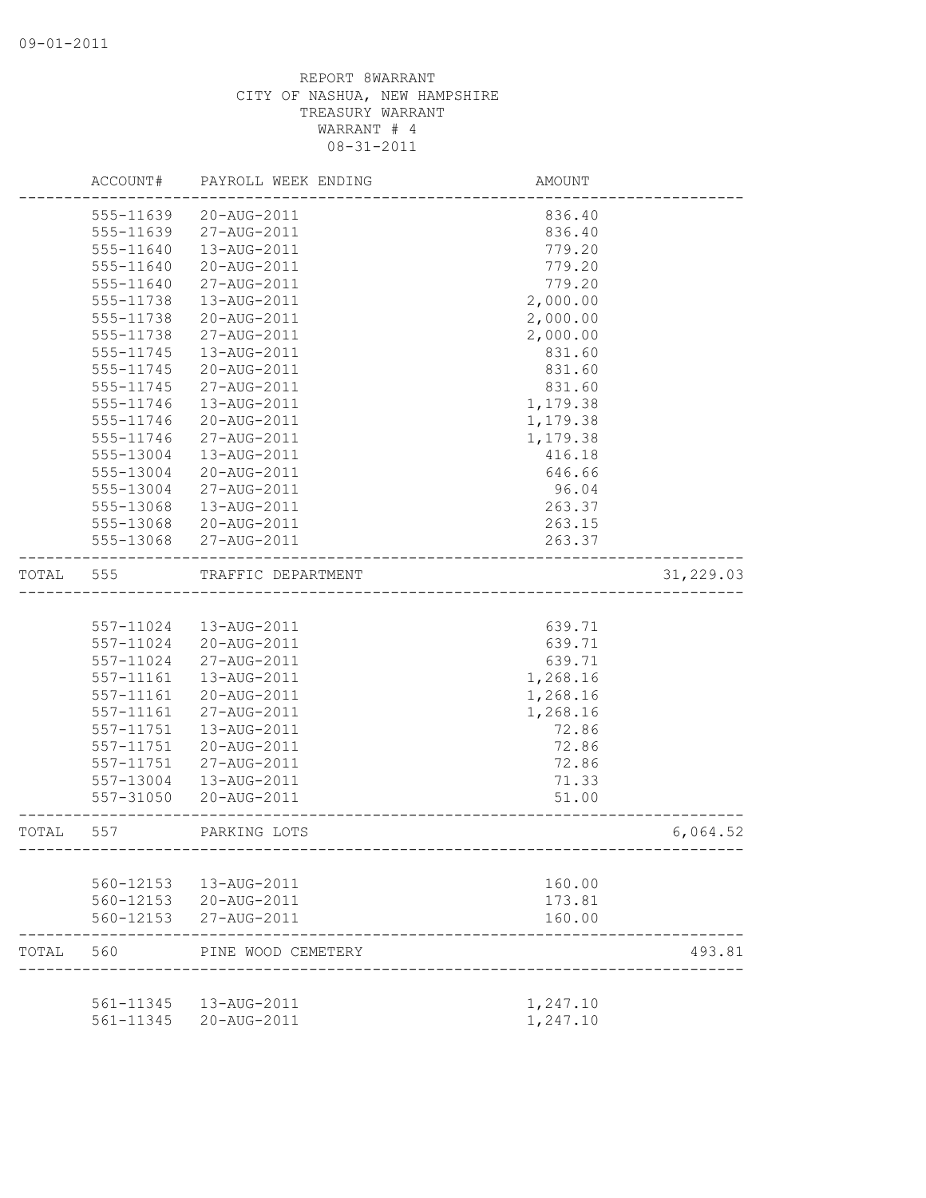REPORT 8WARRANT
CITY OF NASHUA, NEW HAMPSHIRE
TREASURY WARRANT
WARRANT # 4
08-31-2011

| | ACCOUNT# | PAYROLL WEEK ENDING | AMOUNT | |
|---|---|---|---|---|
| | 555-11639 | 20-AUG-2011 | 836.40 | |
| | 555-11639 | 27-AUG-2011 | 836.40 | |
| | 555-11640 | 13-AUG-2011 | 779.20 | |
| | 555-11640 | 20-AUG-2011 | 779.20 | |
| | 555-11640 | 27-AUG-2011 | 779.20 | |
| | 555-11738 | 13-AUG-2011 | 2,000.00 | |
| | 555-11738 | 20-AUG-2011 | 2,000.00 | |
| | 555-11738 | 27-AUG-2011 | 2,000.00 | |
| | 555-11745 | 13-AUG-2011 | 831.60 | |
| | 555-11745 | 20-AUG-2011 | 831.60 | |
| | 555-11745 | 27-AUG-2011 | 831.60 | |
| | 555-11746 | 13-AUG-2011 | 1,179.38 | |
| | 555-11746 | 20-AUG-2011 | 1,179.38 | |
| | 555-11746 | 27-AUG-2011 | 1,179.38 | |
| | 555-13004 | 13-AUG-2011 | 416.18 | |
| | 555-13004 | 20-AUG-2011 | 646.66 | |
| | 555-13004 | 27-AUG-2011 | 96.04 | |
| | 555-13068 | 13-AUG-2011 | 263.37 | |
| | 555-13068 | 20-AUG-2011 | 263.15 | |
| | 555-13068 | 27-AUG-2011 | 263.37 | |
| TOTAL | 555 | TRAFFIC DEPARTMENT | | 31,229.03 |
| | 557-11024 | 13-AUG-2011 | 639.71 | |
| | 557-11024 | 20-AUG-2011 | 639.71 | |
| | 557-11024 | 27-AUG-2011 | 639.71 | |
| | 557-11161 | 13-AUG-2011 | 1,268.16 | |
| | 557-11161 | 20-AUG-2011 | 1,268.16 | |
| | 557-11161 | 27-AUG-2011 | 1,268.16 | |
| | 557-11751 | 13-AUG-2011 | 72.86 | |
| | 557-11751 | 20-AUG-2011 | 72.86 | |
| | 557-11751 | 27-AUG-2011 | 72.86 | |
| | 557-13004 | 13-AUG-2011 | 71.33 | |
| | 557-31050 | 20-AUG-2011 | 51.00 | |
| TOTAL | 557 | PARKING LOTS | | 6,064.52 |
| | 560-12153 | 13-AUG-2011 | 160.00 | |
| | 560-12153 | 20-AUG-2011 | 173.81 | |
| | 560-12153 | 27-AUG-2011 | 160.00 | |
| TOTAL | 560 | PINE WOOD CEMETERY | | 493.81 |
| | 561-11345 | 13-AUG-2011 | 1,247.10 | |
| | 561-11345 | 20-AUG-2011 | 1,247.10 | |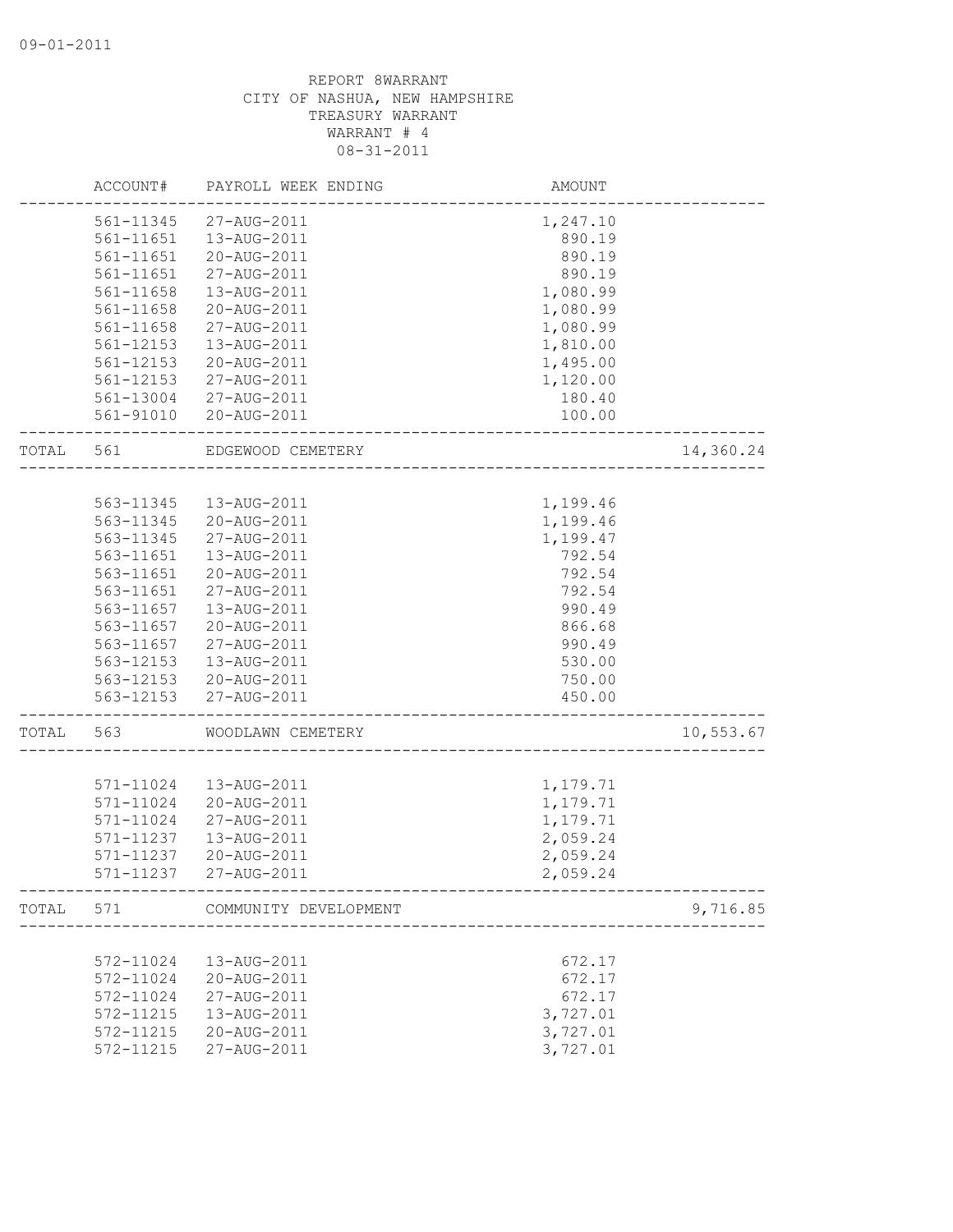09-01-2011

REPORT 8WARRANT
CITY OF NASHUA, NEW HAMPSHIRE
TREASURY WARRANT
WARRANT # 4
08-31-2011

| | ACCOUNT# | PAYROLL WEEK ENDING | AMOUNT | |
|---|---|---|---|---|
| | 561-11345 | 27-AUG-2011 | 1,247.10 | |
| | 561-11651 | 13-AUG-2011 | 890.19 | |
| | 561-11651 | 20-AUG-2011 | 890.19 | |
| | 561-11651 | 27-AUG-2011 | 890.19 | |
| | 561-11658 | 13-AUG-2011 | 1,080.99 | |
| | 561-11658 | 20-AUG-2011 | 1,080.99 | |
| | 561-11658 | 27-AUG-2011 | 1,080.99 | |
| | 561-12153 | 13-AUG-2011 | 1,810.00 | |
| | 561-12153 | 20-AUG-2011 | 1,495.00 | |
| | 561-12153 | 27-AUG-2011 | 1,120.00 | |
| | 561-13004 | 27-AUG-2011 | 180.40 | |
| | 561-91010 | 20-AUG-2011 | 100.00 | |
| TOTAL | 561 | EDGEWOOD CEMETERY | | 14,360.24 |
| | 563-11345 | 13-AUG-2011 | 1,199.46 | |
| | 563-11345 | 20-AUG-2011 | 1,199.46 | |
| | 563-11345 | 27-AUG-2011 | 1,199.47 | |
| | 563-11651 | 13-AUG-2011 | 792.54 | |
| | 563-11651 | 20-AUG-2011 | 792.54 | |
| | 563-11651 | 27-AUG-2011 | 792.54 | |
| | 563-11657 | 13-AUG-2011 | 990.49 | |
| | 563-11657 | 20-AUG-2011 | 866.68 | |
| | 563-11657 | 27-AUG-2011 | 990.49 | |
| | 563-12153 | 13-AUG-2011 | 530.00 | |
| | 563-12153 | 20-AUG-2011 | 750.00 | |
| | 563-12153 | 27-AUG-2011 | 450.00 | |
| TOTAL | 563 | WOODLAWN CEMETERY | | 10,553.67 |
| | 571-11024 | 13-AUG-2011 | 1,179.71 | |
| | 571-11024 | 20-AUG-2011 | 1,179.71 | |
| | 571-11024 | 27-AUG-2011 | 1,179.71 | |
| | 571-11237 | 13-AUG-2011 | 2,059.24 | |
| | 571-11237 | 20-AUG-2011 | 2,059.24 | |
| | 571-11237 | 27-AUG-2011 | 2,059.24 | |
| TOTAL | 571 | COMMUNITY DEVELOPMENT | | 9,716.85 |
| | 572-11024 | 13-AUG-2011 | 672.17 | |
| | 572-11024 | 20-AUG-2011 | 672.17 | |
| | 572-11024 | 27-AUG-2011 | 672.17 | |
| | 572-11215 | 13-AUG-2011 | 3,727.01 | |
| | 572-11215 | 20-AUG-2011 | 3,727.01 | |
| | 572-11215 | 27-AUG-2011 | 3,727.01 | |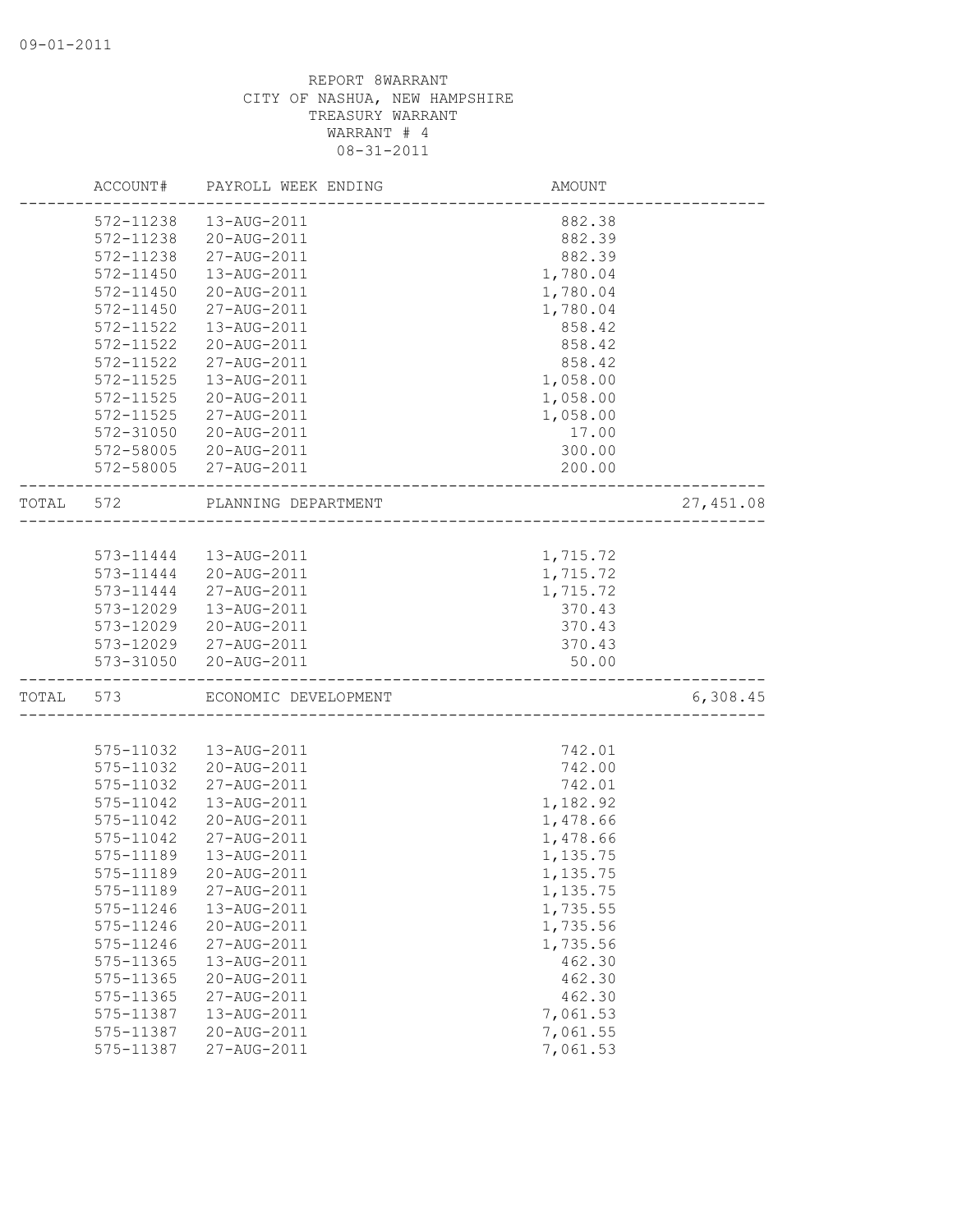REPORT 8WARRANT
CITY OF NASHUA, NEW HAMPSHIRE
TREASURY WARRANT
WARRANT # 4
08-31-2011

| | ACCOUNT# | PAYROLL WEEK ENDING | AMOUNT | |
|---|---|---|---|---|
| | 572-11238 | 13-AUG-2011 | 882.38 | |
| | 572-11238 | 20-AUG-2011 | 882.39 | |
| | 572-11238 | 27-AUG-2011 | 882.39 | |
| | 572-11450 | 13-AUG-2011 | 1,780.04 | |
| | 572-11450 | 20-AUG-2011 | 1,780.04 | |
| | 572-11450 | 27-AUG-2011 | 1,780.04 | |
| | 572-11522 | 13-AUG-2011 | 858.42 | |
| | 572-11522 | 20-AUG-2011 | 858.42 | |
| | 572-11522 | 27-AUG-2011 | 858.42 | |
| | 572-11525 | 13-AUG-2011 | 1,058.00 | |
| | 572-11525 | 20-AUG-2011 | 1,058.00 | |
| | 572-11525 | 27-AUG-2011 | 1,058.00 | |
| | 572-31050 | 20-AUG-2011 | 17.00 | |
| | 572-58005 | 20-AUG-2011 | 300.00 | |
| | 572-58005 | 27-AUG-2011 | 200.00 | |
| TOTAL | 572 | PLANNING DEPARTMENT | | 27,451.08 |
| | 573-11444 | 13-AUG-2011 | 1,715.72 | |
| | 573-11444 | 20-AUG-2011 | 1,715.72 | |
| | 573-11444 | 27-AUG-2011 | 1,715.72 | |
| | 573-12029 | 13-AUG-2011 | 370.43 | |
| | 573-12029 | 20-AUG-2011 | 370.43 | |
| | 573-12029 | 27-AUG-2011 | 370.43 | |
| | 573-31050 | 20-AUG-2011 | 50.00 | |
| TOTAL | 573 | ECONOMIC DEVELOPMENT | | 6,308.45 |
| | 575-11032 | 13-AUG-2011 | 742.01 | |
| | 575-11032 | 20-AUG-2011 | 742.00 | |
| | 575-11032 | 27-AUG-2011 | 742.01 | |
| | 575-11042 | 13-AUG-2011 | 1,182.92 | |
| | 575-11042 | 20-AUG-2011 | 1,478.66 | |
| | 575-11042 | 27-AUG-2011 | 1,478.66 | |
| | 575-11189 | 13-AUG-2011 | 1,135.75 | |
| | 575-11189 | 20-AUG-2011 | 1,135.75 | |
| | 575-11189 | 27-AUG-2011 | 1,135.75 | |
| | 575-11246 | 13-AUG-2011 | 1,735.55 | |
| | 575-11246 | 20-AUG-2011 | 1,735.56 | |
| | 575-11246 | 27-AUG-2011 | 1,735.56 | |
| | 575-11365 | 13-AUG-2011 | 462.30 | |
| | 575-11365 | 20-AUG-2011 | 462.30 | |
| | 575-11365 | 27-AUG-2011 | 462.30 | |
| | 575-11387 | 13-AUG-2011 | 7,061.53 | |
| | 575-11387 | 20-AUG-2011 | 7,061.55 | |
| | 575-11387 | 27-AUG-2011 | 7,061.53 | |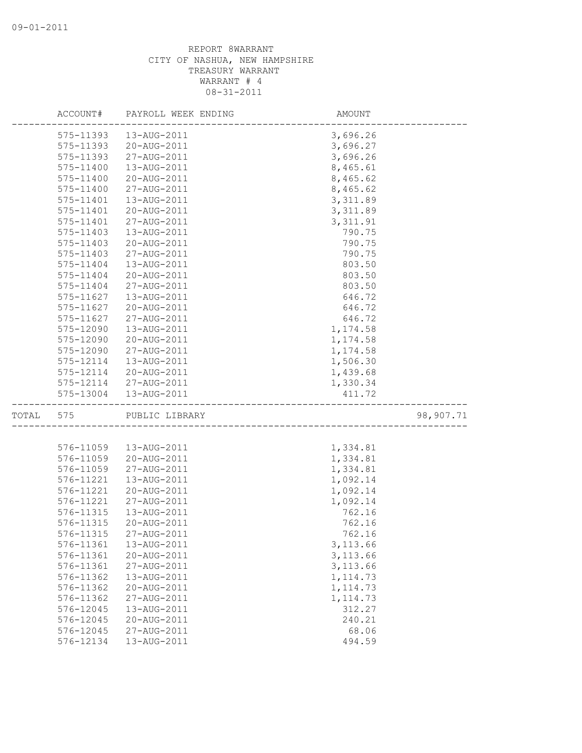REPORT 8WARRANT
CITY OF NASHUA, NEW HAMPSHIRE
TREASURY WARRANT
WARRANT # 4
08-31-2011

| ACCOUNT# | PAYROLL WEEK ENDING | AMOUNT | |
|---|---|---|---|
| 575-11393 | 13-AUG-2011 | 3,696.26 | |
| 575-11393 | 20-AUG-2011 | 3,696.27 | |
| 575-11393 | 27-AUG-2011 | 3,696.26 | |
| 575-11400 | 13-AUG-2011 | 8,465.61 | |
| 575-11400 | 20-AUG-2011 | 8,465.62 | |
| 575-11400 | 27-AUG-2011 | 8,465.62 | |
| 575-11401 | 13-AUG-2011 | 3,311.89 | |
| 575-11401 | 20-AUG-2011 | 3,311.89 | |
| 575-11401 | 27-AUG-2011 | 3,311.91 | |
| 575-11403 | 13-AUG-2011 | 790.75 | |
| 575-11403 | 20-AUG-2011 | 790.75 | |
| 575-11403 | 27-AUG-2011 | 790.75 | |
| 575-11404 | 13-AUG-2011 | 803.50 | |
| 575-11404 | 20-AUG-2011 | 803.50 | |
| 575-11404 | 27-AUG-2011 | 803.50 | |
| 575-11627 | 13-AUG-2011 | 646.72 | |
| 575-11627 | 20-AUG-2011 | 646.72 | |
| 575-11627 | 27-AUG-2011 | 646.72 | |
| 575-12090 | 13-AUG-2011 | 1,174.58 | |
| 575-12090 | 20-AUG-2011 | 1,174.58 | |
| 575-12090 | 27-AUG-2011 | 1,174.58 | |
| 575-12114 | 13-AUG-2011 | 1,506.30 | |
| 575-12114 | 20-AUG-2011 | 1,439.68 | |
| 575-12114 | 27-AUG-2011 | 1,330.34 | |
| 575-13004 | 13-AUG-2011 | 411.72 | |
| TOTAL 575 | PUBLIC LIBRARY | | 98,907.71 |
| 576-11059 | 13-AUG-2011 | 1,334.81 | |
| 576-11059 | 20-AUG-2011 | 1,334.81 | |
| 576-11059 | 27-AUG-2011 | 1,334.81 | |
| 576-11221 | 13-AUG-2011 | 1,092.14 | |
| 576-11221 | 20-AUG-2011 | 1,092.14 | |
| 576-11221 | 27-AUG-2011 | 1,092.14 | |
| 576-11315 | 13-AUG-2011 | 762.16 | |
| 576-11315 | 20-AUG-2011 | 762.16 | |
| 576-11315 | 27-AUG-2011 | 762.16 | |
| 576-11361 | 13-AUG-2011 | 3,113.66 | |
| 576-11361 | 20-AUG-2011 | 3,113.66 | |
| 576-11361 | 27-AUG-2011 | 3,113.66 | |
| 576-11362 | 13-AUG-2011 | 1,114.73 | |
| 576-11362 | 20-AUG-2011 | 1,114.73 | |
| 576-11362 | 27-AUG-2011 | 1,114.73 | |
| 576-12045 | 13-AUG-2011 | 312.27 | |
| 576-12045 | 20-AUG-2011 | 240.21 | |
| 576-12045 | 27-AUG-2011 | 68.06 | |
| 576-12134 | 13-AUG-2011 | 494.59 | |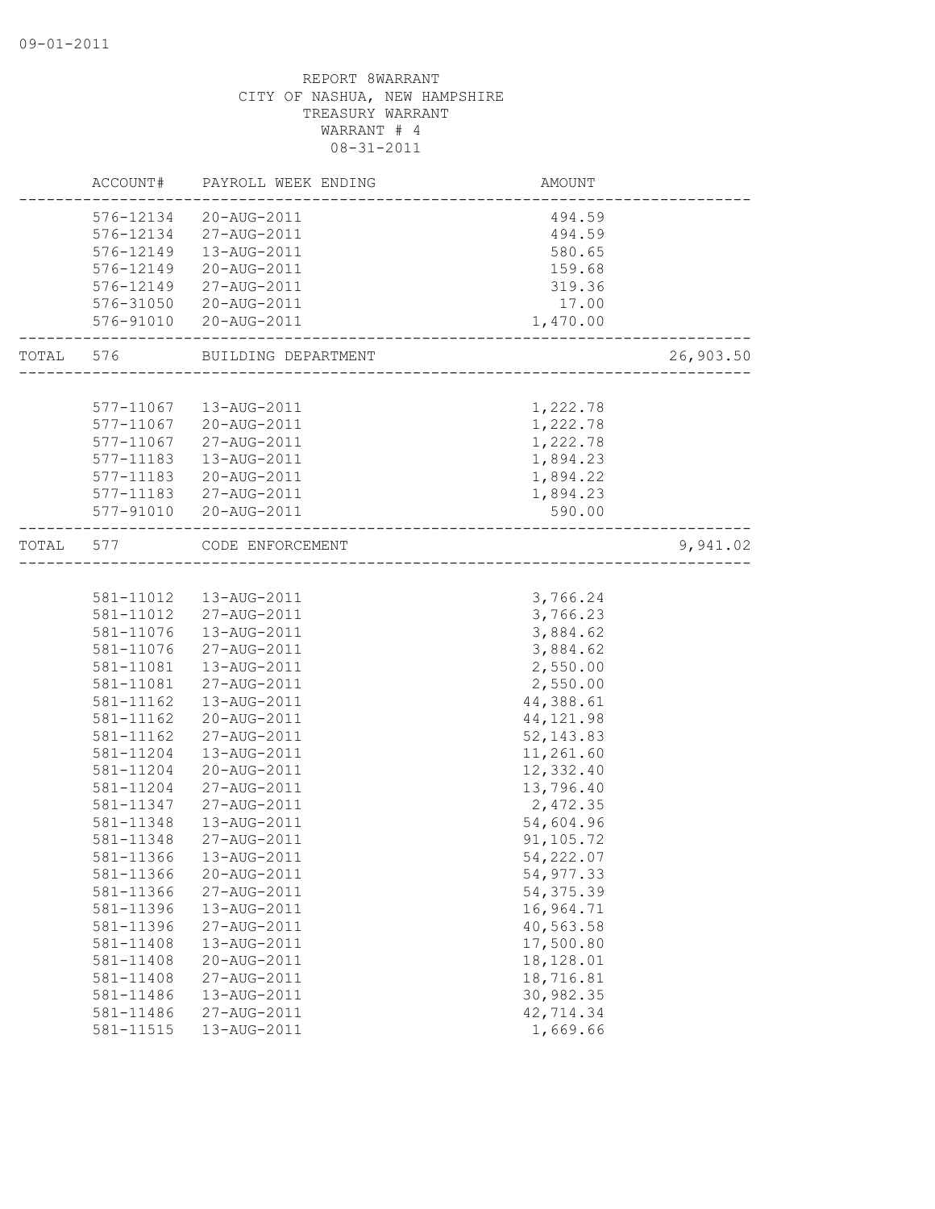REPORT 8WARRANT
CITY OF NASHUA, NEW HAMPSHIRE
TREASURY WARRANT
WARRANT # 4
08-31-2011

| | ACCOUNT# | PAYROLL WEEK ENDING | AMOUNT | |
|---|---|---|---|---|
| | 576-12134 | 20-AUG-2011 | 494.59 | |
| | 576-12134 | 27-AUG-2011 | 494.59 | |
| | 576-12149 | 13-AUG-2011 | 580.65 | |
| | 576-12149 | 20-AUG-2011 | 159.68 | |
| | 576-12149 | 27-AUG-2011 | 319.36 | |
| | 576-31050 | 20-AUG-2011 | 17.00 | |
| | 576-91010 | 20-AUG-2011 | 1,470.00 | |
| TOTAL | 576 | BUILDING DEPARTMENT | | 26,903.50 |
| | 577-11067 | 13-AUG-2011 | 1,222.78 | |
| | 577-11067 | 20-AUG-2011 | 1,222.78 | |
| | 577-11067 | 27-AUG-2011 | 1,222.78 | |
| | 577-11183 | 13-AUG-2011 | 1,894.23 | |
| | 577-11183 | 20-AUG-2011 | 1,894.22 | |
| | 577-11183 | 27-AUG-2011 | 1,894.23 | |
| | 577-91010 | 20-AUG-2011 | 590.00 | |
| TOTAL | 577 | CODE ENFORCEMENT | | 9,941.02 |
| | 581-11012 | 13-AUG-2011 | 3,766.24 | |
| | 581-11012 | 27-AUG-2011 | 3,766.23 | |
| | 581-11076 | 13-AUG-2011 | 3,884.62 | |
| | 581-11076 | 27-AUG-2011 | 3,884.62 | |
| | 581-11081 | 13-AUG-2011 | 2,550.00 | |
| | 581-11081 | 27-AUG-2011 | 2,550.00 | |
| | 581-11162 | 13-AUG-2011 | 44,388.61 | |
| | 581-11162 | 20-AUG-2011 | 44,121.98 | |
| | 581-11162 | 27-AUG-2011 | 52,143.83 | |
| | 581-11204 | 13-AUG-2011 | 11,261.60 | |
| | 581-11204 | 20-AUG-2011 | 12,332.40 | |
| | 581-11204 | 27-AUG-2011 | 13,796.40 | |
| | 581-11347 | 27-AUG-2011 | 2,472.35 | |
| | 581-11348 | 13-AUG-2011 | 54,604.96 | |
| | 581-11348 | 27-AUG-2011 | 91,105.72 | |
| | 581-11366 | 13-AUG-2011 | 54,222.07 | |
| | 581-11366 | 20-AUG-2011 | 54,977.33 | |
| | 581-11366 | 27-AUG-2011 | 54,375.39 | |
| | 581-11396 | 13-AUG-2011 | 16,964.71 | |
| | 581-11396 | 27-AUG-2011 | 40,563.58 | |
| | 581-11408 | 13-AUG-2011 | 17,500.80 | |
| | 581-11408 | 20-AUG-2011 | 18,128.01 | |
| | 581-11408 | 27-AUG-2011 | 18,716.81 | |
| | 581-11486 | 13-AUG-2011 | 30,982.35 | |
| | 581-11486 | 27-AUG-2011 | 42,714.34 | |
| | 581-11515 | 13-AUG-2011 | 1,669.66 | |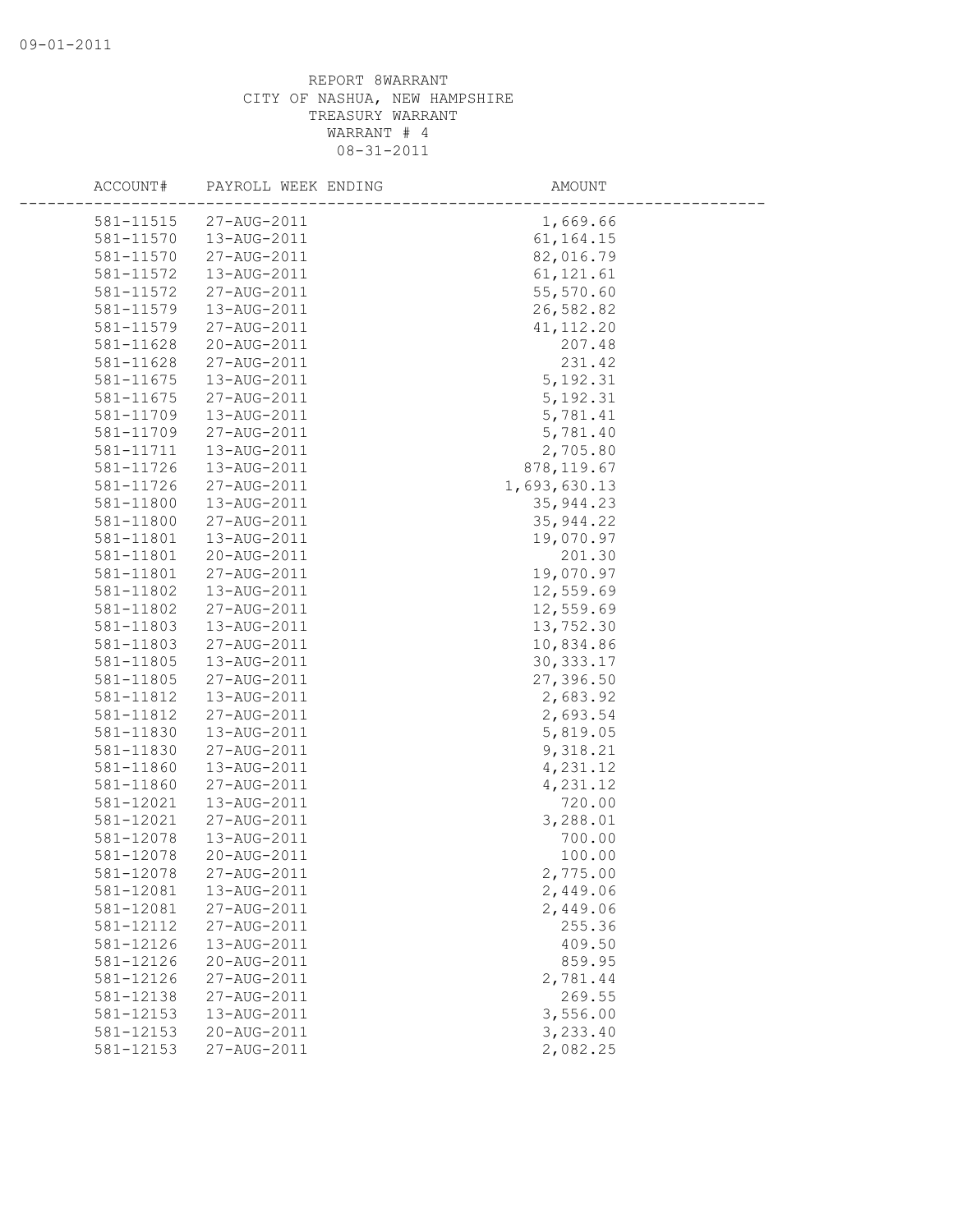REPORT 8WARRANT
CITY OF NASHUA, NEW HAMPSHIRE
TREASURY WARRANT
WARRANT # 4
08-31-2011

| ACCOUNT# | PAYROLL WEEK ENDING | AMOUNT |
|---|---|---|
| 581-11515 | 27-AUG-2011 | 1,669.66 |
| 581-11570 | 13-AUG-2011 | 61,164.15 |
| 581-11570 | 27-AUG-2011 | 82,016.79 |
| 581-11572 | 13-AUG-2011 | 61,121.61 |
| 581-11572 | 27-AUG-2011 | 55,570.60 |
| 581-11579 | 13-AUG-2011 | 26,582.82 |
| 581-11579 | 27-AUG-2011 | 41,112.20 |
| 581-11628 | 20-AUG-2011 | 207.48 |
| 581-11628 | 27-AUG-2011 | 231.42 |
| 581-11675 | 13-AUG-2011 | 5,192.31 |
| 581-11675 | 27-AUG-2011 | 5,192.31 |
| 581-11709 | 13-AUG-2011 | 5,781.41 |
| 581-11709 | 27-AUG-2011 | 5,781.40 |
| 581-11711 | 13-AUG-2011 | 2,705.80 |
| 581-11726 | 13-AUG-2011 | 878,119.67 |
| 581-11726 | 27-AUG-2011 | 1,693,630.13 |
| 581-11800 | 13-AUG-2011 | 35,944.23 |
| 581-11800 | 27-AUG-2011 | 35,944.22 |
| 581-11801 | 13-AUG-2011 | 19,070.97 |
| 581-11801 | 20-AUG-2011 | 201.30 |
| 581-11801 | 27-AUG-2011 | 19,070.97 |
| 581-11802 | 13-AUG-2011 | 12,559.69 |
| 581-11802 | 27-AUG-2011 | 12,559.69 |
| 581-11803 | 13-AUG-2011 | 13,752.30 |
| 581-11803 | 27-AUG-2011 | 10,834.86 |
| 581-11805 | 13-AUG-2011 | 30,333.17 |
| 581-11805 | 27-AUG-2011 | 27,396.50 |
| 581-11812 | 13-AUG-2011 | 2,683.92 |
| 581-11812 | 27-AUG-2011 | 2,693.54 |
| 581-11830 | 13-AUG-2011 | 5,819.05 |
| 581-11830 | 27-AUG-2011 | 9,318.21 |
| 581-11860 | 13-AUG-2011 | 4,231.12 |
| 581-11860 | 27-AUG-2011 | 4,231.12 |
| 581-12021 | 13-AUG-2011 | 720.00 |
| 581-12021 | 27-AUG-2011 | 3,288.01 |
| 581-12078 | 13-AUG-2011 | 700.00 |
| 581-12078 | 20-AUG-2011 | 100.00 |
| 581-12078 | 27-AUG-2011 | 2,775.00 |
| 581-12081 | 13-AUG-2011 | 2,449.06 |
| 581-12081 | 27-AUG-2011 | 2,449.06 |
| 581-12112 | 27-AUG-2011 | 255.36 |
| 581-12126 | 13-AUG-2011 | 409.50 |
| 581-12126 | 20-AUG-2011 | 859.95 |
| 581-12126 | 27-AUG-2011 | 2,781.44 |
| 581-12138 | 27-AUG-2011 | 269.55 |
| 581-12153 | 13-AUG-2011 | 3,556.00 |
| 581-12153 | 20-AUG-2011 | 3,233.40 |
| 581-12153 | 27-AUG-2011 | 2,082.25 |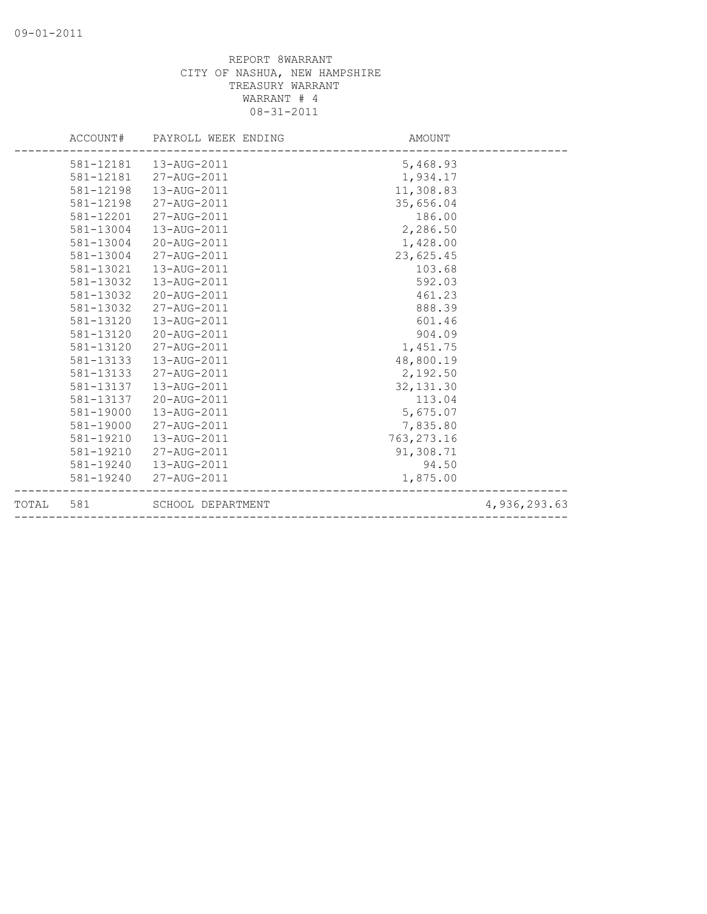REPORT 8WARRANT
CITY OF NASHUA, NEW HAMPSHIRE
TREASURY WARRANT
WARRANT # 4
08-31-2011

| | ACCOUNT# | PAYROLL WEEK ENDING | AMOUNT | |
|---|---|---|---|---|
| | 581-12181 | 13-AUG-2011 | 5,468.93 | |
| | 581-12181 | 27-AUG-2011 | 1,934.17 | |
| | 581-12198 | 13-AUG-2011 | 11,308.83 | |
| | 581-12198 | 27-AUG-2011 | 35,656.04 | |
| | 581-12201 | 27-AUG-2011 | 186.00 | |
| | 581-13004 | 13-AUG-2011 | 2,286.50 | |
| | 581-13004 | 20-AUG-2011 | 1,428.00 | |
| | 581-13004 | 27-AUG-2011 | 23,625.45 | |
| | 581-13021 | 13-AUG-2011 | 103.68 | |
| | 581-13032 | 13-AUG-2011 | 592.03 | |
| | 581-13032 | 20-AUG-2011 | 461.23 | |
| | 581-13032 | 27-AUG-2011 | 888.39 | |
| | 581-13120 | 13-AUG-2011 | 601.46 | |
| | 581-13120 | 20-AUG-2011 | 904.09 | |
| | 581-13120 | 27-AUG-2011 | 1,451.75 | |
| | 581-13133 | 13-AUG-2011 | 48,800.19 | |
| | 581-13133 | 27-AUG-2011 | 2,192.50 | |
| | 581-13137 | 13-AUG-2011 | 32,131.30 | |
| | 581-13137 | 20-AUG-2011 | 113.04 | |
| | 581-19000 | 13-AUG-2011 | 5,675.07 | |
| | 581-19000 | 27-AUG-2011 | 7,835.80 | |
| | 581-19210 | 13-AUG-2011 | 763,273.16 | |
| | 581-19210 | 27-AUG-2011 | 91,308.71 | |
| | 581-19240 | 13-AUG-2011 | 94.50 | |
| | 581-19240 | 27-AUG-2011 | 1,875.00 | |
| TOTAL | 581 | SCHOOL DEPARTMENT | | 4,936,293.63 |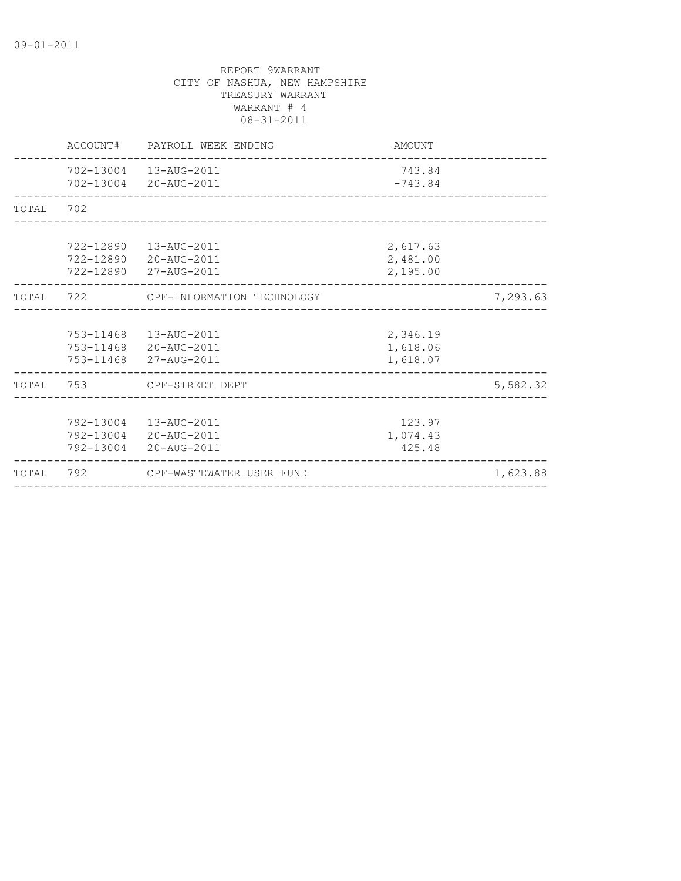REPORT 9WARRANT
CITY OF NASHUA, NEW HAMPSHIRE
TREASURY WARRANT
WARRANT # 4
08-31-2011

| | ACCOUNT# | PAYROLL WEEK ENDING | AMOUNT | |
|---|---|---|---|---|
| | 702-13004 | 13-AUG-2011 | 743.84 | |
| | 702-13004 | 20-AUG-2011 | -743.84 | |
| TOTAL | 702 | | | |
| | 722-12890 | 13-AUG-2011 | 2,617.63 | |
| | 722-12890 | 20-AUG-2011 | 2,481.00 | |
| | 722-12890 | 27-AUG-2011 | 2,195.00 | |
| TOTAL | 722 | CPF-INFORMATION TECHNOLOGY | | 7,293.63 |
| | 753-11468 | 13-AUG-2011 | 2,346.19 | |
| | 753-11468 | 20-AUG-2011 | 1,618.06 | |
| | 753-11468 | 27-AUG-2011 | 1,618.07 | |
| TOTAL | 753 | CPF-STREET DEPT | | 5,582.32 |
| | 792-13004 | 13-AUG-2011 | 123.97 | |
| | 792-13004 | 20-AUG-2011 | 1,074.43 | |
| | 792-13004 | 20-AUG-2011 | 425.48 | |
| TOTAL | 792 | CPF-WASTEWATER USER FUND | | 1,623.88 |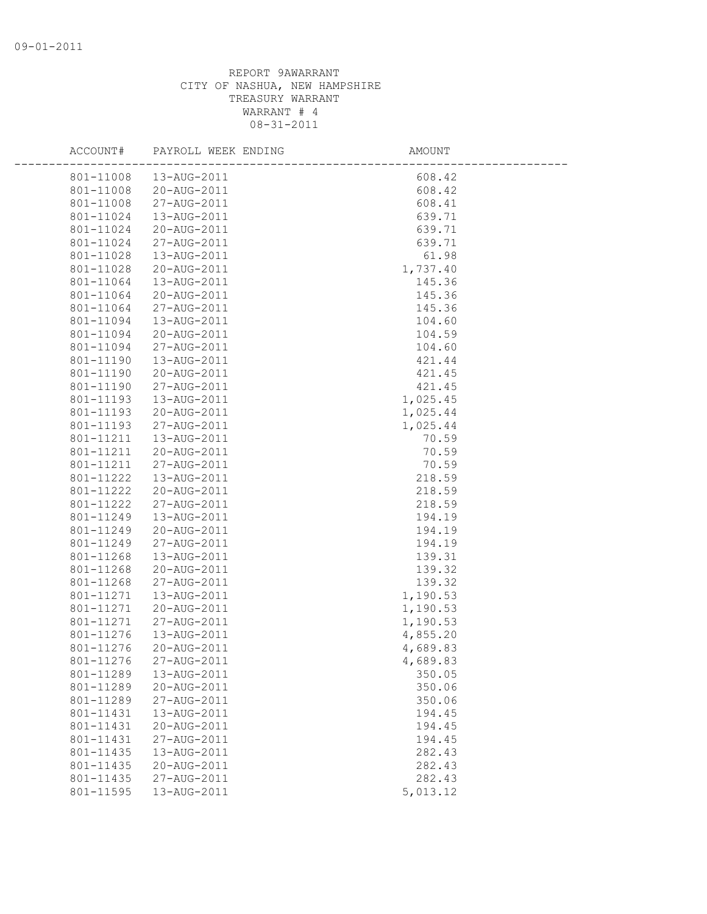REPORT 9AWARRANT
CITY OF NASHUA, NEW HAMPSHIRE
TREASURY WARRANT
WARRANT # 4
08-31-2011

| ACCOUNT# | PAYROLL WEEK ENDING | AMOUNT |
|---|---|---|
| 801-11008 | 13-AUG-2011 | 608.42 |
| 801-11008 | 20-AUG-2011 | 608.42 |
| 801-11008 | 27-AUG-2011 | 608.41 |
| 801-11024 | 13-AUG-2011 | 639.71 |
| 801-11024 | 20-AUG-2011 | 639.71 |
| 801-11024 | 27-AUG-2011 | 639.71 |
| 801-11028 | 13-AUG-2011 | 61.98 |
| 801-11028 | 20-AUG-2011 | 1,737.40 |
| 801-11064 | 13-AUG-2011 | 145.36 |
| 801-11064 | 20-AUG-2011 | 145.36 |
| 801-11064 | 27-AUG-2011 | 145.36 |
| 801-11094 | 13-AUG-2011 | 104.60 |
| 801-11094 | 20-AUG-2011 | 104.59 |
| 801-11094 | 27-AUG-2011 | 104.60 |
| 801-11190 | 13-AUG-2011 | 421.44 |
| 801-11190 | 20-AUG-2011 | 421.45 |
| 801-11190 | 27-AUG-2011 | 421.45 |
| 801-11193 | 13-AUG-2011 | 1,025.45 |
| 801-11193 | 20-AUG-2011 | 1,025.44 |
| 801-11193 | 27-AUG-2011 | 1,025.44 |
| 801-11211 | 13-AUG-2011 | 70.59 |
| 801-11211 | 20-AUG-2011 | 70.59 |
| 801-11211 | 27-AUG-2011 | 70.59 |
| 801-11222 | 13-AUG-2011 | 218.59 |
| 801-11222 | 20-AUG-2011 | 218.59 |
| 801-11222 | 27-AUG-2011 | 218.59 |
| 801-11249 | 13-AUG-2011 | 194.19 |
| 801-11249 | 20-AUG-2011 | 194.19 |
| 801-11249 | 27-AUG-2011 | 194.19 |
| 801-11268 | 13-AUG-2011 | 139.31 |
| 801-11268 | 20-AUG-2011 | 139.32 |
| 801-11268 | 27-AUG-2011 | 139.32 |
| 801-11271 | 13-AUG-2011 | 1,190.53 |
| 801-11271 | 20-AUG-2011 | 1,190.53 |
| 801-11271 | 27-AUG-2011 | 1,190.53 |
| 801-11276 | 13-AUG-2011 | 4,855.20 |
| 801-11276 | 20-AUG-2011 | 4,689.83 |
| 801-11276 | 27-AUG-2011 | 4,689.83 |
| 801-11289 | 13-AUG-2011 | 350.05 |
| 801-11289 | 20-AUG-2011 | 350.06 |
| 801-11289 | 27-AUG-2011 | 350.06 |
| 801-11431 | 13-AUG-2011 | 194.45 |
| 801-11431 | 20-AUG-2011 | 194.45 |
| 801-11431 | 27-AUG-2011 | 194.45 |
| 801-11435 | 13-AUG-2011 | 282.43 |
| 801-11435 | 20-AUG-2011 | 282.43 |
| 801-11435 | 27-AUG-2011 | 282.43 |
| 801-11595 | 13-AUG-2011 | 5,013.12 |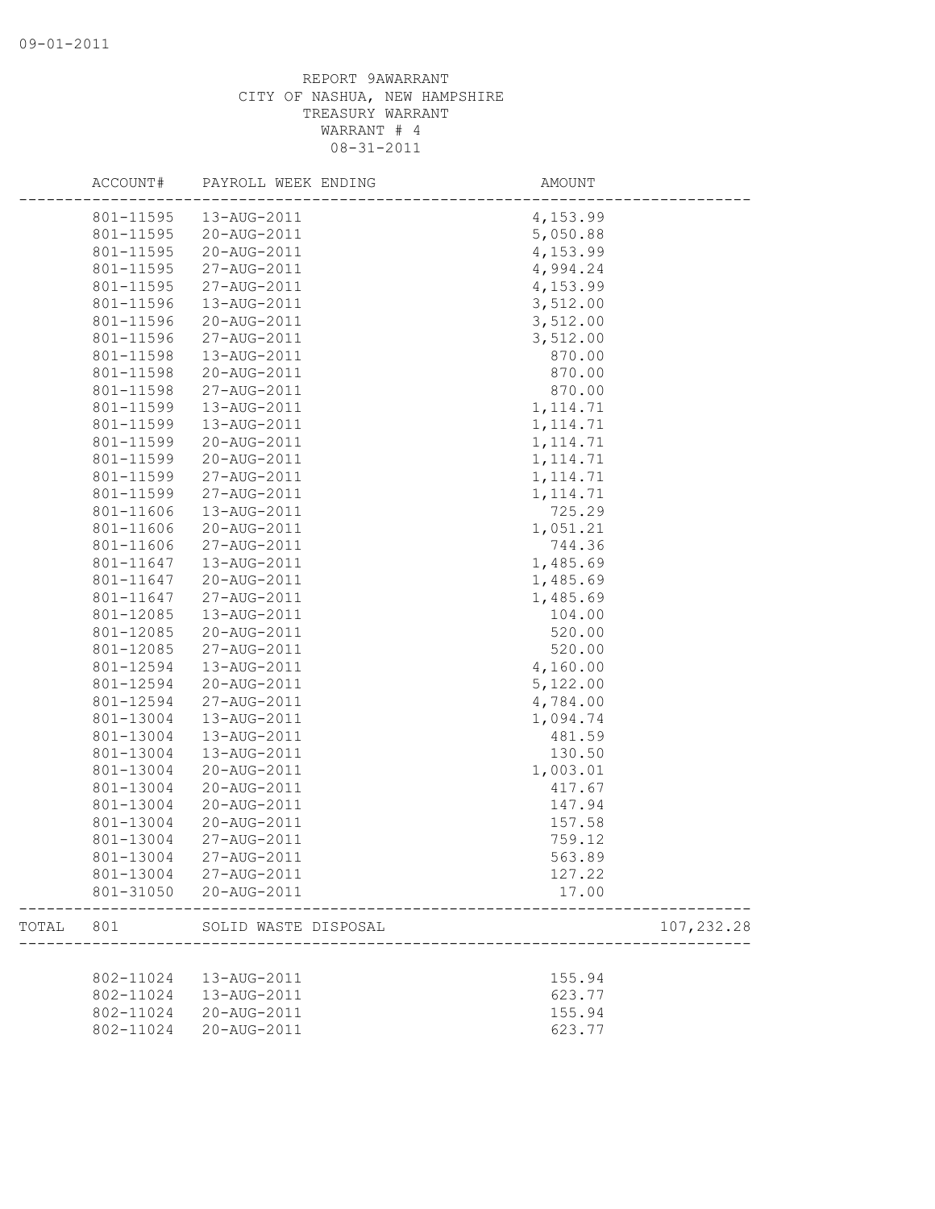REPORT 9AWARRANT
CITY OF NASHUA, NEW HAMPSHIRE
TREASURY WARRANT
WARRANT # 4
08-31-2011

| | ACCOUNT# | PAYROLL WEEK ENDING | AMOUNT | |
|---|---|---|---|---|
| | 801-11595 | 13-AUG-2011 | 4,153.99 | |
| | 801-11595 | 20-AUG-2011 | 5,050.88 | |
| | 801-11595 | 20-AUG-2011 | 4,153.99 | |
| | 801-11595 | 27-AUG-2011 | 4,994.24 | |
| | 801-11595 | 27-AUG-2011 | 4,153.99 | |
| | 801-11596 | 13-AUG-2011 | 3,512.00 | |
| | 801-11596 | 20-AUG-2011 | 3,512.00 | |
| | 801-11596 | 27-AUG-2011 | 3,512.00 | |
| | 801-11598 | 13-AUG-2011 | 870.00 | |
| | 801-11598 | 20-AUG-2011 | 870.00 | |
| | 801-11598 | 27-AUG-2011 | 870.00 | |
| | 801-11599 | 13-AUG-2011 | 1,114.71 | |
| | 801-11599 | 13-AUG-2011 | 1,114.71 | |
| | 801-11599 | 20-AUG-2011 | 1,114.71 | |
| | 801-11599 | 20-AUG-2011 | 1,114.71 | |
| | 801-11599 | 27-AUG-2011 | 1,114.71 | |
| | 801-11599 | 27-AUG-2011 | 1,114.71 | |
| | 801-11606 | 13-AUG-2011 | 725.29 | |
| | 801-11606 | 20-AUG-2011 | 1,051.21 | |
| | 801-11606 | 27-AUG-2011 | 744.36 | |
| | 801-11647 | 13-AUG-2011 | 1,485.69 | |
| | 801-11647 | 20-AUG-2011 | 1,485.69 | |
| | 801-11647 | 27-AUG-2011 | 1,485.69 | |
| | 801-12085 | 13-AUG-2011 | 104.00 | |
| | 801-12085 | 20-AUG-2011 | 520.00 | |
| | 801-12085 | 27-AUG-2011 | 520.00 | |
| | 801-12594 | 13-AUG-2011 | 4,160.00 | |
| | 801-12594 | 20-AUG-2011 | 5,122.00 | |
| | 801-12594 | 27-AUG-2011 | 4,784.00 | |
| | 801-13004 | 13-AUG-2011 | 1,094.74 | |
| | 801-13004 | 13-AUG-2011 | 481.59 | |
| | 801-13004 | 13-AUG-2011 | 130.50 | |
| | 801-13004 | 20-AUG-2011 | 1,003.01 | |
| | 801-13004 | 20-AUG-2011 | 417.67 | |
| | 801-13004 | 20-AUG-2011 | 147.94 | |
| | 801-13004 | 20-AUG-2011 | 157.58 | |
| | 801-13004 | 27-AUG-2011 | 759.12 | |
| | 801-13004 | 27-AUG-2011 | 563.89 | |
| | 801-13004 | 27-AUG-2011 | 127.22 | |
| | 801-31050 | 20-AUG-2011 | 17.00 | |
| TOTAL | 801 | SOLID WASTE DISPOSAL | | 107,232.28 |
| | 802-11024 | 13-AUG-2011 | 155.94 | |
| | 802-11024 | 13-AUG-2011 | 623.77 | |
| | 802-11024 | 20-AUG-2011 | 155.94 | |
| | 802-11024 | 20-AUG-2011 | 623.77 | |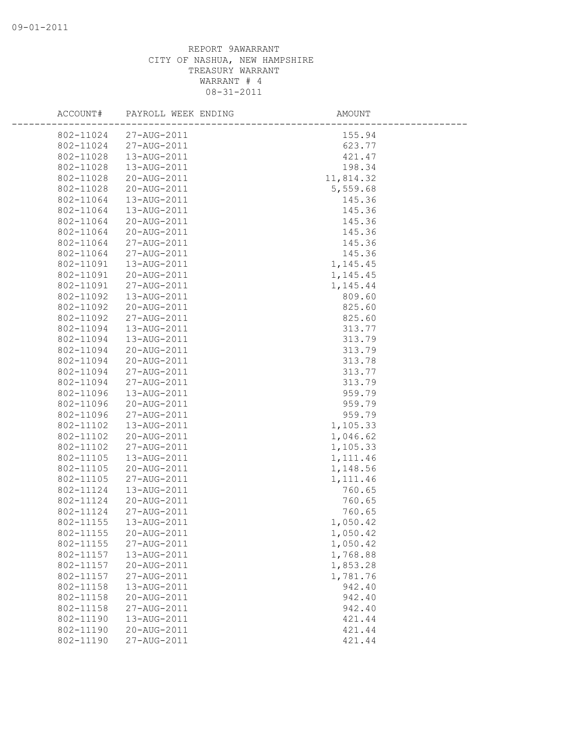REPORT 9AWARRANT
CITY OF NASHUA, NEW HAMPSHIRE
TREASURY WARRANT
WARRANT # 4
08-31-2011

| ACCOUNT# | PAYROLL WEEK ENDING | AMOUNT |
|---|---|---|
| 802-11024 | 27-AUG-2011 | 155.94 |
| 802-11024 | 27-AUG-2011 | 623.77 |
| 802-11028 | 13-AUG-2011 | 421.47 |
| 802-11028 | 13-AUG-2011 | 198.34 |
| 802-11028 | 20-AUG-2011 | 11,814.32 |
| 802-11028 | 20-AUG-2011 | 5,559.68 |
| 802-11064 | 13-AUG-2011 | 145.36 |
| 802-11064 | 13-AUG-2011 | 145.36 |
| 802-11064 | 20-AUG-2011 | 145.36 |
| 802-11064 | 20-AUG-2011 | 145.36 |
| 802-11064 | 27-AUG-2011 | 145.36 |
| 802-11064 | 27-AUG-2011 | 145.36 |
| 802-11091 | 13-AUG-2011 | 1,145.45 |
| 802-11091 | 20-AUG-2011 | 1,145.45 |
| 802-11091 | 27-AUG-2011 | 1,145.44 |
| 802-11092 | 13-AUG-2011 | 809.60 |
| 802-11092 | 20-AUG-2011 | 825.60 |
| 802-11092 | 27-AUG-2011 | 825.60 |
| 802-11094 | 13-AUG-2011 | 313.77 |
| 802-11094 | 13-AUG-2011 | 313.79 |
| 802-11094 | 20-AUG-2011 | 313.79 |
| 802-11094 | 20-AUG-2011 | 313.78 |
| 802-11094 | 27-AUG-2011 | 313.77 |
| 802-11094 | 27-AUG-2011 | 313.79 |
| 802-11096 | 13-AUG-2011 | 959.79 |
| 802-11096 | 20-AUG-2011 | 959.79 |
| 802-11096 | 27-AUG-2011 | 959.79 |
| 802-11102 | 13-AUG-2011 | 1,105.33 |
| 802-11102 | 20-AUG-2011 | 1,046.62 |
| 802-11102 | 27-AUG-2011 | 1,105.33 |
| 802-11105 | 13-AUG-2011 | 1,111.46 |
| 802-11105 | 20-AUG-2011 | 1,148.56 |
| 802-11105 | 27-AUG-2011 | 1,111.46 |
| 802-11124 | 13-AUG-2011 | 760.65 |
| 802-11124 | 20-AUG-2011 | 760.65 |
| 802-11124 | 27-AUG-2011 | 760.65 |
| 802-11155 | 13-AUG-2011 | 1,050.42 |
| 802-11155 | 20-AUG-2011 | 1,050.42 |
| 802-11155 | 27-AUG-2011 | 1,050.42 |
| 802-11157 | 13-AUG-2011 | 1,768.88 |
| 802-11157 | 20-AUG-2011 | 1,853.28 |
| 802-11157 | 27-AUG-2011 | 1,781.76 |
| 802-11158 | 13-AUG-2011 | 942.40 |
| 802-11158 | 20-AUG-2011 | 942.40 |
| 802-11158 | 27-AUG-2011 | 942.40 |
| 802-11190 | 13-AUG-2011 | 421.44 |
| 802-11190 | 20-AUG-2011 | 421.44 |
| 802-11190 | 27-AUG-2011 | 421.44 |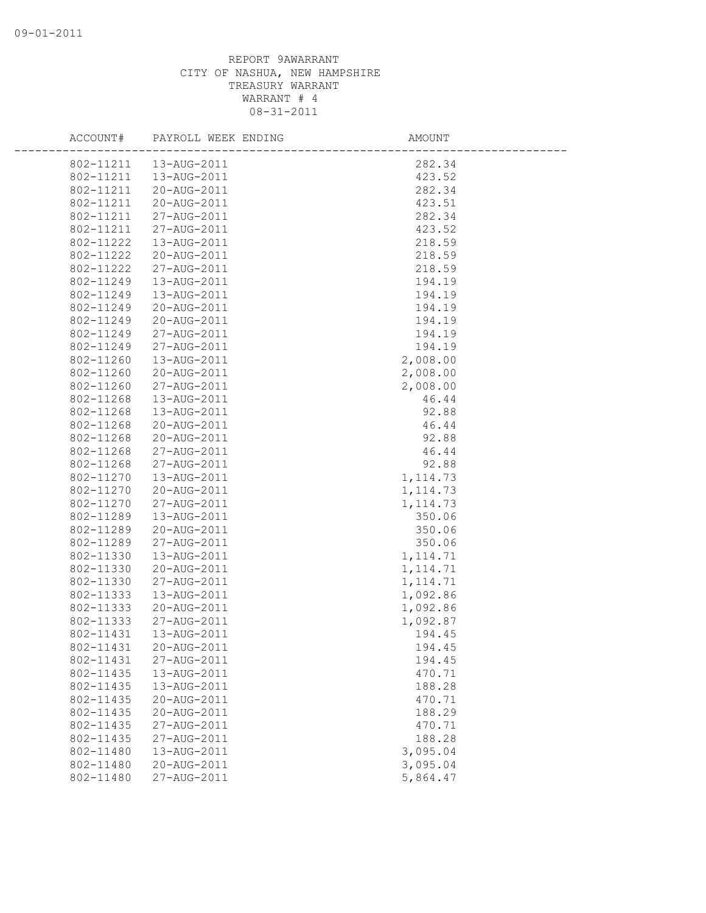REPORT 9AWARRANT
CITY OF NASHUA, NEW HAMPSHIRE
TREASURY WARRANT
WARRANT # 4
08-31-2011

| ACCOUNT# | PAYROLL WEEK ENDING | AMOUNT |
|---|---|---|
| 802-11211 | 13-AUG-2011 | 282.34 |
| 802-11211 | 13-AUG-2011 | 423.52 |
| 802-11211 | 20-AUG-2011 | 282.34 |
| 802-11211 | 20-AUG-2011 | 423.51 |
| 802-11211 | 27-AUG-2011 | 282.34 |
| 802-11211 | 27-AUG-2011 | 423.52 |
| 802-11222 | 13-AUG-2011 | 218.59 |
| 802-11222 | 20-AUG-2011 | 218.59 |
| 802-11222 | 27-AUG-2011 | 218.59 |
| 802-11249 | 13-AUG-2011 | 194.19 |
| 802-11249 | 13-AUG-2011 | 194.19 |
| 802-11249 | 20-AUG-2011 | 194.19 |
| 802-11249 | 20-AUG-2011 | 194.19 |
| 802-11249 | 27-AUG-2011 | 194.19 |
| 802-11249 | 27-AUG-2011 | 194.19 |
| 802-11260 | 13-AUG-2011 | 2,008.00 |
| 802-11260 | 20-AUG-2011 | 2,008.00 |
| 802-11260 | 27-AUG-2011 | 2,008.00 |
| 802-11268 | 13-AUG-2011 | 46.44 |
| 802-11268 | 13-AUG-2011 | 92.88 |
| 802-11268 | 20-AUG-2011 | 46.44 |
| 802-11268 | 20-AUG-2011 | 92.88 |
| 802-11268 | 27-AUG-2011 | 46.44 |
| 802-11268 | 27-AUG-2011 | 92.88 |
| 802-11270 | 13-AUG-2011 | 1,114.73 |
| 802-11270 | 20-AUG-2011 | 1,114.73 |
| 802-11270 | 27-AUG-2011 | 1,114.73 |
| 802-11289 | 13-AUG-2011 | 350.06 |
| 802-11289 | 20-AUG-2011 | 350.06 |
| 802-11289 | 27-AUG-2011 | 350.06 |
| 802-11330 | 13-AUG-2011 | 1,114.71 |
| 802-11330 | 20-AUG-2011 | 1,114.71 |
| 802-11330 | 27-AUG-2011 | 1,114.71 |
| 802-11333 | 13-AUG-2011 | 1,092.86 |
| 802-11333 | 20-AUG-2011 | 1,092.86 |
| 802-11333 | 27-AUG-2011 | 1,092.87 |
| 802-11431 | 13-AUG-2011 | 194.45 |
| 802-11431 | 20-AUG-2011 | 194.45 |
| 802-11431 | 27-AUG-2011 | 194.45 |
| 802-11435 | 13-AUG-2011 | 470.71 |
| 802-11435 | 13-AUG-2011 | 188.28 |
| 802-11435 | 20-AUG-2011 | 470.71 |
| 802-11435 | 20-AUG-2011 | 188.29 |
| 802-11435 | 27-AUG-2011 | 470.71 |
| 802-11435 | 27-AUG-2011 | 188.28 |
| 802-11480 | 13-AUG-2011 | 3,095.04 |
| 802-11480 | 20-AUG-2011 | 3,095.04 |
| 802-11480 | 27-AUG-2011 | 5,864.47 |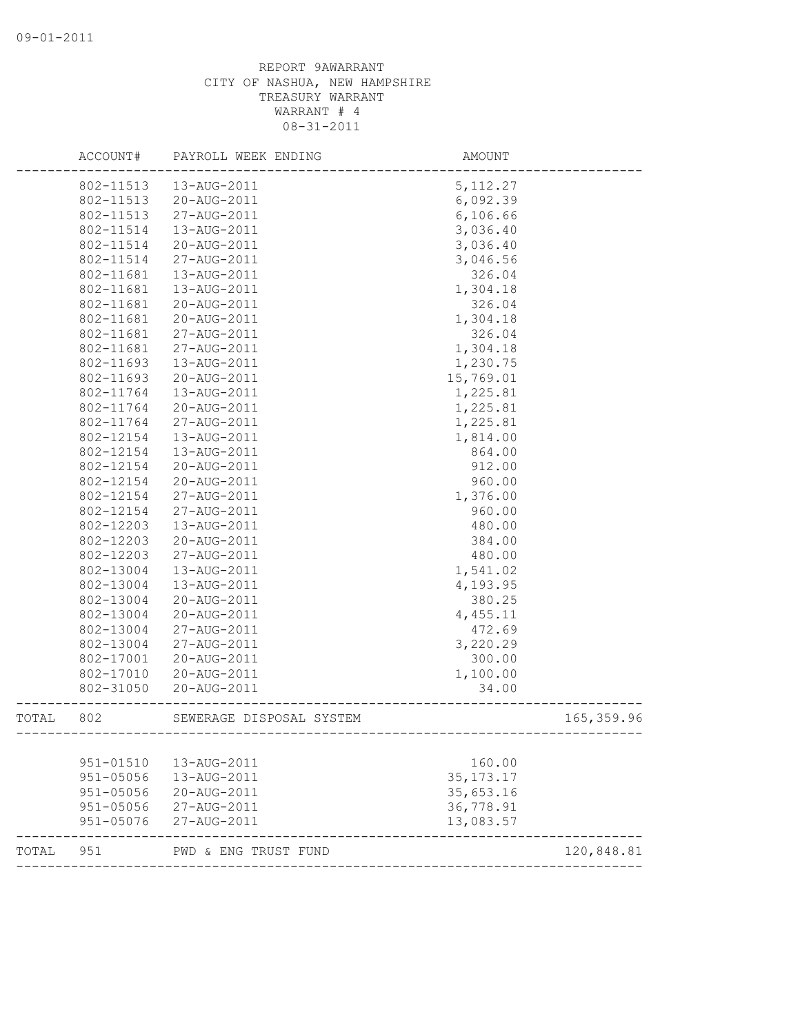REPORT 9AWARRANT
CITY OF NASHUA, NEW HAMPSHIRE
TREASURY WARRANT
WARRANT # 4
08-31-2011

| | ACCOUNT# | PAYROLL WEEK ENDING | AMOUNT | |
|---|---|---|---|---|
| | 802-11513 | 13-AUG-2011 | 5,112.27 | |
| | 802-11513 | 20-AUG-2011 | 6,092.39 | |
| | 802-11513 | 27-AUG-2011 | 6,106.66 | |
| | 802-11514 | 13-AUG-2011 | 3,036.40 | |
| | 802-11514 | 20-AUG-2011 | 3,036.40 | |
| | 802-11514 | 27-AUG-2011 | 3,046.56 | |
| | 802-11681 | 13-AUG-2011 | 326.04 | |
| | 802-11681 | 13-AUG-2011 | 1,304.18 | |
| | 802-11681 | 20-AUG-2011 | 326.04 | |
| | 802-11681 | 20-AUG-2011 | 1,304.18 | |
| | 802-11681 | 27-AUG-2011 | 326.04 | |
| | 802-11681 | 27-AUG-2011 | 1,304.18 | |
| | 802-11693 | 13-AUG-2011 | 1,230.75 | |
| | 802-11693 | 20-AUG-2011 | 15,769.01 | |
| | 802-11764 | 13-AUG-2011 | 1,225.81 | |
| | 802-11764 | 20-AUG-2011 | 1,225.81 | |
| | 802-11764 | 27-AUG-2011 | 1,225.81 | |
| | 802-12154 | 13-AUG-2011 | 1,814.00 | |
| | 802-12154 | 13-AUG-2011 | 864.00 | |
| | 802-12154 | 20-AUG-2011 | 912.00 | |
| | 802-12154 | 20-AUG-2011 | 960.00 | |
| | 802-12154 | 27-AUG-2011 | 1,376.00 | |
| | 802-12154 | 27-AUG-2011 | 960.00 | |
| | 802-12203 | 13-AUG-2011 | 480.00 | |
| | 802-12203 | 20-AUG-2011 | 384.00 | |
| | 802-12203 | 27-AUG-2011 | 480.00 | |
| | 802-13004 | 13-AUG-2011 | 1,541.02 | |
| | 802-13004 | 13-AUG-2011 | 4,193.95 | |
| | 802-13004 | 20-AUG-2011 | 380.25 | |
| | 802-13004 | 20-AUG-2011 | 4,455.11 | |
| | 802-13004 | 27-AUG-2011 | 472.69 | |
| | 802-13004 | 27-AUG-2011 | 3,220.29 | |
| | 802-17001 | 20-AUG-2011 | 300.00 | |
| | 802-17010 | 20-AUG-2011 | 1,100.00 | |
| | 802-31050 | 20-AUG-2011 | 34.00 | |
| TOTAL | 802 | SEWERAGE DISPOSAL SYSTEM | | 165,359.96 |
| | 951-01510 | 13-AUG-2011 | 160.00 | |
| | 951-05056 | 13-AUG-2011 | 35,173.17 | |
| | 951-05056 | 20-AUG-2011 | 35,653.16 | |
| | 951-05056 | 27-AUG-2011 | 36,778.91 | |
| | 951-05076 | 27-AUG-2011 | 13,083.57 | |
| TOTAL | 951 | PWD & ENG TRUST FUND | | 120,848.81 |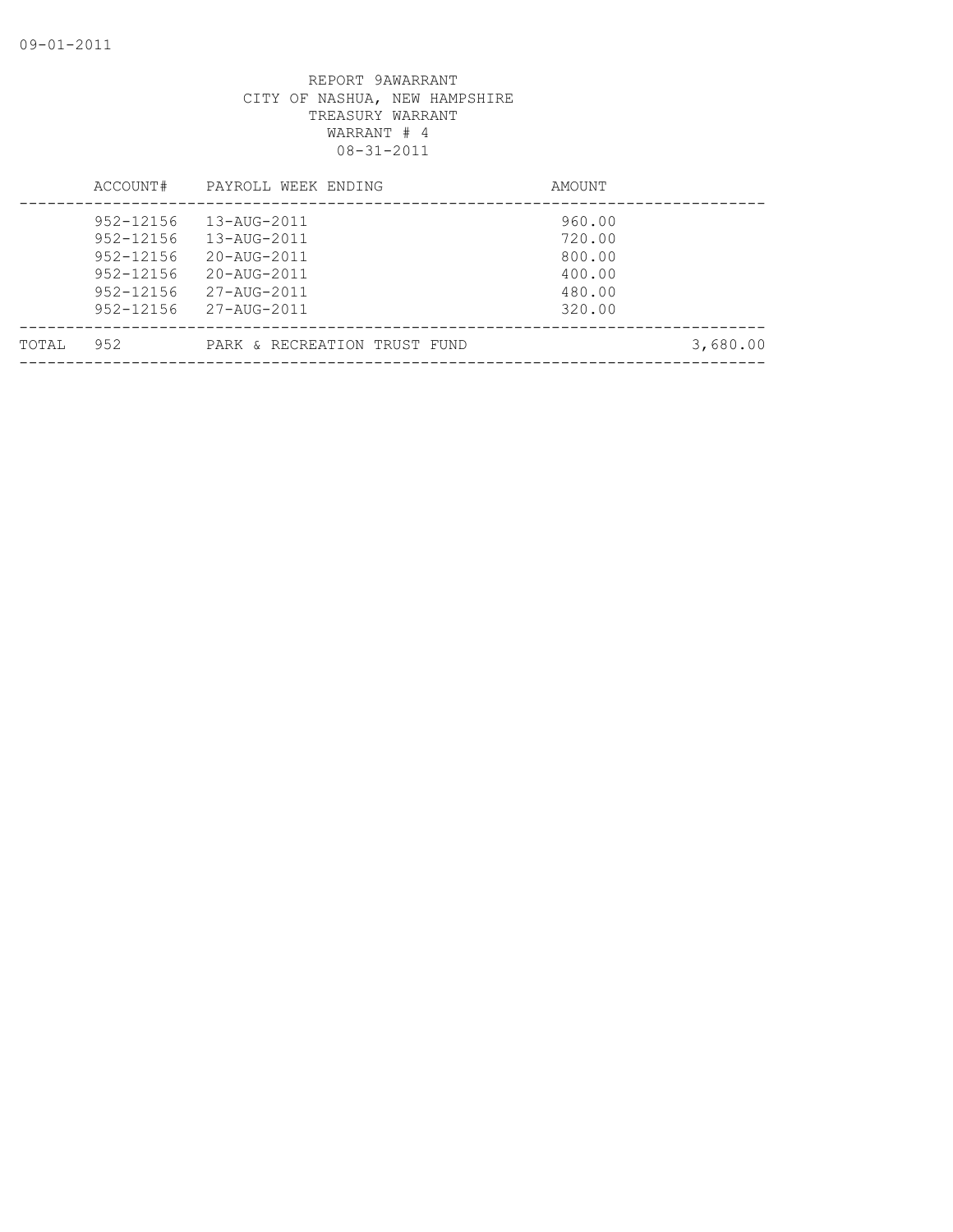REPORT 9AWARRANT
CITY OF NASHUA, NEW HAMPSHIRE
TREASURY WARRANT
WARRANT # 4
08-31-2011

| | ACCOUNT# | PAYROLL WEEK ENDING | AMOUNT | |
|---|---|---|---|---|
| | 952-12156 | 13-AUG-2011 | 960.00 | |
| | 952-12156 | 13-AUG-2011 | 720.00 | |
| | 952-12156 | 20-AUG-2011 | 800.00 | |
| | 952-12156 | 20-AUG-2011 | 400.00 | |
| | 952-12156 | 27-AUG-2011 | 480.00 | |
| | 952-12156 | 27-AUG-2011 | 320.00 | |
| TOTAL | 952 | PARK & RECREATION TRUST FUND | | 3,680.00 |